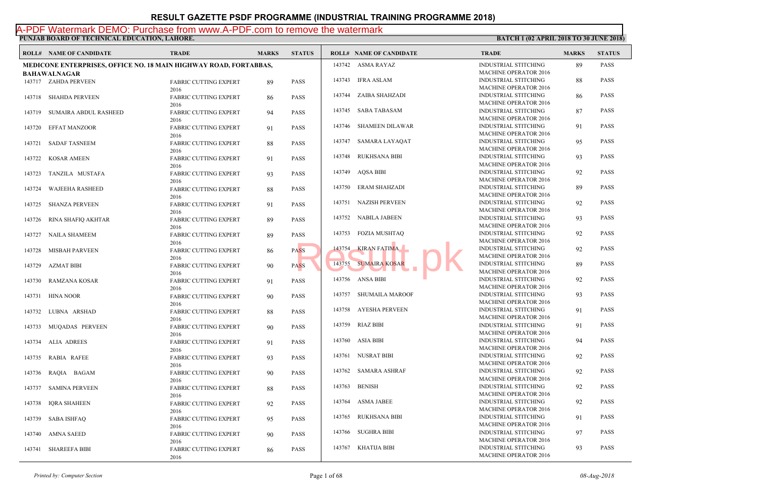# RESULT GAZETTE PSDF PROGRAMME (INDUSTRIAL TRAINING PROGRAMME 2018)

**PUNJAB BOARD OF TECHNICAL EDUCATION, LAHORE.** **BATCH 1 (02 APRIL 2018 TO 30 JUNE 2018)**

**MEDICONE ENTERPRISES, OFFICE NO. 18 MAIN HIGHWAY ROAD, FORTABBAS, BAHAWALNAGAR**

| ROLL# | NAME OF CANDIDATE | TRADE | MARKS | STATUS |
|---|---|---|---|---|
| 143717 | ZAHDA PERVEEN | FABRIC CUTTING EXPERT 2016 | 89 | PASS |
| 143718 | SHAHDA PERVEEN | FABRIC CUTTING EXPERT 2016 | 86 | PASS |
| 143719 | SUMAIRA ABDUL RASHEED | FABRIC CUTTING EXPERT 2016 | 94 | PASS |
| 143720 | EFFAT MANZOOR | FABRIC CUTTING EXPERT 2016 | 91 | PASS |
| 143721 | SADAF TASNEEM | FABRIC CUTTING EXPERT 2016 | 88 | PASS |
| 143722 | KOSAR AMEEN | FABRIC CUTTING EXPERT 2016 | 91 | PASS |
| 143723 | TANZILA MUSTAFA | FABRIC CUTTING EXPERT 2016 | 93 | PASS |
| 143724 | WAJEEHA RASHEED | FABRIC CUTTING EXPERT 2016 | 88 | PASS |
| 143725 | SHANZA PERVEEN | FABRIC CUTTING EXPERT 2016 | 91 | PASS |
| 143726 | RINA SHAFIQ AKHTAR | FABRIC CUTTING EXPERT 2016 | 89 | PASS |
| 143727 | NAILA SHAMEEM | FABRIC CUTTING EXPERT 2016 | 89 | PASS |
| 143728 | MISBAH PARVEEN | FABRIC CUTTING EXPERT 2016 | 86 | PASS |
| 143729 | AZMAT BIBI | FABRIC CUTTING EXPERT 2016 | 90 | PASS |
| 143730 | RAMZANA KOSAR | FABRIC CUTTING EXPERT 2016 | 91 | PASS |
| 143731 | HINA NOOR | FABRIC CUTTING EXPERT 2016 | 90 | PASS |
| 143732 | LUBNA ARSHAD | FABRIC CUTTING EXPERT 2016 | 88 | PASS |
| 143733 | MUQADAS PERVEEN | FABRIC CUTTING EXPERT 2016 | 90 | PASS |
| 143734 | ALIA ADREES | FABRIC CUTTING EXPERT 2016 | 91 | PASS |
| 143735 | RABIA RAFEE | FABRIC CUTTING EXPERT 2016 | 93 | PASS |
| 143736 | RAQIA BAGAM | FABRIC CUTTING EXPERT 2016 | 90 | PASS |
| 143737 | SAMINA PERVEEN | FABRIC CUTTING EXPERT 2016 | 88 | PASS |
| 143738 | IQRA SHAHEEN | FABRIC CUTTING EXPERT 2016 | 92 | PASS |
| 143739 | SABA ISHFAQ | FABRIC CUTTING EXPERT 2016 | 95 | PASS |
| 143740 | AMNA SAEED | FABRIC CUTTING EXPERT 2016 | 90 | PASS |
| 143741 | SHAREEFA BIBI | FABRIC CUTTING EXPERT 2016 | 86 | PASS |
| 143742 | ASMA RAYAZ | INDUSTRIAL STITCHING MACHINE OPERATOR 2016 | 89 | PASS |
| 143743 | IFRA ASLAM | INDUSTRIAL STITCHING MACHINE OPERATOR 2016 | 88 | PASS |
| 143744 | ZAIBA SHAHZADI | INDUSTRIAL STITCHING MACHINE OPERATOR 2016 | 86 | PASS |
| 143745 | SABA TABASAM | INDUSTRIAL STITCHING MACHINE OPERATOR 2016 | 87 | PASS |
| 143746 | SHAMEEN DILAWAR | INDUSTRIAL STITCHING MACHINE OPERATOR 2016 | 91 | PASS |
| 143747 | SAMARA LAYAQAT | INDUSTRIAL STITCHING MACHINE OPERATOR 2016 | 95 | PASS |
| 143748 | RUKHSANA BIBI | INDUSTRIAL STITCHING MACHINE OPERATOR 2016 | 93 | PASS |
| 143749 | AQSA BIBI | INDUSTRIAL STITCHING MACHINE OPERATOR 2016 | 92 | PASS |
| 143750 | ERAM SHAHZADI | INDUSTRIAL STITCHING MACHINE OPERATOR 2016 | 89 | PASS |
| 143751 | NAZISH PERVEEN | INDUSTRIAL STITCHING MACHINE OPERATOR 2016 | 92 | PASS |
| 143752 | NABILA JABEEN | INDUSTRIAL STITCHING MACHINE OPERATOR 2016 | 93 | PASS |
| 143753 | FOZIA MUSHTAQ | INDUSTRIAL STITCHING MACHINE OPERATOR 2016 | 92 | PASS |
| 143754 | KIRAN FATIMA | INDUSTRIAL STITCHING MACHINE OPERATOR 2016 | 92 | PASS |
| 143755 | SUMAIRA KOSAR | INDUSTRIAL STITCHING MACHINE OPERATOR 2016 | 89 | PASS |
| 143756 | ANSA BIBI | INDUSTRIAL STITCHING MACHINE OPERATOR 2016 | 92 | PASS |
| 143757 | SHUMAILA MAROOF | INDUSTRIAL STITCHING MACHINE OPERATOR 2016 | 93 | PASS |
| 143758 | AYESHA PERVEEN | INDUSTRIAL STITCHING MACHINE OPERATOR 2016 | 91 | PASS |
| 143759 | RIAZ BIBI | INDUSTRIAL STITCHING MACHINE OPERATOR 2016 | 91 | PASS |
| 143760 | ASIA BIBI | INDUSTRIAL STITCHING MACHINE OPERATOR 2016 | 94 | PASS |
| 143761 | NUSRAT BIBI | INDUSTRIAL STITCHING MACHINE OPERATOR 2016 | 92 | PASS |
| 143762 | SAMARA ASHRAF | INDUSTRIAL STITCHING MACHINE OPERATOR 2016 | 92 | PASS |
| 143763 | BENISH | INDUSTRIAL STITCHING MACHINE OPERATOR 2016 | 92 | PASS |
| 143764 | ASMA JABEE | INDUSTRIAL STITCHING MACHINE OPERATOR 2016 | 92 | PASS |
| 143765 | RUKHSANA BIBI | INDUSTRIAL STITCHING MACHINE OPERATOR 2016 | 91 | PASS |
| 143766 | SUGHRA BIBI | INDUSTRIAL STITCHING MACHINE OPERATOR 2016 | 97 | PASS |
| 143767 | KHATIJA BIBI | INDUSTRIAL STITCHING MACHINE OPERATOR 2016 | 93 | PASS |

*Printed by: Computer Section* *08-Aug-2018*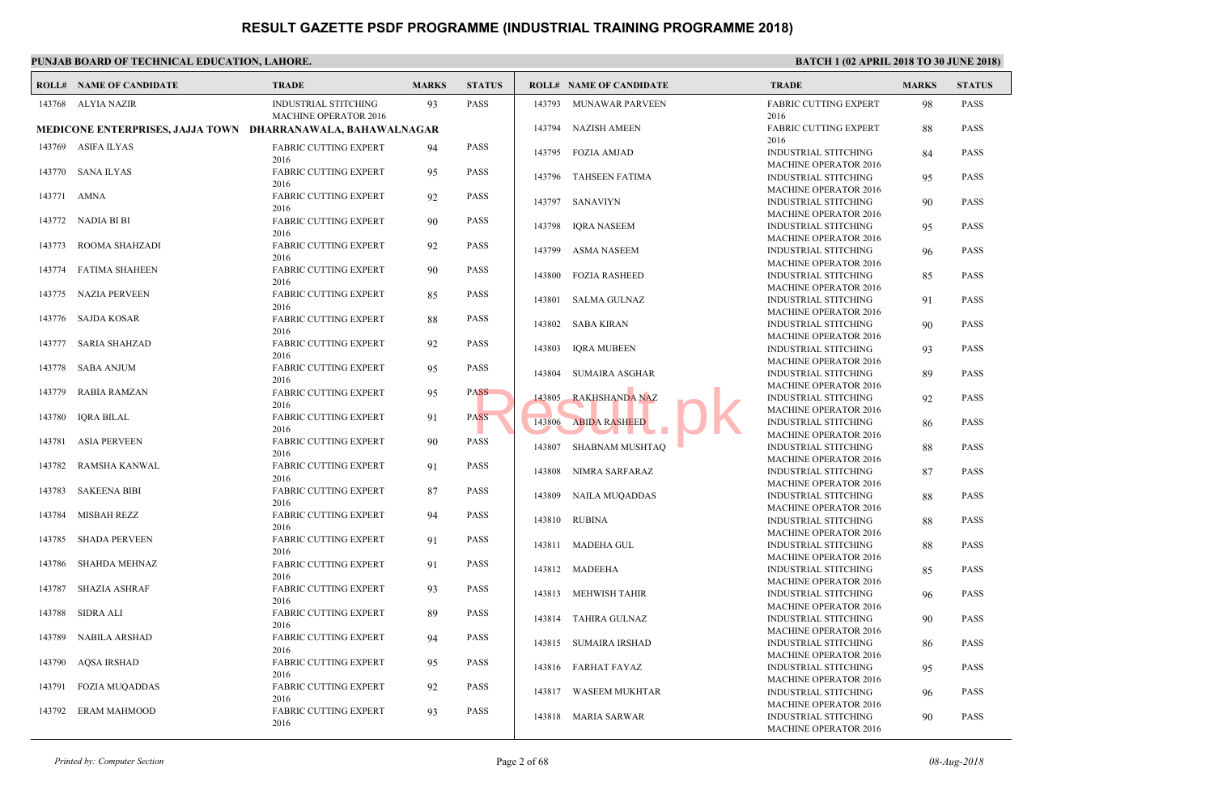# RESULT GAZETTE PSDF PROGRAMME (INDUSTRIAL TRAINING PROGRAMME 2018)

**PUNJAB BOARD OF TECHNICAL EDUCATION, LAHORE.**

**BATCH 1 (02 APRIL 2018 TO 30 JUNE 2018)**

| ROLL# | NAME OF CANDIDATE | TRADE | MARKS | STATUS |
|---|---|---|---|---|
| 143768 | ALYIA NAZIR | INDUSTRIAL STITCHING MACHINE OPERATOR 2016 | 93 | PASS |

**MEDICONE ENTERPRISES, JAJJA TOWN DHARRANAWALA, BAHAWALNAGAR**

| ROLL# | NAME OF CANDIDATE | TRADE | MARKS | STATUS |
|---|---|---|---|---|
| 143769 | ASIFA ILYAS | FABRIC CUTTING EXPERT 2016 | 94 | PASS |
| 143770 | SANA ILYAS | FABRIC CUTTING EXPERT 2016 | 95 | PASS |
| 143771 | AMNA | FABRIC CUTTING EXPERT 2016 | 92 | PASS |
| 143772 | NADIA BI BI | FABRIC CUTTING EXPERT 2016 | 90 | PASS |
| 143773 | ROOMA SHAHZADI | FABRIC CUTTING EXPERT 2016 | 92 | PASS |
| 143774 | FATIMA SHAHEEN | FABRIC CUTTING EXPERT 2016 | 90 | PASS |
| 143775 | NAZIA PERVEEN | FABRIC CUTTING EXPERT 2016 | 85 | PASS |
| 143776 | SAJDA KOSAR | FABRIC CUTTING EXPERT 2016 | 88 | PASS |
| 143777 | SARIA SHAHZAD | FABRIC CUTTING EXPERT 2016 | 92 | PASS |
| 143778 | SABA ANJUM | FABRIC CUTTING EXPERT 2016 | 95 | PASS |
| 143779 | RABIA RAMZAN | FABRIC CUTTING EXPERT 2016 | 95 | PASS |
| 143780 | IQRA BILAL | FABRIC CUTTING EXPERT 2016 | 91 | PASS |
| 143781 | ASIA PERVEEN | FABRIC CUTTING EXPERT 2016 | 90 | PASS |
| 143782 | RAMSHA KANWAL | FABRIC CUTTING EXPERT 2016 | 91 | PASS |
| 143783 | SAKEENA BIBI | FABRIC CUTTING EXPERT 2016 | 87 | PASS |
| 143784 | MISBAH REZZ | FABRIC CUTTING EXPERT 2016 | 94 | PASS |
| 143785 | SHADA PERVEEN | FABRIC CUTTING EXPERT 2016 | 91 | PASS |
| 143786 | SHAHDA MEHNAZ | FABRIC CUTTING EXPERT 2016 | 91 | PASS |
| 143787 | SHAZIA ASHRAF | FABRIC CUTTING EXPERT 2016 | 93 | PASS |
| 143788 | SIDRA ALI | FABRIC CUTTING EXPERT 2016 | 89 | PASS |
| 143789 | NABILA ARSHAD | FABRIC CUTTING EXPERT 2016 | 94 | PASS |
| 143790 | AQSA IRSHAD | FABRIC CUTTING EXPERT 2016 | 95 | PASS |
| 143791 | FOZIA MUQADDAS | FABRIC CUTTING EXPERT 2016 | 92 | PASS |
| 143792 | ERAM MAHMOOD | FABRIC CUTTING EXPERT 2016 | 93 | PASS |
| 143793 | MUNAWAR PARVEEN | FABRIC CUTTING EXPERT 2016 | 98 | PASS |
| 143794 | NAZISH AMEEN | FABRIC CUTTING EXPERT 2016 | 88 | PASS |
| 143795 | FOZIA AMJAD | INDUSTRIAL STITCHING MACHINE OPERATOR 2016 | 84 | PASS |
| 143796 | TAHSEEN FATIMA | INDUSTRIAL STITCHING MACHINE OPERATOR 2016 | 95 | PASS |
| 143797 | SANAVIYN | INDUSTRIAL STITCHING MACHINE OPERATOR 2016 | 90 | PASS |
| 143798 | IQRA NASEEM | INDUSTRIAL STITCHING MACHINE OPERATOR 2016 | 95 | PASS |
| 143799 | ASMA NASEEM | INDUSTRIAL STITCHING MACHINE OPERATOR 2016 | 96 | PASS |
| 143800 | FOZIA RASHEED | INDUSTRIAL STITCHING MACHINE OPERATOR 2016 | 85 | PASS |
| 143801 | SALMA GULNAZ | INDUSTRIAL STITCHING MACHINE OPERATOR 2016 | 91 | PASS |
| 143802 | SABA KIRAN | INDUSTRIAL STITCHING MACHINE OPERATOR 2016 | 90 | PASS |
| 143803 | IQRA MUBEEN | INDUSTRIAL STITCHING MACHINE OPERATOR 2016 | 93 | PASS |
| 143804 | SUMAIRA ASGHAR | INDUSTRIAL STITCHING MACHINE OPERATOR 2016 | 89 | PASS |
| 143805 | RAKHSHANDA NAZ | INDUSTRIAL STITCHING MACHINE OPERATOR 2016 | 92 | PASS |
| 143806 | ABIDA RASHEED | INDUSTRIAL STITCHING MACHINE OPERATOR 2016 | 86 | PASS |
| 143807 | SHABNAM MUSHTAQ | INDUSTRIAL STITCHING MACHINE OPERATOR 2016 | 88 | PASS |
| 143808 | NIMRA SARFARAZ | INDUSTRIAL STITCHING MACHINE OPERATOR 2016 | 87 | PASS |
| 143809 | NAILA MUQADDAS | INDUSTRIAL STITCHING MACHINE OPERATOR 2016 | 88 | PASS |
| 143810 | RUBINA | INDUSTRIAL STITCHING MACHINE OPERATOR 2016 | 88 | PASS |
| 143811 | MADEHA GUL | INDUSTRIAL STITCHING MACHINE OPERATOR 2016 | 88 | PASS |
| 143812 | MADEEHA | INDUSTRIAL STITCHING MACHINE OPERATOR 2016 | 85 | PASS |
| 143813 | MEHWISH TAHIR | INDUSTRIAL STITCHING MACHINE OPERATOR 2016 | 96 | PASS |
| 143814 | TAHIRA GULNAZ | INDUSTRIAL STITCHING MACHINE OPERATOR 2016 | 90 | PASS |
| 143815 | SUMAIRA IRSHAD | INDUSTRIAL STITCHING MACHINE OPERATOR 2016 | 86 | PASS |
| 143816 | FARHAT FAYAZ | INDUSTRIAL STITCHING MACHINE OPERATOR 2016 | 95 | PASS |
| 143817 | WASEEM MUKHTAR | INDUSTRIAL STITCHING MACHINE OPERATOR 2016 | 96 | PASS |
| 143818 | MARIA SARWAR | INDUSTRIAL STITCHING MACHINE OPERATOR 2016 | 90 | PASS |

*Printed by: Computer Section*

*08-Aug-2018*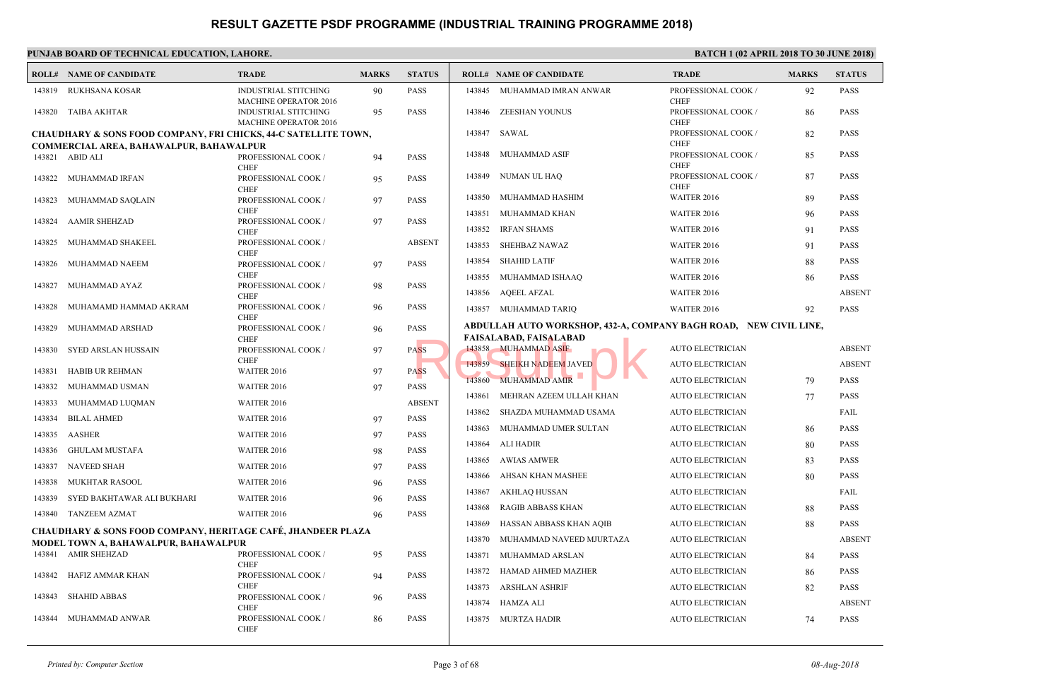# RESULT GAZETTE PSDF PROGRAMME (INDUSTRIAL TRAINING PROGRAMME 2018)

**PUNJAB BOARD OF TECHNICAL EDUCATION, LAHORE.**

**BATCH 1 (02 APRIL 2018 TO 30 JUNE 2018)**

| ROLL# | NAME OF CANDIDATE | TRADE | MARKS | STATUS |
|---|---|---|---|---|
| 143819 | RUKHSANA KOSAR | INDUSTRIAL STITCHING MACHINE OPERATOR 2016 | 90 | PASS |
| 143820 | TAIBA AKHTAR | INDUSTRIAL STITCHING MACHINE OPERATOR 2016 | 95 | PASS |

**CHAUDHARY & SONS FOOD COMPANY, FRI CHICKS, 44-C SATELLITE TOWN, COMMERCIAL AREA, BAHAWALPUR, BAHAWALPUR**

| ROLL# | NAME OF CANDIDATE | TRADE | MARKS | STATUS |
|---|---|---|---|---|
| 143821 | ABID ALI | PROFESSIONAL COOK / CHEF | 94 | PASS |
| 143822 | MUHAMMAD IRFAN | PROFESSIONAL COOK / CHEF | 95 | PASS |
| 143823 | MUHAMMAD SAQLAIN | PROFESSIONAL COOK / CHEF | 97 | PASS |
| 143824 | AAMIR SHEHZAD | PROFESSIONAL COOK / CHEF | 97 | PASS |
| 143825 | MUHAMMAD SHAKEEL | PROFESSIONAL COOK / CHEF | | ABSENT |
| 143826 | MUHAMMAD NAEEM | PROFESSIONAL COOK / CHEF | 97 | PASS |
| 143827 | MUHAMMAD AYAZ | PROFESSIONAL COOK / CHEF | 98 | PASS |
| 143828 | MUHAMAMD HAMMAD AKRAM | PROFESSIONAL COOK / CHEF | 96 | PASS |
| 143829 | MUHAMMAD ARSHAD | PROFESSIONAL COOK / CHEF | 96 | PASS |
| 143830 | SYED ARSLAN HUSSAIN | PROFESSIONAL COOK / CHEF | 97 | PASS |
| 143831 | HABIB UR REHMAN | WAITER 2016 | 97 | PASS |
| 143832 | MUHAMMAD USMAN | WAITER 2016 | 97 | PASS |
| 143833 | MUHAMMAD LUQMAN | WAITER 2016 | | ABSENT |
| 143834 | BILAL AHMED | WAITER 2016 | 97 | PASS |
| 143835 | AASHER | WAITER 2016 | 97 | PASS |
| 143836 | GHULAM MUSTAFA | WAITER 2016 | 98 | PASS |
| 143837 | NAVEED SHAH | WAITER 2016 | 97 | PASS |
| 143838 | MUKHTAR RASOOL | WAITER 2016 | 96 | PASS |
| 143839 | SYED BAKHTAWAR ALI BUKHARI | WAITER 2016 | 96 | PASS |
| 143840 | TANZEEM AZMAT | WAITER 2016 | 96 | PASS |

**CHAUDHARY & SONS FOOD COMPANY, HERITAGE CAFÉ, JHANDEER PLAZA MODEL TOWN A, BAHAWALPUR, BAHAWALPUR**

| ROLL# | NAME OF CANDIDATE | TRADE | MARKS | STATUS |
|---|---|---|---|---|
| 143841 | AMIR SHEHZAD | PROFESSIONAL COOK / CHEF | 95 | PASS |
| 143842 | HAFIZ AMMAR KHAN | PROFESSIONAL COOK / CHEF | 94 | PASS |
| 143843 | SHAHID ABBAS | PROFESSIONAL COOK / CHEF | 96 | PASS |
| 143844 | MUHAMMAD ANWAR | PROFESSIONAL COOK / CHEF | 86 | PASS |
| 143845 | MUHAMMAD IMRAN ANWAR | PROFESSIONAL COOK / CHEF | 92 | PASS |
| 143846 | ZEESHAN YOUNUS | PROFESSIONAL COOK / CHEF | 86 | PASS |
| 143847 | SAWAL | PROFESSIONAL COOK / CHEF | 82 | PASS |
| 143848 | MUHAMMAD ASIF | PROFESSIONAL COOK / CHEF | 85 | PASS |
| 143849 | NUMAN UL HAQ | PROFESSIONAL COOK / CHEF | 87 | PASS |
| 143850 | MUHAMMAD HASHIM | WAITER 2016 | 89 | PASS |
| 143851 | MUHAMMAD KHAN | WAITER 2016 | 96 | PASS |
| 143852 | IRFAN SHAMS | WAITER 2016 | 91 | PASS |
| 143853 | SHEHBAZ NAWAZ | WAITER 2016 | 91 | PASS |
| 143854 | SHAHID LATIF | WAITER 2016 | 88 | PASS |
| 143855 | MUHAMMAD ISHAAQ | WAITER 2016 | 86 | PASS |
| 143856 | AQEEL AFZAL | WAITER 2016 | | ABSENT |
| 143857 | MUHAMMAD TARIQ | WAITER 2016 | 92 | PASS |

**ABDULLAH AUTO WORKSHOP, 432-A, COMPANY BAGH ROAD, NEW CIVIL LINE, FAISALABAD, FAISALABAD**

| ROLL# | NAME OF CANDIDATE | TRADE | MARKS | STATUS |
|---|---|---|---|---|
| 143858 | MUHAMMAD ASIF | AUTO ELECTRICIAN | | ABSENT |
| 143859 | SHEIKH NADEEM JAVED | AUTO ELECTRICIAN | | ABSENT |
| 143860 | MUHAMMAD AMIR | AUTO ELECTRICIAN | 79 | PASS |
| 143861 | MEHRAN AZEEM ULLAH KHAN | AUTO ELECTRICIAN | 77 | PASS |
| 143862 | SHAZDA MUHAMMAD USAMA | AUTO ELECTRICIAN | | FAIL |
| 143863 | MUHAMMAD UMER SULTAN | AUTO ELECTRICIAN | 86 | PASS |
| 143864 | ALI HADIR | AUTO ELECTRICIAN | 80 | PASS |
| 143865 | AWIAS AMWER | AUTO ELECTRICIAN | 83 | PASS |
| 143866 | AHSAN KHAN MASHEE | AUTO ELECTRICIAN | 80 | PASS |
| 143867 | AKHLAQ HUSSAN | AUTO ELECTRICIAN | | FAIL |
| 143868 | RAGIB ABBASS KHAN | AUTO ELECTRICIAN | 88 | PASS |
| 143869 | HASSAN ABBASS KHAN AQIB | AUTO ELECTRICIAN | 88 | PASS |
| 143870 | MUHAMMAD NAVEED MJURTAZA | AUTO ELECTRICIAN | | ABSENT |
| 143871 | MUHAMMAD ARSLAN | AUTO ELECTRICIAN | 84 | PASS |
| 143872 | HAMAD AHMED MAZHER | AUTO ELECTRICIAN | 86 | PASS |
| 143873 | ARSHLAN ASHRIF | AUTO ELECTRICIAN | 82 | PASS |
| 143874 | HAMZA ALI | AUTO ELECTRICIAN | | ABSENT |
| 143875 | MURTZA HADIR | AUTO ELECTRICIAN | 74 | PASS |

*Printed by: Computer Section* | *08-Aug-2018*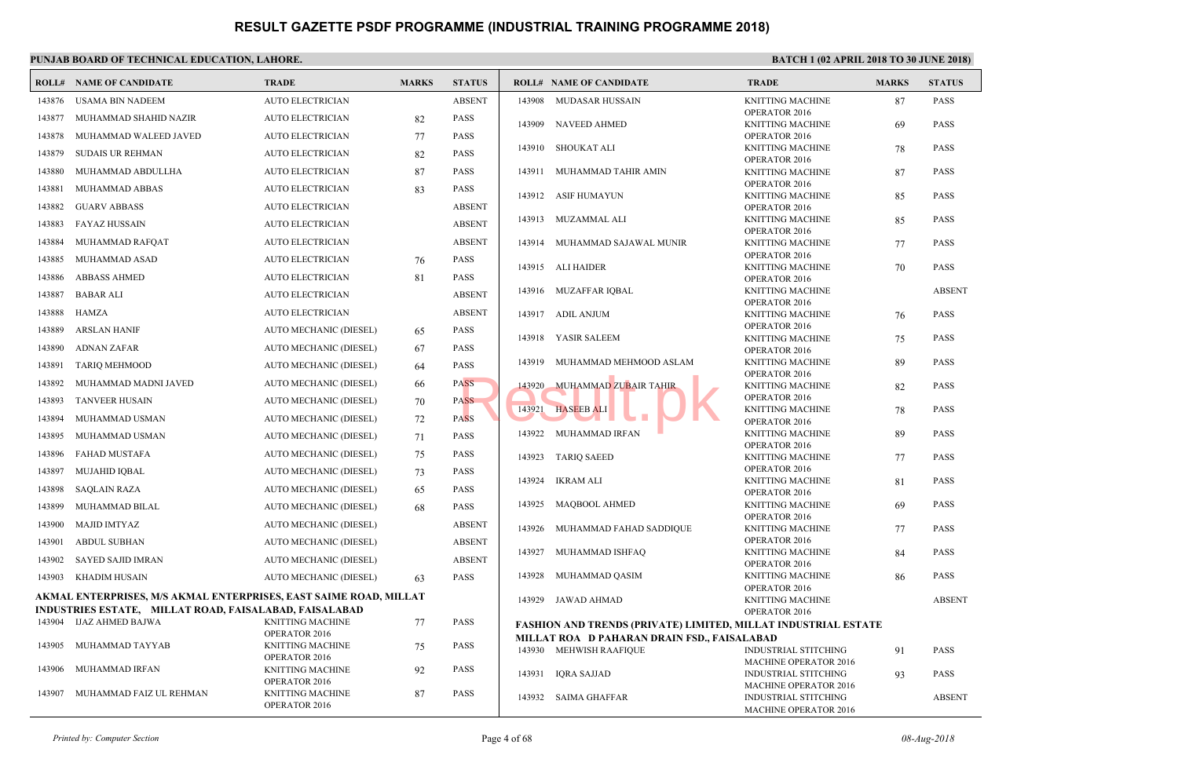# RESULT GAZETTE PSDF PROGRAMME (INDUSTRIAL TRAINING PROGRAMME 2018)

**PUNJAB BOARD OF TECHNICAL EDUCATION, LAHORE.** **BATCH 1 (02 APRIL 2018 TO 30 JUNE 2018)**

| ROLL# | NAME OF CANDIDATE | TRADE | MARKS | STATUS |
|---|---|---|---|---|
| 143876 | USAMA BIN NADEEM | AUTO ELECTRICIAN | | ABSENT |
| 143877 | MUHAMMAD SHAHID NAZIR | AUTO ELECTRICIAN | 82 | PASS |
| 143878 | MUHAMMAD WALEED JAVED | AUTO ELECTRICIAN | 77 | PASS |
| 143879 | SUDAIS UR REHMAN | AUTO ELECTRICIAN | 82 | PASS |
| 143880 | MUHAMMAD ABDULLHA | AUTO ELECTRICIAN | 87 | PASS |
| 143881 | MUHAMMAD ABBAS | AUTO ELECTRICIAN | 83 | PASS |
| 143882 | GUARV ABBASS | AUTO ELECTRICIAN | | ABSENT |
| 143883 | FAYAZ HUSSAIN | AUTO ELECTRICIAN | | ABSENT |
| 143884 | MUHAMMAD RAFQAT | AUTO ELECTRICIAN | | ABSENT |
| 143885 | MUHAMMAD ASAD | AUTO ELECTRICIAN | 76 | PASS |
| 143886 | ABBASS AHMED | AUTO ELECTRICIAN | 81 | PASS |
| 143887 | BABAR ALI | AUTO ELECTRICIAN | | ABSENT |
| 143888 | HAMZA | AUTO ELECTRICIAN | | ABSENT |
| 143889 | ARSLAN HANIF | AUTO MECHANIC (DIESEL) | 65 | PASS |
| 143890 | ADNAN ZAFAR | AUTO MECHANIC (DIESEL) | 67 | PASS |
| 143891 | TARIQ MEHMOOD | AUTO MECHANIC (DIESEL) | 64 | PASS |
| 143892 | MUHAMMAD MADNI JAVED | AUTO MECHANIC (DIESEL) | 66 | PASS |
| 143893 | TANVEER HUSAIN | AUTO MECHANIC (DIESEL) | 70 | PASS |
| 143894 | MUHAMMAD USMAN | AUTO MECHANIC (DIESEL) | 72 | PASS |
| 143895 | MUHAMMAD USMAN | AUTO MECHANIC (DIESEL) | 71 | PASS |
| 143896 | FAHAD MUSTAFA | AUTO MECHANIC (DIESEL) | 75 | PASS |
| 143897 | MUJAHID IQBAL | AUTO MECHANIC (DIESEL) | 73 | PASS |
| 143898 | SAQLAIN RAZA | AUTO MECHANIC (DIESEL) | 65 | PASS |
| 143899 | MUHAMMAD BILAL | AUTO MECHANIC (DIESEL) | 68 | PASS |
| 143900 | MAJID IMTYAZ | AUTO MECHANIC (DIESEL) | | ABSENT |
| 143901 | ABDUL SUBHAN | AUTO MECHANIC (DIESEL) | | ABSENT |
| 143902 | SAYED SAJID IMRAN | AUTO MECHANIC (DIESEL) | | ABSENT |
| 143903 | KHADIM HUSAIN | AUTO MECHANIC (DIESEL) | 63 | PASS |

**AKMAL ENTERPRISES, M/S AKMAL ENTERPRISES, EAST SAIME ROAD, MILLAT INDUSTRIES ESTATE, MILLAT ROAD, FAISALABAD, FAISALABAD**

| ROLL# | NAME OF CANDIDATE | TRADE | MARKS | STATUS |
|---|---|---|---|---|
| 143904 | IJAZ AHMED BAJWA | KNITTING MACHINE OPERATOR 2016 | 77 | PASS |
| 143905 | MUHAMMAD TAYYAB | KNITTING MACHINE OPERATOR 2016 | 75 | PASS |
| 143906 | MUHAMMAD IRFAN | KNITTING MACHINE OPERATOR 2016 | 92 | PASS |
| 143907 | MUHAMMAD FAIZ UL REHMAN | KNITTING MACHINE OPERATOR 2016 | 87 | PASS |
| 143908 | MUDASAR HUSSAIN | KNITTING MACHINE OPERATOR 2016 | 87 | PASS |
| 143909 | NAVEED AHMED | KNITTING MACHINE OPERATOR 2016 | 69 | PASS |
| 143910 | SHOUKAT ALI | KNITTING MACHINE OPERATOR 2016 | 78 | PASS |
| 143911 | MUHAMMAD TAHIR AMIN | KNITTING MACHINE OPERATOR 2016 | 87 | PASS |
| 143912 | ASIF HUMAYUN | KNITTING MACHINE OPERATOR 2016 | 85 | PASS |
| 143913 | MUZAMMAL ALI | KNITTING MACHINE OPERATOR 2016 | 85 | PASS |
| 143914 | MUHAMMAD SAJAWAL MUNIR | KNITTING MACHINE OPERATOR 2016 | 77 | PASS |
| 143915 | ALI HAIDER | KNITTING MACHINE OPERATOR 2016 | 70 | PASS |
| 143916 | MUZAFFAR IQBAL | KNITTING MACHINE OPERATOR 2016 | | ABSENT |
| 143917 | ADIL ANJUM | KNITTING MACHINE OPERATOR 2016 | 76 | PASS |
| 143918 | YASIR SALEEM | KNITTING MACHINE OPERATOR 2016 | 75 | PASS |
| 143919 | MUHAMMAD MEHMOOD ASLAM | KNITTING MACHINE OPERATOR 2016 | 89 | PASS |
| 143920 | MUHAMMAD ZUBAIR TAHIR | KNITTING MACHINE OPERATOR 2016 | 82 | PASS |
| 143921 | HASEEB ALI | KNITTING MACHINE OPERATOR 2016 | 78 | PASS |
| 143922 | MUHAMMAD IRFAN | KNITTING MACHINE OPERATOR 2016 | 89 | PASS |
| 143923 | TARIQ SAEED | KNITTING MACHINE OPERATOR 2016 | 77 | PASS |
| 143924 | IKRAM ALI | KNITTING MACHINE OPERATOR 2016 | 81 | PASS |
| 143925 | MAQBOOL AHMED | KNITTING MACHINE OPERATOR 2016 | 69 | PASS |
| 143926 | MUHAMMAD FAHAD SADDIQUE | KNITTING MACHINE OPERATOR 2016 | 77 | PASS |
| 143927 | MUHAMMAD ISHFAQ | KNITTING MACHINE OPERATOR 2016 | 84 | PASS |
| 143928 | MUHAMMAD QASIM | KNITTING MACHINE OPERATOR 2016 | 86 | PASS |
| 143929 | JAWAD AHMAD | KNITTING MACHINE OPERATOR 2016 | | ABSENT |

**FASHION AND TRENDS (PRIVATE) LIMITED, MILLAT INDUSTRIAL ESTATE MILLAT ROA D PAHARAN DRAIN FSD., FAISALABAD**

| ROLL# | NAME OF CANDIDATE | TRADE | MARKS | STATUS |
|---|---|---|---|---|
| 143930 | MEHWISH RAAFIQUE | INDUSTRIAL STITCHING MACHINE OPERATOR 2016 | 91 | PASS |
| 143931 | IQRA SAJJAD | INDUSTRIAL STITCHING MACHINE OPERATOR 2016 | 93 | PASS |
| 143932 | SAIMA GHAFFAR | INDUSTRIAL STITCHING MACHINE OPERATOR 2016 | | ABSENT |

*Printed by: Computer Section* *08-Aug-2018*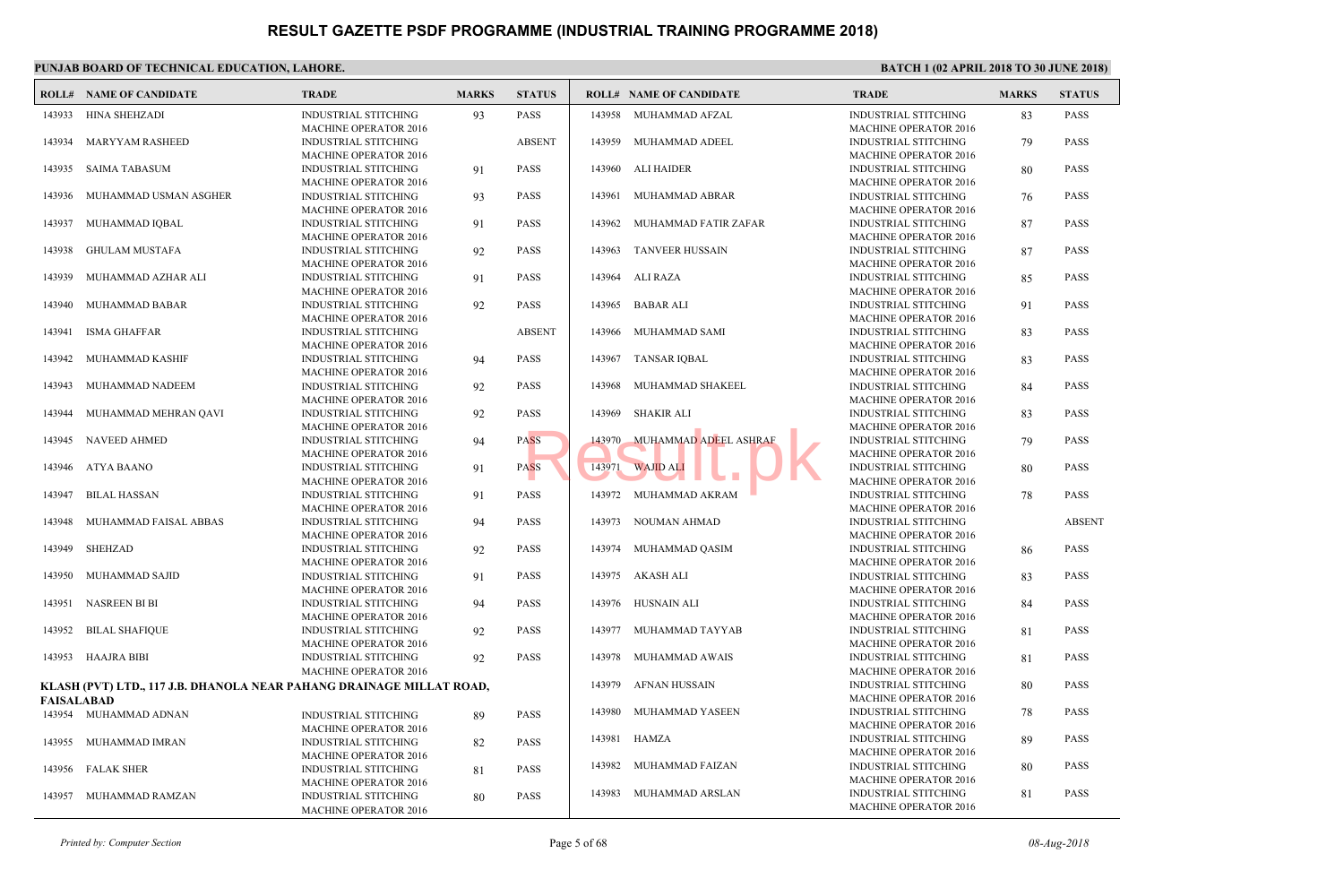# RESULT GAZETTE PSDF PROGRAMME (INDUSTRIAL TRAINING PROGRAMME 2018)

**PUNJAB BOARD OF TECHNICAL EDUCATION, LAHORE.**

**BATCH 1 (02 APRIL 2018 TO 30 JUNE 2018)**

| ROLL# | NAME OF CANDIDATE | TRADE | MARKS | STATUS |
|---|---|---|---|---|
| 143933 | HINA SHEHZADI | INDUSTRIAL STITCHING MACHINE OPERATOR 2016 | 93 | PASS |
| 143934 | MARYYAM RASHEED | INDUSTRIAL STITCHING MACHINE OPERATOR 2016 | | ABSENT |
| 143935 | SAIMA TABASUM | INDUSTRIAL STITCHING MACHINE OPERATOR 2016 | 91 | PASS |
| 143936 | MUHAMMAD USMAN ASGHER | INDUSTRIAL STITCHING MACHINE OPERATOR 2016 | 93 | PASS |
| 143937 | MUHAMMAD IQBAL | INDUSTRIAL STITCHING MACHINE OPERATOR 2016 | 91 | PASS |
| 143938 | GHULAM MUSTAFA | INDUSTRIAL STITCHING MACHINE OPERATOR 2016 | 92 | PASS |
| 143939 | MUHAMMAD AZHAR ALI | INDUSTRIAL STITCHING MACHINE OPERATOR 2016 | 91 | PASS |
| 143940 | MUHAMMAD BABAR | INDUSTRIAL STITCHING MACHINE OPERATOR 2016 | 92 | PASS |
| 143941 | ISMA GHAFFAR | INDUSTRIAL STITCHING MACHINE OPERATOR 2016 | | ABSENT |
| 143942 | MUHAMMAD KASHIF | INDUSTRIAL STITCHING MACHINE OPERATOR 2016 | 94 | PASS |
| 143943 | MUHAMMAD NADEEM | INDUSTRIAL STITCHING MACHINE OPERATOR 2016 | 92 | PASS |
| 143944 | MUHAMMAD MEHRAN QAVI | INDUSTRIAL STITCHING MACHINE OPERATOR 2016 | 92 | PASS |
| 143945 | NAVEED AHMED | INDUSTRIAL STITCHING MACHINE OPERATOR 2016 | 94 | PASS |
| 143946 | ATYA BAANO | INDUSTRIAL STITCHING MACHINE OPERATOR 2016 | 91 | PASS |
| 143947 | BILAL HASSAN | INDUSTRIAL STITCHING MACHINE OPERATOR 2016 | 91 | PASS |
| 143948 | MUHAMMAD FAISAL ABBAS | INDUSTRIAL STITCHING MACHINE OPERATOR 2016 | 94 | PASS |
| 143949 | SHEHZAD | INDUSTRIAL STITCHING MACHINE OPERATOR 2016 | 92 | PASS |
| 143950 | MUHAMMAD SAJID | INDUSTRIAL STITCHING MACHINE OPERATOR 2016 | 91 | PASS |
| 143951 | NASREEN BI BI | INDUSTRIAL STITCHING MACHINE OPERATOR 2016 | 94 | PASS |
| 143952 | BILAL SHAFIQUE | INDUSTRIAL STITCHING MACHINE OPERATOR 2016 | 92 | PASS |
| 143953 | HAAJRA BIBI | INDUSTRIAL STITCHING MACHINE OPERATOR 2016 | 92 | PASS |

**KLASH (PVT) LTD., 117 J.B. DHANOLA NEAR PAHANG DRAINAGE MILLAT ROAD, FAISALABAD**

| ROLL# | NAME OF CANDIDATE | TRADE | MARKS | STATUS |
|---|---|---|---|---|
| 143954 | MUHAMMAD ADNAN | INDUSTRIAL STITCHING MACHINE OPERATOR 2016 | 89 | PASS |
| 143955 | MUHAMMAD IMRAN | INDUSTRIAL STITCHING MACHINE OPERATOR 2016 | 82 | PASS |
| 143956 | FALAK SHER | INDUSTRIAL STITCHING MACHINE OPERATOR 2016 | 81 | PASS |
| 143957 | MUHAMMAD RAMZAN | INDUSTRIAL STITCHING MACHINE OPERATOR 2016 | 80 | PASS |
| 143958 | MUHAMMAD AFZAL | INDUSTRIAL STITCHING MACHINE OPERATOR 2016 | 83 | PASS |
| 143959 | MUHAMMAD ADEEL | INDUSTRIAL STITCHING MACHINE OPERATOR 2016 | 79 | PASS |
| 143960 | ALI HAIDER | INDUSTRIAL STITCHING MACHINE OPERATOR 2016 | 80 | PASS |
| 143961 | MUHAMMAD ABRAR | INDUSTRIAL STITCHING MACHINE OPERATOR 2016 | 76 | PASS |
| 143962 | MUHAMMAD FATIR ZAFAR | INDUSTRIAL STITCHING MACHINE OPERATOR 2016 | 87 | PASS |
| 143963 | TANVEER HUSSAIN | INDUSTRIAL STITCHING MACHINE OPERATOR 2016 | 87 | PASS |
| 143964 | ALI RAZA | INDUSTRIAL STITCHING MACHINE OPERATOR 2016 | 85 | PASS |
| 143965 | BABAR ALI | INDUSTRIAL STITCHING MACHINE OPERATOR 2016 | 91 | PASS |
| 143966 | MUHAMMAD SAMI | INDUSTRIAL STITCHING MACHINE OPERATOR 2016 | 83 | PASS |
| 143967 | TANSAR IQBAL | INDUSTRIAL STITCHING MACHINE OPERATOR 2016 | 83 | PASS |
| 143968 | MUHAMMAD SHAKEEL | INDUSTRIAL STITCHING MACHINE OPERATOR 2016 | 84 | PASS |
| 143969 | SHAKIR ALI | INDUSTRIAL STITCHING MACHINE OPERATOR 2016 | 83 | PASS |
| 143970 | MUHAMMAD ADEEL ASHRAF | INDUSTRIAL STITCHING MACHINE OPERATOR 2016 | 79 | PASS |
| 143971 | WAJID ALI | INDUSTRIAL STITCHING MACHINE OPERATOR 2016 | 80 | PASS |
| 143972 | MUHAMMAD AKRAM | INDUSTRIAL STITCHING MACHINE OPERATOR 2016 | 78 | PASS |
| 143973 | NOUMAN AHMAD | INDUSTRIAL STITCHING MACHINE OPERATOR 2016 | | ABSENT |
| 143974 | MUHAMMAD QASIM | INDUSTRIAL STITCHING MACHINE OPERATOR 2016 | 86 | PASS |
| 143975 | AKASH ALI | INDUSTRIAL STITCHING MACHINE OPERATOR 2016 | 83 | PASS |
| 143976 | HUSNAIN ALI | INDUSTRIAL STITCHING MACHINE OPERATOR 2016 | 84 | PASS |
| 143977 | MUHAMMAD TAYYAB | INDUSTRIAL STITCHING MACHINE OPERATOR 2016 | 81 | PASS |
| 143978 | MUHAMMAD AWAIS | INDUSTRIAL STITCHING MACHINE OPERATOR 2016 | 81 | PASS |
| 143979 | AFNAN HUSSAIN | INDUSTRIAL STITCHING MACHINE OPERATOR 2016 | 80 | PASS |
| 143980 | MUHAMMAD YASEEN | INDUSTRIAL STITCHING MACHINE OPERATOR 2016 | 78 | PASS |
| 143981 | HAMZA | INDUSTRIAL STITCHING MACHINE OPERATOR 2016 | 89 | PASS |
| 143982 | MUHAMMAD FAIZAN | INDUSTRIAL STITCHING MACHINE OPERATOR 2016 | 80 | PASS |
| 143983 | MUHAMMAD ARSLAN | INDUSTRIAL STITCHING MACHINE OPERATOR 2016 | 81 | PASS |

*Printed by: Computer Section* | *08-Aug-2018*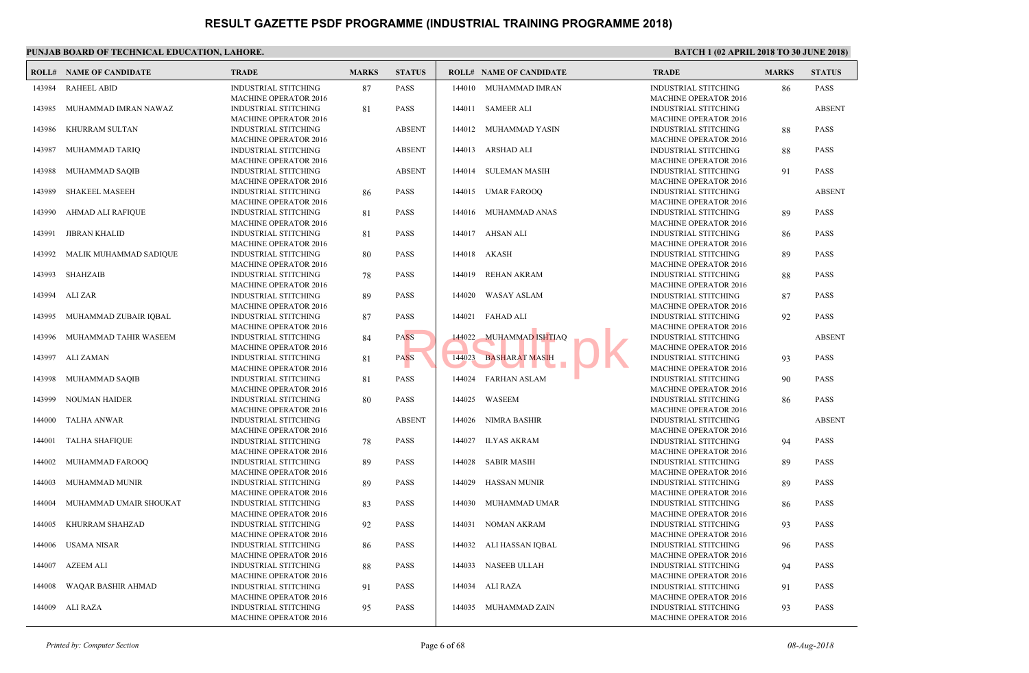# RESULT GAZETTE PSDF PROGRAMME (INDUSTRIAL TRAINING PROGRAMME 2018)

**PUNJAB BOARD OF TECHNICAL EDUCATION, LAHORE.**

**BATCH 1 (02 APRIL 2018 TO 30 JUNE 2018)**

| ROLL# | NAME OF CANDIDATE | TRADE | MARKS | STATUS |
|---|---|---|---|---|
| 143984 | RAHEEL ABID | INDUSTRIAL STITCHING MACHINE OPERATOR 2016 | 87 | PASS |
| 143985 | MUHAMMAD IMRAN NAWAZ | INDUSTRIAL STITCHING MACHINE OPERATOR 2016 | 81 | PASS |
| 143986 | KHURRAM SULTAN | INDUSTRIAL STITCHING MACHINE OPERATOR 2016 | | ABSENT |
| 143987 | MUHAMMAD TARIQ | INDUSTRIAL STITCHING MACHINE OPERATOR 2016 | | ABSENT |
| 143988 | MUHAMMAD SAQIB | INDUSTRIAL STITCHING MACHINE OPERATOR 2016 | | ABSENT |
| 143989 | SHAKEEL MASEEH | INDUSTRIAL STITCHING MACHINE OPERATOR 2016 | 86 | PASS |
| 143990 | AHMAD ALI RAFIQUE | INDUSTRIAL STITCHING MACHINE OPERATOR 2016 | 81 | PASS |
| 143991 | JIBRAN KHALID | INDUSTRIAL STITCHING MACHINE OPERATOR 2016 | 81 | PASS |
| 143992 | MALIK MUHAMMAD SADIQUE | INDUSTRIAL STITCHING MACHINE OPERATOR 2016 | 80 | PASS |
| 143993 | SHAHZAIB | INDUSTRIAL STITCHING MACHINE OPERATOR 2016 | 78 | PASS |
| 143994 | ALI ZAR | INDUSTRIAL STITCHING MACHINE OPERATOR 2016 | 89 | PASS |
| 143995 | MUHAMMAD ZUBAIR IQBAL | INDUSTRIAL STITCHING MACHINE OPERATOR 2016 | 87 | PASS |
| 143996 | MUHAMMAD TAHIR WASEEM | INDUSTRIAL STITCHING MACHINE OPERATOR 2016 | 84 | PASS |
| 143997 | ALI ZAMAN | INDUSTRIAL STITCHING MACHINE OPERATOR 2016 | 81 | PASS |
| 143998 | MUHAMMAD SAQIB | INDUSTRIAL STITCHING MACHINE OPERATOR 2016 | 81 | PASS |
| 143999 | NOUMAN HAIDER | INDUSTRIAL STITCHING MACHINE OPERATOR 2016 | 80 | PASS |
| 144000 | TALHA ANWAR | INDUSTRIAL STITCHING MACHINE OPERATOR 2016 | | ABSENT |
| 144001 | TALHA SHAFIQUE | INDUSTRIAL STITCHING MACHINE OPERATOR 2016 | 78 | PASS |
| 144002 | MUHAMMAD FAROOQ | INDUSTRIAL STITCHING MACHINE OPERATOR 2016 | 89 | PASS |
| 144003 | MUHAMMAD MUNIR | INDUSTRIAL STITCHING MACHINE OPERATOR 2016 | 89 | PASS |
| 144004 | MUHAMMAD UMAIR SHOUKAT | INDUSTRIAL STITCHING MACHINE OPERATOR 2016 | 83 | PASS |
| 144005 | KHURRAM SHAHZAD | INDUSTRIAL STITCHING MACHINE OPERATOR 2016 | 92 | PASS |
| 144006 | USAMA NISAR | INDUSTRIAL STITCHING MACHINE OPERATOR 2016 | 86 | PASS |
| 144007 | AZEEM ALI | INDUSTRIAL STITCHING MACHINE OPERATOR 2016 | 88 | PASS |
| 144008 | WAQAR BASHIR AHMAD | INDUSTRIAL STITCHING MACHINE OPERATOR 2016 | 91 | PASS |
| 144009 | ALI RAZA | INDUSTRIAL STITCHING MACHINE OPERATOR 2016 | 95 | PASS |
| 144010 | MUHAMMAD IMRAN | INDUSTRIAL STITCHING MACHINE OPERATOR 2016 | 86 | PASS |
| 144011 | SAMEER ALI | INDUSTRIAL STITCHING MACHINE OPERATOR 2016 | | ABSENT |
| 144012 | MUHAMMAD YASIN | INDUSTRIAL STITCHING MACHINE OPERATOR 2016 | 88 | PASS |
| 144013 | ARSHAD ALI | INDUSTRIAL STITCHING MACHINE OPERATOR 2016 | 88 | PASS |
| 144014 | SULEMAN MASIH | INDUSTRIAL STITCHING MACHINE OPERATOR 2016 | 91 | PASS |
| 144015 | UMAR FAROOQ | INDUSTRIAL STITCHING MACHINE OPERATOR 2016 | | ABSENT |
| 144016 | MUHAMMAD ANAS | INDUSTRIAL STITCHING MACHINE OPERATOR 2016 | 89 | PASS |
| 144017 | AHSAN ALI | INDUSTRIAL STITCHING MACHINE OPERATOR 2016 | 86 | PASS |
| 144018 | AKASH | INDUSTRIAL STITCHING MACHINE OPERATOR 2016 | 89 | PASS |
| 144019 | REHAN AKRAM | INDUSTRIAL STITCHING MACHINE OPERATOR 2016 | 88 | PASS |
| 144020 | WASAY ASLAM | INDUSTRIAL STITCHING MACHINE OPERATOR 2016 | 87 | PASS |
| 144021 | FAHAD ALI | INDUSTRIAL STITCHING MACHINE OPERATOR 2016 | 92 | PASS |
| 144022 | MUHAMMAD ISHTIAQ | INDUSTRIAL STITCHING MACHINE OPERATOR 2016 | | ABSENT |
| 144023 | BASHARAT MASIH | INDUSTRIAL STITCHING MACHINE OPERATOR 2016 | 93 | PASS |
| 144024 | FARHAN ASLAM | INDUSTRIAL STITCHING MACHINE OPERATOR 2016 | 90 | PASS |
| 144025 | WASEEM | INDUSTRIAL STITCHING MACHINE OPERATOR 2016 | 86 | PASS |
| 144026 | NIMRA BASHIR | INDUSTRIAL STITCHING MACHINE OPERATOR 2016 | | ABSENT |
| 144027 | ILYAS AKRAM | INDUSTRIAL STITCHING MACHINE OPERATOR 2016 | 94 | PASS |
| 144028 | SABIR MASIH | INDUSTRIAL STITCHING MACHINE OPERATOR 2016 | 89 | PASS |
| 144029 | HASSAN MUNIR | INDUSTRIAL STITCHING MACHINE OPERATOR 2016 | 89 | PASS |
| 144030 | MUHAMMAD UMAR | INDUSTRIAL STITCHING MACHINE OPERATOR 2016 | 86 | PASS |
| 144031 | NOMAN AKRAM | INDUSTRIAL STITCHING MACHINE OPERATOR 2016 | 93 | PASS |
| 144032 | ALI HASSAN IQBAL | INDUSTRIAL STITCHING MACHINE OPERATOR 2016 | 96 | PASS |
| 144033 | NASEEB ULLAH | INDUSTRIAL STITCHING MACHINE OPERATOR 2016 | 94 | PASS |
| 144034 | ALI RAZA | INDUSTRIAL STITCHING MACHINE OPERATOR 2016 | 91 | PASS |
| 144035 | MUHAMMAD ZAIN | INDUSTRIAL STITCHING MACHINE OPERATOR 2016 | 93 | PASS |

*Printed by: Computer Section* | *08-Aug-2018*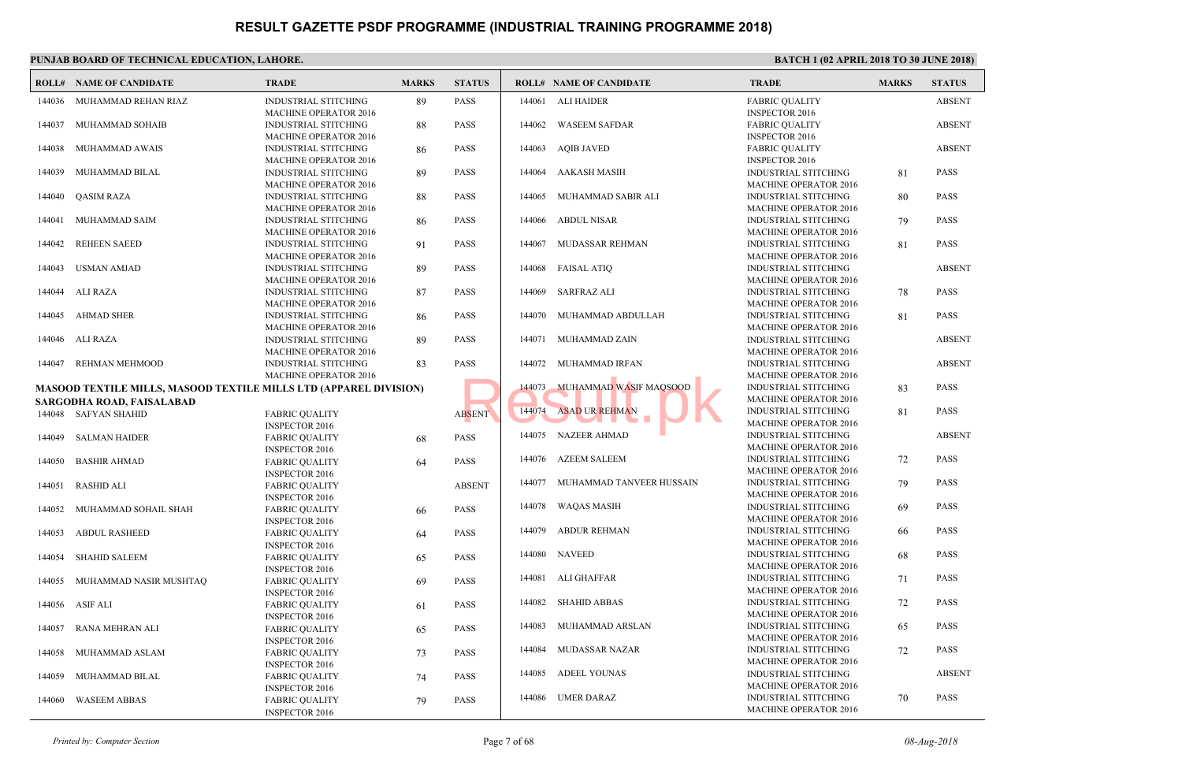# RESULT GAZETTE PSDF PROGRAMME (INDUSTRIAL TRAINING PROGRAMME 2018)

**PUNJAB BOARD OF TECHNICAL EDUCATION, LAHORE.**

**BATCH 1 (02 APRIL 2018 TO 30 JUNE 2018)**

| ROLL# | NAME OF CANDIDATE | TRADE | MARKS | STATUS |
|---|---|---|---|---|
| 144036 | MUHAMMAD REHAN RIAZ | INDUSTRIAL STITCHING MACHINE OPERATOR 2016 | 89 | PASS |
| 144037 | MUHAMMAD SOHAIB | INDUSTRIAL STITCHING MACHINE OPERATOR 2016 | 88 | PASS |
| 144038 | MUHAMMAD AWAIS | INDUSTRIAL STITCHING MACHINE OPERATOR 2016 | 86 | PASS |
| 144039 | MUHAMMAD BILAL | INDUSTRIAL STITCHING MACHINE OPERATOR 2016 | 89 | PASS |
| 144040 | QASIM RAZA | INDUSTRIAL STITCHING MACHINE OPERATOR 2016 | 88 | PASS |
| 144041 | MUHAMMAD SAIM | INDUSTRIAL STITCHING MACHINE OPERATOR 2016 | 86 | PASS |
| 144042 | REHEEN SAEED | INDUSTRIAL STITCHING MACHINE OPERATOR 2016 | 91 | PASS |
| 144043 | USMAN AMJAD | INDUSTRIAL STITCHING MACHINE OPERATOR 2016 | 89 | PASS |
| 144044 | ALI RAZA | INDUSTRIAL STITCHING MACHINE OPERATOR 2016 | 87 | PASS |
| 144045 | AHMAD SHER | INDUSTRIAL STITCHING MACHINE OPERATOR 2016 | 86 | PASS |
| 144046 | ALI RAZA | INDUSTRIAL STITCHING MACHINE OPERATOR 2016 | 89 | PASS |
| 144047 | REHMAN MEHMOOD | INDUSTRIAL STITCHING MACHINE OPERATOR 2016 | 83 | PASS |

**MASOOD TEXTILE MILLS, MASOOD TEXTILE MILLS LTD (APPAREL DIVISION) SARGODHA ROAD, FAISALABAD**

| ROLL# | NAME OF CANDIDATE | TRADE | MARKS | STATUS |
|---|---|---|---|---|
| 144048 | SAFYAN SHAHID | FABRIC QUALITY INSPECTOR 2016 | | ABSENT |
| 144049 | SALMAN HAIDER | FABRIC QUALITY INSPECTOR 2016 | 68 | PASS |
| 144050 | BASHIR AHMAD | FABRIC QUALITY INSPECTOR 2016 | 64 | PASS |
| 144051 | RASHID ALI | FABRIC QUALITY INSPECTOR 2016 | | ABSENT |
| 144052 | MUHAMMAD SOHAIL SHAH | FABRIC QUALITY INSPECTOR 2016 | 66 | PASS |
| 144053 | ABDUL RASHEED | FABRIC QUALITY INSPECTOR 2016 | 64 | PASS |
| 144054 | SHAHID SALEEM | FABRIC QUALITY INSPECTOR 2016 | 65 | PASS |
| 144055 | MUHAMMAD NASIR MUSHTAQ | FABRIC QUALITY INSPECTOR 2016 | 69 | PASS |
| 144056 | ASIF ALI | FABRIC QUALITY INSPECTOR 2016 | 61 | PASS |
| 144057 | RANA MEHRAN ALI | FABRIC QUALITY INSPECTOR 2016 | 65 | PASS |
| 144058 | MUHAMMAD ASLAM | FABRIC QUALITY INSPECTOR 2016 | 73 | PASS |
| 144059 | MUHAMMAD BILAL | FABRIC QUALITY INSPECTOR 2016 | 74 | PASS |
| 144060 | WASEEM ABBAS | FABRIC QUALITY INSPECTOR 2016 | 79 | PASS |
| 144061 | ALI HAIDER | FABRIC QUALITY INSPECTOR 2016 | | ABSENT |
| 144062 | WASEEM SAFDAR | FABRIC QUALITY INSPECTOR 2016 | | ABSENT |
| 144063 | AQIB JAVED | FABRIC QUALITY INSPECTOR 2016 | | ABSENT |
| 144064 | AAKASH MASIH | INDUSTRIAL STITCHING MACHINE OPERATOR 2016 | 81 | PASS |
| 144065 | MUHAMMAD SABIR ALI | INDUSTRIAL STITCHING MACHINE OPERATOR 2016 | 80 | PASS |
| 144066 | ABDUL NISAR | INDUSTRIAL STITCHING MACHINE OPERATOR 2016 | 79 | PASS |
| 144067 | MUDASSAR REHMAN | INDUSTRIAL STITCHING MACHINE OPERATOR 2016 | 81 | PASS |
| 144068 | FAISAL ATIQ | INDUSTRIAL STITCHING MACHINE OPERATOR 2016 | | ABSENT |
| 144069 | SARFRAZ ALI | INDUSTRIAL STITCHING MACHINE OPERATOR 2016 | 78 | PASS |
| 144070 | MUHAMMAD ABDULLAH | INDUSTRIAL STITCHING MACHINE OPERATOR 2016 | 81 | PASS |
| 144071 | MUHAMMAD ZAIN | INDUSTRIAL STITCHING MACHINE OPERATOR 2016 | | ABSENT |
| 144072 | MUHAMMAD IRFAN | INDUSTRIAL STITCHING MACHINE OPERATOR 2016 | | ABSENT |
| 144073 | MUHAMMAD WASIF MAQSOOD | INDUSTRIAL STITCHING MACHINE OPERATOR 2016 | 83 | PASS |
| 144074 | ASAD UR REHMAN | INDUSTRIAL STITCHING MACHINE OPERATOR 2016 | 81 | PASS |
| 144075 | NAZEER AHMAD | INDUSTRIAL STITCHING MACHINE OPERATOR 2016 | | ABSENT |
| 144076 | AZEEM SALEEM | INDUSTRIAL STITCHING MACHINE OPERATOR 2016 | 72 | PASS |
| 144077 | MUHAMMAD TANVEER HUSSAIN | INDUSTRIAL STITCHING MACHINE OPERATOR 2016 | 79 | PASS |
| 144078 | WAQAS MASIH | INDUSTRIAL STITCHING MACHINE OPERATOR 2016 | 69 | PASS |
| 144079 | ABDUR REHMAN | INDUSTRIAL STITCHING MACHINE OPERATOR 2016 | 66 | PASS |
| 144080 | NAVEED | INDUSTRIAL STITCHING MACHINE OPERATOR 2016 | 68 | PASS |
| 144081 | ALI GHAFFAR | INDUSTRIAL STITCHING MACHINE OPERATOR 2016 | 71 | PASS |
| 144082 | SHAHID ABBAS | INDUSTRIAL STITCHING MACHINE OPERATOR 2016 | 72 | PASS |
| 144083 | MUHAMMAD ARSLAN | INDUSTRIAL STITCHING MACHINE OPERATOR 2016 | 65 | PASS |
| 144084 | MUDASSAR NAZAR | INDUSTRIAL STITCHING MACHINE OPERATOR 2016 | 72 | PASS |
| 144085 | ADEEL YOUNAS | INDUSTRIAL STITCHING MACHINE OPERATOR 2016 | | ABSENT |
| 144086 | UMER DARAZ | INDUSTRIAL STITCHING MACHINE OPERATOR 2016 | 70 | PASS |

*Printed by: Computer Section*

*08-Aug-2018*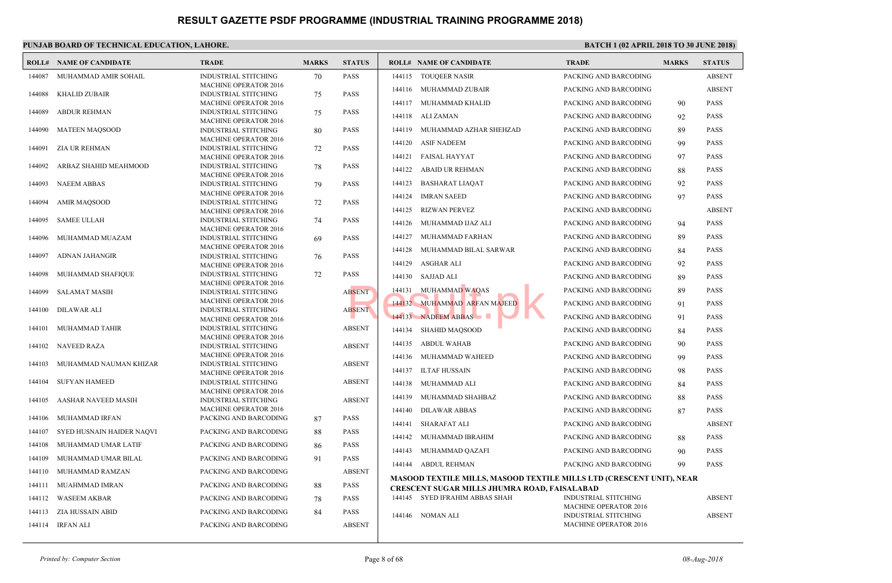# RESULT GAZETTE PSDF PROGRAMME (INDUSTRIAL TRAINING PROGRAMME 2018)

**PUNJAB BOARD OF TECHNICAL EDUCATION, LAHORE.**

**BATCH 1 (02 APRIL 2018 TO 30 JUNE 2018)**

| ROLL# | NAME OF CANDIDATE | TRADE | MARKS | STATUS |
|---|---|---|---|---|
| 144087 | MUHAMMAD AMIR SOHAIL | INDUSTRIAL STITCHING MACHINE OPERATOR 2016 | 70 | PASS |
| 144088 | KHALID ZUBAIR | INDUSTRIAL STITCHING MACHINE OPERATOR 2016 | 75 | PASS |
| 144089 | ABDUR REHMAN | INDUSTRIAL STITCHING MACHINE OPERATOR 2016 | 75 | PASS |
| 144090 | MATEEN MAQSOOD | INDUSTRIAL STITCHING MACHINE OPERATOR 2016 | 80 | PASS |
| 144091 | ZIA UR REHMAN | INDUSTRIAL STITCHING MACHINE OPERATOR 2016 | 72 | PASS |
| 144092 | ARBAZ SHAHID MEAHMOOD | INDUSTRIAL STITCHING MACHINE OPERATOR 2016 | 78 | PASS |
| 144093 | NAEEM ABBAS | INDUSTRIAL STITCHING MACHINE OPERATOR 2016 | 79 | PASS |
| 144094 | AMIR MAQSOOD | INDUSTRIAL STITCHING MACHINE OPERATOR 2016 | 72 | PASS |
| 144095 | SAMEE ULLAH | INDUSTRIAL STITCHING MACHINE OPERATOR 2016 | 74 | PASS |
| 144096 | MUHAMMAD MUAZAM | INDUSTRIAL STITCHING MACHINE OPERATOR 2016 | 69 | PASS |
| 144097 | ADNAN JAHANGIR | INDUSTRIAL STITCHING MACHINE OPERATOR 2016 | 76 | PASS |
| 144098 | MUHAMMAD SHAFIQUE | INDUSTRIAL STITCHING MACHINE OPERATOR 2016 | 72 | PASS |
| 144099 | SALAMAT MASIH | INDUSTRIAL STITCHING MACHINE OPERATOR 2016 | | ABSENT |
| 144100 | DILAWAR ALI | INDUSTRIAL STITCHING MACHINE OPERATOR 2016 | | ABSENT |
| 144101 | MUHAMMAD TAHIR | INDUSTRIAL STITCHING MACHINE OPERATOR 2016 | | ABSENT |
| 144102 | NAVEED RAZA | INDUSTRIAL STITCHING MACHINE OPERATOR 2016 | | ABSENT |
| 144103 | MUHAMMAD NAUMAN KHIZAR | INDUSTRIAL STITCHING MACHINE OPERATOR 2016 | | ABSENT |
| 144104 | SUFYAN HAMEED | INDUSTRIAL STITCHING MACHINE OPERATOR 2016 | | ABSENT |
| 144105 | AASHAR NAVEED MASIH | INDUSTRIAL STITCHING MACHINE OPERATOR 2016 | | ABSENT |
| 144106 | MUHAMMAD IRFAN | PACKING AND BARCODING | 87 | PASS |
| 144107 | SYED HUSNAIN HAIDER NAQVI | PACKING AND BARCODING | 88 | PASS |
| 144108 | MUHAMMAD UMAR LATIF | PACKING AND BARCODING | 86 | PASS |
| 144109 | MUHAMMAD UMAR BILAL | PACKING AND BARCODING | 91 | PASS |
| 144110 | MUHAMMAD RAMZAN | PACKING AND BARCODING | | ABSENT |
| 144111 | MUAHMMAD IMRAN | PACKING AND BARCODING | 88 | PASS |
| 144112 | WASEEM AKBAR | PACKING AND BARCODING | 78 | PASS |
| 144113 | ZIA HUSSAIN ABID | PACKING AND BARCODING | 84 | PASS |
| 144114 | IRFAN ALI | PACKING AND BARCODING | | ABSENT |
| 144115 | TOUQEER NASIR | PACKING AND BARCODING | | ABSENT |
| 144116 | MUHAMMAD ZUBAIR | PACKING AND BARCODING | | ABSENT |
| 144117 | MUHAMMAD KHALID | PACKING AND BARCODING | 90 | PASS |
| 144118 | ALI ZAMAN | PACKING AND BARCODING | 92 | PASS |
| 144119 | MUHAMMAD AZHAR SHEHZAD | PACKING AND BARCODING | 89 | PASS |
| 144120 | ASIF NADEEM | PACKING AND BARCODING | 99 | PASS |
| 144121 | FAISAL HAYYAT | PACKING AND BARCODING | 97 | PASS |
| 144122 | ABAID UR REHMAN | PACKING AND BARCODING | 88 | PASS |
| 144123 | BASHARAT LIAQAT | PACKING AND BARCODING | 92 | PASS |
| 144124 | IMRAN SAEED | PACKING AND BARCODING | 97 | PASS |
| 144125 | RIZWAN PERVEZ | PACKING AND BARCODING | | ABSENT |
| 144126 | MUHAMMAD IJAZ ALI | PACKING AND BARCODING | 94 | PASS |
| 144127 | MUHAMMAD FARHAN | PACKING AND BARCODING | 89 | PASS |
| 144128 | MUHAMMAD BILAL SARWAR | PACKING AND BARCODING | 84 | PASS |
| 144129 | ASGHAR ALI | PACKING AND BARCODING | 92 | PASS |
| 144130 | SAJJAD ALI | PACKING AND BARCODING | 89 | PASS |
| 144131 | MUHAMMAD WAQAS | PACKING AND BARCODING | 89 | PASS |
| 144132 | MUHAMMAD ARFAN MAJEED | PACKING AND BARCODING | 91 | PASS |
| 144133 | NADEEM ABBAS | PACKING AND BARCODING | 91 | PASS |
| 144134 | SHAHID MAQSOOD | PACKING AND BARCODING | 84 | PASS |
| 144135 | ABDUL WAHAB | PACKING AND BARCODING | 90 | PASS |
| 144136 | MUHAMMAD WAHEED | PACKING AND BARCODING | 99 | PASS |
| 144137 | ILTAF HUSSAIN | PACKING AND BARCODING | 98 | PASS |
| 144138 | MUHAMMAD ALI | PACKING AND BARCODING | 84 | PASS |
| 144139 | MUHAMMAD SHAHBAZ | PACKING AND BARCODING | 88 | PASS |
| 144140 | DILAWAR ABBAS | PACKING AND BARCODING | 87 | PASS |
| 144141 | SHARAFAT ALI | PACKING AND BARCODING | | ABSENT |
| 144142 | MUHAMMAD IBRAHIM | PACKING AND BARCODING | 88 | PASS |
| 144143 | MUHAMMAD QAZAFI | PACKING AND BARCODING | 90 | PASS |
| 144144 | ABDUL REHMAN | PACKING AND BARCODING | 99 | PASS |

**MASOOD TEXTILE MILLS, MASOOD TEXTILE MILLS LTD (CRESCENT UNIT), NEAR CRESCENT SUGAR MILLS JHUMRA ROAD, FAISALABAD**

| ROLL# | NAME OF CANDIDATE | TRADE | MARKS | STATUS |
|---|---|---|---|---|
| 144145 | SYED IFRAHIM ABBAS SHAH | INDUSTRIAL STITCHING MACHINE OPERATOR 2016 | | ABSENT |
| 144146 | NOMAN ALI | INDUSTRIAL STITCHING MACHINE OPERATOR 2016 | | ABSENT |

*Printed by: Computer Section* — *08-Aug-2018*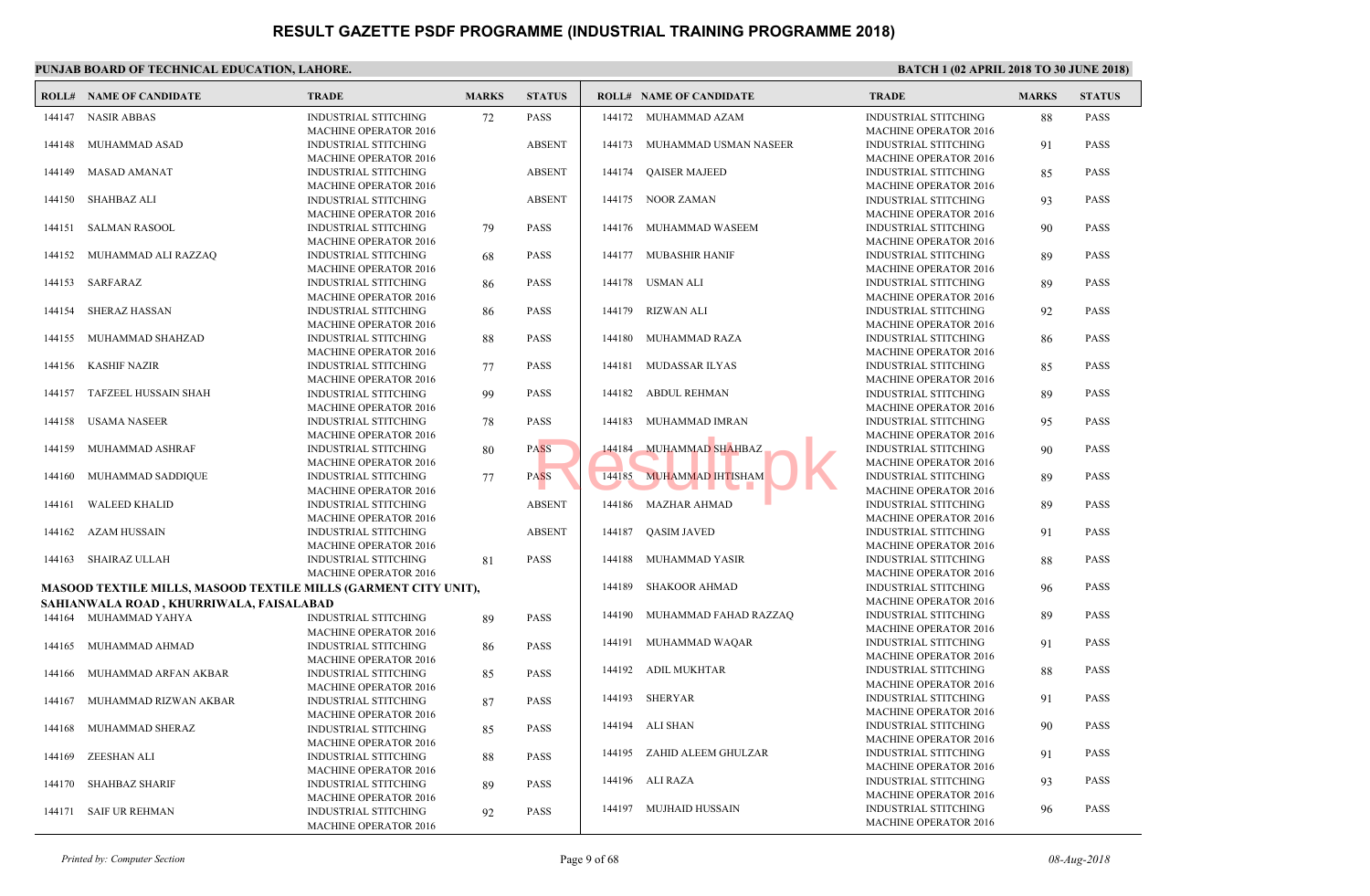# RESULT GAZETTE PSDF PROGRAMME (INDUSTRIAL TRAINING PROGRAMME 2018)

**PUNJAB BOARD OF TECHNICAL EDUCATION, LAHORE.**

**BATCH 1 (02 APRIL 2018 TO 30 JUNE 2018)**

| ROLL# | NAME OF CANDIDATE | TRADE | MARKS | STATUS |
|---|---|---|---|---|
| 144147 | NASIR ABBAS | INDUSTRIAL STITCHING MACHINE OPERATOR 2016 | 72 | PASS |
| 144148 | MUHAMMAD ASAD | INDUSTRIAL STITCHING MACHINE OPERATOR 2016 | | ABSENT |
| 144149 | MASAD AMANAT | INDUSTRIAL STITCHING MACHINE OPERATOR 2016 | | ABSENT |
| 144150 | SHAHBAZ ALI | INDUSTRIAL STITCHING MACHINE OPERATOR 2016 | | ABSENT |
| 144151 | SALMAN RASOOL | INDUSTRIAL STITCHING MACHINE OPERATOR 2016 | 79 | PASS |
| 144152 | MUHAMMAD ALI RAZZAQ | INDUSTRIAL STITCHING MACHINE OPERATOR 2016 | 68 | PASS |
| 144153 | SARFARAZ | INDUSTRIAL STITCHING MACHINE OPERATOR 2016 | 86 | PASS |
| 144154 | SHERAZ HASSAN | INDUSTRIAL STITCHING MACHINE OPERATOR 2016 | 86 | PASS |
| 144155 | MUHAMMAD SHAHZAD | INDUSTRIAL STITCHING MACHINE OPERATOR 2016 | 88 | PASS |
| 144156 | KASHIF NAZIR | INDUSTRIAL STITCHING MACHINE OPERATOR 2016 | 77 | PASS |
| 144157 | TAFZEEL HUSSAIN SHAH | INDUSTRIAL STITCHING MACHINE OPERATOR 2016 | 99 | PASS |
| 144158 | USAMA NASEER | INDUSTRIAL STITCHING MACHINE OPERATOR 2016 | 78 | PASS |
| 144159 | MUHAMMAD ASHRAF | INDUSTRIAL STITCHING MACHINE OPERATOR 2016 | 80 | PASS |
| 144160 | MUHAMMAD SADDIQUE | INDUSTRIAL STITCHING MACHINE OPERATOR 2016 | 77 | PASS |
| 144161 | WALEED KHALID | INDUSTRIAL STITCHING MACHINE OPERATOR 2016 | | ABSENT |
| 144162 | AZAM HUSSAIN | INDUSTRIAL STITCHING MACHINE OPERATOR 2016 | | ABSENT |
| 144163 | SHAIRAZ ULLAH | INDUSTRIAL STITCHING MACHINE OPERATOR 2016 | 81 | PASS |

**MASOOD TEXTILE MILLS, MASOOD TEXTILE MILLS (GARMENT CITY UNIT), SAHIANWALA ROAD , KHURRIWALA, FAISALABAD**

| ROLL# | NAME OF CANDIDATE | TRADE | MARKS | STATUS |
|---|---|---|---|---|
| 144164 | MUHAMMAD YAHYA | INDUSTRIAL STITCHING MACHINE OPERATOR 2016 | 89 | PASS |
| 144165 | MUHAMMAD AHMAD | INDUSTRIAL STITCHING MACHINE OPERATOR 2016 | 86 | PASS |
| 144166 | MUHAMMAD ARFAN AKBAR | INDUSTRIAL STITCHING MACHINE OPERATOR 2016 | 85 | PASS |
| 144167 | MUHAMMAD RIZWAN AKBAR | INDUSTRIAL STITCHING MACHINE OPERATOR 2016 | 87 | PASS |
| 144168 | MUHAMMAD SHERAZ | INDUSTRIAL STITCHING MACHINE OPERATOR 2016 | 85 | PASS |
| 144169 | ZEESHAN ALI | INDUSTRIAL STITCHING MACHINE OPERATOR 2016 | 88 | PASS |
| 144170 | SHAHBAZ SHARIF | INDUSTRIAL STITCHING MACHINE OPERATOR 2016 | 89 | PASS |
| 144171 | SAIF UR REHMAN | INDUSTRIAL STITCHING MACHINE OPERATOR 2016 | 92 | PASS |
| 144172 | MUHAMMAD AZAM | INDUSTRIAL STITCHING MACHINE OPERATOR 2016 | 88 | PASS |
| 144173 | MUHAMMAD USMAN NASEER | INDUSTRIAL STITCHING MACHINE OPERATOR 2016 | 91 | PASS |
| 144174 | QAISER MAJEED | INDUSTRIAL STITCHING MACHINE OPERATOR 2016 | 85 | PASS |
| 144175 | NOOR ZAMAN | INDUSTRIAL STITCHING MACHINE OPERATOR 2016 | 93 | PASS |
| 144176 | MUHAMMAD WASEEM | INDUSTRIAL STITCHING MACHINE OPERATOR 2016 | 90 | PASS |
| 144177 | MUBASHIR HANIF | INDUSTRIAL STITCHING MACHINE OPERATOR 2016 | 89 | PASS |
| 144178 | USMAN ALI | INDUSTRIAL STITCHING MACHINE OPERATOR 2016 | 89 | PASS |
| 144179 | RIZWAN ALI | INDUSTRIAL STITCHING MACHINE OPERATOR 2016 | 92 | PASS |
| 144180 | MUHAMMAD RAZA | INDUSTRIAL STITCHING MACHINE OPERATOR 2016 | 86 | PASS |
| 144181 | MUDASSAR ILYAS | INDUSTRIAL STITCHING MACHINE OPERATOR 2016 | 85 | PASS |
| 144182 | ABDUL REHMAN | INDUSTRIAL STITCHING MACHINE OPERATOR 2016 | 89 | PASS |
| 144183 | MUHAMMAD IMRAN | INDUSTRIAL STITCHING MACHINE OPERATOR 2016 | 95 | PASS |
| 144184 | MUHAMMAD SHAHBAZ | INDUSTRIAL STITCHING MACHINE OPERATOR 2016 | 90 | PASS |
| 144185 | MUHAMMAD IHTISHAM | INDUSTRIAL STITCHING MACHINE OPERATOR 2016 | 89 | PASS |
| 144186 | MAZHAR AHMAD | INDUSTRIAL STITCHING MACHINE OPERATOR 2016 | 89 | PASS |
| 144187 | QASIM JAVED | INDUSTRIAL STITCHING MACHINE OPERATOR 2016 | 91 | PASS |
| 144188 | MUHAMMAD YASIR | INDUSTRIAL STITCHING MACHINE OPERATOR 2016 | 88 | PASS |
| 144189 | SHAKOOR AHMAD | INDUSTRIAL STITCHING MACHINE OPERATOR 2016 | 96 | PASS |
| 144190 | MUHAMMAD FAHAD RAZZAQ | INDUSTRIAL STITCHING MACHINE OPERATOR 2016 | 89 | PASS |
| 144191 | MUHAMMAD WAQAR | INDUSTRIAL STITCHING MACHINE OPERATOR 2016 | 91 | PASS |
| 144192 | ADIL MUKHTAR | INDUSTRIAL STITCHING MACHINE OPERATOR 2016 | 88 | PASS |
| 144193 | SHERYAR | INDUSTRIAL STITCHING MACHINE OPERATOR 2016 | 91 | PASS |
| 144194 | ALI SHAN | INDUSTRIAL STITCHING MACHINE OPERATOR 2016 | 90 | PASS |
| 144195 | ZAHID ALEEM GHULZAR | INDUSTRIAL STITCHING MACHINE OPERATOR 2016 | 91 | PASS |
| 144196 | ALI RAZA | INDUSTRIAL STITCHING MACHINE OPERATOR 2016 | 93 | PASS |
| 144197 | MUJHAID HUSSAIN | INDUSTRIAL STITCHING MACHINE OPERATOR 2016 | 96 | PASS |

*Printed by: Computer Section* | *08-Aug-2018*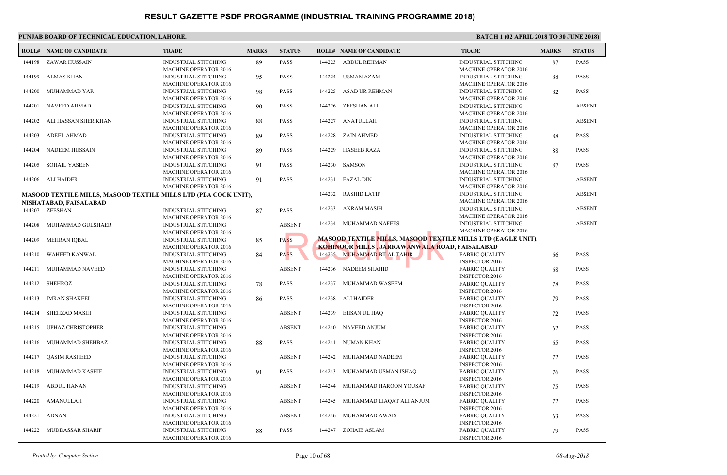# RESULT GAZETTE PSDF PROGRAMME (INDUSTRIAL TRAINING PROGRAMME 2018)

**PUNJAB BOARD OF TECHNICAL EDUCATION, LAHORE.**

**BATCH 1 (02 APRIL 2018 TO 30 JUNE 2018)**

| ROLL# | NAME OF CANDIDATE | TRADE | MARKS | STATUS |
|---|---|---|---|---|
| 144198 | ZAWAR HUSSAIN | INDUSTRIAL STITCHING MACHINE OPERATOR 2016 | 89 | PASS |
| 144199 | ALMAS KHAN | INDUSTRIAL STITCHING MACHINE OPERATOR 2016 | 95 | PASS |
| 144200 | MUHAMMAD YAR | INDUSTRIAL STITCHING MACHINE OPERATOR 2016 | 98 | PASS |
| 144201 | NAVEED AHMAD | INDUSTRIAL STITCHING MACHINE OPERATOR 2016 | 90 | PASS |
| 144202 | ALI HASSAN SHER KHAN | INDUSTRIAL STITCHING MACHINE OPERATOR 2016 | 88 | PASS |
| 144203 | ADEEL AHMAD | INDUSTRIAL STITCHING MACHINE OPERATOR 2016 | 89 | PASS |
| 144204 | NADEEM HUSSAIN | INDUSTRIAL STITCHING MACHINE OPERATOR 2016 | 89 | PASS |
| 144205 | SOHAIL YASEEN | INDUSTRIAL STITCHING MACHINE OPERATOR 2016 | 91 | PASS |
| 144206 | ALI HAIDER | INDUSTRIAL STITCHING MACHINE OPERATOR 2016 | 91 | PASS |

**MASOOD TEXTILE MILLS, MASOOD TEXTILE MILLS LTD (PEA COCK UNIT), NISHATABAD, FAISALABAD**

| ROLL# | NAME OF CANDIDATE | TRADE | MARKS | STATUS |
|---|---|---|---|---|
| 144207 | ZEESHAN | INDUSTRIAL STITCHING MACHINE OPERATOR 2016 | 87 | PASS |
| 144208 | MUHAMMAD GULSHAER | INDUSTRIAL STITCHING MACHINE OPERATOR 2016 | | ABSENT |
| 144209 | MEHRAN IQBAL | INDUSTRIAL STITCHING MACHINE OPERATOR 2016 | 85 | PASS |
| 144210 | WAHEED KANWAL | INDUSTRIAL STITCHING MACHINE OPERATOR 2016 | 84 | PASS |
| 144211 | MUHAMMAD NAVEED | INDUSTRIAL STITCHING MACHINE OPERATOR 2016 | | ABSENT |
| 144212 | SHEHROZ | INDUSTRIAL STITCHING MACHINE OPERATOR 2016 | 78 | PASS |
| 144213 | IMRAN SHAKEEL | INDUSTRIAL STITCHING MACHINE OPERATOR 2016 | 86 | PASS |
| 144214 | SHEHZAD MASIH | INDUSTRIAL STITCHING MACHINE OPERATOR 2016 | | ABSENT |
| 144215 | UPHAZ CHRISTOPHER | INDUSTRIAL STITCHING MACHINE OPERATOR 2016 | | ABSENT |
| 144216 | MUHAMMAD SHEHBAZ | INDUSTRIAL STITCHING MACHINE OPERATOR 2016 | 88 | PASS |
| 144217 | QASIM RASHEED | INDUSTRIAL STITCHING MACHINE OPERATOR 2016 | | ABSENT |
| 144218 | MUHAMMAD KASHIF | INDUSTRIAL STITCHING MACHINE OPERATOR 2016 | 91 | PASS |
| 144219 | ABDUL HANAN | INDUSTRIAL STITCHING MACHINE OPERATOR 2016 | | ABSENT |
| 144220 | AMANULLAH | INDUSTRIAL STITCHING MACHINE OPERATOR 2016 | | ABSENT |
| 144221 | ADNAN | INDUSTRIAL STITCHING MACHINE OPERATOR 2016 | | ABSENT |
| 144222 | MUDDASSAR SHARIF | INDUSTRIAL STITCHING MACHINE OPERATOR 2016 | 88 | PASS |
| 144223 | ABDUL REHMAN | INDUSTRIAL STITCHING MACHINE OPERATOR 2016 | 87 | PASS |
| 144224 | USMAN AZAM | INDUSTRIAL STITCHING MACHINE OPERATOR 2016 | 88 | PASS |
| 144225 | ASAD UR REHMAN | INDUSTRIAL STITCHING MACHINE OPERATOR 2016 | 82 | PASS |
| 144226 | ZEESHAN ALI | INDUSTRIAL STITCHING MACHINE OPERATOR 2016 | | ABSENT |
| 144227 | ANATULLAH | INDUSTRIAL STITCHING MACHINE OPERATOR 2016 | | ABSENT |
| 144228 | ZAIN AHMED | INDUSTRIAL STITCHING MACHINE OPERATOR 2016 | 88 | PASS |
| 144229 | HASEEB RAZA | INDUSTRIAL STITCHING MACHINE OPERATOR 2016 | 88 | PASS |
| 144230 | SAMSON | INDUSTRIAL STITCHING MACHINE OPERATOR 2016 | 87 | PASS |
| 144231 | FAZAL DIN | INDUSTRIAL STITCHING MACHINE OPERATOR 2016 | | ABSENT |
| 144232 | RASHID LATIF | INDUSTRIAL STITCHING MACHINE OPERATOR 2016 | | ABSENT |
| 144233 | AKRAM MASIH | INDUSTRIAL STITCHING MACHINE OPERATOR 2016 | | ABSENT |
| 144234 | MUHAMMAD NAFEES | INDUSTRIAL STITCHING MACHINE OPERATOR 2016 | | ABSENT |

**MASOOD TEXTILE MILLS, MASOOD TEXTILE MILLS LTD (EAGLE UNIT), KOHINOOR MILLS , JARRAWANWALA ROAD, FAISALABAD**

| ROLL# | NAME OF CANDIDATE | TRADE | MARKS | STATUS |
|---|---|---|---|---|
| 144235 | MUHAMMAD BILAL TAHIR | FABRIC QUALITY INSPECTOR 2016 | 66 | PASS |
| 144236 | NADEEM SHAHID | FABRIC QUALITY INSPECTOR 2016 | 68 | PASS |
| 144237 | MUHAMMAD WASEEM | FABRIC QUALITY INSPECTOR 2016 | 78 | PASS |
| 144238 | ALI HAIDER | FABRIC QUALITY INSPECTOR 2016 | 79 | PASS |
| 144239 | EHSAN UL HAQ | FABRIC QUALITY INSPECTOR 2016 | 72 | PASS |
| 144240 | NAVEED ANJUM | FABRIC QUALITY INSPECTOR 2016 | 62 | PASS |
| 144241 | NUMAN KHAN | FABRIC QUALITY INSPECTOR 2016 | 65 | PASS |
| 144242 | MUHAMMAD NADEEM | FABRIC QUALITY INSPECTOR 2016 | 72 | PASS |
| 144243 | MUHAMMAD USMAN ISHAQ | FABRIC QUALITY INSPECTOR 2016 | 76 | PASS |
| 144244 | MUHAMMAD HAROON YOUSAF | FABRIC QUALITY INSPECTOR 2016 | 75 | PASS |
| 144245 | MUHAMMAD LIAQAT ALI ANJUM | FABRIC QUALITY INSPECTOR 2016 | 72 | PASS |
| 144246 | MUHAMMAD AWAIS | FABRIC QUALITY INSPECTOR 2016 | 63 | PASS |
| 144247 | ZOHAIB ASLAM | FABRIC QUALITY INSPECTOR 2016 | 79 | PASS |

*Printed by: Computer Section*

*08-Aug-2018*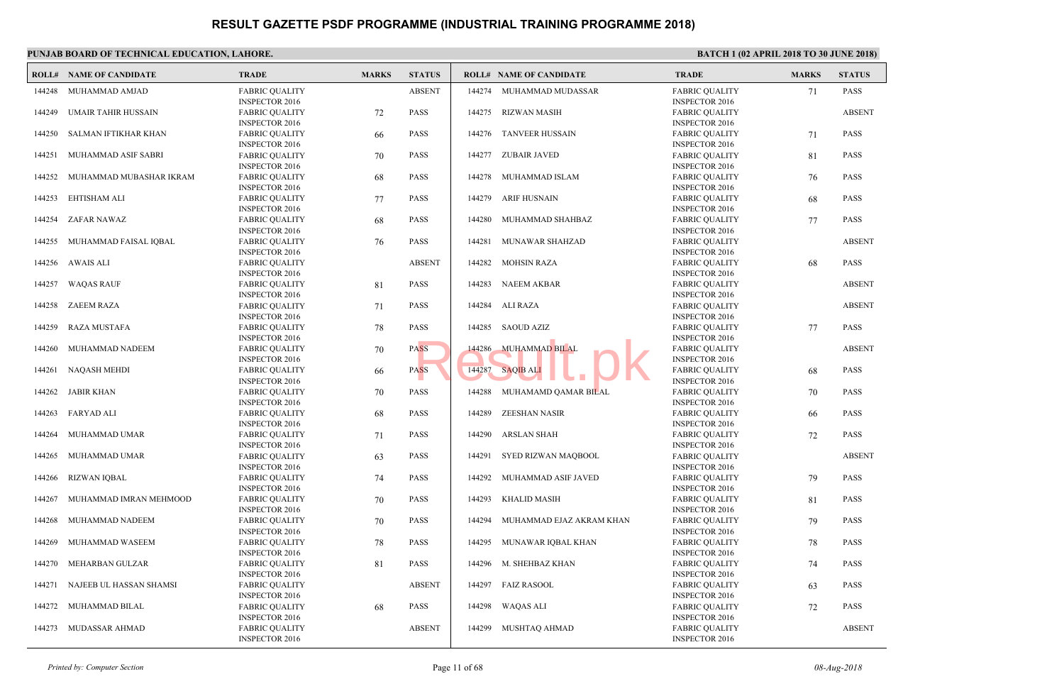# RESULT GAZETTE PSDF PROGRAMME (INDUSTRIAL TRAINING PROGRAMME 2018)

**PUNJAB BOARD OF TECHNICAL EDUCATION, LAHORE.**

**BATCH 1 (02 APRIL 2018 TO 30 JUNE 2018)**

| ROLL# | NAME OF CANDIDATE | TRADE | MARKS | STATUS |
|---|---|---|---|---|
| 144248 | MUHAMMAD AMJAD | FABRIC QUALITY INSPECTOR 2016 | | ABSENT |
| 144249 | UMAIR TAHIR HUSSAIN | FABRIC QUALITY INSPECTOR 2016 | 72 | PASS |
| 144250 | SALMAN IFTIKHAR KHAN | FABRIC QUALITY INSPECTOR 2016 | 66 | PASS |
| 144251 | MUHAMMAD ASIF SABRI | FABRIC QUALITY INSPECTOR 2016 | 70 | PASS |
| 144252 | MUHAMMAD MUBASHAR IKRAM | FABRIC QUALITY INSPECTOR 2016 | 68 | PASS |
| 144253 | EHTISHAM ALI | FABRIC QUALITY INSPECTOR 2016 | 77 | PASS |
| 144254 | ZAFAR NAWAZ | FABRIC QUALITY INSPECTOR 2016 | 68 | PASS |
| 144255 | MUHAMMAD FAISAL IQBAL | FABRIC QUALITY INSPECTOR 2016 | 76 | PASS |
| 144256 | AWAIS ALI | FABRIC QUALITY INSPECTOR 2016 | | ABSENT |
| 144257 | WAQAS RAUF | FABRIC QUALITY INSPECTOR 2016 | 81 | PASS |
| 144258 | ZAEEM RAZA | FABRIC QUALITY INSPECTOR 2016 | 71 | PASS |
| 144259 | RAZA MUSTAFA | FABRIC QUALITY INSPECTOR 2016 | 78 | PASS |
| 144260 | MUHAMMAD NADEEM | FABRIC QUALITY INSPECTOR 2016 | 70 | PASS |
| 144261 | NAQASH MEHDI | FABRIC QUALITY INSPECTOR 2016 | 66 | PASS |
| 144262 | JABIR KHAN | FABRIC QUALITY INSPECTOR 2016 | 70 | PASS |
| 144263 | FARYAD ALI | FABRIC QUALITY INSPECTOR 2016 | 68 | PASS |
| 144264 | MUHAMMAD UMAR | FABRIC QUALITY INSPECTOR 2016 | 71 | PASS |
| 144265 | MUHAMMAD UMAR | FABRIC QUALITY INSPECTOR 2016 | 63 | PASS |
| 144266 | RIZWAN IQBAL | FABRIC QUALITY INSPECTOR 2016 | 74 | PASS |
| 144267 | MUHAMMAD IMRAN MEHMOOD | FABRIC QUALITY INSPECTOR 2016 | 70 | PASS |
| 144268 | MUHAMMAD NADEEM | FABRIC QUALITY INSPECTOR 2016 | 70 | PASS |
| 144269 | MUHAMMAD WASEEM | FABRIC QUALITY INSPECTOR 2016 | 78 | PASS |
| 144270 | MEHARBAN GULZAR | FABRIC QUALITY INSPECTOR 2016 | 81 | PASS |
| 144271 | NAJEEB UL HASSAN SHAMSI | FABRIC QUALITY INSPECTOR 2016 | | ABSENT |
| 144272 | MUHAMMAD BILAL | FABRIC QUALITY INSPECTOR 2016 | 68 | PASS |
| 144273 | MUDASSAR AHMAD | FABRIC QUALITY INSPECTOR 2016 | | ABSENT |
| 144274 | MUHAMMAD MUDASSAR | FABRIC QUALITY INSPECTOR 2016 | 71 | PASS |
| 144275 | RIZWAN MASIH | FABRIC QUALITY INSPECTOR 2016 | | ABSENT |
| 144276 | TANVEER HUSSAIN | FABRIC QUALITY INSPECTOR 2016 | 71 | PASS |
| 144277 | ZUBAIR JAVED | FABRIC QUALITY INSPECTOR 2016 | 81 | PASS |
| 144278 | MUHAMMAD ISLAM | FABRIC QUALITY INSPECTOR 2016 | 76 | PASS |
| 144279 | ARIF HUSNAIN | FABRIC QUALITY INSPECTOR 2016 | 68 | PASS |
| 144280 | MUHAMMAD SHAHBAZ | FABRIC QUALITY INSPECTOR 2016 | 77 | PASS |
| 144281 | MUNAWAR SHAHZAD | FABRIC QUALITY INSPECTOR 2016 | | ABSENT |
| 144282 | MOHSIN RAZA | FABRIC QUALITY INSPECTOR 2016 | 68 | PASS |
| 144283 | NAEEM AKBAR | FABRIC QUALITY INSPECTOR 2016 | | ABSENT |
| 144284 | ALI RAZA | FABRIC QUALITY INSPECTOR 2016 | | ABSENT |
| 144285 | SAOUD AZIZ | FABRIC QUALITY INSPECTOR 2016 | 77 | PASS |
| 144286 | MUHAMMAD BILAL | FABRIC QUALITY INSPECTOR 2016 | | ABSENT |
| 144287 | SAQIB ALI | FABRIC QUALITY INSPECTOR 2016 | 68 | PASS |
| 144288 | MUHAMAMD QAMAR BILAL | FABRIC QUALITY INSPECTOR 2016 | 70 | PASS |
| 144289 | ZEESHAN NASIR | FABRIC QUALITY INSPECTOR 2016 | 66 | PASS |
| 144290 | ARSLAN SHAH | FABRIC QUALITY INSPECTOR 2016 | 72 | PASS |
| 144291 | SYED RIZWAN MAQBOOL | FABRIC QUALITY INSPECTOR 2016 | | ABSENT |
| 144292 | MUHAMMAD ASIF JAVED | FABRIC QUALITY INSPECTOR 2016 | 79 | PASS |
| 144293 | KHALID MASIH | FABRIC QUALITY INSPECTOR 2016 | 81 | PASS |
| 144294 | MUHAMMAD EJAZ AKRAM KHAN | FABRIC QUALITY INSPECTOR 2016 | 79 | PASS |
| 144295 | MUNAWAR IQBAL KHAN | FABRIC QUALITY INSPECTOR 2016 | 78 | PASS |
| 144296 | M. SHEHBAZ KHAN | FABRIC QUALITY INSPECTOR 2016 | 74 | PASS |
| 144297 | FAIZ RASOOL | FABRIC QUALITY INSPECTOR 2016 | 63 | PASS |
| 144298 | WAQAS ALI | FABRIC QUALITY INSPECTOR 2016 | 72 | PASS |
| 144299 | MUSHTAQ AHMAD | FABRIC QUALITY INSPECTOR 2016 | | ABSENT |

*Printed by: Computer Section* 08-Aug-2018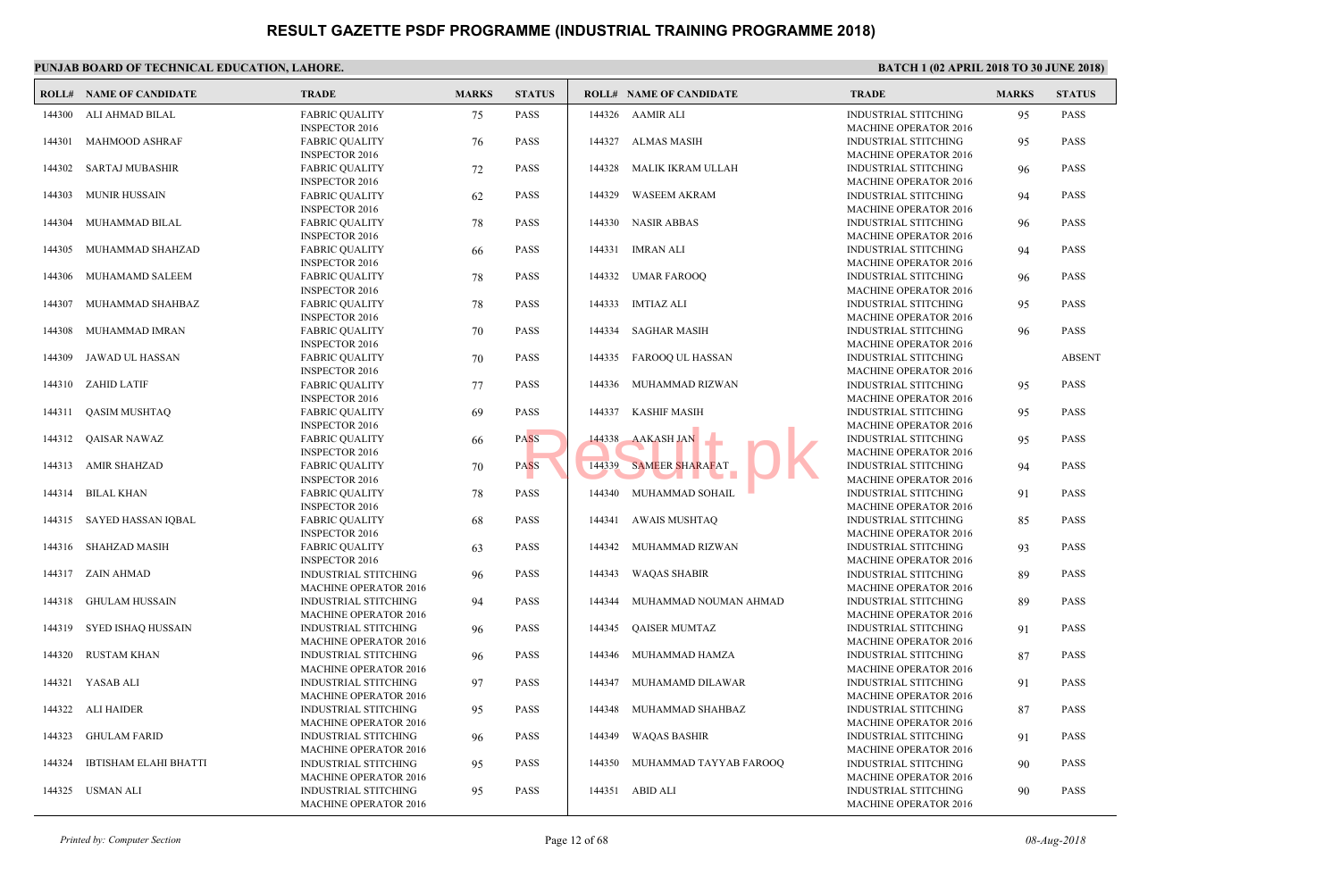# RESULT GAZETTE PSDF PROGRAMME (INDUSTRIAL TRAINING PROGRAMME 2018)

**PUNJAB BOARD OF TECHNICAL EDUCATION, LAHORE.**

**BATCH 1 (02 APRIL 2018 TO 30 JUNE 2018)**

| ROLL# | NAME OF CANDIDATE | TRADE | MARKS | STATUS |
|---|---|---|---|---|
| 144300 | ALI AHMAD BILAL | FABRIC QUALITY INSPECTOR 2016 | 75 | PASS |
| 144301 | MAHMOOD ASHRAF | FABRIC QUALITY INSPECTOR 2016 | 76 | PASS |
| 144302 | SARTAJ MUBASHIR | FABRIC QUALITY INSPECTOR 2016 | 72 | PASS |
| 144303 | MUNIR HUSSAIN | FABRIC QUALITY INSPECTOR 2016 | 62 | PASS |
| 144304 | MUHAMMAD BILAL | FABRIC QUALITY INSPECTOR 2016 | 78 | PASS |
| 144305 | MUHAMMAD SHAHZAD | FABRIC QUALITY INSPECTOR 2016 | 66 | PASS |
| 144306 | MUHAMAMD SALEEM | FABRIC QUALITY INSPECTOR 2016 | 78 | PASS |
| 144307 | MUHAMMAD SHAHBAZ | FABRIC QUALITY INSPECTOR 2016 | 78 | PASS |
| 144308 | MUHAMMAD IMRAN | FABRIC QUALITY INSPECTOR 2016 | 70 | PASS |
| 144309 | JAWAD UL HASSAN | FABRIC QUALITY INSPECTOR 2016 | 70 | PASS |
| 144310 | ZAHID LATIF | FABRIC QUALITY INSPECTOR 2016 | 77 | PASS |
| 144311 | QASIM MUSHTAQ | FABRIC QUALITY INSPECTOR 2016 | 69 | PASS |
| 144312 | QAISAR NAWAZ | FABRIC QUALITY INSPECTOR 2016 | 66 | PASS |
| 144313 | AMIR SHAHZAD | FABRIC QUALITY INSPECTOR 2016 | 70 | PASS |
| 144314 | BILAL KHAN | FABRIC QUALITY INSPECTOR 2016 | 78 | PASS |
| 144315 | SAYED HASSAN IQBAL | FABRIC QUALITY INSPECTOR 2016 | 68 | PASS |
| 144316 | SHAHZAD MASIH | FABRIC QUALITY INSPECTOR 2016 | 63 | PASS |
| 144317 | ZAIN AHMAD | INDUSTRIAL STITCHING MACHINE OPERATOR 2016 | 96 | PASS |
| 144318 | GHULAM HUSSAIN | INDUSTRIAL STITCHING MACHINE OPERATOR 2016 | 94 | PASS |
| 144319 | SYED ISHAQ HUSSAIN | INDUSTRIAL STITCHING MACHINE OPERATOR 2016 | 96 | PASS |
| 144320 | RUSTAM KHAN | INDUSTRIAL STITCHING MACHINE OPERATOR 2016 | 96 | PASS |
| 144321 | YASAB ALI | INDUSTRIAL STITCHING MACHINE OPERATOR 2016 | 97 | PASS |
| 144322 | ALI HAIDER | INDUSTRIAL STITCHING MACHINE OPERATOR 2016 | 95 | PASS |
| 144323 | GHULAM FARID | INDUSTRIAL STITCHING MACHINE OPERATOR 2016 | 96 | PASS |
| 144324 | IBTISHAM ELAHI BHATTI | INDUSTRIAL STITCHING MACHINE OPERATOR 2016 | 95 | PASS |
| 144325 | USMAN ALI | INDUSTRIAL STITCHING MACHINE OPERATOR 2016 | 95 | PASS |
| 144326 | AAMIR ALI | INDUSTRIAL STITCHING MACHINE OPERATOR 2016 | 95 | PASS |
| 144327 | ALMAS MASIH | INDUSTRIAL STITCHING MACHINE OPERATOR 2016 | 95 | PASS |
| 144328 | MALIK IKRAM ULLAH | INDUSTRIAL STITCHING MACHINE OPERATOR 2016 | 96 | PASS |
| 144329 | WASEEM AKRAM | INDUSTRIAL STITCHING MACHINE OPERATOR 2016 | 94 | PASS |
| 144330 | NASIR ABBAS | INDUSTRIAL STITCHING MACHINE OPERATOR 2016 | 96 | PASS |
| 144331 | IMRAN ALI | INDUSTRIAL STITCHING MACHINE OPERATOR 2016 | 94 | PASS |
| 144332 | UMAR FAROOQ | INDUSTRIAL STITCHING MACHINE OPERATOR 2016 | 96 | PASS |
| 144333 | IMTIAZ ALI | INDUSTRIAL STITCHING MACHINE OPERATOR 2016 | 95 | PASS |
| 144334 | SAGHAR MASIH | INDUSTRIAL STITCHING MACHINE OPERATOR 2016 | 96 | PASS |
| 144335 | FAROOQ UL HASSAN | INDUSTRIAL STITCHING MACHINE OPERATOR 2016 | | ABSENT |
| 144336 | MUHAMMAD RIZWAN | INDUSTRIAL STITCHING MACHINE OPERATOR 2016 | 95 | PASS |
| 144337 | KASHIF MASIH | INDUSTRIAL STITCHING MACHINE OPERATOR 2016 | 95 | PASS |
| 144338 | AAKASH JAN | INDUSTRIAL STITCHING MACHINE OPERATOR 2016 | 95 | PASS |
| 144339 | SAMEER SHARAFAT | INDUSTRIAL STITCHING MACHINE OPERATOR 2016 | 94 | PASS |
| 144340 | MUHAMMAD SOHAIL | INDUSTRIAL STITCHING MACHINE OPERATOR 2016 | 91 | PASS |
| 144341 | AWAIS MUSHTAQ | INDUSTRIAL STITCHING MACHINE OPERATOR 2016 | 85 | PASS |
| 144342 | MUHAMMAD RIZWAN | INDUSTRIAL STITCHING MACHINE OPERATOR 2016 | 93 | PASS |
| 144343 | WAQAS SHABIR | INDUSTRIAL STITCHING MACHINE OPERATOR 2016 | 89 | PASS |
| 144344 | MUHAMMAD NOUMAN AHMAD | INDUSTRIAL STITCHING MACHINE OPERATOR 2016 | 89 | PASS |
| 144345 | QAISER MUMTAZ | INDUSTRIAL STITCHING MACHINE OPERATOR 2016 | 91 | PASS |
| 144346 | MUHAMMAD HAMZA | INDUSTRIAL STITCHING MACHINE OPERATOR 2016 | 87 | PASS |
| 144347 | MUHAMAMD DILAWAR | INDUSTRIAL STITCHING MACHINE OPERATOR 2016 | 91 | PASS |
| 144348 | MUHAMMAD SHAHBAZ | INDUSTRIAL STITCHING MACHINE OPERATOR 2016 | 87 | PASS |
| 144349 | WAQAS BASHIR | INDUSTRIAL STITCHING MACHINE OPERATOR 2016 | 91 | PASS |
| 144350 | MUHAMMAD TAYYAB FAROOQ | INDUSTRIAL STITCHING MACHINE OPERATOR 2016 | 90 | PASS |
| 144351 | ABID ALI | INDUSTRIAL STITCHING MACHINE OPERATOR 2016 | 90 | PASS |

*Printed by: Computer Section*

*08-Aug-2018*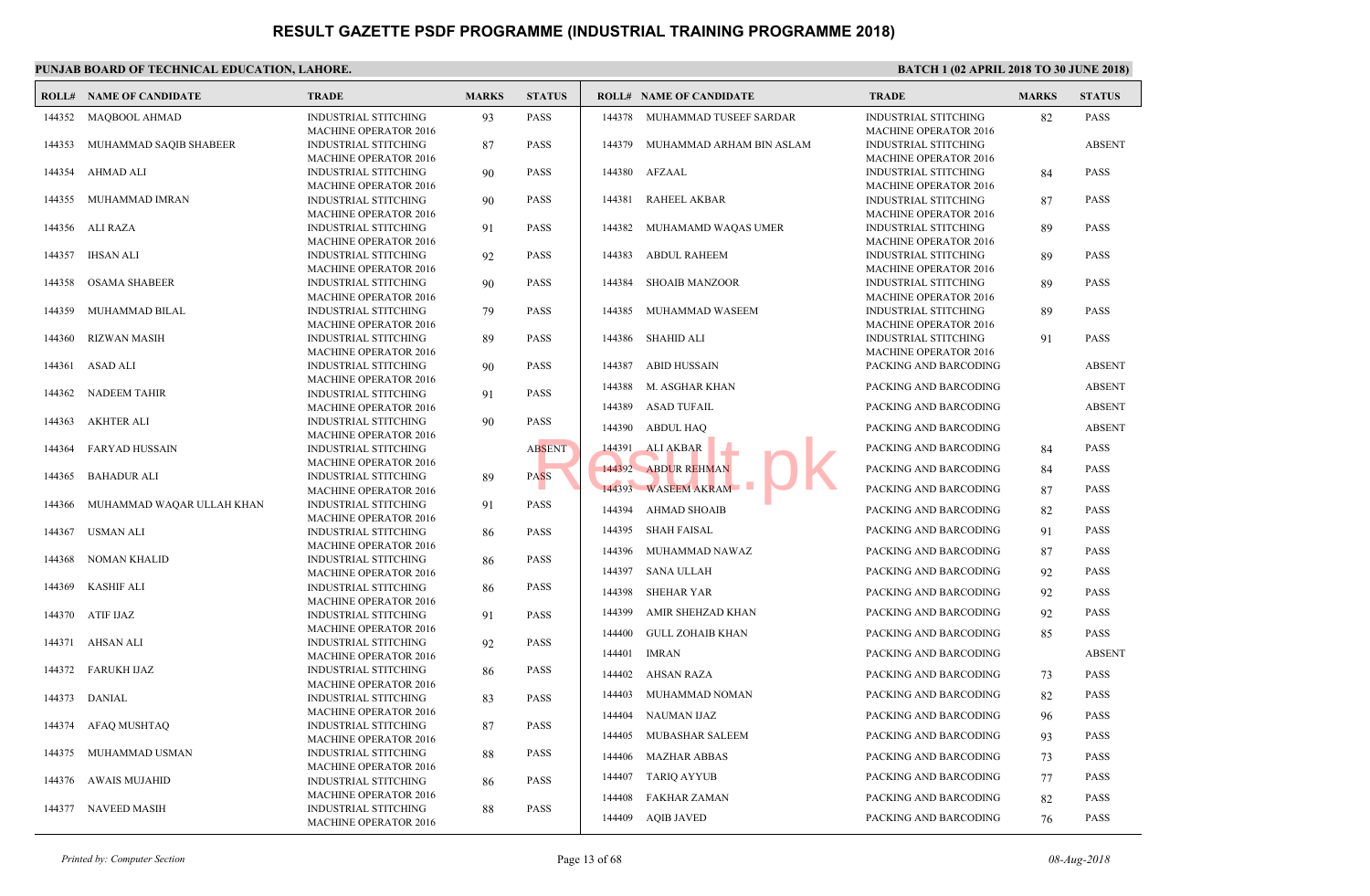# RESULT GAZETTE PSDF PROGRAMME (INDUSTRIAL TRAINING PROGRAMME 2018)

**PUNJAB BOARD OF TECHNICAL EDUCATION, LAHORE.**

**BATCH 1 (02 APRIL 2018 TO 30 JUNE 2018)**

| ROLL# | NAME OF CANDIDATE | TRADE | MARKS | STATUS |
|---|---|---|---|---|
| 144352 | MAQBOOL AHMAD | INDUSTRIAL STITCHING MACHINE OPERATOR 2016 | 93 | PASS |
| 144353 | MUHAMMAD SAQIB SHABEER | INDUSTRIAL STITCHING MACHINE OPERATOR 2016 | 87 | PASS |
| 144354 | AHMAD ALI | INDUSTRIAL STITCHING MACHINE OPERATOR 2016 | 90 | PASS |
| 144355 | MUHAMMAD IMRAN | INDUSTRIAL STITCHING MACHINE OPERATOR 2016 | 90 | PASS |
| 144356 | ALI RAZA | INDUSTRIAL STITCHING MACHINE OPERATOR 2016 | 91 | PASS |
| 144357 | IHSAN ALI | INDUSTRIAL STITCHING MACHINE OPERATOR 2016 | 92 | PASS |
| 144358 | OSAMA SHABEER | INDUSTRIAL STITCHING MACHINE OPERATOR 2016 | 90 | PASS |
| 144359 | MUHAMMAD BILAL | INDUSTRIAL STITCHING MACHINE OPERATOR 2016 | 79 | PASS |
| 144360 | RIZWAN MASIH | INDUSTRIAL STITCHING MACHINE OPERATOR 2016 | 89 | PASS |
| 144361 | ASAD ALI | INDUSTRIAL STITCHING MACHINE OPERATOR 2016 | 90 | PASS |
| 144362 | NADEEM TAHIR | INDUSTRIAL STITCHING MACHINE OPERATOR 2016 | 91 | PASS |
| 144363 | AKHTER ALI | INDUSTRIAL STITCHING MACHINE OPERATOR 2016 | 90 | PASS |
| 144364 | FARYAD HUSSAIN | INDUSTRIAL STITCHING MACHINE OPERATOR 2016 | | ABSENT |
| 144365 | BAHADUR ALI | INDUSTRIAL STITCHING MACHINE OPERATOR 2016 | 89 | PASS |
| 144366 | MUHAMMAD WAQAR ULLAH KHAN | INDUSTRIAL STITCHING MACHINE OPERATOR 2016 | 91 | PASS |
| 144367 | USMAN ALI | INDUSTRIAL STITCHING MACHINE OPERATOR 2016 | 86 | PASS |
| 144368 | NOMAN KHALID | INDUSTRIAL STITCHING MACHINE OPERATOR 2016 | 86 | PASS |
| 144369 | KASHIF ALI | INDUSTRIAL STITCHING MACHINE OPERATOR 2016 | 86 | PASS |
| 144370 | ATIF IJAZ | INDUSTRIAL STITCHING MACHINE OPERATOR 2016 | 91 | PASS |
| 144371 | AHSAN ALI | INDUSTRIAL STITCHING MACHINE OPERATOR 2016 | 92 | PASS |
| 144372 | FARUKH IJAZ | INDUSTRIAL STITCHING MACHINE OPERATOR 2016 | 86 | PASS |
| 144373 | DANIAL | INDUSTRIAL STITCHING MACHINE OPERATOR 2016 | 83 | PASS |
| 144374 | AFAQ MUSHTAQ | INDUSTRIAL STITCHING MACHINE OPERATOR 2016 | 87 | PASS |
| 144375 | MUHAMMAD USMAN | INDUSTRIAL STITCHING MACHINE OPERATOR 2016 | 88 | PASS |
| 144376 | AWAIS MUJAHID | INDUSTRIAL STITCHING MACHINE OPERATOR 2016 | 86 | PASS |
| 144377 | NAVEED MASIH | INDUSTRIAL STITCHING MACHINE OPERATOR 2016 | 88 | PASS |
| 144378 | MUHAMMAD TUSEEF SARDAR | INDUSTRIAL STITCHING MACHINE OPERATOR 2016 | 82 | PASS |
| 144379 | MUHAMMAD ARHAM BIN ASLAM | INDUSTRIAL STITCHING MACHINE OPERATOR 2016 | | ABSENT |
| 144380 | AFZAAL | INDUSTRIAL STITCHING MACHINE OPERATOR 2016 | 84 | PASS |
| 144381 | RAHEEL AKBAR | INDUSTRIAL STITCHING MACHINE OPERATOR 2016 | 87 | PASS |
| 144382 | MUHAMAMD WAQAS UMER | INDUSTRIAL STITCHING MACHINE OPERATOR 2016 | 89 | PASS |
| 144383 | ABDUL RAHEEM | INDUSTRIAL STITCHING MACHINE OPERATOR 2016 | 89 | PASS |
| 144384 | SHOAIB MANZOOR | INDUSTRIAL STITCHING MACHINE OPERATOR 2016 | 89 | PASS |
| 144385 | MUHAMMAD WASEEM | INDUSTRIAL STITCHING MACHINE OPERATOR 2016 | 89 | PASS |
| 144386 | SHAHID ALI | INDUSTRIAL STITCHING MACHINE OPERATOR 2016 | 91 | PASS |
| 144387 | ABID HUSSAIN | PACKING AND BARCODING | | ABSENT |
| 144388 | M. ASGHAR KHAN | PACKING AND BARCODING | | ABSENT |
| 144389 | ASAD TUFAIL | PACKING AND BARCODING | | ABSENT |
| 144390 | ABDUL HAQ | PACKING AND BARCODING | | ABSENT |
| 144391 | ALI AKBAR | PACKING AND BARCODING | 84 | PASS |
| 144392 | ABDUR REHMAN | PACKING AND BARCODING | 84 | PASS |
| 144393 | WASEEM AKRAM | PACKING AND BARCODING | 87 | PASS |
| 144394 | AHMAD SHOAIB | PACKING AND BARCODING | 82 | PASS |
| 144395 | SHAH FAISAL | PACKING AND BARCODING | 91 | PASS |
| 144396 | MUHAMMAD NAWAZ | PACKING AND BARCODING | 87 | PASS |
| 144397 | SANA ULLAH | PACKING AND BARCODING | 92 | PASS |
| 144398 | SHEHAR YAR | PACKING AND BARCODING | 92 | PASS |
| 144399 | AMIR SHEHZAD KHAN | PACKING AND BARCODING | 92 | PASS |
| 144400 | GULL ZOHAIB KHAN | PACKING AND BARCODING | 85 | PASS |
| 144401 | IMRAN | PACKING AND BARCODING | | ABSENT |
| 144402 | AHSAN RAZA | PACKING AND BARCODING | 73 | PASS |
| 144403 | MUHAMMAD NOMAN | PACKING AND BARCODING | 82 | PASS |
| 144404 | NAUMAN IJAZ | PACKING AND BARCODING | 96 | PASS |
| 144405 | MUBASHAR SALEEM | PACKING AND BARCODING | 93 | PASS |
| 144406 | MAZHAR ABBAS | PACKING AND BARCODING | 73 | PASS |
| 144407 | TARIQ AYYUB | PACKING AND BARCODING | 77 | PASS |
| 144408 | FAKHAR ZAMAN | PACKING AND BARCODING | 82 | PASS |
| 144409 | AQIB JAVED | PACKING AND BARCODING | 76 | PASS |

*Printed by: Computer Section* | *08-Aug-2018*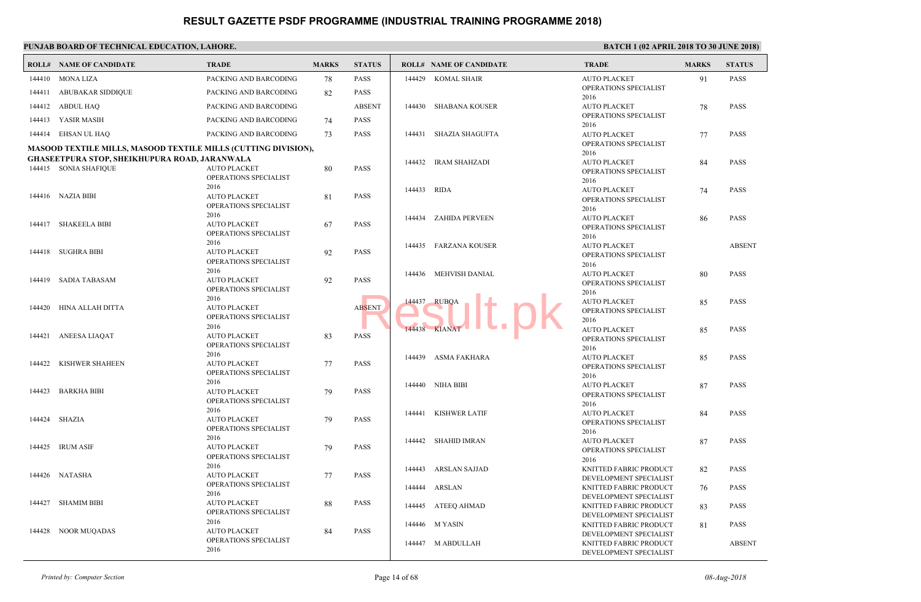# RESULT GAZETTE PSDF PROGRAMME (INDUSTRIAL TRAINING PROGRAMME 2018)

**PUNJAB BOARD OF TECHNICAL EDUCATION, LAHORE.**

**BATCH 1 (02 APRIL 2018 TO 30 JUNE 2018)**

| ROLL# | NAME OF CANDIDATE | TRADE | MARKS | STATUS |
|---|---|---|---|---|
| 144410 | MONA LIZA | PACKING AND BARCODING | 78 | PASS |
| 144411 | ABUBAKAR SIDDIQUE | PACKING AND BARCODING | 82 | PASS |
| 144412 | ABDUL HAQ | PACKING AND BARCODING | | ABSENT |
| 144413 | YASIR MASIH | PACKING AND BARCODING | 74 | PASS |
| 144414 | EHSAN UL HAQ | PACKING AND BARCODING | 73 | PASS |

**MASOOD TEXTILE MILLS, MASOOD TEXTILE MILLS (CUTTING DIVISION), GHASEETPURA STOP, SHEIKHUPURA ROAD, JARANWALA**

| ROLL# | NAME OF CANDIDATE | TRADE | MARKS | STATUS |
|---|---|---|---|---|
| 144415 | SONIA SHAFIQUE | AUTO PLACKET OPERATIONS SPECIALIST 2016 | 80 | PASS |
| 144416 | NAZIA BIBI | AUTO PLACKET OPERATIONS SPECIALIST 2016 | 81 | PASS |
| 144417 | SHAKEELA BIBI | AUTO PLACKET OPERATIONS SPECIALIST 2016 | 67 | PASS |
| 144418 | SUGHRA BIBI | AUTO PLACKET OPERATIONS SPECIALIST 2016 | 92 | PASS |
| 144419 | SADIA TABASAM | AUTO PLACKET OPERATIONS SPECIALIST 2016 | 92 | PASS |
| 144420 | HINA ALLAH DITTA | AUTO PLACKET OPERATIONS SPECIALIST 2016 | | ABSENT |
| 144421 | ANEESA LIAQAT | AUTO PLACKET OPERATIONS SPECIALIST 2016 | 83 | PASS |
| 144422 | KISHWER SHAHEEN | AUTO PLACKET OPERATIONS SPECIALIST 2016 | 77 | PASS |
| 144423 | BARKHA BIBI | AUTO PLACKET OPERATIONS SPECIALIST 2016 | 79 | PASS |
| 144424 | SHAZIA | AUTO PLACKET OPERATIONS SPECIALIST 2016 | 79 | PASS |
| 144425 | IRUM ASIF | AUTO PLACKET OPERATIONS SPECIALIST 2016 | 79 | PASS |
| 144426 | NATASHA | AUTO PLACKET OPERATIONS SPECIALIST 2016 | 77 | PASS |
| 144427 | SHAMIM BIBI | AUTO PLACKET OPERATIONS SPECIALIST 2016 | 88 | PASS |
| 144428 | NOOR MUQADAS | AUTO PLACKET OPERATIONS SPECIALIST 2016 | 84 | PASS |
| 144429 | KOMAL SHAIR | AUTO PLACKET OPERATIONS SPECIALIST 2016 | 91 | PASS |
| 144430 | SHABANA KOUSER | AUTO PLACKET OPERATIONS SPECIALIST 2016 | 78 | PASS |
| 144431 | SHAZIA SHAGUFTA | AUTO PLACKET OPERATIONS SPECIALIST 2016 | 77 | PASS |
| 144432 | IRAM SHAHZADI | AUTO PLACKET OPERATIONS SPECIALIST 2016 | 84 | PASS |
| 144433 | RIDA | AUTO PLACKET OPERATIONS SPECIALIST 2016 | 74 | PASS |
| 144434 | ZAHIDA PERVEEN | AUTO PLACKET OPERATIONS SPECIALIST 2016 | 86 | PASS |
| 144435 | FARZANA KOUSER | AUTO PLACKET OPERATIONS SPECIALIST 2016 | | ABSENT |
| 144436 | MEHVISH DANIAL | AUTO PLACKET OPERATIONS SPECIALIST 2016 | 80 | PASS |
| 144437 | RUBQA | AUTO PLACKET OPERATIONS SPECIALIST 2016 | 85 | PASS |
| 144438 | KIANAT | AUTO PLACKET OPERATIONS SPECIALIST 2016 | 85 | PASS |
| 144439 | ASMA FAKHARA | AUTO PLACKET OPERATIONS SPECIALIST 2016 | 85 | PASS |
| 144440 | NIHA BIBI | AUTO PLACKET OPERATIONS SPECIALIST 2016 | 87 | PASS |
| 144441 | KISHWER LATIF | AUTO PLACKET OPERATIONS SPECIALIST 2016 | 84 | PASS |
| 144442 | SHAHID IMRAN | AUTO PLACKET OPERATIONS SPECIALIST 2016 | 87 | PASS |
| 144443 | ARSLAN SAJJAD | KNITTED FABRIC PRODUCT DEVELOPMENT SPECIALIST | 82 | PASS |
| 144444 | ARSLAN | KNITTED FABRIC PRODUCT DEVELOPMENT SPECIALIST | 76 | PASS |
| 144445 | ATEEQ AHMAD | KNITTED FABRIC PRODUCT DEVELOPMENT SPECIALIST | 83 | PASS |
| 144446 | M YASIN | KNITTED FABRIC PRODUCT DEVELOPMENT SPECIALIST | 81 | PASS |
| 144447 | M ABDULLAH | KNITTED FABRIC PRODUCT DEVELOPMENT SPECIALIST | | ABSENT |

*Printed by: Computer Section* — *08-Aug-2018*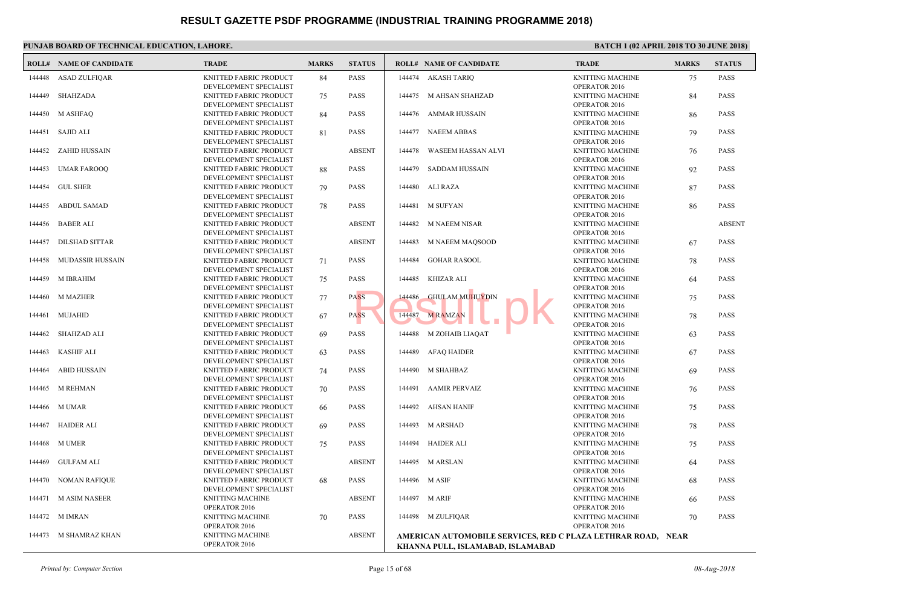# RESULT GAZETTE PSDF PROGRAMME (INDUSTRIAL TRAINING PROGRAMME 2018)

**PUNJAB BOARD OF TECHNICAL EDUCATION, LAHORE.**

**BATCH 1 (02 APRIL 2018 TO 30 JUNE 2018)**

| ROLL# | NAME OF CANDIDATE | TRADE | MARKS | STATUS |
|---|---|---|---|---|
| 144448 | ASAD ZULFIQAR | KNITTED FABRIC PRODUCT DEVELOPMENT SPECIALIST | 84 | PASS |
| 144449 | SHAHZADA | KNITTED FABRIC PRODUCT DEVELOPMENT SPECIALIST | 75 | PASS |
| 144450 | M ASHFAQ | KNITTED FABRIC PRODUCT DEVELOPMENT SPECIALIST | 84 | PASS |
| 144451 | SAJID ALI | KNITTED FABRIC PRODUCT DEVELOPMENT SPECIALIST | 81 | PASS |
| 144452 | ZAHID HUSSAIN | KNITTED FABRIC PRODUCT DEVELOPMENT SPECIALIST | | ABSENT |
| 144453 | UMAR FAROOQ | KNITTED FABRIC PRODUCT DEVELOPMENT SPECIALIST | 88 | PASS |
| 144454 | GUL SHER | KNITTED FABRIC PRODUCT DEVELOPMENT SPECIALIST | 79 | PASS |
| 144455 | ABDUL SAMAD | KNITTED FABRIC PRODUCT DEVELOPMENT SPECIALIST | 78 | PASS |
| 144456 | BABER ALI | KNITTED FABRIC PRODUCT DEVELOPMENT SPECIALIST | | ABSENT |
| 144457 | DILSHAD SITTAR | KNITTED FABRIC PRODUCT DEVELOPMENT SPECIALIST | | ABSENT |
| 144458 | MUDASSIR HUSSAIN | KNITTED FABRIC PRODUCT DEVELOPMENT SPECIALIST | 71 | PASS |
| 144459 | M IBRAHIM | KNITTED FABRIC PRODUCT DEVELOPMENT SPECIALIST | 75 | PASS |
| 144460 | M MAZHER | KNITTED FABRIC PRODUCT DEVELOPMENT SPECIALIST | 77 | PASS |
| 144461 | MUJAHID | KNITTED FABRIC PRODUCT DEVELOPMENT SPECIALIST | 67 | PASS |
| 144462 | SHAHZAD ALI | KNITTED FABRIC PRODUCT DEVELOPMENT SPECIALIST | 69 | PASS |
| 144463 | KASHIF ALI | KNITTED FABRIC PRODUCT DEVELOPMENT SPECIALIST | 63 | PASS |
| 144464 | ABID HUSSAIN | KNITTED FABRIC PRODUCT DEVELOPMENT SPECIALIST | 74 | PASS |
| 144465 | M REHMAN | KNITTED FABRIC PRODUCT DEVELOPMENT SPECIALIST | 70 | PASS |
| 144466 | M UMAR | KNITTED FABRIC PRODUCT DEVELOPMENT SPECIALIST | 66 | PASS |
| 144467 | HAIDER ALI | KNITTED FABRIC PRODUCT DEVELOPMENT SPECIALIST | 69 | PASS |
| 144468 | M UMER | KNITTED FABRIC PRODUCT DEVELOPMENT SPECIALIST | 75 | PASS |
| 144469 | GULFAM ALI | KNITTED FABRIC PRODUCT DEVELOPMENT SPECIALIST | | ABSENT |
| 144470 | NOMAN RAFIQUE | KNITTED FABRIC PRODUCT DEVELOPMENT SPECIALIST | 68 | PASS |
| 144471 | M ASIM NASEER | KNITTING MACHINE OPERATOR 2016 | | ABSENT |
| 144472 | M IMRAN | KNITTING MACHINE OPERATOR 2016 | 70 | PASS |
| 144473 | M SHAMRAZ KHAN | KNITTING MACHINE OPERATOR 2016 | | ABSENT |
| 144474 | AKASH TARIQ | KNITTING MACHINE OPERATOR 2016 | 75 | PASS |
| 144475 | M AHSAN SHAHZAD | KNITTING MACHINE OPERATOR 2016 | 84 | PASS |
| 144476 | AMMAR HUSSAIN | KNITTING MACHINE OPERATOR 2016 | 86 | PASS |
| 144477 | NAEEM ABBAS | KNITTING MACHINE OPERATOR 2016 | 79 | PASS |
| 144478 | WASEEM HASSAN ALVI | KNITTING MACHINE OPERATOR 2016 | 76 | PASS |
| 144479 | SADDAM HUSSAIN | KNITTING MACHINE OPERATOR 2016 | 92 | PASS |
| 144480 | ALI RAZA | KNITTING MACHINE OPERATOR 2016 | 87 | PASS |
| 144481 | M SUFYAN | KNITTING MACHINE OPERATOR 2016 | 86 | PASS |
| 144482 | M NAEEM NISAR | KNITTING MACHINE OPERATOR 2016 | | ABSENT |
| 144483 | M NAEEM MAQSOOD | KNITTING MACHINE OPERATOR 2016 | 67 | PASS |
| 144484 | GOHAR RASOOL | KNITTING MACHINE OPERATOR 2016 | 78 | PASS |
| 144485 | KHIZAR ALI | KNITTING MACHINE OPERATOR 2016 | 64 | PASS |
| 144486 | GHULAM MUHUYDIN | KNITTING MACHINE OPERATOR 2016 | 75 | PASS |
| 144487 | M RAMZAN | KNITTING MACHINE OPERATOR 2016 | 78 | PASS |
| 144488 | M ZOHAIB LIAQAT | KNITTING MACHINE OPERATOR 2016 | 63 | PASS |
| 144489 | AFAQ HAIDER | KNITTING MACHINE OPERATOR 2016 | 67 | PASS |
| 144490 | M SHAHBAZ | KNITTING MACHINE OPERATOR 2016 | 69 | PASS |
| 144491 | AAMIR PERVAIZ | KNITTING MACHINE OPERATOR 2016 | 76 | PASS |
| 144492 | AHSAN HANIF | KNITTING MACHINE OPERATOR 2016 | 75 | PASS |
| 144493 | M ARSHAD | KNITTING MACHINE OPERATOR 2016 | 78 | PASS |
| 144494 | HAIDER ALI | KNITTING MACHINE OPERATOR 2016 | 75 | PASS |
| 144495 | M ARSLAN | KNITTING MACHINE OPERATOR 2016 | 64 | PASS |
| 144496 | M ASIF | KNITTING MACHINE OPERATOR 2016 | 68 | PASS |
| 144497 | M ARIF | KNITTING MACHINE OPERATOR 2016 | 66 | PASS |
| 144498 | M ZULFIQAR | KNITTING MACHINE OPERATOR 2016 | 70 | PASS |

**AMERICAN AUTOMOBILE SERVICES, RED C PLAZA LETHRAR ROAD, NEAR KHANNA PULL, ISLAMABAD, ISLAMABAD**

*Printed by: Computer Section* 08-Aug-2018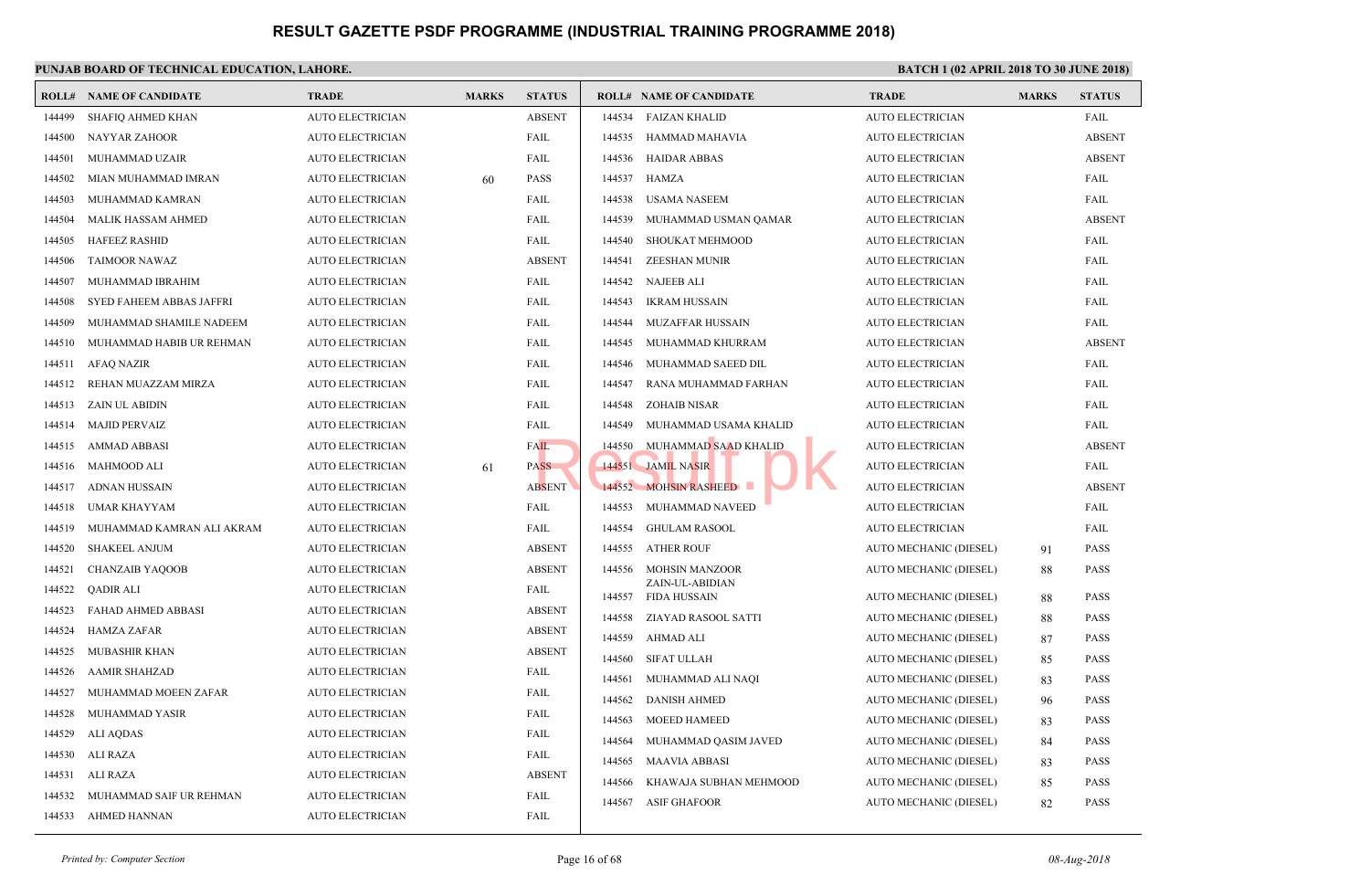# RESULT GAZETTE PSDF PROGRAMME (INDUSTRIAL TRAINING PROGRAMME 2018)

**PUNJAB BOARD OF TECHNICAL EDUCATION, LAHORE.**

**BATCH 1 (02 APRIL 2018 TO 30 JUNE 2018)**

| ROLL# | NAME OF CANDIDATE | TRADE | MARKS | STATUS |
|---|---|---|---|---|
| 144499 | SHAFIQ AHMED KHAN | AUTO ELECTRICIAN | | ABSENT |
| 144500 | NAYYAR ZAHOOR | AUTO ELECTRICIAN | | FAIL |
| 144501 | MUHAMMAD UZAIR | AUTO ELECTRICIAN | | FAIL |
| 144502 | MIAN MUHAMMAD IMRAN | AUTO ELECTRICIAN | 60 | PASS |
| 144503 | MUHAMMAD KAMRAN | AUTO ELECTRICIAN | | FAIL |
| 144504 | MALIK HASSAM AHMED | AUTO ELECTRICIAN | | FAIL |
| 144505 | HAFEEZ RASHID | AUTO ELECTRICIAN | | FAIL |
| 144506 | TAIMOOR NAWAZ | AUTO ELECTRICIAN | | ABSENT |
| 144507 | MUHAMMAD IBRAHIM | AUTO ELECTRICIAN | | FAIL |
| 144508 | SYED FAHEEM ABBAS JAFFRI | AUTO ELECTRICIAN | | FAIL |
| 144509 | MUHAMMAD SHAMILE NADEEM | AUTO ELECTRICIAN | | FAIL |
| 144510 | MUHAMMAD HABIB UR REHMAN | AUTO ELECTRICIAN | | FAIL |
| 144511 | AFAQ NAZIR | AUTO ELECTRICIAN | | FAIL |
| 144512 | REHAN MUAZZAM MIRZA | AUTO ELECTRICIAN | | FAIL |
| 144513 | ZAIN UL ABIDIN | AUTO ELECTRICIAN | | FAIL |
| 144514 | MAJID PERVAIZ | AUTO ELECTRICIAN | | FAIL |
| 144515 | AMMAD ABBASI | AUTO ELECTRICIAN | | FAIL |
| 144516 | MAHMOOD ALI | AUTO ELECTRICIAN | 61 | PASS |
| 144517 | ADNAN HUSSAIN | AUTO ELECTRICIAN | | ABSENT |
| 144518 | UMAR KHAYYAM | AUTO ELECTRICIAN | | FAIL |
| 144519 | MUHAMMAD KAMRAN ALI AKRAM | AUTO ELECTRICIAN | | FAIL |
| 144520 | SHAKEEL ANJUM | AUTO ELECTRICIAN | | ABSENT |
| 144521 | CHANZAIB YAQOOB | AUTO ELECTRICIAN | | ABSENT |
| 144522 | QADIR ALI | AUTO ELECTRICIAN | | FAIL |
| 144523 | FAHAD AHMED ABBASI | AUTO ELECTRICIAN | | ABSENT |
| 144524 | HAMZA ZAFAR | AUTO ELECTRICIAN | | ABSENT |
| 144525 | MUBASHIR KHAN | AUTO ELECTRICIAN | | ABSENT |
| 144526 | AAMIR SHAHZAD | AUTO ELECTRICIAN | | FAIL |
| 144527 | MUHAMMAD MOEEN ZAFAR | AUTO ELECTRICIAN | | FAIL |
| 144528 | MUHAMMAD YASIR | AUTO ELECTRICIAN | | FAIL |
| 144529 | ALI AQDAS | AUTO ELECTRICIAN | | FAIL |
| 144530 | ALI RAZA | AUTO ELECTRICIAN | | FAIL |
| 144531 | ALI RAZA | AUTO ELECTRICIAN | | ABSENT |
| 144532 | MUHAMMAD SAIF UR REHMAN | AUTO ELECTRICIAN | | FAIL |
| 144533 | AHMED HANNAN | AUTO ELECTRICIAN | | FAIL |
| 144534 | FAIZAN KHALID | AUTO ELECTRICIAN | | FAIL |
| 144535 | HAMMAD MAHAVIA | AUTO ELECTRICIAN | | ABSENT |
| 144536 | HAIDAR ABBAS | AUTO ELECTRICIAN | | ABSENT |
| 144537 | HAMZA | AUTO ELECTRICIAN | | FAIL |
| 144538 | USAMA NASEEM | AUTO ELECTRICIAN | | FAIL |
| 144539 | MUHAMMAD USMAN QAMAR | AUTO ELECTRICIAN | | ABSENT |
| 144540 | SHOUKAT MEHMOOD | AUTO ELECTRICIAN | | FAIL |
| 144541 | ZEESHAN MUNIR | AUTO ELECTRICIAN | | FAIL |
| 144542 | NAJEEB ALI | AUTO ELECTRICIAN | | FAIL |
| 144543 | IKRAM HUSSAIN | AUTO ELECTRICIAN | | FAIL |
| 144544 | MUZAFFAR HUSSAIN | AUTO ELECTRICIAN | | FAIL |
| 144545 | MUHAMMAD KHURRAM | AUTO ELECTRICIAN | | ABSENT |
| 144546 | MUHAMMAD SAEED DIL | AUTO ELECTRICIAN | | FAIL |
| 144547 | RANA MUHAMMAD FARHAN | AUTO ELECTRICIAN | | FAIL |
| 144548 | ZOHAIB NISAR | AUTO ELECTRICIAN | | FAIL |
| 144549 | MUHAMMAD USAMA KHALID | AUTO ELECTRICIAN | | FAIL |
| 144550 | MUHAMMAD SAAD KHALID | AUTO ELECTRICIAN | | ABSENT |
| 144551 | JAMIL NASIR | AUTO ELECTRICIAN | | FAIL |
| 144552 | MOHSIN RASHEED | AUTO ELECTRICIAN | | ABSENT |
| 144553 | MUHAMMAD NAVEED | AUTO ELECTRICIAN | | FAIL |
| 144554 | GHULAM RASOOL | AUTO ELECTRICIAN | | FAIL |
| 144555 | ATHER ROUF | AUTO MECHANIC (DIESEL) | 91 | PASS |
| 144556 | MOHSIN MANZOOR | AUTO MECHANIC (DIESEL) | 88 | PASS |
| 144557 | ZAIN-UL-ABIDIAN FIDA HUSSAIN | AUTO MECHANIC (DIESEL) | 88 | PASS |
| 144558 | ZIAYAD RASOOL SATTI | AUTO MECHANIC (DIESEL) | 88 | PASS |
| 144559 | AHMAD ALI | AUTO MECHANIC (DIESEL) | 87 | PASS |
| 144560 | SIFAT ULLAH | AUTO MECHANIC (DIESEL) | 85 | PASS |
| 144561 | MUHAMMAD ALI NAQI | AUTO MECHANIC (DIESEL) | 83 | PASS |
| 144562 | DANISH AHMED | AUTO MECHANIC (DIESEL) | 96 | PASS |
| 144563 | MOEED HAMEED | AUTO MECHANIC (DIESEL) | 83 | PASS |
| 144564 | MUHAMMAD QASIM JAVED | AUTO MECHANIC (DIESEL) | 84 | PASS |
| 144565 | MAAVIA ABBASI | AUTO MECHANIC (DIESEL) | 83 | PASS |
| 144566 | KHAWAJA SUBHAN MEHMOOD | AUTO MECHANIC (DIESEL) | 85 | PASS |
| 144567 | ASIF GHAFOOR | AUTO MECHANIC (DIESEL) | 82 | PASS |

*Printed by: Computer Section*

*08-Aug-2018*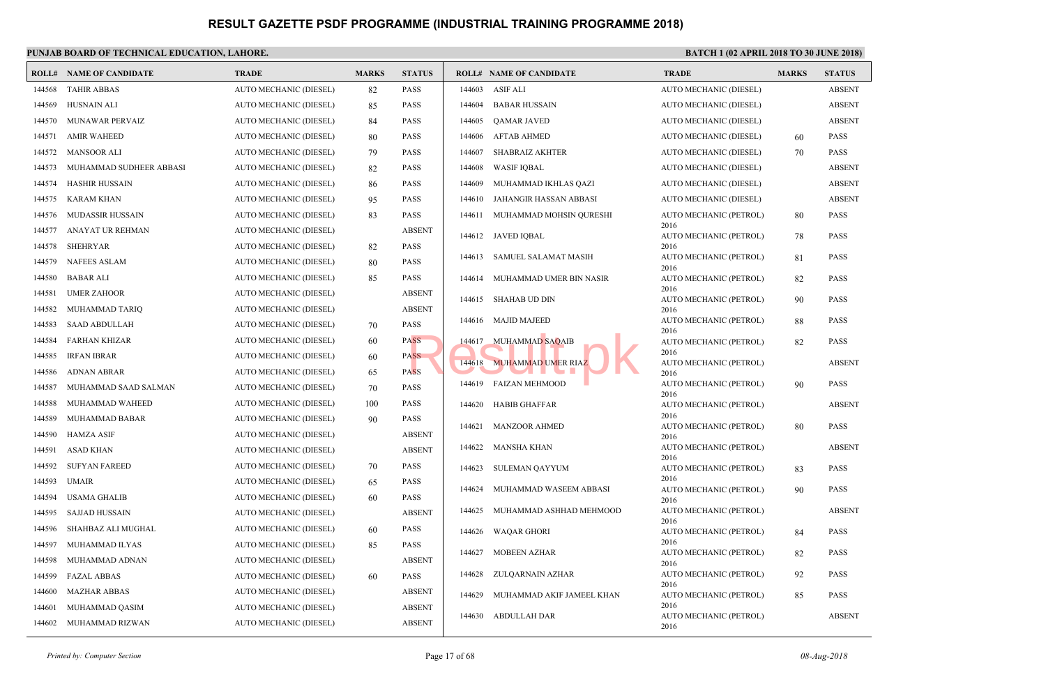# RESULT GAZETTE PSDF PROGRAMME (INDUSTRIAL TRAINING PROGRAMME 2018)

**PUNJAB BOARD OF TECHNICAL EDUCATION, LAHORE.**

**BATCH 1 (02 APRIL 2018 TO 30 JUNE 2018)**

| ROLL# | NAME OF CANDIDATE | TRADE | MARKS | STATUS |
|---|---|---|---|---|
| 144568 | TAHIR ABBAS | AUTO MECHANIC (DIESEL) | 82 | PASS |
| 144569 | HUSNAIN ALI | AUTO MECHANIC (DIESEL) | 85 | PASS |
| 144570 | MUNAWAR PERVAIZ | AUTO MECHANIC (DIESEL) | 84 | PASS |
| 144571 | AMIR WAHEED | AUTO MECHANIC (DIESEL) | 80 | PASS |
| 144572 | MANSOOR ALI | AUTO MECHANIC (DIESEL) | 79 | PASS |
| 144573 | MUHAMMAD SUDHEER ABBASI | AUTO MECHANIC (DIESEL) | 82 | PASS |
| 144574 | HASHIR HUSSAIN | AUTO MECHANIC (DIESEL) | 86 | PASS |
| 144575 | KARAM KHAN | AUTO MECHANIC (DIESEL) | 95 | PASS |
| 144576 | MUDASSIR HUSSAIN | AUTO MECHANIC (DIESEL) | 83 | PASS |
| 144577 | ANAYAT UR REHMAN | AUTO MECHANIC (DIESEL) | | ABSENT |
| 144578 | SHEHRYAR | AUTO MECHANIC (DIESEL) | 82 | PASS |
| 144579 | NAFEES ASLAM | AUTO MECHANIC (DIESEL) | 80 | PASS |
| 144580 | BABAR ALI | AUTO MECHANIC (DIESEL) | 85 | PASS |
| 144581 | UMER ZAHOOR | AUTO MECHANIC (DIESEL) | | ABSENT |
| 144582 | MUHAMMAD TARIQ | AUTO MECHANIC (DIESEL) | | ABSENT |
| 144583 | SAAD ABDULLAH | AUTO MECHANIC (DIESEL) | 70 | PASS |
| 144584 | FARHAN KHIZAR | AUTO MECHANIC (DIESEL) | 60 | PASS |
| 144585 | IRFAN IBRAR | AUTO MECHANIC (DIESEL) | 60 | PASS |
| 144586 | ADNAN ABRAR | AUTO MECHANIC (DIESEL) | 65 | PASS |
| 144587 | MUHAMMAD SAAD SALMAN | AUTO MECHANIC (DIESEL) | 70 | PASS |
| 144588 | MUHAMMAD WAHEED | AUTO MECHANIC (DIESEL) | 100 | PASS |
| 144589 | MUHAMMAD BABAR | AUTO MECHANIC (DIESEL) | 90 | PASS |
| 144590 | HAMZA ASIF | AUTO MECHANIC (DIESEL) | | ABSENT |
| 144591 | ASAD KHAN | AUTO MECHANIC (DIESEL) | | ABSENT |
| 144592 | SUFYAN FAREED | AUTO MECHANIC (DIESEL) | 70 | PASS |
| 144593 | UMAIR | AUTO MECHANIC (DIESEL) | 65 | PASS |
| 144594 | USAMA GHALIB | AUTO MECHANIC (DIESEL) | 60 | PASS |
| 144595 | SAJJAD HUSSAIN | AUTO MECHANIC (DIESEL) | | ABSENT |
| 144596 | SHAHBAZ ALI MUGHAL | AUTO MECHANIC (DIESEL) | 60 | PASS |
| 144597 | MUHAMMAD ILYAS | AUTO MECHANIC (DIESEL) | 85 | PASS |
| 144598 | MUHAMMAD ADNAN | AUTO MECHANIC (DIESEL) | | ABSENT |
| 144599 | FAZAL ABBAS | AUTO MECHANIC (DIESEL) | 60 | PASS |
| 144600 | MAZHAR ABBAS | AUTO MECHANIC (DIESEL) | | ABSENT |
| 144601 | MUHAMMAD QASIM | AUTO MECHANIC (DIESEL) | | ABSENT |
| 144602 | MUHAMMAD RIZWAN | AUTO MECHANIC (DIESEL) | | ABSENT |
| 144603 | ASIF ALI | AUTO MECHANIC (DIESEL) | | ABSENT |
| 144604 | BABAR HUSSAIN | AUTO MECHANIC (DIESEL) | | ABSENT |
| 144605 | QAMAR JAVED | AUTO MECHANIC (DIESEL) | | ABSENT |
| 144606 | AFTAB AHMED | AUTO MECHANIC (DIESEL) | 60 | PASS |
| 144607 | SHABRAIZ AKHTER | AUTO MECHANIC (DIESEL) | 70 | PASS |
| 144608 | WASIF IQBAL | AUTO MECHANIC (DIESEL) | | ABSENT |
| 144609 | MUHAMMAD IKHLAS QAZI | AUTO MECHANIC (DIESEL) | | ABSENT |
| 144610 | JAHANGIR HASSAN ABBASI | AUTO MECHANIC (DIESEL) | | ABSENT |
| 144611 | MUHAMMAD MOHSIN QURESHI | AUTO MECHANIC (PETROL) 2016 | 80 | PASS |
| 144612 | JAVED IQBAL | AUTO MECHANIC (PETROL) 2016 | 78 | PASS |
| 144613 | SAMUEL SALAMAT MASIH | AUTO MECHANIC (PETROL) 2016 | 81 | PASS |
| 144614 | MUHAMMAD UMER BIN NASIR | AUTO MECHANIC (PETROL) 2016 | 82 | PASS |
| 144615 | SHAHAB UD DIN | AUTO MECHANIC (PETROL) 2016 | 90 | PASS |
| 144616 | MAJID MAJEED | AUTO MECHANIC (PETROL) 2016 | 88 | PASS |
| 144617 | MUHAMMAD SAQAIB | AUTO MECHANIC (PETROL) 2016 | 82 | PASS |
| 144618 | MUHAMMAD UMER RIAZ | AUTO MECHANIC (PETROL) 2016 | | ABSENT |
| 144619 | FAIZAN MEHMOOD | AUTO MECHANIC (PETROL) 2016 | 90 | PASS |
| 144620 | HABIB GHAFFAR | AUTO MECHANIC (PETROL) 2016 | | ABSENT |
| 144621 | MANZOOR AHMED | AUTO MECHANIC (PETROL) 2016 | 80 | PASS |
| 144622 | MANSHA KHAN | AUTO MECHANIC (PETROL) 2016 | | ABSENT |
| 144623 | SULEMAN QAYYUM | AUTO MECHANIC (PETROL) 2016 | 83 | PASS |
| 144624 | MUHAMMAD WASEEM ABBASI | AUTO MECHANIC (PETROL) 2016 | 90 | PASS |
| 144625 | MUHAMMAD ASHHAD MEHMOOD | AUTO MECHANIC (PETROL) 2016 | | ABSENT |
| 144626 | WAQAR GHORI | AUTO MECHANIC (PETROL) 2016 | 84 | PASS |
| 144627 | MOBEEN AZHAR | AUTO MECHANIC (PETROL) 2016 | 82 | PASS |
| 144628 | ZULQARNAIN AZHAR | AUTO MECHANIC (PETROL) 2016 | 92 | PASS |
| 144629 | MUHAMMAD AKIF JAMEEL KHAN | AUTO MECHANIC (PETROL) 2016 | 85 | PASS |
| 144630 | ABDULLAH DAR | AUTO MECHANIC (PETROL) 2016 | | ABSENT |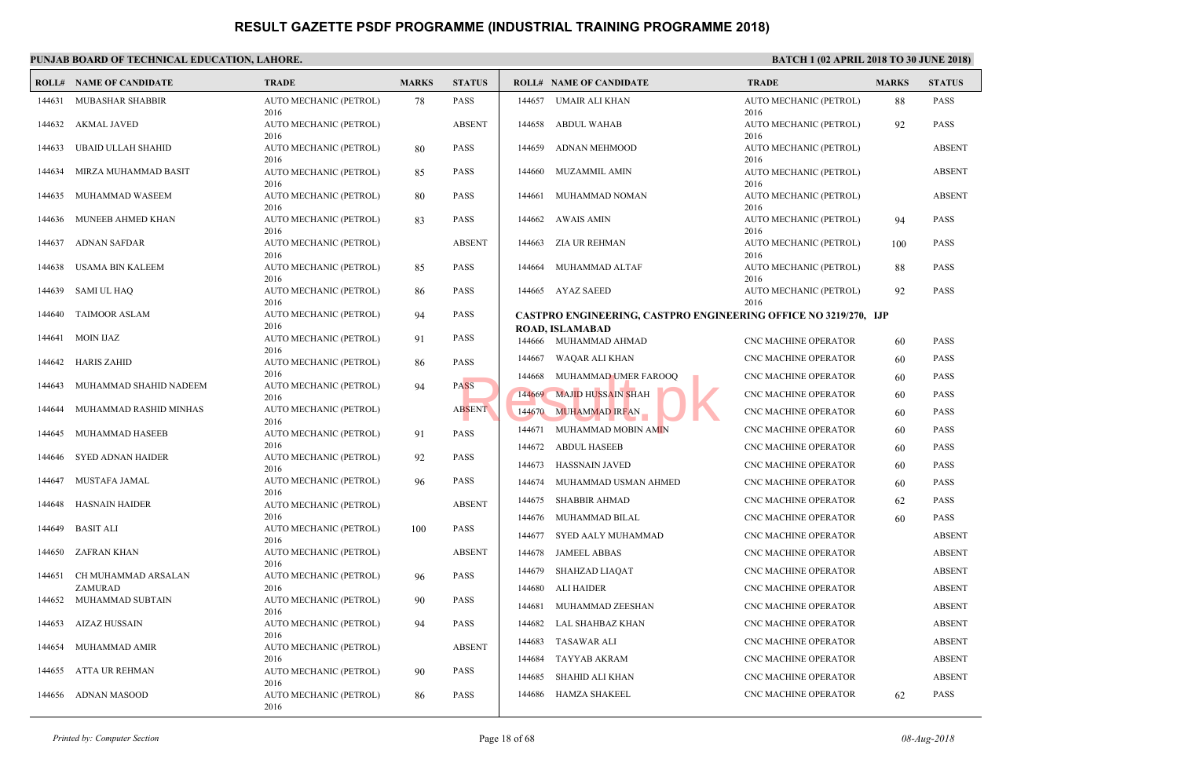# RESULT GAZETTE PSDF PROGRAMME (INDUSTRIAL TRAINING PROGRAMME 2018)

**PUNJAB BOARD OF TECHNICAL EDUCATION, LAHORE.**

**BATCH 1 (02 APRIL 2018 TO 30 JUNE 2018)**

| ROLL# | NAME OF CANDIDATE | TRADE | MARKS | STATUS |
|---|---|---|---|---|
| 144631 | MUBASHAR SHABBIR | AUTO MECHANIC (PETROL) 2016 | 78 | PASS |
| 144632 | AKMAL JAVED | AUTO MECHANIC (PETROL) 2016 | | ABSENT |
| 144633 | UBAID ULLAH SHAHID | AUTO MECHANIC (PETROL) 2016 | 80 | PASS |
| 144634 | MIRZA MUHAMMAD BASIT | AUTO MECHANIC (PETROL) 2016 | 85 | PASS |
| 144635 | MUHAMMAD WASEEM | AUTO MECHANIC (PETROL) 2016 | 80 | PASS |
| 144636 | MUNEEB AHMED KHAN | AUTO MECHANIC (PETROL) 2016 | 83 | PASS |
| 144637 | ADNAN SAFDAR | AUTO MECHANIC (PETROL) 2016 | | ABSENT |
| 144638 | USAMA BIN KALEEM | AUTO MECHANIC (PETROL) 2016 | 85 | PASS |
| 144639 | SAMI UL HAQ | AUTO MECHANIC (PETROL) 2016 | 86 | PASS |
| 144640 | TAIMOOR ASLAM | AUTO MECHANIC (PETROL) 2016 | 94 | PASS |
| 144641 | MOIN IJAZ | AUTO MECHANIC (PETROL) 2016 | 91 | PASS |
| 144642 | HARIS ZAHID | AUTO MECHANIC (PETROL) 2016 | 86 | PASS |
| 144643 | MUHAMMAD SHAHID NADEEM | AUTO MECHANIC (PETROL) 2016 | 94 | PASS |
| 144644 | MUHAMMAD RASHID MINHAS | AUTO MECHANIC (PETROL) 2016 | | ABSENT |
| 144645 | MUHAMMAD HASEEB | AUTO MECHANIC (PETROL) 2016 | 91 | PASS |
| 144646 | SYED ADNAN HAIDER | AUTO MECHANIC (PETROL) 2016 | 92 | PASS |
| 144647 | MUSTAFA JAMAL | AUTO MECHANIC (PETROL) 2016 | 96 | PASS |
| 144648 | HASNAIN HAIDER | AUTO MECHANIC (PETROL) 2016 | | ABSENT |
| 144649 | BASIT ALI | AUTO MECHANIC (PETROL) 2016 | 100 | PASS |
| 144650 | ZAFRAN KHAN | AUTO MECHANIC (PETROL) 2016 | | ABSENT |
| 144651 | CH MUHAMMAD ARSALAN ZAMURAD | AUTO MECHANIC (PETROL) 2016 | 96 | PASS |
| 144652 | MUHAMMAD SUBTAIN | AUTO MECHANIC (PETROL) 2016 | 90 | PASS |
| 144653 | AIZAZ HUSSAIN | AUTO MECHANIC (PETROL) 2016 | 94 | PASS |
| 144654 | MUHAMMAD AMIR | AUTO MECHANIC (PETROL) 2016 | | ABSENT |
| 144655 | ATTA UR REHMAN | AUTO MECHANIC (PETROL) 2016 | 90 | PASS |
| 144656 | ADNAN MASOOD | AUTO MECHANIC (PETROL) 2016 | 86 | PASS |
| 144657 | UMAIR ALI KHAN | AUTO MECHANIC (PETROL) 2016 | 88 | PASS |
| 144658 | ABDUL WAHAB | AUTO MECHANIC (PETROL) 2016 | 92 | PASS |
| 144659 | ADNAN MEHMOOD | AUTO MECHANIC (PETROL) 2016 | | ABSENT |
| 144660 | MUZAMMIL AMIN | AUTO MECHANIC (PETROL) 2016 | | ABSENT |
| 144661 | MUHAMMAD NOMAN | AUTO MECHANIC (PETROL) 2016 | | ABSENT |
| 144662 | AWAIS AMIN | AUTO MECHANIC (PETROL) 2016 | 94 | PASS |
| 144663 | ZIA UR REHMAN | AUTO MECHANIC (PETROL) 2016 | 100 | PASS |
| 144664 | MUHAMMAD ALTAF | AUTO MECHANIC (PETROL) 2016 | 88 | PASS |
| 144665 | AYAZ SAEED | AUTO MECHANIC (PETROL) 2016 | 92 | PASS |

**CASTPRO ENGINEERING, CASTPRO ENGINEERING OFFICE NO 3219/270, IJP ROAD, ISLAMABAD**

| ROLL# | NAME OF CANDIDATE | TRADE | MARKS | STATUS |
|---|---|---|---|---|
| 144666 | MUHAMMAD AHMAD | CNC MACHINE OPERATOR | 60 | PASS |
| 144667 | WAQAR ALI KHAN | CNC MACHINE OPERATOR | 60 | PASS |
| 144668 | MUHAMMAD UMER FAROOQ | CNC MACHINE OPERATOR | 60 | PASS |
| 144669 | MAJID HUSSAIN SHAH | CNC MACHINE OPERATOR | 60 | PASS |
| 144670 | MUHAMMAD IRFAN | CNC MACHINE OPERATOR | 60 | PASS |
| 144671 | MUHAMMAD MOBIN AMIN | CNC MACHINE OPERATOR | 60 | PASS |
| 144672 | ABDUL HASEEB | CNC MACHINE OPERATOR | 60 | PASS |
| 144673 | HASSNAIN JAVED | CNC MACHINE OPERATOR | 60 | PASS |
| 144674 | MUHAMMAD USMAN AHMED | CNC MACHINE OPERATOR | 60 | PASS |
| 144675 | SHABBIR AHMAD | CNC MACHINE OPERATOR | 62 | PASS |
| 144676 | MUHAMMAD BILAL | CNC MACHINE OPERATOR | 60 | PASS |
| 144677 | SYED AALY MUHAMMAD | CNC MACHINE OPERATOR | | ABSENT |
| 144678 | JAMEEL ABBAS | CNC MACHINE OPERATOR | | ABSENT |
| 144679 | SHAHZAD LIAQAT | CNC MACHINE OPERATOR | | ABSENT |
| 144680 | ALI HAIDER | CNC MACHINE OPERATOR | | ABSENT |
| 144681 | MUHAMMAD ZEESHAN | CNC MACHINE OPERATOR | | ABSENT |
| 144682 | LAL SHAHBAZ KHAN | CNC MACHINE OPERATOR | | ABSENT |
| 144683 | TASAWAR ALI | CNC MACHINE OPERATOR | | ABSENT |
| 144684 | TAYYAB AKRAM | CNC MACHINE OPERATOR | | ABSENT |
| 144685 | SHAHID ALI KHAN | CNC MACHINE OPERATOR | | ABSENT |
| 144686 | HAMZA SHAKEEL | CNC MACHINE OPERATOR | 62 | PASS |

*Printed by: Computer Section* — *08-Aug-2018*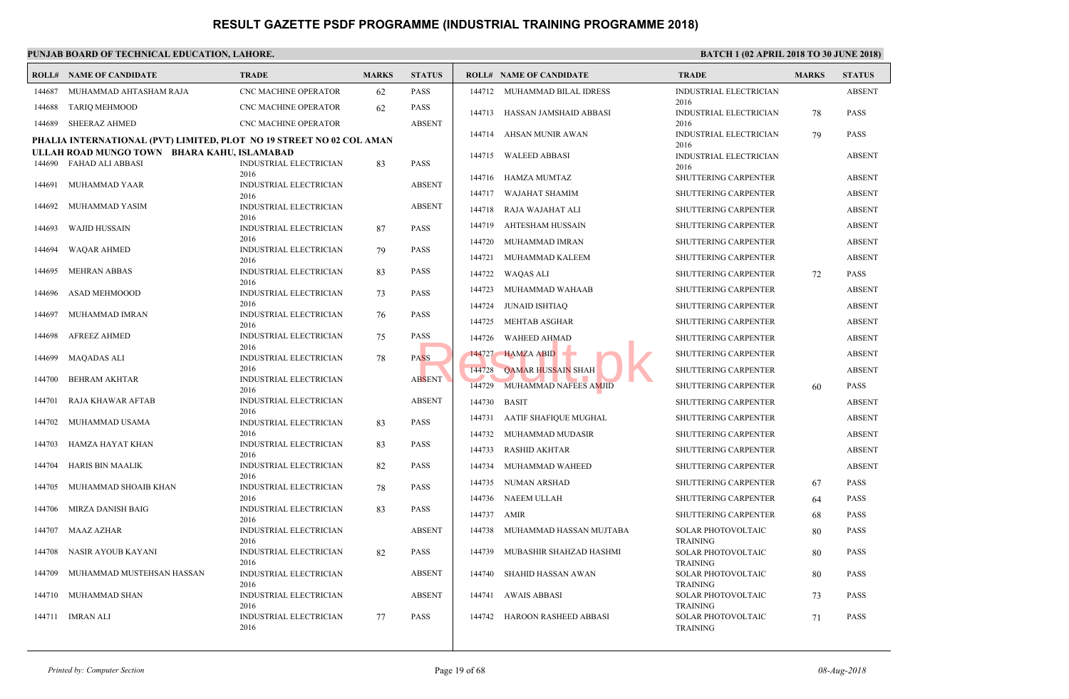# RESULT GAZETTE PSDF PROGRAMME (INDUSTRIAL TRAINING PROGRAMME 2018)

**PUNJAB BOARD OF TECHNICAL EDUCATION, LAHORE.** **BATCH 1 (02 APRIL 2018 TO 30 JUNE 2018)**

| ROLL# | NAME OF CANDIDATE | TRADE | MARKS | STATUS |
|---|---|---|---|---|
| 144687 | MUHAMMAD AHTASHAM RAJA | CNC MACHINE OPERATOR | 62 | PASS |
| 144688 | TARIQ MEHMOOD | CNC MACHINE OPERATOR | 62 | PASS |
| 144689 | SHEERAZ AHMED | CNC MACHINE OPERATOR | | ABSENT |

**PHALIA INTERNATIONAL (PVT) LIMITED, PLOT NO 19 STREET NO 02 COL AMAN ULLAH ROAD MUNGO TOWN BHARA KAHU, ISLAMABAD**

| ROLL# | NAME OF CANDIDATE | TRADE | MARKS | STATUS |
|---|---|---|---|---|
| 144690 | FAHAD ALI ABBASI | INDUSTRIAL ELECTRICIAN 2016 | 83 | PASS |
| 144691 | MUHAMMAD YAAR | INDUSTRIAL ELECTRICIAN 2016 | | ABSENT |
| 144692 | MUHAMMAD YASIM | INDUSTRIAL ELECTRICIAN 2016 | | ABSENT |
| 144693 | WAJID HUSSAIN | INDUSTRIAL ELECTRICIAN 2016 | 87 | PASS |
| 144694 | WAQAR AHMED | INDUSTRIAL ELECTRICIAN 2016 | 79 | PASS |
| 144695 | MEHRAN ABBAS | INDUSTRIAL ELECTRICIAN 2016 | 83 | PASS |
| 144696 | ASAD MEHMOOOD | INDUSTRIAL ELECTRICIAN 2016 | 73 | PASS |
| 144697 | MUHAMMAD IMRAN | INDUSTRIAL ELECTRICIAN 2016 | 76 | PASS |
| 144698 | AFREEZ AHMED | INDUSTRIAL ELECTRICIAN 2016 | 75 | PASS |
| 144699 | MAQADAS ALI | INDUSTRIAL ELECTRICIAN 2016 | 78 | PASS |
| 144700 | BEHRAM AKHTAR | INDUSTRIAL ELECTRICIAN 2016 | | ABSENT |
| 144701 | RAJA KHAWAR AFTAB | INDUSTRIAL ELECTRICIAN 2016 | | ABSENT |
| 144702 | MUHAMMAD USAMA | INDUSTRIAL ELECTRICIAN 2016 | 83 | PASS |
| 144703 | HAMZA HAYAT KHAN | INDUSTRIAL ELECTRICIAN 2016 | 83 | PASS |
| 144704 | HARIS BIN MAALIK | INDUSTRIAL ELECTRICIAN 2016 | 82 | PASS |
| 144705 | MUHAMMAD SHOAIB KHAN | INDUSTRIAL ELECTRICIAN 2016 | 78 | PASS |
| 144706 | MIRZA DANISH BAIG | INDUSTRIAL ELECTRICIAN 2016 | 83 | PASS |
| 144707 | MAAZ AZHAR | INDUSTRIAL ELECTRICIAN 2016 | | ABSENT |
| 144708 | NASIR AYOUB KAYANI | INDUSTRIAL ELECTRICIAN 2016 | 82 | PASS |
| 144709 | MUHAMMAD MUSTEHSAN HASSAN | INDUSTRIAL ELECTRICIAN 2016 | | ABSENT |
| 144710 | MUHAMMAD SHAN | INDUSTRIAL ELECTRICIAN 2016 | | ABSENT |
| 144711 | IMRAN ALI | INDUSTRIAL ELECTRICIAN 2016 | 77 | PASS |
| 144712 | MUHAMMAD BILAL IDRESS | INDUSTRIAL ELECTRICIAN 2016 | | ABSENT |
| 144713 | HASSAN JAMSHAID ABBASI | INDUSTRIAL ELECTRICIAN 2016 | 78 | PASS |
| 144714 | AHSAN MUNIR AWAN | INDUSTRIAL ELECTRICIAN 2016 | 79 | PASS |
| 144715 | WALEED ABBASI | INDUSTRIAL ELECTRICIAN 2016 | | ABSENT |
| 144716 | HAMZA MUMTAZ | SHUTTERING CARPENTER | | ABSENT |
| 144717 | WAJAHAT SHAMIM | SHUTTERING CARPENTER | | ABSENT |
| 144718 | RAJA WAJAHAT ALI | SHUTTERING CARPENTER | | ABSENT |
| 144719 | AHTESHAM HUSSAIN | SHUTTERING CARPENTER | | ABSENT |
| 144720 | MUHAMMAD IMRAN | SHUTTERING CARPENTER | | ABSENT |
| 144721 | MUHAMMAD KALEEM | SHUTTERING CARPENTER | | ABSENT |
| 144722 | WAQAS ALI | SHUTTERING CARPENTER | 72 | PASS |
| 144723 | MUHAMMAD WAHAAB | SHUTTERING CARPENTER | | ABSENT |
| 144724 | JUNAID ISHTIAQ | SHUTTERING CARPENTER | | ABSENT |
| 144725 | MEHTAB ASGHAR | SHUTTERING CARPENTER | | ABSENT |
| 144726 | WAHEED AHMAD | SHUTTERING CARPENTER | | ABSENT |
| 144727 | HAMZA ABID | SHUTTERING CARPENTER | | ABSENT |
| 144728 | QAMAR HUSSAIN SHAH | SHUTTERING CARPENTER | | ABSENT |
| 144729 | MUHAMMAD NAFEES AMJID | SHUTTERING CARPENTER | 60 | PASS |
| 144730 | BASIT | SHUTTERING CARPENTER | | ABSENT |
| 144731 | AATIF SHAFIQUE MUGHAL | SHUTTERING CARPENTER | | ABSENT |
| 144732 | MUHAMMAD MUDASIR | SHUTTERING CARPENTER | | ABSENT |
| 144733 | RASHID AKHTAR | SHUTTERING CARPENTER | | ABSENT |
| 144734 | MUHAMMAD WAHEED | SHUTTERING CARPENTER | | ABSENT |
| 144735 | NUMAN ARSHAD | SHUTTERING CARPENTER | 67 | PASS |
| 144736 | NAEEM ULLAH | SHUTTERING CARPENTER | 64 | PASS |
| 144737 | AMIR | SHUTTERING CARPENTER | 68 | PASS |
| 144738 | MUHAMMAD HASSAN MUJTABA | SOLAR PHOTOVOLTAIC TRAINING | 80 | PASS |
| 144739 | MUBASHIR SHAHZAD HASHMI | SOLAR PHOTOVOLTAIC TRAINING | 80 | PASS |
| 144740 | SHAHID HASSAN AWAN | SOLAR PHOTOVOLTAIC TRAINING | 80 | PASS |
| 144741 | AWAIS ABBASI | SOLAR PHOTOVOLTAIC TRAINING | 73 | PASS |
| 144742 | HAROON RASHEED ABBASI | SOLAR PHOTOVOLTAIC TRAINING | 71 | PASS |

*Printed by: Computer Section* *08-Aug-2018*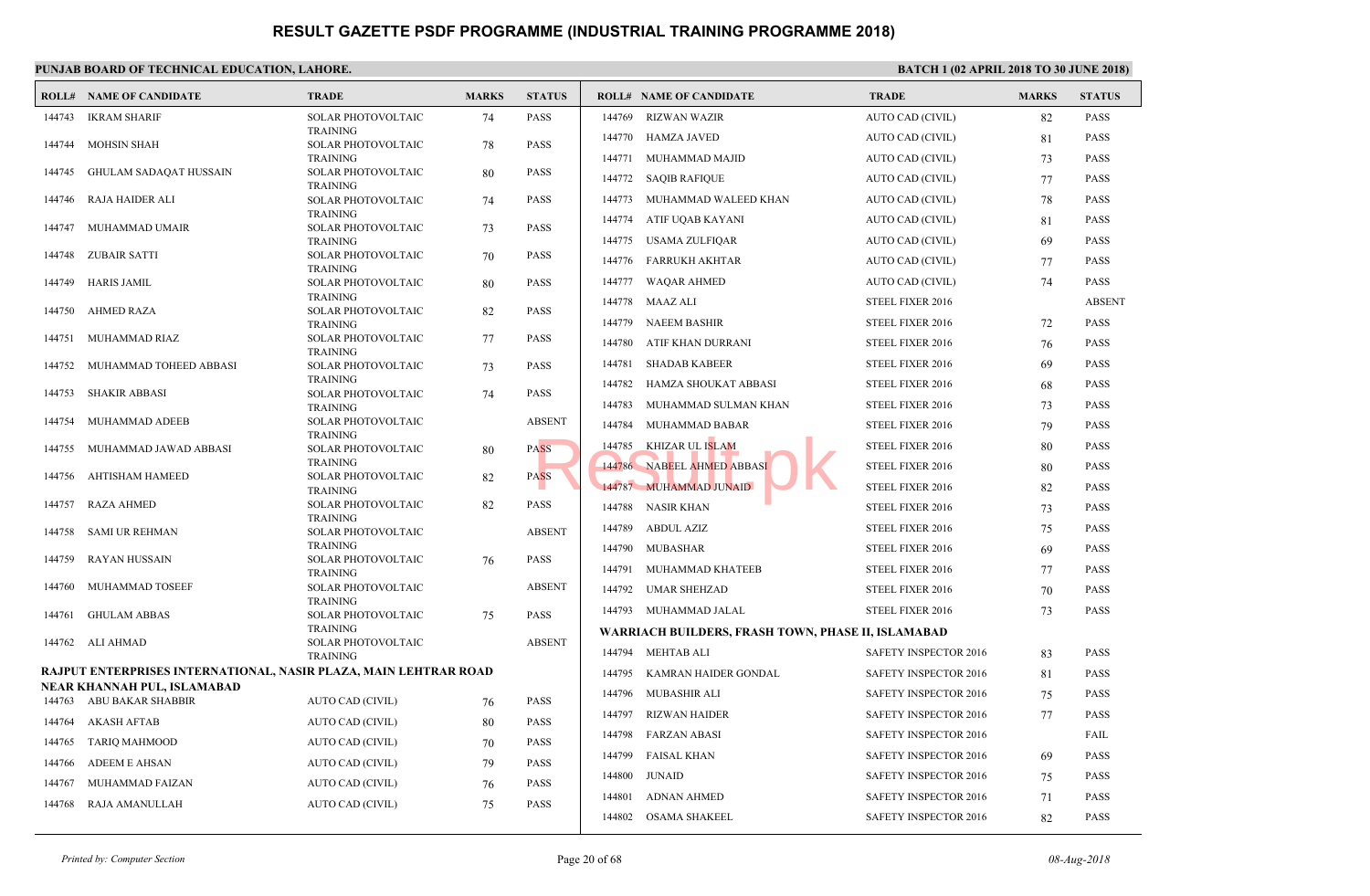# RESULT GAZETTE PSDF PROGRAMME (INDUSTRIAL TRAINING PROGRAMME 2018)

**PUNJAB BOARD OF TECHNICAL EDUCATION, LAHORE.**

**BATCH 1 (02 APRIL 2018 TO 30 JUNE 2018)**

| ROLL# | NAME OF CANDIDATE | TRADE | MARKS | STATUS |
|---|---|---|---|---|
| 144743 | IKRAM SHARIF | SOLAR PHOTOVOLTAIC TRAINING | 74 | PASS |
| 144744 | MOHSIN SHAH | SOLAR PHOTOVOLTAIC TRAINING | 78 | PASS |
| 144745 | GHULAM SADAQAT HUSSAIN | SOLAR PHOTOVOLTAIC TRAINING | 80 | PASS |
| 144746 | RAJA HAIDER ALI | SOLAR PHOTOVOLTAIC TRAINING | 74 | PASS |
| 144747 | MUHAMMAD UMAIR | SOLAR PHOTOVOLTAIC TRAINING | 73 | PASS |
| 144748 | ZUBAIR SATTI | SOLAR PHOTOVOLTAIC TRAINING | 70 | PASS |
| 144749 | HARIS JAMIL | SOLAR PHOTOVOLTAIC TRAINING | 80 | PASS |
| 144750 | AHMED RAZA | SOLAR PHOTOVOLTAIC TRAINING | 82 | PASS |
| 144751 | MUHAMMAD RIAZ | SOLAR PHOTOVOLTAIC TRAINING | 77 | PASS |
| 144752 | MUHAMMAD TOHEED ABBASI | SOLAR PHOTOVOLTAIC TRAINING | 73 | PASS |
| 144753 | SHAKIR ABBASI | SOLAR PHOTOVOLTAIC TRAINING | 74 | PASS |
| 144754 | MUHAMMAD ADEEB | SOLAR PHOTOVOLTAIC TRAINING | | ABSENT |
| 144755 | MUHAMMAD JAWAD ABBASI | SOLAR PHOTOVOLTAIC TRAINING | 80 | PASS |
| 144756 | AHTISHAM HAMEED | SOLAR PHOTOVOLTAIC TRAINING | 82 | PASS |
| 144757 | RAZA AHMED | SOLAR PHOTOVOLTAIC TRAINING | 82 | PASS |
| 144758 | SAMI UR REHMAN | SOLAR PHOTOVOLTAIC TRAINING | | ABSENT |
| 144759 | RAYAN HUSSAIN | SOLAR PHOTOVOLTAIC TRAINING | 76 | PASS |
| 144760 | MUHAMMAD TOSEEF | SOLAR PHOTOVOLTAIC TRAINING | | ABSENT |
| 144761 | GHULAM ABBAS | SOLAR PHOTOVOLTAIC TRAINING | 75 | PASS |
| 144762 | ALI AHMAD | SOLAR PHOTOVOLTAIC TRAINING | | ABSENT |

**RAJPUT ENTERPRISES INTERNATIONAL, NASIR PLAZA, MAIN LEHTRAR ROAD NEAR KHANNAH PUL, ISLAMABAD**

| ROLL# | NAME OF CANDIDATE | TRADE | MARKS | STATUS |
|---|---|---|---|---|
| 144763 | ABU BAKAR SHABBIR | AUTO CAD (CIVIL) | 76 | PASS |
| 144764 | AKASH AFTAB | AUTO CAD (CIVIL) | 80 | PASS |
| 144765 | TARIQ MAHMOOD | AUTO CAD (CIVIL) | 70 | PASS |
| 144766 | ADEEM E AHSAN | AUTO CAD (CIVIL) | 79 | PASS |
| 144767 | MUHAMMAD FAIZAN | AUTO CAD (CIVIL) | 76 | PASS |
| 144768 | RAJA AMANULLAH | AUTO CAD (CIVIL) | 75 | PASS |
| 144769 | RIZWAN WAZIR | AUTO CAD (CIVIL) | 82 | PASS |
| 144770 | HAMZA JAVED | AUTO CAD (CIVIL) | 81 | PASS |
| 144771 | MUHAMMAD MAJID | AUTO CAD (CIVIL) | 73 | PASS |
| 144772 | SAQIB RAFIQUE | AUTO CAD (CIVIL) | 77 | PASS |
| 144773 | MUHAMMAD WALEED KHAN | AUTO CAD (CIVIL) | 78 | PASS |
| 144774 | ATIF UQAB KAYANI | AUTO CAD (CIVIL) | 81 | PASS |
| 144775 | USAMA ZULFIQAR | AUTO CAD (CIVIL) | 69 | PASS |
| 144776 | FARRUKH AKHTAR | AUTO CAD (CIVIL) | 77 | PASS |
| 144777 | WAQAR AHMED | AUTO CAD (CIVIL) | 74 | PASS |
| 144778 | MAAZ ALI | STEEL FIXER 2016 | | ABSENT |
| 144779 | NAEEM BASHIR | STEEL FIXER 2016 | 72 | PASS |
| 144780 | ATIF KHAN DURRANI | STEEL FIXER 2016 | 76 | PASS |
| 144781 | SHADAB KABEER | STEEL FIXER 2016 | 69 | PASS |
| 144782 | HAMZA SHOUKAT ABBASI | STEEL FIXER 2016 | 68 | PASS |
| 144783 | MUHAMMAD SULMAN KHAN | STEEL FIXER 2016 | 73 | PASS |
| 144784 | MUHAMMAD BABAR | STEEL FIXER 2016 | 79 | PASS |
| 144785 | KHIZAR UL ISLAM | STEEL FIXER 2016 | 80 | PASS |
| 144786 | NABEEL AHMED ABBASI | STEEL FIXER 2016 | 80 | PASS |
| 144787 | MUHAMMAD JUNAID | STEEL FIXER 2016 | 82 | PASS |
| 144788 | NASIR KHAN | STEEL FIXER 2016 | 73 | PASS |
| 144789 | ABDUL AZIZ | STEEL FIXER 2016 | 75 | PASS |
| 144790 | MUBASHAR | STEEL FIXER 2016 | 69 | PASS |
| 144791 | MUHAMMAD KHATEEB | STEEL FIXER 2016 | 77 | PASS |
| 144792 | UMAR SHEHZAD | STEEL FIXER 2016 | 70 | PASS |
| 144793 | MUHAMMAD JALAL | STEEL FIXER 2016 | 73 | PASS |

**WARRIACH BUILDERS, FRASH TOWN, PHASE II, ISLAMABAD**

| ROLL# | NAME OF CANDIDATE | TRADE | MARKS | STATUS |
|---|---|---|---|---|
| 144794 | MEHTAB ALI | SAFETY INSPECTOR 2016 | 83 | PASS |
| 144795 | KAMRAN HAIDER GONDAL | SAFETY INSPECTOR 2016 | 81 | PASS |
| 144796 | MUBASHIR ALI | SAFETY INSPECTOR 2016 | 75 | PASS |
| 144797 | RIZWAN HAIDER | SAFETY INSPECTOR 2016 | 77 | PASS |
| 144798 | FARZAN ABASI | SAFETY INSPECTOR 2016 | | FAIL |
| 144799 | FAISAL KHAN | SAFETY INSPECTOR 2016 | 69 | PASS |
| 144800 | JUNAID | SAFETY INSPECTOR 2016 | 75 | PASS |
| 144801 | ADNAN AHMED | SAFETY INSPECTOR 2016 | 71 | PASS |
| 144802 | OSAMA SHAKEEL | SAFETY INSPECTOR 2016 | 82 | PASS |

*Printed by: Computer Section*

*08-Aug-2018*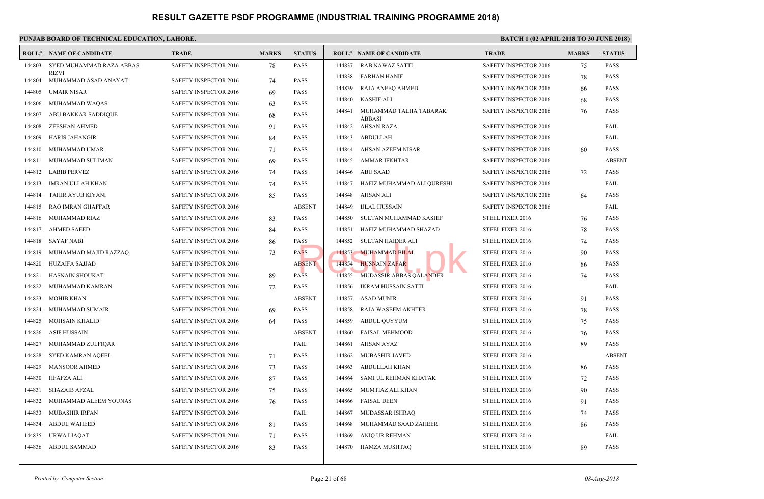# RESULT GAZETTE PSDF PROGRAMME (INDUSTRIAL TRAINING PROGRAMME 2018)

**PUNJAB BOARD OF TECHNICAL EDUCATION, LAHORE.**

**BATCH 1 (02 APRIL 2018 TO 30 JUNE 2018)**

| ROLL# | NAME OF CANDIDATE | TRADE | MARKS | STATUS |
|---|---|---|---|---|
| 144803 | SYED MUHAMMAD RAZA ABBAS RIZVI | SAFETY INSPECTOR 2016 | 78 | PASS |
| 144804 | MUHAMMAD ASAD ANAYAT | SAFETY INSPECTOR 2016 | 74 | PASS |
| 144805 | UMAIR NISAR | SAFETY INSPECTOR 2016 | 69 | PASS |
| 144806 | MUHAMMAD WAQAS | SAFETY INSPECTOR 2016 | 63 | PASS |
| 144807 | ABU BAKKAR SADDIQUE | SAFETY INSPECTOR 2016 | 68 | PASS |
| 144808 | ZEESHAN AHMED | SAFETY INSPECTOR 2016 | 91 | PASS |
| 144809 | HARIS JAHANGIR | SAFETY INSPECTOR 2016 | 84 | PASS |
| 144810 | MUHAMMAD UMAR | SAFETY INSPECTOR 2016 | 71 | PASS |
| 144811 | MUHAMMAD SULIMAN | SAFETY INSPECTOR 2016 | 69 | PASS |
| 144812 | LABIB PERVEZ | SAFETY INSPECTOR 2016 | 74 | PASS |
| 144813 | IMRAN ULLAH KHAN | SAFETY INSPECTOR 2016 | 74 | PASS |
| 144814 | TAHIR AYUB KIYANI | SAFETY INSPECTOR 2016 | 85 | PASS |
| 144815 | RAO IMRAN GHAFFAR | SAFETY INSPECTOR 2016 | | ABSENT |
| 144816 | MUHAMMAD RIAZ | SAFETY INSPECTOR 2016 | 83 | PASS |
| 144817 | AHMED SAEED | SAFETY INSPECTOR 2016 | 84 | PASS |
| 144818 | SAYAF NABI | SAFETY INSPECTOR 2016 | 86 | PASS |
| 144819 | MUHAMMAD MAJID RAZZAQ | SAFETY INSPECTOR 2016 | 73 | PASS |
| 144820 | HUZAIFA SAJJAD | SAFETY INSPECTOR 2016 | | ABSENT |
| 144821 | HASNAIN SHOUKAT | SAFETY INSPECTOR 2016 | 89 | PASS |
| 144822 | MUHAMMAD KAMRAN | SAFETY INSPECTOR 2016 | 72 | PASS |
| 144823 | MOHIB KHAN | SAFETY INSPECTOR 2016 | | ABSENT |
| 144824 | MUHAMMAD SUMAIR | SAFETY INSPECTOR 2016 | 69 | PASS |
| 144825 | MOHSAIN KHALID | SAFETY INSPECTOR 2016 | 64 | PASS |
| 144826 | ASIF HUSSAIN | SAFETY INSPECTOR 2016 | | ABSENT |
| 144827 | MUHAMMAD ZULFIQAR | SAFETY INSPECTOR 2016 | | FAIL |
| 144828 | SYED KAMRAN AQEEL | SAFETY INSPECTOR 2016 | 71 | PASS |
| 144829 | MANSOOR AHMED | SAFETY INSPECTOR 2016 | 73 | PASS |
| 144830 | HFAFZA ALI | SAFETY INSPECTOR 2016 | 87 | PASS |
| 144831 | SHAZAIB AFZAL | SAFETY INSPECTOR 2016 | 75 | PASS |
| 144832 | MUHAMMAD ALEEM YOUNAS | SAFETY INSPECTOR 2016 | 76 | PASS |
| 144833 | MUBASHIR IRFAN | SAFETY INSPECTOR 2016 | | FAIL |
| 144834 | ABDUL WAHEED | SAFETY INSPECTOR 2016 | 81 | PASS |
| 144835 | URWA LIAQAT | SAFETY INSPECTOR 2016 | 71 | PASS |
| 144836 | ABDUL SAMMAD | SAFETY INSPECTOR 2016 | 83 | PASS |
| 144837 | RAB NAWAZ SATTI | SAFETY INSPECTOR 2016 | 75 | PASS |
| 144838 | FARHAN HANIF | SAFETY INSPECTOR 2016 | 78 | PASS |
| 144839 | RAJA ANEEQ AHMED | SAFETY INSPECTOR 2016 | 66 | PASS |
| 144840 | KASHIF ALI | SAFETY INSPECTOR 2016 | 68 | PASS |
| 144841 | MUHAMMAD TALHA TABARAK ABBASI | SAFETY INSPECTOR 2016 | 76 | PASS |
| 144842 | AHSAN RAZA | SAFETY INSPECTOR 2016 | | FAIL |
| 144843 | ABDULLAH | SAFETY INSPECTOR 2016 | | FAIL |
| 144844 | AHSAN AZEEM NISAR | SAFETY INSPECTOR 2016 | 60 | PASS |
| 144845 | AMMAR IFKHTAR | SAFETY INSPECTOR 2016 | | ABSENT |
| 144846 | ABU SAAD | SAFETY INSPECTOR 2016 | 72 | PASS |
| 144847 | HAFIZ MUHAMMAD ALI QURESHI | SAFETY INSPECTOR 2016 | | FAIL |
| 144848 | AHSAN ALI | SAFETY INSPECTOR 2016 | 64 | PASS |
| 144849 | IJLAL HUSSAIN | SAFETY INSPECTOR 2016 | | FAIL |
| 144850 | SULTAN MUHAMMAD KASHIF | STEEL FIXER 2016 | 76 | PASS |
| 144851 | HAFIZ MUHAMMAD SHAZAD | STEEL FIXER 2016 | 78 | PASS |
| 144852 | SULTAN HAIDER ALI | STEEL FIXER 2016 | 74 | PASS |
| 144853 | MUHAMMAD BILAL | STEEL FIXER 2016 | 90 | PASS |
| 144854 | HUSNAIN ZAFAR | STEEL FIXER 2016 | 86 | PASS |
| 144855 | MUDASSIR ABBAS QALANDER | STEEL FIXER 2016 | 74 | PASS |
| 144856 | IKRAM HUSSAIN SATTI | STEEL FIXER 2016 | | FAIL |
| 144857 | ASAD MUNIR | STEEL FIXER 2016 | 91 | PASS |
| 144858 | RAJA WASEEM AKHTER | STEEL FIXER 2016 | 78 | PASS |
| 144859 | ABDUL QUYYUM | STEEL FIXER 2016 | 75 | PASS |
| 144860 | FAISAL MEHMOOD | STEEL FIXER 2016 | 76 | PASS |
| 144861 | AHSAN AYAZ | STEEL FIXER 2016 | 89 | PASS |
| 144862 | MUBASHIR JAVED | STEEL FIXER 2016 | | ABSENT |
| 144863 | ABDULLAH KHAN | STEEL FIXER 2016 | 86 | PASS |
| 144864 | SAMI UL REHMAN KHATAK | STEEL FIXER 2016 | 72 | PASS |
| 144865 | MUMTIAZ ALI KHAN | STEEL FIXER 2016 | 90 | PASS |
| 144866 | FAISAL DEEN | STEEL FIXER 2016 | 91 | PASS |
| 144867 | MUDASSAR ISHRAQ | STEEL FIXER 2016 | 74 | PASS |
| 144868 | MUHAMMAD SAAD ZAHEER | STEEL FIXER 2016 | 86 | PASS |
| 144869 | ANIQ UR REHMAN | STEEL FIXER 2016 | | FAIL |
| 144870 | HAMZA MUSHTAQ | STEEL FIXER 2016 | 89 | PASS |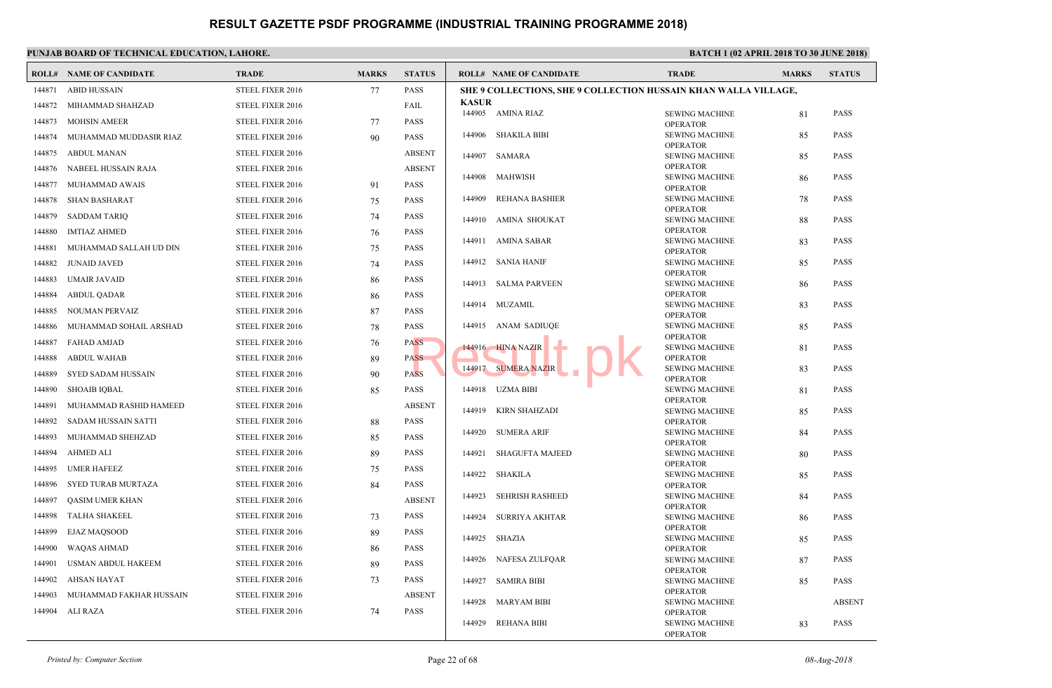# RESULT GAZETTE PSDF PROGRAMME (INDUSTRIAL TRAINING PROGRAMME 2018)

**PUNJAB BOARD OF TECHNICAL EDUCATION, LAHORE.**

**BATCH 1 (02 APRIL 2018 TO 30 JUNE 2018)**

| ROLL# | NAME OF CANDIDATE | TRADE | MARKS | STATUS |
|---|---|---|---|---|
| 144871 | ABID HUSSAIN | STEEL FIXER 2016 | 77 | PASS |
| 144872 | MIHAMMAD SHAHZAD | STEEL FIXER 2016 | | FAIL |
| 144873 | MOHSIN AMEER | STEEL FIXER 2016 | 77 | PASS |
| 144874 | MUHAMMAD MUDDASIR RIAZ | STEEL FIXER 2016 | 90 | PASS |
| 144875 | ABDUL MANAN | STEEL FIXER 2016 | | ABSENT |
| 144876 | NABEEL HUSSAIN RAJA | STEEL FIXER 2016 | | ABSENT |
| 144877 | MUHAMMAD AWAIS | STEEL FIXER 2016 | 91 | PASS |
| 144878 | SHAN BASHARAT | STEEL FIXER 2016 | 75 | PASS |
| 144879 | SADDAM TARIQ | STEEL FIXER 2016 | 74 | PASS |
| 144880 | IMTIAZ AHMED | STEEL FIXER 2016 | 76 | PASS |
| 144881 | MUHAMMAD SALLAH UD DIN | STEEL FIXER 2016 | 75 | PASS |
| 144882 | JUNAID JAVED | STEEL FIXER 2016 | 74 | PASS |
| 144883 | UMAIR JAVAID | STEEL FIXER 2016 | 86 | PASS |
| 144884 | ABDUL QADAR | STEEL FIXER 2016 | 86 | PASS |
| 144885 | NOUMAN PERVAIZ | STEEL FIXER 2016 | 87 | PASS |
| 144886 | MUHAMMAD SOHAIL ARSHAD | STEEL FIXER 2016 | 78 | PASS |
| 144887 | FAHAD AMJAD | STEEL FIXER 2016 | 76 | PASS |
| 144888 | ABDUL WAHAB | STEEL FIXER 2016 | 89 | PASS |
| 144889 | SYED SADAM HUSSAIN | STEEL FIXER 2016 | 90 | PASS |
| 144890 | SHOAIB IQBAL | STEEL FIXER 2016 | 85 | PASS |
| 144891 | MUHAMMAD RASHID HAMEED | STEEL FIXER 2016 | | ABSENT |
| 144892 | SADAM HUSSAIN SATTI | STEEL FIXER 2016 | 88 | PASS |
| 144893 | MUHAMMAD SHEHZAD | STEEL FIXER 2016 | 85 | PASS |
| 144894 | AHMED ALI | STEEL FIXER 2016 | 89 | PASS |
| 144895 | UMER HAFEEZ | STEEL FIXER 2016 | 75 | PASS |
| 144896 | SYED TURAB MURTAZA | STEEL FIXER 2016 | 84 | PASS |
| 144897 | QASIM UMER KHAN | STEEL FIXER 2016 | | ABSENT |
| 144898 | TALHA SHAKEEL | STEEL FIXER 2016 | 73 | PASS |
| 144899 | EJAZ MAQSOOD | STEEL FIXER 2016 | 89 | PASS |
| 144900 | WAQAS AHMAD | STEEL FIXER 2016 | 86 | PASS |
| 144901 | USMAN ABDUL HAKEEM | STEEL FIXER 2016 | 89 | PASS |
| 144902 | AHSAN HAYAT | STEEL FIXER 2016 | 73 | PASS |
| 144903 | MUHAMMAD FAKHAR HUSSAIN | STEEL FIXER 2016 | | ABSENT |
| 144904 | ALI RAZA | STEEL FIXER 2016 | 74 | PASS |

**SHE 9 COLLECTIONS, SHE 9 COLLECTION HUSSAIN KHAN WALLA VILLAGE, KASUR**

| ROLL# | NAME OF CANDIDATE | TRADE | MARKS | STATUS |
|---|---|---|---|---|
| 144905 | AMINA RIAZ | SEWING MACHINE OPERATOR | 81 | PASS |
| 144906 | SHAKILA BIBI | SEWING MACHINE OPERATOR | 85 | PASS |
| 144907 | SAMARA | SEWING MACHINE OPERATOR | 85 | PASS |
| 144908 | MAHWISH | SEWING MACHINE OPERATOR | 86 | PASS |
| 144909 | REHANA BASHIER | SEWING MACHINE OPERATOR | 78 | PASS |
| 144910 | AMINA SHOUKAT | SEWING MACHINE OPERATOR | 88 | PASS |
| 144911 | AMINA SABAR | SEWING MACHINE OPERATOR | 83 | PASS |
| 144912 | SANIA HANIF | SEWING MACHINE OPERATOR | 85 | PASS |
| 144913 | SALMA PARVEEN | SEWING MACHINE OPERATOR | 86 | PASS |
| 144914 | MUZAMIL | SEWING MACHINE OPERATOR | 83 | PASS |
| 144915 | ANAM SADIUQE | SEWING MACHINE OPERATOR | 85 | PASS |
| 144916 | HINA NAZIR | SEWING MACHINE OPERATOR | 81 | PASS |
| 144917 | SUMERA NAZIR | SEWING MACHINE OPERATOR | 83 | PASS |
| 144918 | UZMA BIBI | SEWING MACHINE OPERATOR | 81 | PASS |
| 144919 | KIRN SHAHZADI | SEWING MACHINE OPERATOR | 85 | PASS |
| 144920 | SUMERA ARIF | SEWING MACHINE OPERATOR | 84 | PASS |
| 144921 | SHAGUFTA MAJEED | SEWING MACHINE OPERATOR | 80 | PASS |
| 144922 | SHAKILA | SEWING MACHINE OPERATOR | 85 | PASS |
| 144923 | SEHRISH RASHEED | SEWING MACHINE OPERATOR | 84 | PASS |
| 144924 | SURRIYA AKHTAR | SEWING MACHINE OPERATOR | 86 | PASS |
| 144925 | SHAZIA | SEWING MACHINE OPERATOR | 85 | PASS |
| 144926 | NAFESA ZULFQAR | SEWING MACHINE OPERATOR | 87 | PASS |
| 144927 | SAMIRA BIBI | SEWING MACHINE OPERATOR | 85 | PASS |
| 144928 | MARYAM BIBI | SEWING MACHINE OPERATOR | | ABSENT |
| 144929 | REHANA BIBI | SEWING MACHINE OPERATOR | 83 | PASS |

*Printed by: Computer Section* — *08-Aug-2018*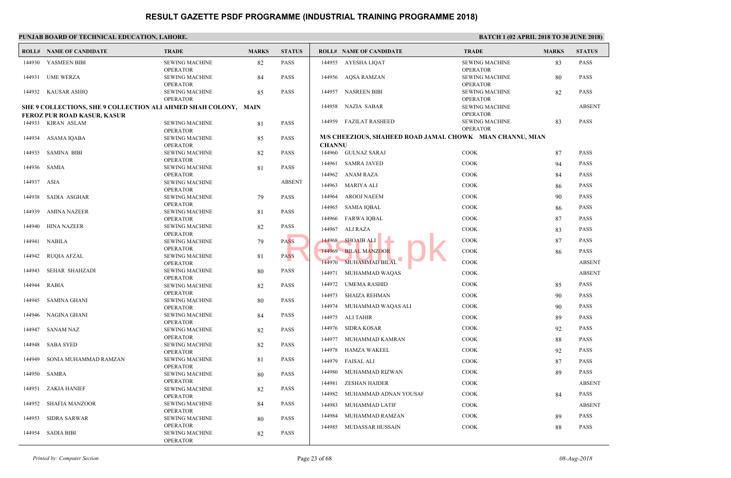# RESULT GAZETTE PSDF PROGRAMME (INDUSTRIAL TRAINING PROGRAMME 2018)

**PUNJAB BOARD OF TECHNICAL EDUCATION, LAHORE.**

**BATCH 1 (02 APRIL 2018 TO 30 JUNE 2018)**

| ROLL# | NAME OF CANDIDATE | TRADE | MARKS | STATUS |
|---|---|---|---|---|
| 144930 | YASMEEN BIBI | SEWING MACHINE OPERATOR | 82 | PASS |
| 144931 | UME WERZA | SEWING MACHINE OPERATOR | 84 | PASS |
| 144932 | KAUSAR ASHIQ | SEWING MACHINE OPERATOR | 85 | PASS |

**SHE 9 COLLECTIONS, SHE 9 COLLECTION ALI AHMED SHAH COLONY, MAIN FEROZ PUR ROAD KASUR, KASUR**

| ROLL# | NAME OF CANDIDATE | TRADE | MARKS | STATUS |
|---|---|---|---|---|
| 144933 | KIRAN ASLAM | SEWING MACHINE OPERATOR | 81 | PASS |
| 144934 | ASAMA IQABA | SEWING MACHINE OPERATOR | 85 | PASS |
| 144935 | SAMINA BIBI | SEWING MACHINE OPERATOR | 82 | PASS |
| 144936 | SAMIA | SEWING MACHINE OPERATOR | 81 | PASS |
| 144937 | ASIA | SEWING MACHINE OPERATOR | | ABSENT |
| 144938 | SADIA ASGHAR | SEWING MACHINE OPERATOR | 79 | PASS |
| 144939 | AMINA NAZEER | SEWING MACHINE OPERATOR | 81 | PASS |
| 144940 | HINA NAZEER | SEWING MACHINE OPERATOR | 82 | PASS |
| 144941 | NABILA | SEWING MACHINE OPERATOR | 79 | PASS |
| 144942 | RUQIA AFZAL | SEWING MACHINE OPERATOR | 81 | PASS |
| 144943 | SEHAR SHAHZADI | SEWING MACHINE OPERATOR | 80 | PASS |
| 144944 | RABIA | SEWING MACHINE OPERATOR | 82 | PASS |
| 144945 | SAMINA GHANI | SEWING MACHINE OPERATOR | 80 | PASS |
| 144946 | NAGINA GHANI | SEWING MACHINE OPERATOR | 84 | PASS |
| 144947 | SANAM NAZ | SEWING MACHINE OPERATOR | 82 | PASS |
| 144948 | SABA SYED | SEWING MACHINE OPERATOR | 82 | PASS |
| 144949 | SONIA MUHAMMAD RAMZAN | SEWING MACHINE OPERATOR | 81 | PASS |
| 144950 | SAMRA | SEWING MACHINE OPERATOR | 80 | PASS |
| 144951 | ZAKIA HANIEF | SEWING MACHINE OPERATOR | 82 | PASS |
| 144952 | SHAFIA MANZOOR | SEWING MACHINE OPERATOR | 84 | PASS |
| 144953 | SIDRA SARWAR | SEWING MACHINE OPERATOR | 80 | PASS |
| 144954 | SADIA BIBI | SEWING MACHINE OPERATOR | 82 | PASS |
| 144955 | AYESHA LIQAT | SEWING MACHINE OPERATOR | 83 | PASS |
| 144956 | AQSA RAMZAN | SEWING MACHINE OPERATOR | 80 | PASS |
| 144957 | NASREEN BIBI | SEWING MACHINE OPERATOR | 82 | PASS |
| 144958 | NAZIA SABAR | SEWING MACHINE OPERATOR | | ABSENT |
| 144959 | FAZILAT RASHEED | SEWING MACHINE OPERATOR | 83 | PASS |

**M/S CHEEZIOUS, SHAHEED ROAD JAMAL CHOWK MIAN CHANNU, MIAN CHANNU**

| ROLL# | NAME OF CANDIDATE | TRADE | MARKS | STATUS |
|---|---|---|---|---|
| 144960 | GULNAZ SARAJ | COOK | 87 | PASS |
| 144961 | SAMRA JAVED | COOK | 94 | PASS |
| 144962 | ANAM RAZA | COOK | 84 | PASS |
| 144963 | MARIYA ALI | COOK | 86 | PASS |
| 144964 | AROOJ NAEEM | COOK | 90 | PASS |
| 144965 | SAMIA IQBAL | COOK | 86 | PASS |
| 144966 | FARWA IQBAL | COOK | 87 | PASS |
| 144967 | ALI RAZA | COOK | 83 | PASS |
| 144968 | SHOAIB ALI | COOK | 87 | PASS |
| 144969 | BILAL MANZOOR | COOK | 86 | PASS |
| 144970 | MUHAMMAD BILAL | COOK | | ABSENT |
| 144971 | MUHAMMAD WAQAS | COOK | | ABSENT |
| 144972 | UMEMA RASHID | COOK | 85 | PASS |
| 144973 | SHAIZA REHMAN | COOK | 90 | PASS |
| 144974 | MUHAMMAD WAQAS ALI | COOK | 90 | PASS |
| 144975 | ALI TAHIR | COOK | 89 | PASS |
| 144976 | SIDRA KOSAR | COOK | 92 | PASS |
| 144977 | MUHAMMAD KAMRAN | COOK | 88 | PASS |
| 144978 | HAMZA WAKEEL | COOK | 92 | PASS |
| 144979 | FAISAL ALI | COOK | 87 | PASS |
| 144980 | MUHAMMAD RIZWAN | COOK | 89 | PASS |
| 144981 | ZESHAN HAIDER | COOK | | ABSENT |
| 144982 | MUHAMMAD ADNAN YOUSAF | COOK | 84 | PASS |
| 144983 | MUHAMMAD LATIF | COOK | | ABSENT |
| 144984 | MUHAMMAD RAMZAN | COOK | 89 | PASS |
| 144985 | MUDASSAR HUSSAIN | COOK | 88 | PASS |

*Printed by: Computer Section* — *08-Aug-2018*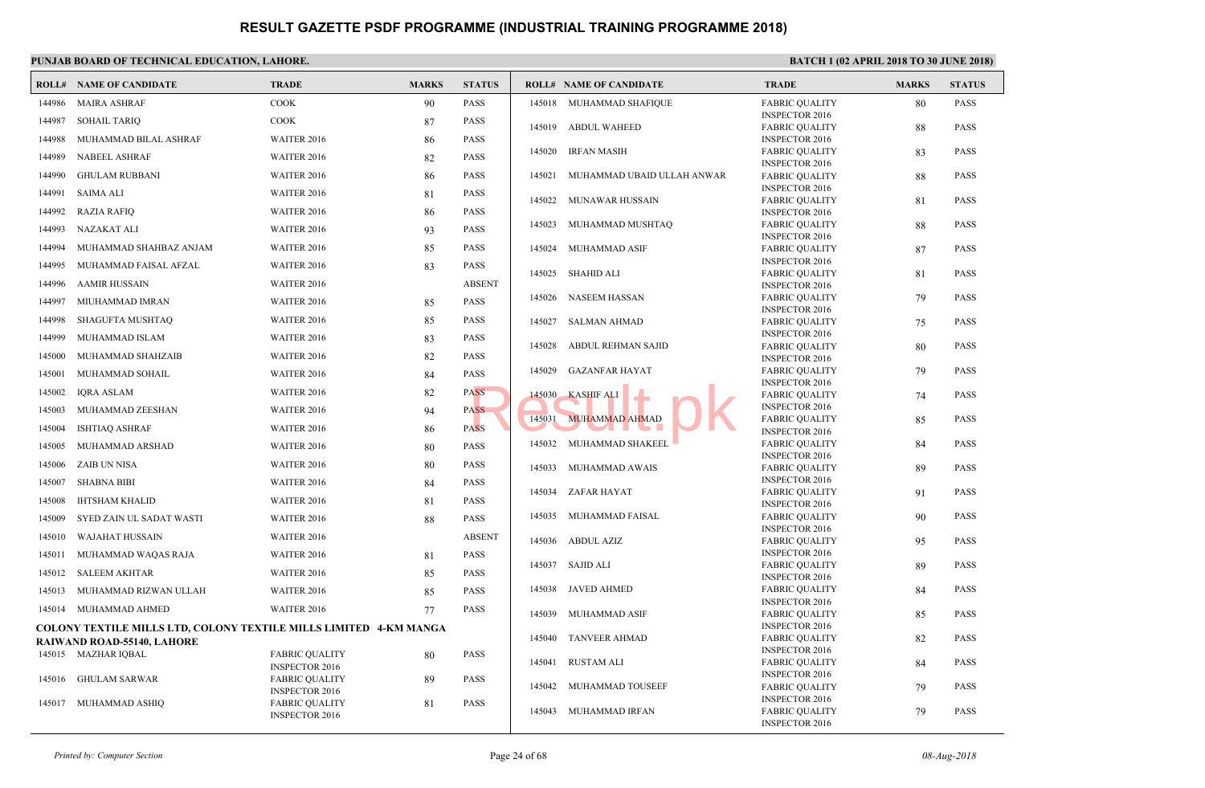# RESULT GAZETTE PSDF PROGRAMME (INDUSTRIAL TRAINING PROGRAMME 2018)

**PUNJAB BOARD OF TECHNICAL EDUCATION, LAHORE.**

**BATCH 1 (02 APRIL 2018 TO 30 JUNE 2018)**

| ROLL# | NAME OF CANDIDATE | TRADE | MARKS | STATUS |
|---|---|---|---|---|
| 144986 | MAIRA ASHRAF | COOK | 90 | PASS |
| 144987 | SOHAIL TARIQ | COOK | 87 | PASS |
| 144988 | MUHAMMAD BILAL ASHRAF | WAITER 2016 | 86 | PASS |
| 144989 | NABEEL ASHRAF | WAITER 2016 | 82 | PASS |
| 144990 | GHULAM RUBBANI | WAITER 2016 | 86 | PASS |
| 144991 | SAIMA ALI | WAITER 2016 | 81 | PASS |
| 144992 | RAZIA RAFIQ | WAITER 2016 | 86 | PASS |
| 144993 | NAZAKAT ALI | WAITER 2016 | 93 | PASS |
| 144994 | MUHAMMAD SHAHBAZ ANJAM | WAITER 2016 | 85 | PASS |
| 144995 | MUHAMMAD FAISAL AFZAL | WAITER 2016 | 83 | PASS |
| 144996 | AAMIR HUSSAIN | WAITER 2016 | | ABSENT |
| 144997 | MIUHAMMAD IMRAN | WAITER 2016 | 85 | PASS |
| 144998 | SHAGUFTA MUSHTAQ | WAITER 2016 | 85 | PASS |
| 144999 | MUHAMMAD ISLAM | WAITER 2016 | 83 | PASS |
| 145000 | MUHAMMAD SHAHZAIB | WAITER 2016 | 82 | PASS |
| 145001 | MUHAMMAD SOHAIL | WAITER 2016 | 84 | PASS |
| 145002 | IQRA ASLAM | WAITER 2016 | 82 | PASS |
| 145003 | MUHAMMAD ZEESHAN | WAITER 2016 | 94 | PASS |
| 145004 | ISHTIAQ ASHRAF | WAITER 2016 | 86 | PASS |
| 145005 | MUHAMMAD ARSHAD | WAITER 2016 | 80 | PASS |
| 145006 | ZAIB UN NISA | WAITER 2016 | 80 | PASS |
| 145007 | SHABNA BIBI | WAITER 2016 | 84 | PASS |
| 145008 | IHTSHAM KHALID | WAITER 2016 | 81 | PASS |
| 145009 | SYED ZAIN UL SADAT WASTI | WAITER 2016 | 88 | PASS |
| 145010 | WAJAHAT HUSSAIN | WAITER 2016 | | ABSENT |
| 145011 | MUHAMMAD WAQAS RAJA | WAITER 2016 | 81 | PASS |
| 145012 | SALEEM AKHTAR | WAITER 2016 | 85 | PASS |
| 145013 | MUHAMMAD RIZWAN ULLAH | WAITER 2016 | 85 | PASS |
| 145014 | MUHAMMAD AHMED | WAITER 2016 | 77 | PASS |

**COLONY TEXTILE MILLS LTD, COLONY TEXTILE MILLS LIMITED 4-KM MANGA RAIWAND ROAD-55140, LAHORE**

| ROLL# | NAME OF CANDIDATE | TRADE | MARKS | STATUS |
|---|---|---|---|---|
| 145015 | MAZHAR IQBAL | FABRIC QUALITY INSPECTOR 2016 | 80 | PASS |
| 145016 | GHULAM SARWAR | FABRIC QUALITY INSPECTOR 2016 | 89 | PASS |
| 145017 | MUHAMMAD ASHIQ | FABRIC QUALITY INSPECTOR 2016 | 81 | PASS |
| 145018 | MUHAMMAD SHAFIQUE | FABRIC QUALITY INSPECTOR 2016 | 80 | PASS |
| 145019 | ABDUL WAHEED | FABRIC QUALITY INSPECTOR 2016 | 88 | PASS |
| 145020 | IRFAN MASIH | FABRIC QUALITY INSPECTOR 2016 | 83 | PASS |
| 145021 | MUHAMMAD UBAID ULLAH ANWAR | FABRIC QUALITY INSPECTOR 2016 | 88 | PASS |
| 145022 | MUNAWAR HUSSAIN | FABRIC QUALITY INSPECTOR 2016 | 81 | PASS |
| 145023 | MUHAMMAD MUSHTAQ | FABRIC QUALITY INSPECTOR 2016 | 88 | PASS |
| 145024 | MUHAMMAD ASIF | FABRIC QUALITY INSPECTOR 2016 | 87 | PASS |
| 145025 | SHAHID ALI | FABRIC QUALITY INSPECTOR 2016 | 81 | PASS |
| 145026 | NASEEM HASSAN | FABRIC QUALITY INSPECTOR 2016 | 79 | PASS |
| 145027 | SALMAN AHMAD | FABRIC QUALITY INSPECTOR 2016 | 75 | PASS |
| 145028 | ABDUL REHMAN SAJID | FABRIC QUALITY INSPECTOR 2016 | 80 | PASS |
| 145029 | GAZANFAR HAYAT | FABRIC QUALITY INSPECTOR 2016 | 79 | PASS |
| 145030 | KASHIF ALI | FABRIC QUALITY INSPECTOR 2016 | 74 | PASS |
| 145031 | MUHAMMAD AHMAD | FABRIC QUALITY INSPECTOR 2016 | 85 | PASS |
| 145032 | MUHAMMAD SHAKEEL | FABRIC QUALITY INSPECTOR 2016 | 84 | PASS |
| 145033 | MUHAMMAD AWAIS | FABRIC QUALITY INSPECTOR 2016 | 89 | PASS |
| 145034 | ZAFAR HAYAT | FABRIC QUALITY INSPECTOR 2016 | 91 | PASS |
| 145035 | MUHAMMAD FAISAL | FABRIC QUALITY INSPECTOR 2016 | 90 | PASS |
| 145036 | ABDUL AZIZ | FABRIC QUALITY INSPECTOR 2016 | 95 | PASS |
| 145037 | SAJID ALI | FABRIC QUALITY INSPECTOR 2016 | 89 | PASS |
| 145038 | JAVED AHMED | FABRIC QUALITY INSPECTOR 2016 | 84 | PASS |
| 145039 | MUHAMMAD ASIF | FABRIC QUALITY INSPECTOR 2016 | 85 | PASS |
| 145040 | TANVEER AHMAD | FABRIC QUALITY INSPECTOR 2016 | 82 | PASS |
| 145041 | RUSTAM ALI | FABRIC QUALITY INSPECTOR 2016 | 84 | PASS |
| 145042 | MUHAMMAD TOUSEEF | FABRIC QUALITY INSPECTOR 2016 | 79 | PASS |
| 145043 | MUHAMMAD IRFAN | FABRIC QUALITY INSPECTOR 2016 | 79 | PASS |

*Printed by: Computer Section* — *08-Aug-2018*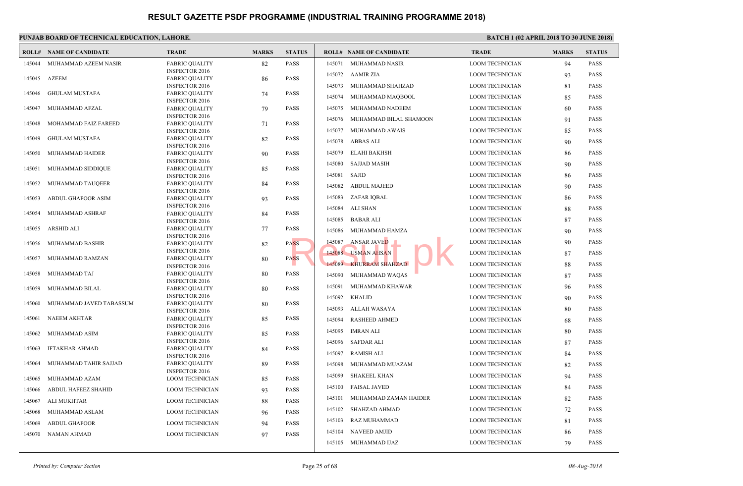# RESULT GAZETTE PSDF PROGRAMME (INDUSTRIAL TRAINING PROGRAMME 2018)

**PUNJAB BOARD OF TECHNICAL EDUCATION, LAHORE.**

**BATCH 1 (02 APRIL 2018 TO 30 JUNE 2018)**

| ROLL# | NAME OF CANDIDATE | TRADE | MARKS | STATUS |
|---|---|---|---|---|
| 145044 | MUHAMMAD AZEEM NASIR | FABRIC QUALITY INSPECTOR 2016 | 82 | PASS |
| 145045 | AZEEM | FABRIC QUALITY INSPECTOR 2016 | 86 | PASS |
| 145046 | GHULAM MUSTAFA | FABRIC QUALITY INSPECTOR 2016 | 74 | PASS |
| 145047 | MUHAMMAD AFZAL | FABRIC QUALITY INSPECTOR 2016 | 79 | PASS |
| 145048 | MOHAMMAD FAIZ FAREED | FABRIC QUALITY INSPECTOR 2016 | 71 | PASS |
| 145049 | GHULAM MUSTAFA | FABRIC QUALITY INSPECTOR 2016 | 82 | PASS |
| 145050 | MUHAMMAD HAIDER | FABRIC QUALITY INSPECTOR 2016 | 90 | PASS |
| 145051 | MUHAMMAD SIDDIQUE | FABRIC QUALITY INSPECTOR 2016 | 85 | PASS |
| 145052 | MUHAMMAD TAUQEER | FABRIC QUALITY INSPECTOR 2016 | 84 | PASS |
| 145053 | ABDUL GHAFOOR ASIM | FABRIC QUALITY INSPECTOR 2016 | 93 | PASS |
| 145054 | MUHAMMAD ASHRAF | FABRIC QUALITY INSPECTOR 2016 | 84 | PASS |
| 145055 | ARSHID ALI | FABRIC QUALITY INSPECTOR 2016 | 77 | PASS |
| 145056 | MUHAMMAD BASHIR | FABRIC QUALITY INSPECTOR 2016 | 82 | PASS |
| 145057 | MUHAMMAD RAMZAN | FABRIC QUALITY INSPECTOR 2016 | 80 | PASS |
| 145058 | MUHAMMAD TAJ | FABRIC QUALITY INSPECTOR 2016 | 80 | PASS |
| 145059 | MUHAMMAD BILAL | FABRIC QUALITY INSPECTOR 2016 | 80 | PASS |
| 145060 | MUHAMMAD JAVED TABASSUM | FABRIC QUALITY INSPECTOR 2016 | 80 | PASS |
| 145061 | NAEEM AKHTAR | FABRIC QUALITY INSPECTOR 2016 | 85 | PASS |
| 145062 | MUHAMMAD ASIM | FABRIC QUALITY INSPECTOR 2016 | 85 | PASS |
| 145063 | IFTAKHAR AHMAD | FABRIC QUALITY INSPECTOR 2016 | 84 | PASS |
| 145064 | MUHAMMAD TAHIR SAJJAD | FABRIC QUALITY INSPECTOR 2016 | 89 | PASS |
| 145065 | MUHAMMAD AZAM | LOOM TECHNICIAN | 85 | PASS |
| 145066 | ABDUL HAFEEZ SHAHID | LOOM TECHNICIAN | 93 | PASS |
| 145067 | ALI MUKHTAR | LOOM TECHNICIAN | 88 | PASS |
| 145068 | MUHAMMAD ASLAM | LOOM TECHNICIAN | 96 | PASS |
| 145069 | ABDUL GHAFOOR | LOOM TECHNICIAN | 94 | PASS |
| 145070 | NAMAN AHMAD | LOOM TECHNICIAN | 97 | PASS |
| 145071 | MUHAMMAD NASIR | LOOM TECHNICIAN | 94 | PASS |
| 145072 | AAMIR ZIA | LOOM TECHNICIAN | 93 | PASS |
| 145073 | MUHAMMAD SHAHZAD | LOOM TECHNICIAN | 81 | PASS |
| 145074 | MUHAMMAD MAQBOOL | LOOM TECHNICIAN | 85 | PASS |
| 145075 | MUHAMMAD NADEEM | LOOM TECHNICIAN | 60 | PASS |
| 145076 | MUHAMMAD BILAL SHAMOON | LOOM TECHNICIAN | 91 | PASS |
| 145077 | MUHAMMAD AWAIS | LOOM TECHNICIAN | 85 | PASS |
| 145078 | ABBAS ALI | LOOM TECHNICIAN | 90 | PASS |
| 145079 | ELAHI BAKHSH | LOOM TECHNICIAN | 86 | PASS |
| 145080 | SAJJAD MASIH | LOOM TECHNICIAN | 90 | PASS |
| 145081 | SAJID | LOOM TECHNICIAN | 86 | PASS |
| 145082 | ABDUL MAJEED | LOOM TECHNICIAN | 90 | PASS |
| 145083 | ZAFAR IQBAL | LOOM TECHNICIAN | 86 | PASS |
| 145084 | ALI SHAN | LOOM TECHNICIAN | 88 | PASS |
| 145085 | BABAR ALI | LOOM TECHNICIAN | 87 | PASS |
| 145086 | MUHAMMAD HAMZA | LOOM TECHNICIAN | 90 | PASS |
| 145087 | ANSAR JAVED | LOOM TECHNICIAN | 90 | PASS |
| 145088 | USMAN AHSAN | LOOM TECHNICIAN | 87 | PASS |
| 145089 | KHURRAM SHAHZAD | LOOM TECHNICIAN | 88 | PASS |
| 145090 | MUHAMMAD WAQAS | LOOM TECHNICIAN | 87 | PASS |
| 145091 | MUHAMMAD KHAWAR | LOOM TECHNICIAN | 96 | PASS |
| 145092 | KHALID | LOOM TECHNICIAN | 90 | PASS |
| 145093 | ALLAH WASAYA | LOOM TECHNICIAN | 80 | PASS |
| 145094 | RASHEED AHMED | LOOM TECHNICIAN | 68 | PASS |
| 145095 | IMRAN ALI | LOOM TECHNICIAN | 80 | PASS |
| 145096 | SAFDAR ALI | LOOM TECHNICIAN | 87 | PASS |
| 145097 | RAMISH ALI | LOOM TECHNICIAN | 84 | PASS |
| 145098 | MUHAMMAD MUAZAM | LOOM TECHNICIAN | 82 | PASS |
| 145099 | SHAKEEL KHAN | LOOM TECHNICIAN | 94 | PASS |
| 145100 | FAISAL JAVED | LOOM TECHNICIAN | 84 | PASS |
| 145101 | MUHAMMAD ZAMAN HAIDER | LOOM TECHNICIAN | 82 | PASS |
| 145102 | SHAHZAD AHMAD | LOOM TECHNICIAN | 72 | PASS |
| 145103 | RAZ MUHAMMAD | LOOM TECHNICIAN | 81 | PASS |
| 145104 | NAVEED AMJID | LOOM TECHNICIAN | 86 | PASS |
| 145105 | MUHAMMAD IJAZ | LOOM TECHNICIAN | 79 | PASS |

*Printed by: Computer Section* — *08-Aug-2018*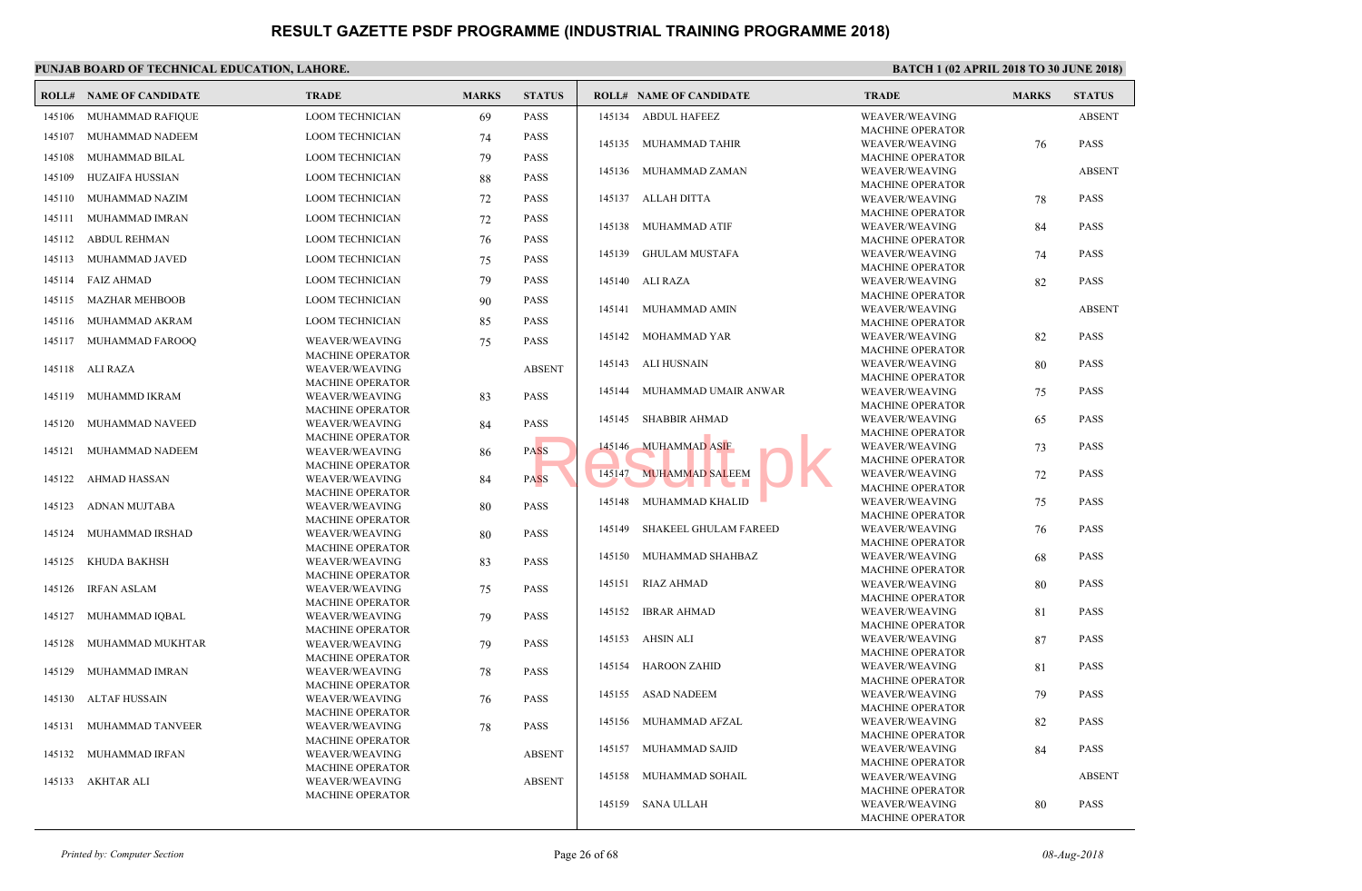# RESULT GAZETTE PSDF PROGRAMME (INDUSTRIAL TRAINING PROGRAMME 2018)

**PUNJAB BOARD OF TECHNICAL EDUCATION, LAHORE.**

**BATCH 1 (02 APRIL 2018 TO 30 JUNE 2018)**

| ROLL# | NAME OF CANDIDATE | TRADE | MARKS | STATUS |
|---|---|---|---|---|
| 145106 | MUHAMMAD RAFIQUE | LOOM TECHNICIAN | 69 | PASS |
| 145107 | MUHAMMAD NADEEM | LOOM TECHNICIAN | 74 | PASS |
| 145108 | MUHAMMAD BILAL | LOOM TECHNICIAN | 79 | PASS |
| 145109 | HUZAIFA HUSSIAN | LOOM TECHNICIAN | 88 | PASS |
| 145110 | MUHAMMAD NAZIM | LOOM TECHNICIAN | 72 | PASS |
| 145111 | MUHAMMAD IMRAN | LOOM TECHNICIAN | 72 | PASS |
| 145112 | ABDUL REHMAN | LOOM TECHNICIAN | 76 | PASS |
| 145113 | MUHAMMAD JAVED | LOOM TECHNICIAN | 75 | PASS |
| 145114 | FAIZ AHMAD | LOOM TECHNICIAN | 79 | PASS |
| 145115 | MAZHAR MEHBOOB | LOOM TECHNICIAN | 90 | PASS |
| 145116 | MUHAMMAD AKRAM | LOOM TECHNICIAN | 85 | PASS |
| 145117 | MUHAMMAD FAROOQ | WEAVER/WEAVING MACHINE OPERATOR | 75 | PASS |
| 145118 | ALI RAZA | WEAVER/WEAVING MACHINE OPERATOR | | ABSENT |
| 145119 | MUHAMMD IKRAM | WEAVER/WEAVING MACHINE OPERATOR | 83 | PASS |
| 145120 | MUHAMMAD NAVEED | WEAVER/WEAVING MACHINE OPERATOR | 84 | PASS |
| 145121 | MUHAMMAD NADEEM | WEAVER/WEAVING MACHINE OPERATOR | 86 | PASS |
| 145122 | AHMAD HASSAN | WEAVER/WEAVING MACHINE OPERATOR | 84 | PASS |
| 145123 | ADNAN MUJTABA | WEAVER/WEAVING MACHINE OPERATOR | 80 | PASS |
| 145124 | MUHAMMAD IRSHAD | WEAVER/WEAVING MACHINE OPERATOR | 80 | PASS |
| 145125 | KHUDA BAKHSH | WEAVER/WEAVING MACHINE OPERATOR | 83 | PASS |
| 145126 | IRFAN ASLAM | WEAVER/WEAVING MACHINE OPERATOR | 75 | PASS |
| 145127 | MUHAMMAD IQBAL | WEAVER/WEAVING MACHINE OPERATOR | 79 | PASS |
| 145128 | MUHAMMAD MUKHTAR | WEAVER/WEAVING MACHINE OPERATOR | 79 | PASS |
| 145129 | MUHAMMAD IMRAN | WEAVER/WEAVING MACHINE OPERATOR | 78 | PASS |
| 145130 | ALTAF HUSSAIN | WEAVER/WEAVING MACHINE OPERATOR | 76 | PASS |
| 145131 | MUHAMMAD TANVEER | WEAVER/WEAVING MACHINE OPERATOR | 78 | PASS |
| 145132 | MUHAMMAD IRFAN | WEAVER/WEAVING MACHINE OPERATOR | | ABSENT |
| 145133 | AKHTAR ALI | WEAVER/WEAVING MACHINE OPERATOR | | ABSENT |
| 145134 | ABDUL HAFEEZ | WEAVER/WEAVING MACHINE OPERATOR | | ABSENT |
| 145135 | MUHAMMAD TAHIR | WEAVER/WEAVING MACHINE OPERATOR | 76 | PASS |
| 145136 | MUHAMMAD ZAMAN | WEAVER/WEAVING MACHINE OPERATOR | | ABSENT |
| 145137 | ALLAH DITTA | WEAVER/WEAVING MACHINE OPERATOR | 78 | PASS |
| 145138 | MUHAMMAD ATIF | WEAVER/WEAVING MACHINE OPERATOR | 84 | PASS |
| 145139 | GHULAM MUSTAFA | WEAVER/WEAVING MACHINE OPERATOR | 74 | PASS |
| 145140 | ALI RAZA | WEAVER/WEAVING MACHINE OPERATOR | 82 | PASS |
| 145141 | MUHAMMAD AMIN | WEAVER/WEAVING MACHINE OPERATOR | | ABSENT |
| 145142 | MOHAMMAD YAR | WEAVER/WEAVING MACHINE OPERATOR | 82 | PASS |
| 145143 | ALI HUSNAIN | WEAVER/WEAVING MACHINE OPERATOR | 80 | PASS |
| 145144 | MUHAMMAD UMAIR ANWAR | WEAVER/WEAVING MACHINE OPERATOR | 75 | PASS |
| 145145 | SHABBIR AHMAD | WEAVER/WEAVING MACHINE OPERATOR | 65 | PASS |
| 145146 | MUHAMMAD ASIF | WEAVER/WEAVING MACHINE OPERATOR | 73 | PASS |
| 145147 | MUHAMMAD SALEEM | WEAVER/WEAVING MACHINE OPERATOR | 72 | PASS |
| 145148 | MUHAMMAD KHALID | WEAVER/WEAVING MACHINE OPERATOR | 75 | PASS |
| 145149 | SHAKEEL GHULAM FAREED | WEAVER/WEAVING MACHINE OPERATOR | 76 | PASS |
| 145150 | MUHAMMAD SHAHBAZ | WEAVER/WEAVING MACHINE OPERATOR | 68 | PASS |
| 145151 | RIAZ AHMAD | WEAVER/WEAVING MACHINE OPERATOR | 80 | PASS |
| 145152 | IBRAR AHMAD | WEAVER/WEAVING MACHINE OPERATOR | 81 | PASS |
| 145153 | AHSIN ALI | WEAVER/WEAVING MACHINE OPERATOR | 87 | PASS |
| 145154 | HAROON ZAHID | WEAVER/WEAVING MACHINE OPERATOR | 81 | PASS |
| 145155 | ASAD NADEEM | WEAVER/WEAVING MACHINE OPERATOR | 79 | PASS |
| 145156 | MUHAMMAD AFZAL | WEAVER/WEAVING MACHINE OPERATOR | 82 | PASS |
| 145157 | MUHAMMAD SAJID | WEAVER/WEAVING MACHINE OPERATOR | 84 | PASS |
| 145158 | MUHAMMAD SOHAIL | WEAVER/WEAVING MACHINE OPERATOR | | ABSENT |
| 145159 | SANA ULLAH | WEAVER/WEAVING MACHINE OPERATOR | 80 | PASS |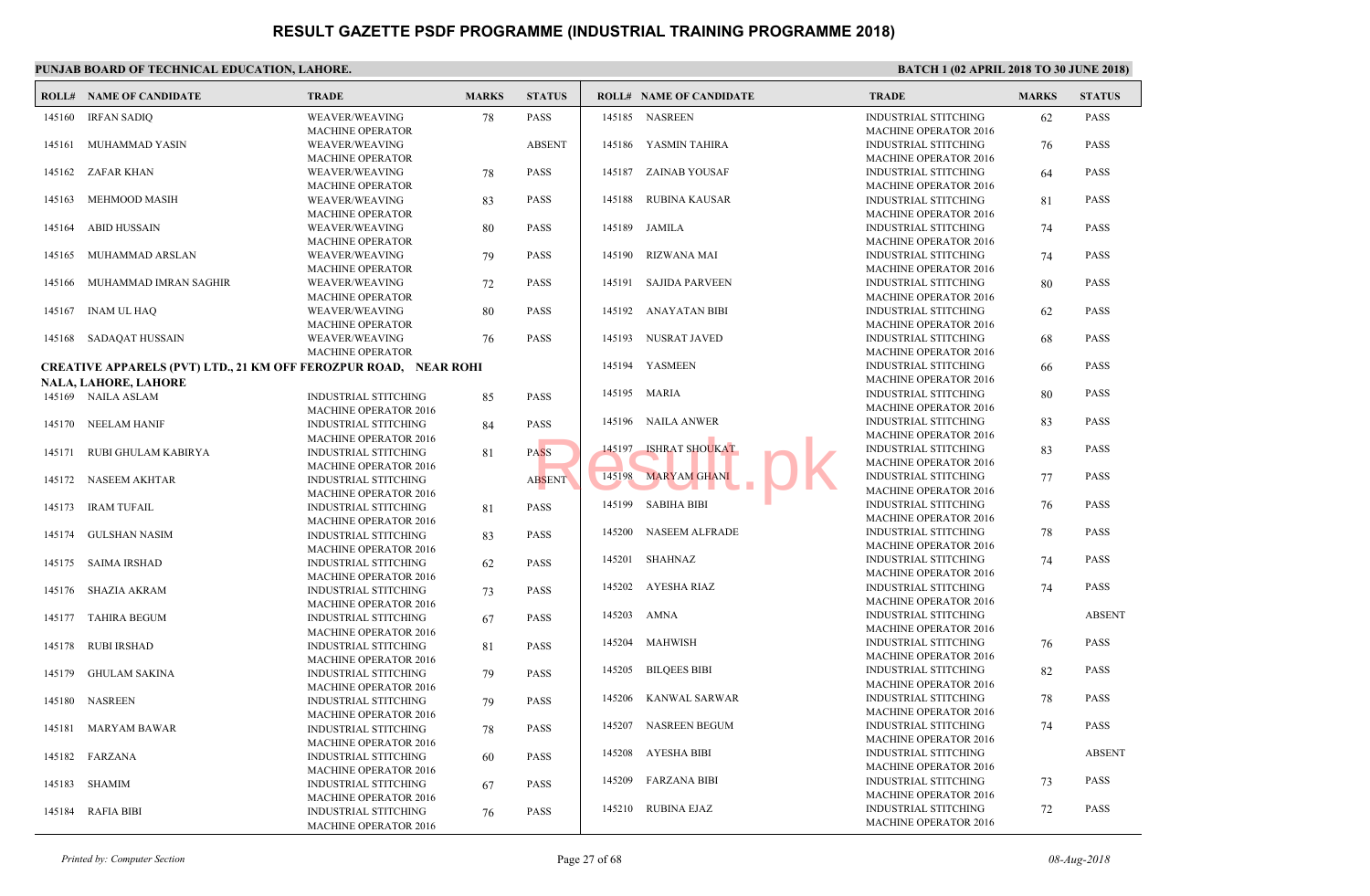# RESULT GAZETTE PSDF PROGRAMME (INDUSTRIAL TRAINING PROGRAMME 2018)

**PUNJAB BOARD OF TECHNICAL EDUCATION, LAHORE.**

**BATCH 1 (02 APRIL 2018 TO 30 JUNE 2018)**

| ROLL# | NAME OF CANDIDATE | TRADE | MARKS | STATUS |
|---|---|---|---|---|
| 145160 | IRFAN SADIQ | WEAVER/WEAVING MACHINE OPERATOR | 78 | PASS |
| 145161 | MUHAMMAD YASIN | WEAVER/WEAVING MACHINE OPERATOR | | ABSENT |
| 145162 | ZAFAR KHAN | WEAVER/WEAVING MACHINE OPERATOR | 78 | PASS |
| 145163 | MEHMOOD MASIH | WEAVER/WEAVING MACHINE OPERATOR | 83 | PASS |
| 145164 | ABID HUSSAIN | WEAVER/WEAVING MACHINE OPERATOR | 80 | PASS |
| 145165 | MUHAMMAD ARSLAN | WEAVER/WEAVING MACHINE OPERATOR | 79 | PASS |
| 145166 | MUHAMMAD IMRAN SAGHIR | WEAVER/WEAVING MACHINE OPERATOR | 72 | PASS |
| 145167 | INAM UL HAQ | WEAVER/WEAVING MACHINE OPERATOR | 80 | PASS |
| 145168 | SADAQAT HUSSAIN | WEAVER/WEAVING MACHINE OPERATOR | 76 | PASS |

**CREATIVE APPARELS (PVT) LTD., 21 KM OFF FEROZPUR ROAD, NEAR ROHI NALA, LAHORE, LAHORE**

| ROLL# | NAME OF CANDIDATE | TRADE | MARKS | STATUS |
|---|---|---|---|---|
| 145169 | NAILA ASLAM | INDUSTRIAL STITCHING MACHINE OPERATOR 2016 | 85 | PASS |
| 145170 | NEELAM HANIF | INDUSTRIAL STITCHING MACHINE OPERATOR 2016 | 84 | PASS |
| 145171 | RUBI GHULAM KABIRYA | INDUSTRIAL STITCHING MACHINE OPERATOR 2016 | 81 | PASS |
| 145172 | NASEEM AKHTAR | INDUSTRIAL STITCHING MACHINE OPERATOR 2016 | | ABSENT |
| 145173 | IRAM TUFAIL | INDUSTRIAL STITCHING MACHINE OPERATOR 2016 | 81 | PASS |
| 145174 | GULSHAN NASIM | INDUSTRIAL STITCHING MACHINE OPERATOR 2016 | 83 | PASS |
| 145175 | SAIMA IRSHAD | INDUSTRIAL STITCHING MACHINE OPERATOR 2016 | 62 | PASS |
| 145176 | SHAZIA AKRAM | INDUSTRIAL STITCHING MACHINE OPERATOR 2016 | 73 | PASS |
| 145177 | TAHIRA BEGUM | INDUSTRIAL STITCHING MACHINE OPERATOR 2016 | 67 | PASS |
| 145178 | RUBI IRSHAD | INDUSTRIAL STITCHING MACHINE OPERATOR 2016 | 81 | PASS |
| 145179 | GHULAM SAKINA | INDUSTRIAL STITCHING MACHINE OPERATOR 2016 | 79 | PASS |
| 145180 | NASREEN | INDUSTRIAL STITCHING MACHINE OPERATOR 2016 | 79 | PASS |
| 145181 | MARYAM BAWAR | INDUSTRIAL STITCHING MACHINE OPERATOR 2016 | 78 | PASS |
| 145182 | FARZANA | INDUSTRIAL STITCHING MACHINE OPERATOR 2016 | 60 | PASS |
| 145183 | SHAMIM | INDUSTRIAL STITCHING MACHINE OPERATOR 2016 | 67 | PASS |
| 145184 | RAFIA BIBI | INDUSTRIAL STITCHING MACHINE OPERATOR 2016 | 76 | PASS |
| 145185 | NASREEN | INDUSTRIAL STITCHING MACHINE OPERATOR 2016 | 62 | PASS |
| 145186 | YASMIN TAHIRA | INDUSTRIAL STITCHING MACHINE OPERATOR 2016 | 76 | PASS |
| 145187 | ZAINAB YOUSAF | INDUSTRIAL STITCHING MACHINE OPERATOR 2016 | 64 | PASS |
| 145188 | RUBINA KAUSAR | INDUSTRIAL STITCHING MACHINE OPERATOR 2016 | 81 | PASS |
| 145189 | JAMILA | INDUSTRIAL STITCHING MACHINE OPERATOR 2016 | 74 | PASS |
| 145190 | RIZWANA MAI | INDUSTRIAL STITCHING MACHINE OPERATOR 2016 | 74 | PASS |
| 145191 | SAJIDA PARVEEN | INDUSTRIAL STITCHING MACHINE OPERATOR 2016 | 80 | PASS |
| 145192 | ANAYATAN BIBI | INDUSTRIAL STITCHING MACHINE OPERATOR 2016 | 62 | PASS |
| 145193 | NUSRAT JAVED | INDUSTRIAL STITCHING MACHINE OPERATOR 2016 | 68 | PASS |
| 145194 | YASMEEN | INDUSTRIAL STITCHING MACHINE OPERATOR 2016 | 66 | PASS |
| 145195 | MARIA | INDUSTRIAL STITCHING MACHINE OPERATOR 2016 | 80 | PASS |
| 145196 | NAILA ANWER | INDUSTRIAL STITCHING MACHINE OPERATOR 2016 | 83 | PASS |
| 145197 | ISHRAT SHOUKAT | INDUSTRIAL STITCHING MACHINE OPERATOR 2016 | 83 | PASS |
| 145198 | MARYAM GHANI | INDUSTRIAL STITCHING MACHINE OPERATOR 2016 | 77 | PASS |
| 145199 | SABIHA BIBI | INDUSTRIAL STITCHING MACHINE OPERATOR 2016 | 76 | PASS |
| 145200 | NASEEM ALFRADE | INDUSTRIAL STITCHING MACHINE OPERATOR 2016 | 78 | PASS |
| 145201 | SHAHNAZ | INDUSTRIAL STITCHING MACHINE OPERATOR 2016 | 74 | PASS |
| 145202 | AYESHA RIAZ | INDUSTRIAL STITCHING MACHINE OPERATOR 2016 | 74 | PASS |
| 145203 | AMNA | INDUSTRIAL STITCHING MACHINE OPERATOR 2016 | | ABSENT |
| 145204 | MAHWISH | INDUSTRIAL STITCHING MACHINE OPERATOR 2016 | 76 | PASS |
| 145205 | BILQEES BIBI | INDUSTRIAL STITCHING MACHINE OPERATOR 2016 | 82 | PASS |
| 145206 | KANWAL SARWAR | INDUSTRIAL STITCHING MACHINE OPERATOR 2016 | 78 | PASS |
| 145207 | NASREEN BEGUM | INDUSTRIAL STITCHING MACHINE OPERATOR 2016 | 74 | PASS |
| 145208 | AYESHA BIBI | INDUSTRIAL STITCHING MACHINE OPERATOR 2016 | | ABSENT |
| 145209 | FARZANA BIBI | INDUSTRIAL STITCHING MACHINE OPERATOR 2016 | 73 | PASS |
| 145210 | RUBINA EJAZ | INDUSTRIAL STITCHING MACHINE OPERATOR 2016 | 72 | PASS |

*Printed by: Computer Section* | 08-Aug-2018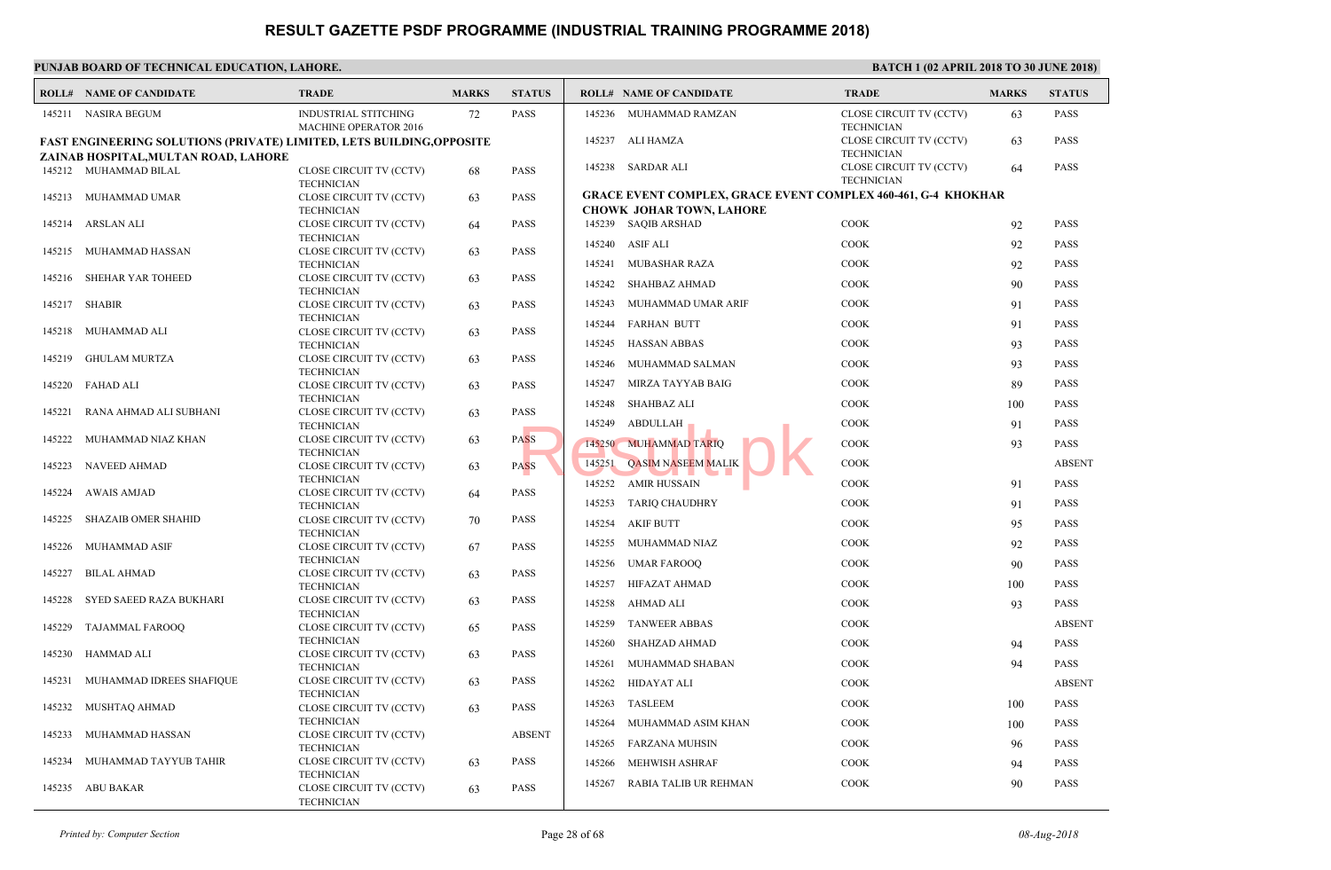# RESULT GAZETTE PSDF PROGRAMME (INDUSTRIAL TRAINING PROGRAMME 2018)

**PUNJAB BOARD OF TECHNICAL EDUCATION, LAHORE.**

**BATCH 1 (02 APRIL 2018 TO 30 JUNE 2018)**

| ROLL# | NAME OF CANDIDATE | TRADE | MARKS | STATUS |
|---|---|---|---|---|
| 145211 | NASIRA BEGUM | INDUSTRIAL STITCHING MACHINE OPERATOR 2016 | 72 | PASS |

**FAST ENGINEERING SOLUTIONS (PRIVATE) LIMITED, LETS BUILDING,OPPOSITE ZAINAB HOSPITAL,MULTAN ROAD, LAHORE**

| ROLL# | NAME OF CANDIDATE | TRADE | MARKS | STATUS |
|---|---|---|---|---|
| 145212 | MUHAMMAD BILAL | CLOSE CIRCUIT TV (CCTV) TECHNICIAN | 68 | PASS |
| 145213 | MUHAMMAD UMAR | CLOSE CIRCUIT TV (CCTV) TECHNICIAN | 63 | PASS |
| 145214 | ARSLAN ALI | CLOSE CIRCUIT TV (CCTV) TECHNICIAN | 64 | PASS |
| 145215 | MUHAMMAD HASSAN | CLOSE CIRCUIT TV (CCTV) TECHNICIAN | 63 | PASS |
| 145216 | SHEHAR YAR TOHEED | CLOSE CIRCUIT TV (CCTV) TECHNICIAN | 63 | PASS |
| 145217 | SHABIR | CLOSE CIRCUIT TV (CCTV) TECHNICIAN | 63 | PASS |
| 145218 | MUHAMMAD ALI | CLOSE CIRCUIT TV (CCTV) TECHNICIAN | 63 | PASS |
| 145219 | GHULAM MURTZA | CLOSE CIRCUIT TV (CCTV) TECHNICIAN | 63 | PASS |
| 145220 | FAHAD ALI | CLOSE CIRCUIT TV (CCTV) TECHNICIAN | 63 | PASS |
| 145221 | RANA AHMAD ALI SUBHANI | CLOSE CIRCUIT TV (CCTV) TECHNICIAN | 63 | PASS |
| 145222 | MUHAMMAD NIAZ KHAN | CLOSE CIRCUIT TV (CCTV) TECHNICIAN | 63 | PASS |
| 145223 | NAVEED AHMAD | CLOSE CIRCUIT TV (CCTV) TECHNICIAN | 63 | PASS |
| 145224 | AWAIS AMJAD | CLOSE CIRCUIT TV (CCTV) TECHNICIAN | 64 | PASS |
| 145225 | SHAZAIB OMER SHAHID | CLOSE CIRCUIT TV (CCTV) TECHNICIAN | 70 | PASS |
| 145226 | MUHAMMAD ASIF | CLOSE CIRCUIT TV (CCTV) TECHNICIAN | 67 | PASS |
| 145227 | BILAL AHMAD | CLOSE CIRCUIT TV (CCTV) TECHNICIAN | 63 | PASS |
| 145228 | SYED SAEED RAZA BUKHARI | CLOSE CIRCUIT TV (CCTV) TECHNICIAN | 63 | PASS |
| 145229 | TAJAMMAL FAROOQ | CLOSE CIRCUIT TV (CCTV) TECHNICIAN | 65 | PASS |
| 145230 | HAMMAD ALI | CLOSE CIRCUIT TV (CCTV) TECHNICIAN | 63 | PASS |
| 145231 | MUHAMMAD IDREES SHAFIQUE | CLOSE CIRCUIT TV (CCTV) TECHNICIAN | 63 | PASS |
| 145232 | MUSHTAQ AHMAD | CLOSE CIRCUIT TV (CCTV) TECHNICIAN | 63 | PASS |
| 145233 | MUHAMMAD HASSAN | CLOSE CIRCUIT TV (CCTV) TECHNICIAN | | ABSENT |
| 145234 | MUHAMMAD TAYYUB TAHIR | CLOSE CIRCUIT TV (CCTV) TECHNICIAN | 63 | PASS |
| 145235 | ABU BAKAR | CLOSE CIRCUIT TV (CCTV) TECHNICIAN | 63 | PASS |
| 145236 | MUHAMMAD RAMZAN | CLOSE CIRCUIT TV (CCTV) TECHNICIAN | 63 | PASS |
| 145237 | ALI HAMZA | CLOSE CIRCUIT TV (CCTV) TECHNICIAN | 63 | PASS |
| 145238 | SARDAR ALI | CLOSE CIRCUIT TV (CCTV) TECHNICIAN | 64 | PASS |

**GRACE EVENT COMPLEX, GRACE EVENT COMPLEX 460-461, G-4 KHOKHAR CHOWK JOHAR TOWN, LAHORE**

| ROLL# | NAME OF CANDIDATE | TRADE | MARKS | STATUS |
|---|---|---|---|---|
| 145239 | SAQIB ARSHAD | COOK | 92 | PASS |
| 145240 | ASIF ALI | COOK | 92 | PASS |
| 145241 | MUBASHAR RAZA | COOK | 92 | PASS |
| 145242 | SHAHBAZ AHMAD | COOK | 90 | PASS |
| 145243 | MUHAMMAD UMAR ARIF | COOK | 91 | PASS |
| 145244 | FARHAN BUTT | COOK | 91 | PASS |
| 145245 | HASSAN ABBAS | COOK | 93 | PASS |
| 145246 | MUHAMMAD SALMAN | COOK | 93 | PASS |
| 145247 | MIRZA TAYYAB BAIG | COOK | 89 | PASS |
| 145248 | SHAHBAZ ALI | COOK | 100 | PASS |
| 145249 | ABDULLAH | COOK | 91 | PASS |
| 145250 | MUHAMMAD TARIQ | COOK | 93 | PASS |
| 145251 | QASIM NASEEM MALIK | COOK | | ABSENT |
| 145252 | AMIR HUSSAIN | COOK | 91 | PASS |
| 145253 | TARIQ CHAUDHRY | COOK | 91 | PASS |
| 145254 | AKIF BUTT | COOK | 95 | PASS |
| 145255 | MUHAMMAD NIAZ | COOK | 92 | PASS |
| 145256 | UMAR FAROOQ | COOK | 90 | PASS |
| 145257 | HIFAZAT AHMAD | COOK | 100 | PASS |
| 145258 | AHMAD ALI | COOK | 93 | PASS |
| 145259 | TANWEER ABBAS | COOK | | ABSENT |
| 145260 | SHAHZAD AHMAD | COOK | 94 | PASS |
| 145261 | MUHAMMAD SHABAN | COOK | 94 | PASS |
| 145262 | HIDAYAT ALI | COOK | | ABSENT |
| 145263 | TASLEEM | COOK | 100 | PASS |
| 145264 | MUHAMMAD ASIM KHAN | COOK | 100 | PASS |
| 145265 | FARZANA MUHSIN | COOK | 96 | PASS |
| 145266 | MEHWISH ASHRAF | COOK | 94 | PASS |
| 145267 | RABIA TALIB UR REHMAN | COOK | 90 | PASS |

*Printed by: Computer Section* | *08-Aug-2018*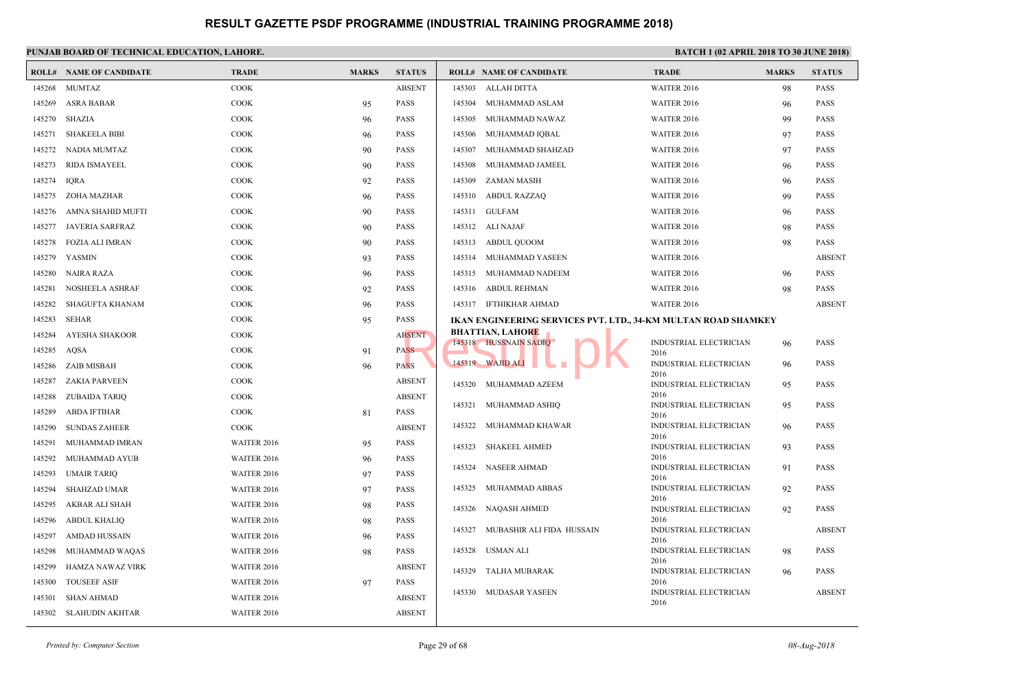# RESULT GAZETTE PSDF PROGRAMME (INDUSTRIAL TRAINING PROGRAMME 2018)

**PUNJAB BOARD OF TECHNICAL EDUCATION, LAHORE.**

**BATCH 1 (02 APRIL 2018 TO 30 JUNE 2018)**

| ROLL# | NAME OF CANDIDATE | TRADE | MARKS | STATUS |
|---|---|---|---|---|
| 145268 | MUMTAZ | COOK | | ABSENT |
| 145269 | ASRA BABAR | COOK | 95 | PASS |
| 145270 | SHAZIA | COOK | 96 | PASS |
| 145271 | SHAKEELA BIBI | COOK | 96 | PASS |
| 145272 | NADIA MUMTAZ | COOK | 90 | PASS |
| 145273 | RIDA ISMAYEEL | COOK | 90 | PASS |
| 145274 | IQRA | COOK | 92 | PASS |
| 145275 | ZOHA MAZHAR | COOK | 96 | PASS |
| 145276 | AMNA SHAHID MUFTI | COOK | 90 | PASS |
| 145277 | JAVERIA SARFRAZ | COOK | 90 | PASS |
| 145278 | FOZIA ALI IMRAN | COOK | 90 | PASS |
| 145279 | YASMIN | COOK | 93 | PASS |
| 145280 | NAIRA RAZA | COOK | 96 | PASS |
| 145281 | NOSHEELA ASHRAF | COOK | 92 | PASS |
| 145282 | SHAGUFTA KHANAM | COOK | 96 | PASS |
| 145283 | SEHAR | COOK | 95 | PASS |
| 145284 | AYESHA SHAKOOR | COOK | | ABSENT |
| 145285 | AQSA | COOK | 91 | PASS |
| 145286 | ZAIB MISBAH | COOK | 96 | PASS |
| 145287 | ZAKIA PARVEEN | COOK | | ABSENT |
| 145288 | ZUBAIDA TARIQ | COOK | | ABSENT |
| 145289 | ABDA IFTIHAR | COOK | 81 | PASS |
| 145290 | SUNDAS ZAHEER | COOK | | ABSENT |
| 145291 | MUHAMMAD IMRAN | WAITER 2016 | 95 | PASS |
| 145292 | MUHAMMAD AYUB | WAITER 2016 | 96 | PASS |
| 145293 | UMAIR TARIQ | WAITER 2016 | 97 | PASS |
| 145294 | SHAHZAD UMAR | WAITER 2016 | 97 | PASS |
| 145295 | AKBAR ALI SHAH | WAITER 2016 | 98 | PASS |
| 145296 | ABDUL KHALIQ | WAITER 2016 | 98 | PASS |
| 145297 | AMDAD HUSSAIN | WAITER 2016 | 96 | PASS |
| 145298 | MUHAMMAD WAQAS | WAITER 2016 | 98 | PASS |
| 145299 | HAMZA NAWAZ VIRK | WAITER 2016 | | ABSENT |
| 145300 | TOUSEEF ASIF | WAITER 2016 | 97 | PASS |
| 145301 | SHAN AHMAD | WAITER 2016 | | ABSENT |
| 145302 | SLAHUDIN AKHTAR | WAITER 2016 | | ABSENT |
| 145303 | ALLAH DITTA | WAITER 2016 | 98 | PASS |
| 145304 | MUHAMMAD ASLAM | WAITER 2016 | 96 | PASS |
| 145305 | MUHAMMAD NAWAZ | WAITER 2016 | 99 | PASS |
| 145306 | MUHAMMAD IQBAL | WAITER 2016 | 97 | PASS |
| 145307 | MUHAMMAD SHAHZAD | WAITER 2016 | 97 | PASS |
| 145308 | MUHAMMAD JAMEEL | WAITER 2016 | 96 | PASS |
| 145309 | ZAMAN MASIH | WAITER 2016 | 96 | PASS |
| 145310 | ABDUL RAZZAQ | WAITER 2016 | 99 | PASS |
| 145311 | GULFAM | WAITER 2016 | 96 | PASS |
| 145312 | ALI NAJAF | WAITER 2016 | 98 | PASS |
| 145313 | ABDUL QUOOM | WAITER 2016 | 98 | PASS |
| 145314 | MUHAMMAD YASEEN | WAITER 2016 | | ABSENT |
| 145315 | MUHAMMAD NADEEM | WAITER 2016 | 96 | PASS |
| 145316 | ABDUL REHMAN | WAITER 2016 | 98 | PASS |
| 145317 | IFTHIKHAR AHMAD | WAITER 2016 | | ABSENT |

**IKAN ENGINEERING SERVICES PVT. LTD., 34-KM MULTAN ROAD SHAMKEY BHATTIAN, LAHORE**

| ROLL# | NAME OF CANDIDATE | TRADE | MARKS | STATUS |
|---|---|---|---|---|
| 145318 | HUSSNAIN SADIQ | INDUSTRIAL ELECTRICIAN 2016 | 96 | PASS |
| 145319 | WAJID ALI | INDUSTRIAL ELECTRICIAN 2016 | 96 | PASS |
| 145320 | MUHAMMAD AZEEM | INDUSTRIAL ELECTRICIAN 2016 | 95 | PASS |
| 145321 | MUHAMMAD ASHIQ | INDUSTRIAL ELECTRICIAN 2016 | 95 | PASS |
| 145322 | MUHAMMAD KHAWAR | INDUSTRIAL ELECTRICIAN 2016 | 96 | PASS |
| 145323 | SHAKEEL AHMED | INDUSTRIAL ELECTRICIAN 2016 | 93 | PASS |
| 145324 | NASEER AHMAD | INDUSTRIAL ELECTRICIAN 2016 | 91 | PASS |
| 145325 | MUHAMMAD ABBAS | INDUSTRIAL ELECTRICIAN 2016 | 92 | PASS |
| 145326 | NAQASH AHMED | INDUSTRIAL ELECTRICIAN 2016 | 92 | PASS |
| 145327 | MUBASHIR ALI FIDA HUSSAIN | INDUSTRIAL ELECTRICIAN 2016 | | ABSENT |
| 145328 | USMAN ALI | INDUSTRIAL ELECTRICIAN 2016 | 98 | PASS |
| 145329 | TALHA MUBARAK | INDUSTRIAL ELECTRICIAN 2016 | 96 | PASS |
| 145330 | MUDASAR YASEEN | INDUSTRIAL ELECTRICIAN 2016 | | ABSENT |

*Printed by: Computer Section* *08-Aug-2018*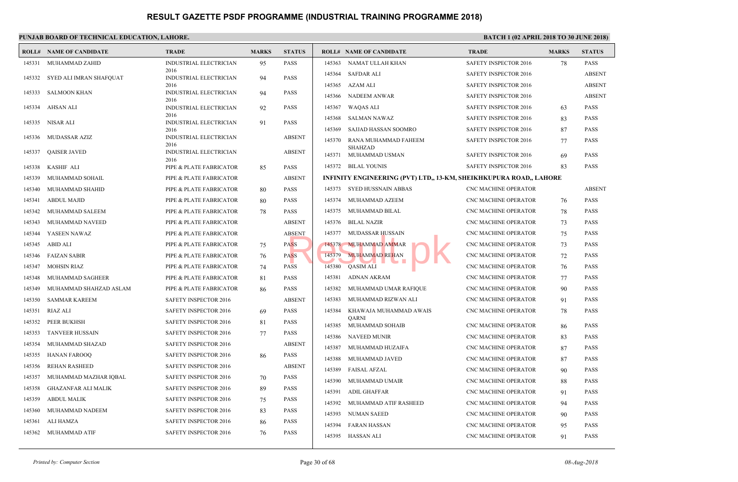# RESULT GAZETTE PSDF PROGRAMME (INDUSTRIAL TRAINING PROGRAMME 2018)

**PUNJAB BOARD OF TECHNICAL EDUCATION, LAHORE.**

**BATCH 1 (02 APRIL 2018 TO 30 JUNE 2018)**

| ROLL# | NAME OF CANDIDATE | TRADE | MARKS | STATUS |
|---|---|---|---|---|
| 145331 | MUHAMMAD ZAHID | INDUSTRIAL ELECTRICIAN 2016 | 95 | PASS |
| 145332 | SYED ALI IMRAN SHAFQUAT | INDUSTRIAL ELECTRICIAN 2016 | 94 | PASS |
| 145333 | SALMOON KHAN | INDUSTRIAL ELECTRICIAN 2016 | 94 | PASS |
| 145334 | AHSAN ALI | INDUSTRIAL ELECTRICIAN 2016 | 92 | PASS |
| 145335 | NISAR ALI | INDUSTRIAL ELECTRICIAN 2016 | 91 | PASS |
| 145336 | MUDASSAR AZIZ | INDUSTRIAL ELECTRICIAN 2016 | | ABSENT |
| 145337 | QAISER JAVED | INDUSTRIAL ELECTRICIAN 2016 | | ABSENT |
| 145338 | KASHIF ALI | PIPE & PLATE FABRICATOR | 85 | PASS |
| 145339 | MUHAMMAD SOHAIL | PIPE & PLATE FABRICATOR | | ABSENT |
| 145340 | MUHAMMAD SHAHID | PIPE & PLATE FABRICATOR | 80 | PASS |
| 145341 | ABDUL MAJID | PIPE & PLATE FABRICATOR | 80 | PASS |
| 145342 | MUHAMMAD SALEEM | PIPE & PLATE FABRICATOR | 78 | PASS |
| 145343 | MUHAMMAD NAVEED | PIPE & PLATE FABRICATOR | | ABSENT |
| 145344 | YASEEN NAWAZ | PIPE & PLATE FABRICATOR | | ABSENT |
| 145345 | ABID ALI | PIPE & PLATE FABRICATOR | 75 | PASS |
| 145346 | FAIZAN SABIR | PIPE & PLATE FABRICATOR | 76 | PASS |
| 145347 | MOHSIN RIAZ | PIPE & PLATE FABRICATOR | 74 | PASS |
| 145348 | MUHAMMAD SAGHEER | PIPE & PLATE FABRICATOR | 81 | PASS |
| 145349 | MUHAMMAD SHAHZAD ASLAM | PIPE & PLATE FABRICATOR | 86 | PASS |
| 145350 | SAMMAR KAREEM | SAFETY INSPECTOR 2016 | | ABSENT |
| 145351 | RIAZ ALI | SAFETY INSPECTOR 2016 | 69 | PASS |
| 145352 | PEER BUKHSH | SAFETY INSPECTOR 2016 | 81 | PASS |
| 145353 | TANVEER HUSSAIN | SAFETY INSPECTOR 2016 | 77 | PASS |
| 145354 | MUHAMMAD SHAZAD | SAFETY INSPECTOR 2016 | | ABSENT |
| 145355 | HANAN FAROOQ | SAFETY INSPECTOR 2016 | 86 | PASS |
| 145356 | REHAN RASHEED | SAFETY INSPECTOR 2016 | | ABSENT |
| 145357 | MUHAMMAD MAZHAR IQBAL | SAFETY INSPECTOR 2016 | 70 | PASS |
| 145358 | GHAZANFAR ALI MALIK | SAFETY INSPECTOR 2016 | 89 | PASS |
| 145359 | ABDUL MALIK | SAFETY INSPECTOR 2016 | 75 | PASS |
| 145360 | MUHAMMAD NADEEM | SAFETY INSPECTOR 2016 | 83 | PASS |
| 145361 | ALI HAMZA | SAFETY INSPECTOR 2016 | 86 | PASS |
| 145362 | MUHAMMAD ATIF | SAFETY INSPECTOR 2016 | 76 | PASS |
| 145363 | NAMAT ULLAH KHAN | SAFETY INSPECTOR 2016 | 78 | PASS |
| 145364 | SAFDAR ALI | SAFETY INSPECTOR 2016 | | ABSENT |
| 145365 | AZAM ALI | SAFETY INSPECTOR 2016 | | ABSENT |
| 145366 | NADEEM ANWAR | SAFETY INSPECTOR 2016 | | ABSENT |
| 145367 | WAQAS ALI | SAFETY INSPECTOR 2016 | 63 | PASS |
| 145368 | SALMAN NAWAZ | SAFETY INSPECTOR 2016 | 83 | PASS |
| 145369 | SAJJAD HASSAN SOOMRO | SAFETY INSPECTOR 2016 | 87 | PASS |
| 145370 | RANA MUHAMMAD FAHEEM SHAHZAD | SAFETY INSPECTOR 2016 | 77 | PASS |
| 145371 | MUHAMMAD USMAN | SAFETY INSPECTOR 2016 | 69 | PASS |
| 145372 | BILAL YOUNIS | SAFETY INSPECTOR 2016 | 83 | PASS |

**INFINITY ENGINEERING (PVT) LTD,, 13-KM, SHEIKHKUPURA ROAD,, LAHORE**

| ROLL# | NAME OF CANDIDATE | TRADE | MARKS | STATUS |
|---|---|---|---|---|
| 145373 | SYED HUSSNAIN ABBAS | CNC MACHINE OPERATOR | | ABSENT |
| 145374 | MUHAMMAD AZEEM | CNC MACHINE OPERATOR | 76 | PASS |
| 145375 | MUHAMMAD BILAL | CNC MACHINE OPERATOR | 78 | PASS |
| 145376 | BILAL NAZIR | CNC MACHINE OPERATOR | 73 | PASS |
| 145377 | MUDASSAR HUSSAIN | CNC MACHINE OPERATOR | 75 | PASS |
| 145378 | MUHAMMAD AMMAR | CNC MACHINE OPERATOR | 73 | PASS |
| 145379 | MUHAMMAD REHAN | CNC MACHINE OPERATOR | 72 | PASS |
| 145380 | QASIM ALI | CNC MACHINE OPERATOR | 76 | PASS |
| 145381 | ADNAN AKRAM | CNC MACHINE OPERATOR | 77 | PASS |
| 145382 | MUHAMMAD UMAR RAFIQUE | CNC MACHINE OPERATOR | 90 | PASS |
| 145383 | MUHAMMAD RIZWAN ALI | CNC MACHINE OPERATOR | 91 | PASS |
| 145384 | KHAWAJA MUHAMMAD AWAIS QARNI | CNC MACHINE OPERATOR | 78 | PASS |
| 145385 | MUHAMMAD SOHAIB | CNC MACHINE OPERATOR | 86 | PASS |
| 145386 | NAVEED MUNIR | CNC MACHINE OPERATOR | 83 | PASS |
| 145387 | MUHAMMAD HUZAIFA | CNC MACHINE OPERATOR | 87 | PASS |
| 145388 | MUHAMMAD JAVED | CNC MACHINE OPERATOR | 87 | PASS |
| 145389 | FAISAL AFZAL | CNC MACHINE OPERATOR | 90 | PASS |
| 145390 | MUHAMMAD UMAIR | CNC MACHINE OPERATOR | 88 | PASS |
| 145391 | ADIL GHAFFAR | CNC MACHINE OPERATOR | 91 | PASS |
| 145392 | MUHAMMAD ATIF RASHEED | CNC MACHINE OPERATOR | 94 | PASS |
| 145393 | NUMAN SAEED | CNC MACHINE OPERATOR | 90 | PASS |
| 145394 | FARAN HASSAN | CNC MACHINE OPERATOR | 95 | PASS |
| 145395 | HASSAN ALI | CNC MACHINE OPERATOR | 91 | PASS |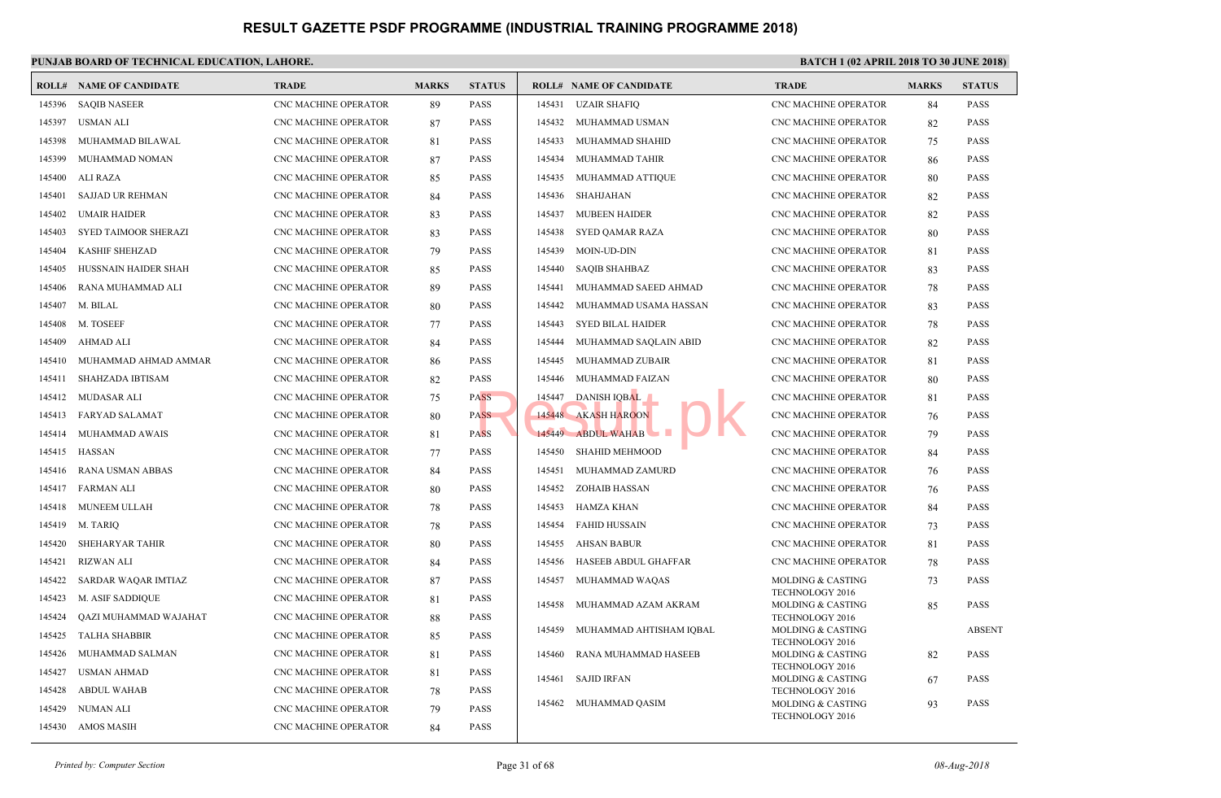# RESULT GAZETTE PSDF PROGRAMME (INDUSTRIAL TRAINING PROGRAMME 2018)

**PUNJAB BOARD OF TECHNICAL EDUCATION, LAHORE.**

**BATCH 1 (02 APRIL 2018 TO 30 JUNE 2018)**

| ROLL# | NAME OF CANDIDATE | TRADE | MARKS | STATUS |
|---|---|---|---|---|
| 145396 | SAQIB NASEER | CNC MACHINE OPERATOR | 89 | PASS |
| 145397 | USMAN ALI | CNC MACHINE OPERATOR | 87 | PASS |
| 145398 | MUHAMMAD BILAWAL | CNC MACHINE OPERATOR | 81 | PASS |
| 145399 | MUHAMMAD NOMAN | CNC MACHINE OPERATOR | 87 | PASS |
| 145400 | ALI RAZA | CNC MACHINE OPERATOR | 85 | PASS |
| 145401 | SAJJAD UR REHMAN | CNC MACHINE OPERATOR | 84 | PASS |
| 145402 | UMAIR HAIDER | CNC MACHINE OPERATOR | 83 | PASS |
| 145403 | SYED TAIMOOR SHERAZI | CNC MACHINE OPERATOR | 83 | PASS |
| 145404 | KASHIF SHEHZAD | CNC MACHINE OPERATOR | 79 | PASS |
| 145405 | HUSSNAIN HAIDER SHAH | CNC MACHINE OPERATOR | 85 | PASS |
| 145406 | RANA MUHAMMAD ALI | CNC MACHINE OPERATOR | 89 | PASS |
| 145407 | M. BILAL | CNC MACHINE OPERATOR | 80 | PASS |
| 145408 | M. TOSEEF | CNC MACHINE OPERATOR | 77 | PASS |
| 145409 | AHMAD ALI | CNC MACHINE OPERATOR | 84 | PASS |
| 145410 | MUHAMMAD AHMAD AMMAR | CNC MACHINE OPERATOR | 86 | PASS |
| 145411 | SHAHZADA IBTISAM | CNC MACHINE OPERATOR | 82 | PASS |
| 145412 | MUDASAR ALI | CNC MACHINE OPERATOR | 75 | PASS |
| 145413 | FARYAD SALAMAT | CNC MACHINE OPERATOR | 80 | PASS |
| 145414 | MUHAMMAD AWAIS | CNC MACHINE OPERATOR | 81 | PASS |
| 145415 | HASSAN | CNC MACHINE OPERATOR | 77 | PASS |
| 145416 | RANA USMAN ABBAS | CNC MACHINE OPERATOR | 84 | PASS |
| 145417 | FARMAN ALI | CNC MACHINE OPERATOR | 80 | PASS |
| 145418 | MUNEEM ULLAH | CNC MACHINE OPERATOR | 78 | PASS |
| 145419 | M. TARIQ | CNC MACHINE OPERATOR | 78 | PASS |
| 145420 | SHEHARYAR TAHIR | CNC MACHINE OPERATOR | 80 | PASS |
| 145421 | RIZWAN ALI | CNC MACHINE OPERATOR | 84 | PASS |
| 145422 | SARDAR WAQAR IMTIAZ | CNC MACHINE OPERATOR | 87 | PASS |
| 145423 | M. ASIF SADDIQUE | CNC MACHINE OPERATOR | 81 | PASS |
| 145424 | QAZI MUHAMMAD WAJAHAT | CNC MACHINE OPERATOR | 88 | PASS |
| 145425 | TALHA SHABBIR | CNC MACHINE OPERATOR | 85 | PASS |
| 145426 | MUHAMMAD SALMAN | CNC MACHINE OPERATOR | 81 | PASS |
| 145427 | USMAN AHMAD | CNC MACHINE OPERATOR | 81 | PASS |
| 145428 | ABDUL WAHAB | CNC MACHINE OPERATOR | 78 | PASS |
| 145429 | NUMAN ALI | CNC MACHINE OPERATOR | 79 | PASS |
| 145430 | AMOS MASIH | CNC MACHINE OPERATOR | 84 | PASS |
| 145431 | UZAIR SHAFIQ | CNC MACHINE OPERATOR | 84 | PASS |
| 145432 | MUHAMMAD USMAN | CNC MACHINE OPERATOR | 82 | PASS |
| 145433 | MUHAMMAD SHAHID | CNC MACHINE OPERATOR | 75 | PASS |
| 145434 | MUHAMMAD TAHIR | CNC MACHINE OPERATOR | 86 | PASS |
| 145435 | MUHAMMAD ATTIQUE | CNC MACHINE OPERATOR | 80 | PASS |
| 145436 | SHAHJAHAN | CNC MACHINE OPERATOR | 82 | PASS |
| 145437 | MUBEEN HAIDER | CNC MACHINE OPERATOR | 82 | PASS |
| 145438 | SYED QAMAR RAZA | CNC MACHINE OPERATOR | 80 | PASS |
| 145439 | MOIN-UD-DIN | CNC MACHINE OPERATOR | 81 | PASS |
| 145440 | SAQIB SHAHBAZ | CNC MACHINE OPERATOR | 83 | PASS |
| 145441 | MUHAMMAD SAEED AHMAD | CNC MACHINE OPERATOR | 78 | PASS |
| 145442 | MUHAMMAD USAMA HASSAN | CNC MACHINE OPERATOR | 83 | PASS |
| 145443 | SYED BILAL HAIDER | CNC MACHINE OPERATOR | 78 | PASS |
| 145444 | MUHAMMAD SAQLAIN ABID | CNC MACHINE OPERATOR | 82 | PASS |
| 145445 | MUHAMMAD ZUBAIR | CNC MACHINE OPERATOR | 81 | PASS |
| 145446 | MUHAMMAD FAIZAN | CNC MACHINE OPERATOR | 80 | PASS |
| 145447 | DANISH IQBAL | CNC MACHINE OPERATOR | 81 | PASS |
| 145448 | AKASH HAROON | CNC MACHINE OPERATOR | 76 | PASS |
| 145449 | ABDUL WAHAB | CNC MACHINE OPERATOR | 79 | PASS |
| 145450 | SHAHID MEHMOOD | CNC MACHINE OPERATOR | 84 | PASS |
| 145451 | MUHAMMAD ZAMURD | CNC MACHINE OPERATOR | 76 | PASS |
| 145452 | ZOHAIB HASSAN | CNC MACHINE OPERATOR | 76 | PASS |
| 145453 | HAMZA KHAN | CNC MACHINE OPERATOR | 84 | PASS |
| 145454 | FAHID HUSSAIN | CNC MACHINE OPERATOR | 73 | PASS |
| 145455 | AHSAN BABUR | CNC MACHINE OPERATOR | 81 | PASS |
| 145456 | HASEEB ABDUL GHAFFAR | CNC MACHINE OPERATOR | 78 | PASS |
| 145457 | MUHAMMAD WAQAS | MOLDING & CASTING TECHNOLOGY 2016 | 73 | PASS |
| 145458 | MUHAMMAD AZAM AKRAM | MOLDING & CASTING TECHNOLOGY 2016 | 85 | PASS |
| 145459 | MUHAMMAD AHTISHAM IQBAL | MOLDING & CASTING TECHNOLOGY 2016 | | ABSENT |
| 145460 | RANA MUHAMMAD HASEEB | MOLDING & CASTING TECHNOLOGY 2016 | 82 | PASS |
| 145461 | SAJID IRFAN | MOLDING & CASTING TECHNOLOGY 2016 | 67 | PASS |
| 145462 | MUHAMMAD QASIM | MOLDING & CASTING TECHNOLOGY 2016 | 93 | PASS |

*Printed by: Computer Section* — *08-Aug-2018*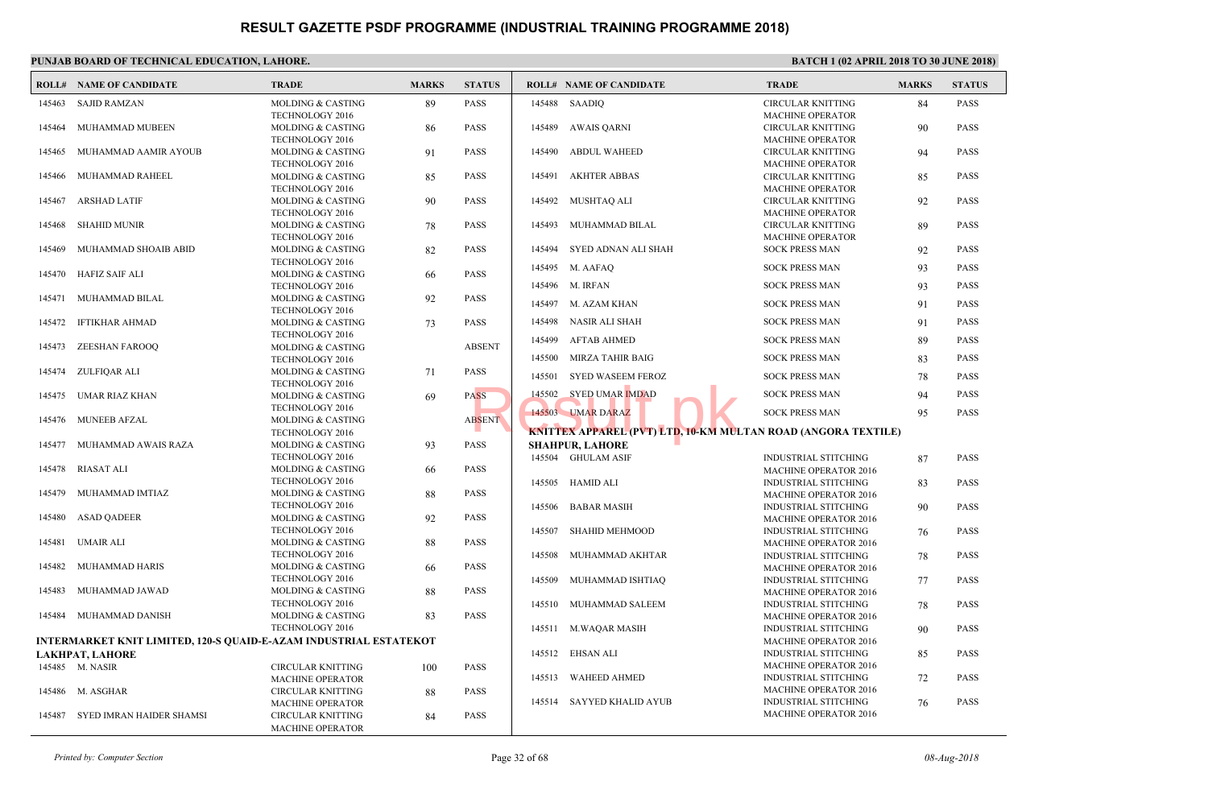# RESULT GAZETTE PSDF PROGRAMME (INDUSTRIAL TRAINING PROGRAMME 2018)

**PUNJAB BOARD OF TECHNICAL EDUCATION, LAHORE.**

**BATCH 1 (02 APRIL 2018 TO 30 JUNE 2018)**

| ROLL# | NAME OF CANDIDATE | TRADE | MARKS | STATUS |
|---|---|---|---|---|
| 145463 | SAJID RAMZAN | MOLDING & CASTING TECHNOLOGY 2016 | 89 | PASS |
| 145464 | MUHAMMAD MUBEEN | MOLDING & CASTING TECHNOLOGY 2016 | 86 | PASS |
| 145465 | MUHAMMAD AAMIR AYOUB | MOLDING & CASTING TECHNOLOGY 2016 | 91 | PASS |
| 145466 | MUHAMMAD RAHEEL | MOLDING & CASTING TECHNOLOGY 2016 | 85 | PASS |
| 145467 | ARSHAD LATIF | MOLDING & CASTING TECHNOLOGY 2016 | 90 | PASS |
| 145468 | SHAHID MUNIR | MOLDING & CASTING TECHNOLOGY 2016 | 78 | PASS |
| 145469 | MUHAMMAD SHOAIB ABID | MOLDING & CASTING TECHNOLOGY 2016 | 82 | PASS |
| 145470 | HAFIZ SAIF ALI | MOLDING & CASTING TECHNOLOGY 2016 | 66 | PASS |
| 145471 | MUHAMMAD BILAL | MOLDING & CASTING TECHNOLOGY 2016 | 92 | PASS |
| 145472 | IFTIKHAR AHMAD | MOLDING & CASTING TECHNOLOGY 2016 | 73 | PASS |
| 145473 | ZEESHAN FAROOQ | MOLDING & CASTING TECHNOLOGY 2016 | | ABSENT |
| 145474 | ZULFIQAR ALI | MOLDING & CASTING TECHNOLOGY 2016 | 71 | PASS |
| 145475 | UMAR RIAZ KHAN | MOLDING & CASTING TECHNOLOGY 2016 | 69 | PASS |
| 145476 | MUNEEB AFZAL | MOLDING & CASTING TECHNOLOGY 2016 | | ABSENT |
| 145477 | MUHAMMAD AWAIS RAZA | MOLDING & CASTING TECHNOLOGY 2016 | 93 | PASS |
| 145478 | RIASAT ALI | MOLDING & CASTING TECHNOLOGY 2016 | 66 | PASS |
| 145479 | MUHAMMAD IMTIAZ | MOLDING & CASTING TECHNOLOGY 2016 | 88 | PASS |
| 145480 | ASAD QADEER | MOLDING & CASTING TECHNOLOGY 2016 | 92 | PASS |
| 145481 | UMAIR ALI | MOLDING & CASTING TECHNOLOGY 2016 | 88 | PASS |
| 145482 | MUHAMMAD HARIS | MOLDING & CASTING TECHNOLOGY 2016 | 66 | PASS |
| 145483 | MUHAMMAD JAWAD | MOLDING & CASTING TECHNOLOGY 2016 | 88 | PASS |
| 145484 | MUHAMMAD DANISH | MOLDING & CASTING TECHNOLOGY 2016 | 83 | PASS |

**INTERMARKET KNIT LIMITED, 120-S QUAID-E-AZAM INDUSTRIAL ESTATEKOT LAKHPAT, LAHORE**

| ROLL# | NAME OF CANDIDATE | TRADE | MARKS | STATUS |
|---|---|---|---|---|
| 145485 | M. NASIR | CIRCULAR KNITTING MACHINE OPERATOR | 100 | PASS |
| 145486 | M. ASGHAR | CIRCULAR KNITTING MACHINE OPERATOR | 88 | PASS |
| 145487 | SYED IMRAN HAIDER SHAMSI | CIRCULAR KNITTING MACHINE OPERATOR | 84 | PASS |
| 145488 | SAADIQ | CIRCULAR KNITTING MACHINE OPERATOR | 84 | PASS |
| 145489 | AWAIS QARNI | CIRCULAR KNITTING MACHINE OPERATOR | 90 | PASS |
| 145490 | ABDUL WAHEED | CIRCULAR KNITTING MACHINE OPERATOR | 94 | PASS |
| 145491 | AKHTER ABBAS | CIRCULAR KNITTING MACHINE OPERATOR | 85 | PASS |
| 145492 | MUSHTAQ ALI | CIRCULAR KNITTING MACHINE OPERATOR | 92 | PASS |
| 145493 | MUHAMMAD BILAL | CIRCULAR KNITTING MACHINE OPERATOR | 89 | PASS |
| 145494 | SYED ADNAN ALI SHAH | SOCK PRESS MAN | 92 | PASS |
| 145495 | M. AAFAQ | SOCK PRESS MAN | 93 | PASS |
| 145496 | M. IRFAN | SOCK PRESS MAN | 93 | PASS |
| 145497 | M. AZAM KHAN | SOCK PRESS MAN | 91 | PASS |
| 145498 | NASIR ALI SHAH | SOCK PRESS MAN | 91 | PASS |
| 145499 | AFTAB AHMED | SOCK PRESS MAN | 89 | PASS |
| 145500 | MIRZA TAHIR BAIG | SOCK PRESS MAN | 83 | PASS |
| 145501 | SYED WASEEM FEROZ | SOCK PRESS MAN | 78 | PASS |
| 145502 | SYED UMAR IMDAD | SOCK PRESS MAN | 94 | PASS |
| 145503 | UMAR DARAZ | SOCK PRESS MAN | 95 | PASS |

**KNITTEX APPAREL (PVT) LTD, 10-KM MULTAN ROAD (ANGORA TEXTILE) SHAHPUR, LAHORE**

| ROLL# | NAME OF CANDIDATE | TRADE | MARKS | STATUS |
|---|---|---|---|---|
| 145504 | GHULAM ASIF | INDUSTRIAL STITCHING MACHINE OPERATOR 2016 | 87 | PASS |
| 145505 | HAMID ALI | INDUSTRIAL STITCHING MACHINE OPERATOR 2016 | 83 | PASS |
| 145506 | BABAR MASIH | INDUSTRIAL STITCHING MACHINE OPERATOR 2016 | 90 | PASS |
| 145507 | SHAHID MEHMOOD | INDUSTRIAL STITCHING MACHINE OPERATOR 2016 | 76 | PASS |
| 145508 | MUHAMMAD AKHTAR | INDUSTRIAL STITCHING MACHINE OPERATOR 2016 | 78 | PASS |
| 145509 | MUHAMMAD ISHTIAQ | INDUSTRIAL STITCHING MACHINE OPERATOR 2016 | 77 | PASS |
| 145510 | MUHAMMAD SALEEM | INDUSTRIAL STITCHING MACHINE OPERATOR 2016 | 78 | PASS |
| 145511 | M.WAQAR MASIH | INDUSTRIAL STITCHING MACHINE OPERATOR 2016 | 90 | PASS |
| 145512 | EHSAN ALI | INDUSTRIAL STITCHING MACHINE OPERATOR 2016 | 85 | PASS |
| 145513 | WAHEED AHMED | INDUSTRIAL STITCHING MACHINE OPERATOR 2016 | 72 | PASS |
| 145514 | SAYYED KHALID AYUB | INDUSTRIAL STITCHING MACHINE OPERATOR 2016 | 76 | PASS |

*Printed by: Computer Section* 08-Aug-2018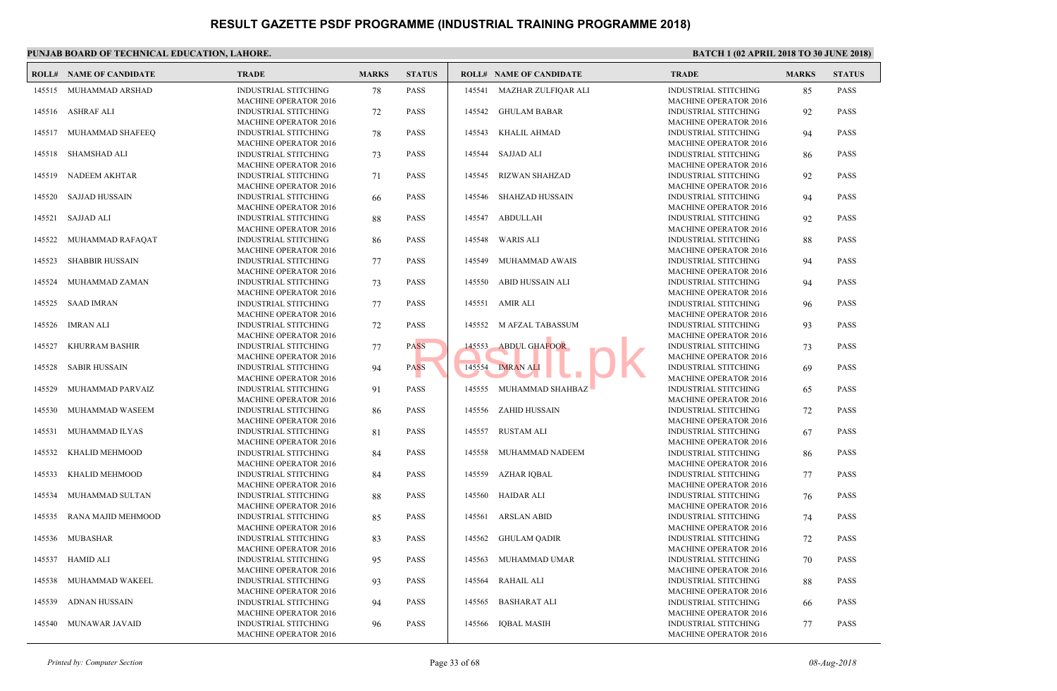# RESULT GAZETTE PSDF PROGRAMME (INDUSTRIAL TRAINING PROGRAMME 2018)

**PUNJAB BOARD OF TECHNICAL EDUCATION, LAHORE.**

**BATCH 1 (02 APRIL 2018 TO 30 JUNE 2018)**

| ROLL# | NAME OF CANDIDATE | TRADE | MARKS | STATUS |
|---|---|---|---|---|
| 145515 | MUHAMMAD ARSHAD | INDUSTRIAL STITCHING MACHINE OPERATOR 2016 | 78 | PASS |
| 145516 | ASHRAF ALI | INDUSTRIAL STITCHING MACHINE OPERATOR 2016 | 72 | PASS |
| 145517 | MUHAMMAD SHAFEEQ | INDUSTRIAL STITCHING MACHINE OPERATOR 2016 | 78 | PASS |
| 145518 | SHAMSHAD ALI | INDUSTRIAL STITCHING MACHINE OPERATOR 2016 | 73 | PASS |
| 145519 | NADEEM AKHTAR | INDUSTRIAL STITCHING MACHINE OPERATOR 2016 | 71 | PASS |
| 145520 | SAJJAD HUSSAIN | INDUSTRIAL STITCHING MACHINE OPERATOR 2016 | 66 | PASS |
| 145521 | SAJJAD ALI | INDUSTRIAL STITCHING MACHINE OPERATOR 2016 | 88 | PASS |
| 145522 | MUHAMMAD RAFAQAT | INDUSTRIAL STITCHING MACHINE OPERATOR 2016 | 86 | PASS |
| 145523 | SHABBIR HUSSAIN | INDUSTRIAL STITCHING MACHINE OPERATOR 2016 | 77 | PASS |
| 145524 | MUHAMMAD ZAMAN | INDUSTRIAL STITCHING MACHINE OPERATOR 2016 | 73 | PASS |
| 145525 | SAAD IMRAN | INDUSTRIAL STITCHING MACHINE OPERATOR 2016 | 77 | PASS |
| 145526 | IMRAN ALI | INDUSTRIAL STITCHING MACHINE OPERATOR 2016 | 72 | PASS |
| 145527 | KHURRAM BASHIR | INDUSTRIAL STITCHING MACHINE OPERATOR 2016 | 77 | PASS |
| 145528 | SABIR HUSSAIN | INDUSTRIAL STITCHING MACHINE OPERATOR 2016 | 94 | PASS |
| 145529 | MUHAMMAD PARVAIZ | INDUSTRIAL STITCHING MACHINE OPERATOR 2016 | 91 | PASS |
| 145530 | MUHAMMAD WASEEM | INDUSTRIAL STITCHING MACHINE OPERATOR 2016 | 86 | PASS |
| 145531 | MUHAMMAD ILYAS | INDUSTRIAL STITCHING MACHINE OPERATOR 2016 | 81 | PASS |
| 145532 | KHALID MEHMOOD | INDUSTRIAL STITCHING MACHINE OPERATOR 2016 | 84 | PASS |
| 145533 | KHALID MEHMOOD | INDUSTRIAL STITCHING MACHINE OPERATOR 2016 | 84 | PASS |
| 145534 | MUHAMMAD SULTAN | INDUSTRIAL STITCHING MACHINE OPERATOR 2016 | 88 | PASS |
| 145535 | RANA MAJID MEHMOOD | INDUSTRIAL STITCHING MACHINE OPERATOR 2016 | 85 | PASS |
| 145536 | MUBASHAR | INDUSTRIAL STITCHING MACHINE OPERATOR 2016 | 83 | PASS |
| 145537 | HAMID ALI | INDUSTRIAL STITCHING MACHINE OPERATOR 2016 | 95 | PASS |
| 145538 | MUHAMMAD WAKEEL | INDUSTRIAL STITCHING MACHINE OPERATOR 2016 | 93 | PASS |
| 145539 | ADNAN HUSSAIN | INDUSTRIAL STITCHING MACHINE OPERATOR 2016 | 94 | PASS |
| 145540 | MUNAWAR JAVAID | INDUSTRIAL STITCHING MACHINE OPERATOR 2016 | 96 | PASS |
| 145541 | MAZHAR ZULFIQAR ALI | INDUSTRIAL STITCHING MACHINE OPERATOR 2016 | 85 | PASS |
| 145542 | GHULAM BABAR | INDUSTRIAL STITCHING MACHINE OPERATOR 2016 | 92 | PASS |
| 145543 | KHALIL AHMAD | INDUSTRIAL STITCHING MACHINE OPERATOR 2016 | 94 | PASS |
| 145544 | SAJJAD ALI | INDUSTRIAL STITCHING MACHINE OPERATOR 2016 | 86 | PASS |
| 145545 | RIZWAN SHAHZAD | INDUSTRIAL STITCHING MACHINE OPERATOR 2016 | 92 | PASS |
| 145546 | SHAHZAD HUSSAIN | INDUSTRIAL STITCHING MACHINE OPERATOR 2016 | 94 | PASS |
| 145547 | ABDULLAH | INDUSTRIAL STITCHING MACHINE OPERATOR 2016 | 92 | PASS |
| 145548 | WARIS ALI | INDUSTRIAL STITCHING MACHINE OPERATOR 2016 | 88 | PASS |
| 145549 | MUHAMMAD AWAIS | INDUSTRIAL STITCHING MACHINE OPERATOR 2016 | 94 | PASS |
| 145550 | ABID HUSSAIN ALI | INDUSTRIAL STITCHING MACHINE OPERATOR 2016 | 94 | PASS |
| 145551 | AMIR ALI | INDUSTRIAL STITCHING MACHINE OPERATOR 2016 | 96 | PASS |
| 145552 | M AFZAL TABASSUM | INDUSTRIAL STITCHING MACHINE OPERATOR 2016 | 93 | PASS |
| 145553 | ABDUL GHAFOOR | INDUSTRIAL STITCHING MACHINE OPERATOR 2016 | 73 | PASS |
| 145554 | IMRAN ALI | INDUSTRIAL STITCHING MACHINE OPERATOR 2016 | 69 | PASS |
| 145555 | MUHAMMAD SHAHBAZ | INDUSTRIAL STITCHING MACHINE OPERATOR 2016 | 65 | PASS |
| 145556 | ZAHID HUSSAIN | INDUSTRIAL STITCHING MACHINE OPERATOR 2016 | 72 | PASS |
| 145557 | RUSTAM ALI | INDUSTRIAL STITCHING MACHINE OPERATOR 2016 | 67 | PASS |
| 145558 | MUHAMMAD NADEEM | INDUSTRIAL STITCHING MACHINE OPERATOR 2016 | 86 | PASS |
| 145559 | AZHAR IQBAL | INDUSTRIAL STITCHING MACHINE OPERATOR 2016 | 77 | PASS |
| 145560 | HAIDAR ALI | INDUSTRIAL STITCHING MACHINE OPERATOR 2016 | 76 | PASS |
| 145561 | ARSLAN ABID | INDUSTRIAL STITCHING MACHINE OPERATOR 2016 | 74 | PASS |
| 145562 | GHULAM QADIR | INDUSTRIAL STITCHING MACHINE OPERATOR 2016 | 72 | PASS |
| 145563 | MUHAMMAD UMAR | INDUSTRIAL STITCHING MACHINE OPERATOR 2016 | 70 | PASS |
| 145564 | RAHAIL ALI | INDUSTRIAL STITCHING MACHINE OPERATOR 2016 | 88 | PASS |
| 145565 | BASHARAT ALI | INDUSTRIAL STITCHING MACHINE OPERATOR 2016 | 66 | PASS |
| 145566 | IQBAL MASIH | INDUSTRIAL STITCHING MACHINE OPERATOR 2016 | 77 | PASS |

*Printed by: Computer Section*

*08-Aug-2018*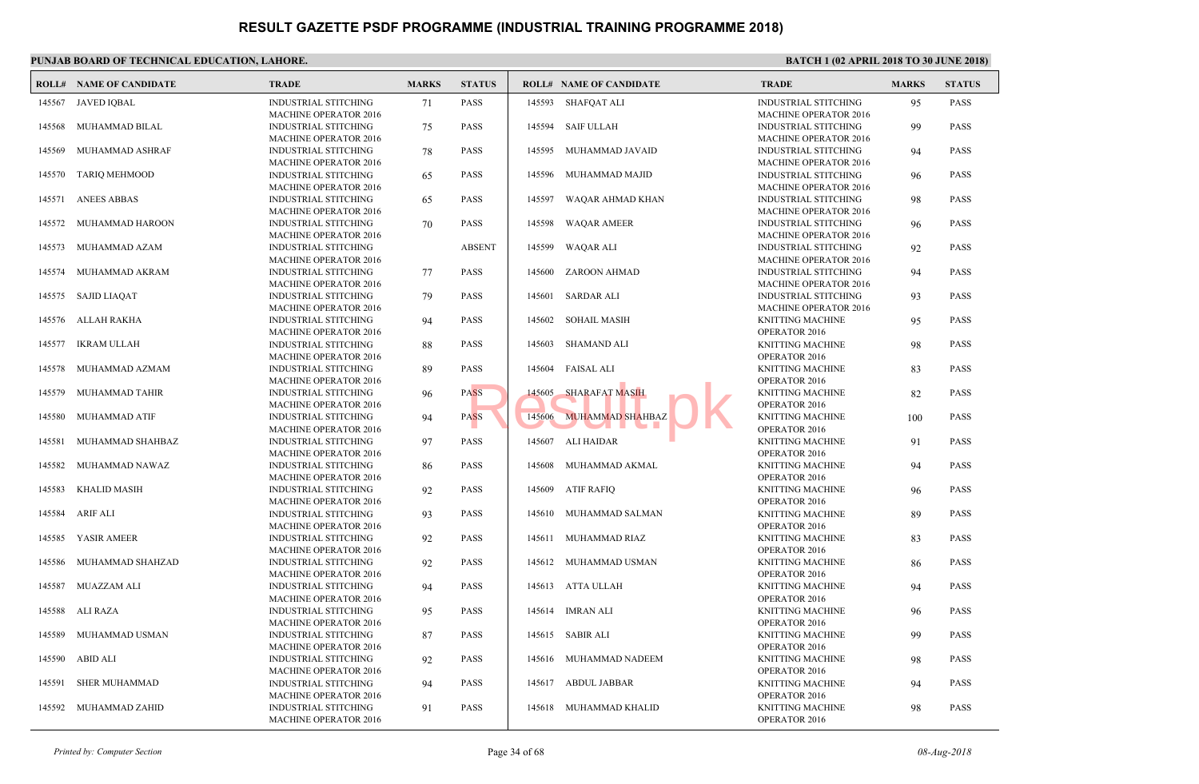# RESULT GAZETTE PSDF PROGRAMME (INDUSTRIAL TRAINING PROGRAMME 2018)

**PUNJAB BOARD OF TECHNICAL EDUCATION, LAHORE.**

**BATCH 1 (02 APRIL 2018 TO 30 JUNE 2018)**

| ROLL# | NAME OF CANDIDATE | TRADE | MARKS | STATUS |
|---|---|---|---|---|
| 145567 | JAVED IQBAL | INDUSTRIAL STITCHING MACHINE OPERATOR 2016 | 71 | PASS |
| 145568 | MUHAMMAD BILAL | INDUSTRIAL STITCHING MACHINE OPERATOR 2016 | 75 | PASS |
| 145569 | MUHAMMAD ASHRAF | INDUSTRIAL STITCHING MACHINE OPERATOR 2016 | 78 | PASS |
| 145570 | TARIQ MEHMOOD | INDUSTRIAL STITCHING MACHINE OPERATOR 2016 | 65 | PASS |
| 145571 | ANEES ABBAS | INDUSTRIAL STITCHING MACHINE OPERATOR 2016 | 65 | PASS |
| 145572 | MUHAMMAD HAROON | INDUSTRIAL STITCHING MACHINE OPERATOR 2016 | 70 | PASS |
| 145573 | MUHAMMAD AZAM | INDUSTRIAL STITCHING MACHINE OPERATOR 2016 | | ABSENT |
| 145574 | MUHAMMAD AKRAM | INDUSTRIAL STITCHING MACHINE OPERATOR 2016 | 77 | PASS |
| 145575 | SAJID LIAQAT | INDUSTRIAL STITCHING MACHINE OPERATOR 2016 | 79 | PASS |
| 145576 | ALLAH RAKHA | INDUSTRIAL STITCHING MACHINE OPERATOR 2016 | 94 | PASS |
| 145577 | IKRAM ULLAH | INDUSTRIAL STITCHING MACHINE OPERATOR 2016 | 88 | PASS |
| 145578 | MUHAMMAD AZMAM | INDUSTRIAL STITCHING MACHINE OPERATOR 2016 | 89 | PASS |
| 145579 | MUHAMMAD TAHIR | INDUSTRIAL STITCHING MACHINE OPERATOR 2016 | 96 | PASS |
| 145580 | MUHAMMAD ATIF | INDUSTRIAL STITCHING MACHINE OPERATOR 2016 | 94 | PASS |
| 145581 | MUHAMMAD SHAHBAZ | INDUSTRIAL STITCHING MACHINE OPERATOR 2016 | 97 | PASS |
| 145582 | MUHAMMAD NAWAZ | INDUSTRIAL STITCHING MACHINE OPERATOR 2016 | 86 | PASS |
| 145583 | KHALID MASIH | INDUSTRIAL STITCHING MACHINE OPERATOR 2016 | 92 | PASS |
| 145584 | ARIF ALI | INDUSTRIAL STITCHING MACHINE OPERATOR 2016 | 93 | PASS |
| 145585 | YASIR AMEER | INDUSTRIAL STITCHING MACHINE OPERATOR 2016 | 92 | PASS |
| 145586 | MUHAMMAD SHAHZAD | INDUSTRIAL STITCHING MACHINE OPERATOR 2016 | 92 | PASS |
| 145587 | MUAZZAM ALI | INDUSTRIAL STITCHING MACHINE OPERATOR 2016 | 94 | PASS |
| 145588 | ALI RAZA | INDUSTRIAL STITCHING MACHINE OPERATOR 2016 | 95 | PASS |
| 145589 | MUHAMMAD USMAN | INDUSTRIAL STITCHING MACHINE OPERATOR 2016 | 87 | PASS |
| 145590 | ABID ALI | INDUSTRIAL STITCHING MACHINE OPERATOR 2016 | 92 | PASS |
| 145591 | SHER MUHAMMAD | INDUSTRIAL STITCHING MACHINE OPERATOR 2016 | 94 | PASS |
| 145592 | MUHAMMAD ZAHID | INDUSTRIAL STITCHING MACHINE OPERATOR 2016 | 91 | PASS |
| 145593 | SHAFQAT ALI | INDUSTRIAL STITCHING MACHINE OPERATOR 2016 | 95 | PASS |
| 145594 | SAIF ULLAH | INDUSTRIAL STITCHING MACHINE OPERATOR 2016 | 99 | PASS |
| 145595 | MUHAMMAD JAVAID | INDUSTRIAL STITCHING MACHINE OPERATOR 2016 | 94 | PASS |
| 145596 | MUHAMMAD MAJID | INDUSTRIAL STITCHING MACHINE OPERATOR 2016 | 96 | PASS |
| 145597 | WAQAR AHMAD KHAN | INDUSTRIAL STITCHING MACHINE OPERATOR 2016 | 98 | PASS |
| 145598 | WAQAR AMEER | INDUSTRIAL STITCHING MACHINE OPERATOR 2016 | 96 | PASS |
| 145599 | WAQAR ALI | INDUSTRIAL STITCHING MACHINE OPERATOR 2016 | 92 | PASS |
| 145600 | ZAROON AHMAD | INDUSTRIAL STITCHING MACHINE OPERATOR 2016 | 94 | PASS |
| 145601 | SARDAR ALI | INDUSTRIAL STITCHING MACHINE OPERATOR 2016 | 93 | PASS |
| 145602 | SOHAIL MASIH | KNITTING MACHINE OPERATOR 2016 | 95 | PASS |
| 145603 | SHAMAND ALI | KNITTING MACHINE OPERATOR 2016 | 98 | PASS |
| 145604 | FAISAL ALI | KNITTING MACHINE OPERATOR 2016 | 83 | PASS |
| 145605 | SHARAFAT MASIH | KNITTING MACHINE OPERATOR 2016 | 82 | PASS |
| 145606 | MUHAMMAD SHAHBAZ | KNITTING MACHINE OPERATOR 2016 | 100 | PASS |
| 145607 | ALI HAIDAR | KNITTING MACHINE OPERATOR 2016 | 91 | PASS |
| 145608 | MUHAMMAD AKMAL | KNITTING MACHINE OPERATOR 2016 | 94 | PASS |
| 145609 | ATIF RAFIQ | KNITTING MACHINE OPERATOR 2016 | 96 | PASS |
| 145610 | MUHAMMAD SALMAN | KNITTING MACHINE OPERATOR 2016 | 89 | PASS |
| 145611 | MUHAMMAD RIAZ | KNITTING MACHINE OPERATOR 2016 | 83 | PASS |
| 145612 | MUHAMMAD USMAN | KNITTING MACHINE OPERATOR 2016 | 86 | PASS |
| 145613 | ATTA ULLAH | KNITTING MACHINE OPERATOR 2016 | 94 | PASS |
| 145614 | IMRAN ALI | KNITTING MACHINE OPERATOR 2016 | 96 | PASS |
| 145615 | SABIR ALI | KNITTING MACHINE OPERATOR 2016 | 99 | PASS |
| 145616 | MUHAMMAD NADEEM | KNITTING MACHINE OPERATOR 2016 | 98 | PASS |
| 145617 | ABDUL JABBAR | KNITTING MACHINE OPERATOR 2016 | 94 | PASS |
| 145618 | MUHAMMAD KHALID | KNITTING MACHINE OPERATOR 2016 | 98 | PASS |

*Printed by: Computer Section* | *08-Aug-2018*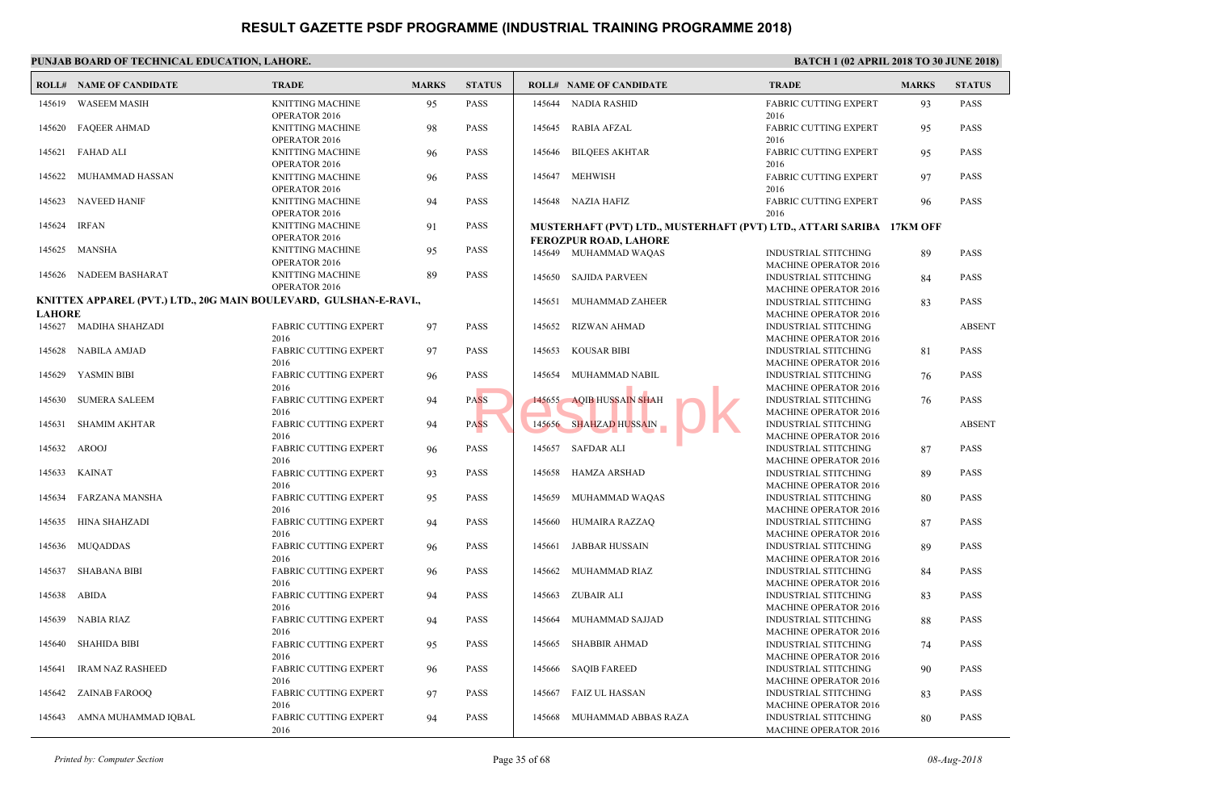# RESULT GAZETTE PSDF PROGRAMME (INDUSTRIAL TRAINING PROGRAMME 2018)

**PUNJAB BOARD OF TECHNICAL EDUCATION, LAHORE.**

**BATCH 1 (02 APRIL 2018 TO 30 JUNE 2018)**

| ROLL# | NAME OF CANDIDATE | TRADE | MARKS | STATUS |
|---|---|---|---|---|
| 145619 | WASEEM MASIH | KNITTING MACHINE OPERATOR 2016 | 95 | PASS |
| 145620 | FAQEER AHMAD | KNITTING MACHINE OPERATOR 2016 | 98 | PASS |
| 145621 | FAHAD ALI | KNITTING MACHINE OPERATOR 2016 | 96 | PASS |
| 145622 | MUHAMMAD HASSAN | KNITTING MACHINE OPERATOR 2016 | 96 | PASS |
| 145623 | NAVEED HANIF | KNITTING MACHINE OPERATOR 2016 | 94 | PASS |
| 145624 | IRFAN | KNITTING MACHINE OPERATOR 2016 | 91 | PASS |
| 145625 | MANSHA | KNITTING MACHINE OPERATOR 2016 | 95 | PASS |
| 145626 | NADEEM BASHARAT | KNITTING MACHINE OPERATOR 2016 | 89 | PASS |

**KNITTEX APPAREL (PVT.) LTD., 20G MAIN BOULEVARD, GULSHAN-E-RAVI., LAHORE**

| ROLL# | NAME OF CANDIDATE | TRADE | MARKS | STATUS |
|---|---|---|---|---|
| 145627 | MADIHA SHAHZADI | FABRIC CUTTING EXPERT 2016 | 97 | PASS |
| 145628 | NABILA AMJAD | FABRIC CUTTING EXPERT 2016 | 97 | PASS |
| 145629 | YASMIN BIBI | FABRIC CUTTING EXPERT 2016 | 96 | PASS |
| 145630 | SUMERA SALEEM | FABRIC CUTTING EXPERT 2016 | 94 | PASS |
| 145631 | SHAMIM AKHTAR | FABRIC CUTTING EXPERT 2016 | 94 | PASS |
| 145632 | AROOJ | FABRIC CUTTING EXPERT 2016 | 96 | PASS |
| 145633 | KAINAT | FABRIC CUTTING EXPERT 2016 | 93 | PASS |
| 145634 | FARZANA MANSHA | FABRIC CUTTING EXPERT 2016 | 95 | PASS |
| 145635 | HINA SHAHZADI | FABRIC CUTTING EXPERT 2016 | 94 | PASS |
| 145636 | MUQADDAS | FABRIC CUTTING EXPERT 2016 | 96 | PASS |
| 145637 | SHABANA BIBI | FABRIC CUTTING EXPERT 2016 | 96 | PASS |
| 145638 | ABIDA | FABRIC CUTTING EXPERT 2016 | 94 | PASS |
| 145639 | NABIA RIAZ | FABRIC CUTTING EXPERT 2016 | 94 | PASS |
| 145640 | SHAHIDA BIBI | FABRIC CUTTING EXPERT 2016 | 95 | PASS |
| 145641 | IRAM NAZ RASHEED | FABRIC CUTTING EXPERT 2016 | 96 | PASS |
| 145642 | ZAINAB FAROOQ | FABRIC CUTTING EXPERT 2016 | 97 | PASS |
| 145643 | AMNA MUHAMMAD IQBAL | FABRIC CUTTING EXPERT 2016 | 94 | PASS |
| 145644 | NADIA RASHID | FABRIC CUTTING EXPERT 2016 | 93 | PASS |
| 145645 | RABIA AFZAL | FABRIC CUTTING EXPERT 2016 | 95 | PASS |
| 145646 | BILQEES AKHTAR | FABRIC CUTTING EXPERT 2016 | 95 | PASS |
| 145647 | MEHWISH | FABRIC CUTTING EXPERT 2016 | 97 | PASS |
| 145648 | NAZIA HAFIZ | FABRIC CUTTING EXPERT 2016 | 96 | PASS |

**MUSTERHAFT (PVT) LTD., MUSTERHAFT (PVT) LTD., ATTARI SARIBA 17KM OFF FEROZPUR ROAD, LAHORE**

| ROLL# | NAME OF CANDIDATE | TRADE | MARKS | STATUS |
|---|---|---|---|---|
| 145649 | MUHAMMAD WAQAS | INDUSTRIAL STITCHING MACHINE OPERATOR 2016 | 89 | PASS |
| 145650 | SAJIDA PARVEEN | INDUSTRIAL STITCHING MACHINE OPERATOR 2016 | 84 | PASS |
| 145651 | MUHAMMAD ZAHEER | INDUSTRIAL STITCHING MACHINE OPERATOR 2016 | 83 | PASS |
| 145652 | RIZWAN AHMAD | INDUSTRIAL STITCHING MACHINE OPERATOR 2016 | | ABSENT |
| 145653 | KOUSAR BIBI | INDUSTRIAL STITCHING MACHINE OPERATOR 2016 | 81 | PASS |
| 145654 | MUHAMMAD NABIL | INDUSTRIAL STITCHING MACHINE OPERATOR 2016 | 76 | PASS |
| 145655 | AQIB HUSSAIN SHAH | INDUSTRIAL STITCHING MACHINE OPERATOR 2016 | 76 | PASS |
| 145656 | SHAHZAD HUSSAIN | INDUSTRIAL STITCHING MACHINE OPERATOR 2016 | | ABSENT |
| 145657 | SAFDAR ALI | INDUSTRIAL STITCHING MACHINE OPERATOR 2016 | 87 | PASS |
| 145658 | HAMZA ARSHAD | INDUSTRIAL STITCHING MACHINE OPERATOR 2016 | 89 | PASS |
| 145659 | MUHAMMAD WAQAS | INDUSTRIAL STITCHING MACHINE OPERATOR 2016 | 80 | PASS |
| 145660 | HUMAIRA RAZZAQ | INDUSTRIAL STITCHING MACHINE OPERATOR 2016 | 87 | PASS |
| 145661 | JABBAR HUSSAIN | INDUSTRIAL STITCHING MACHINE OPERATOR 2016 | 89 | PASS |
| 145662 | MUHAMMAD RIAZ | INDUSTRIAL STITCHING MACHINE OPERATOR 2016 | 84 | PASS |
| 145663 | ZUBAIR ALI | INDUSTRIAL STITCHING MACHINE OPERATOR 2016 | 83 | PASS |
| 145664 | MUHAMMAD SAJJAD | INDUSTRIAL STITCHING MACHINE OPERATOR 2016 | 88 | PASS |
| 145665 | SHABBIR AHMAD | INDUSTRIAL STITCHING MACHINE OPERATOR 2016 | 74 | PASS |
| 145666 | SAQIB FAREED | INDUSTRIAL STITCHING MACHINE OPERATOR 2016 | 90 | PASS |
| 145667 | FAIZ UL HASSAN | INDUSTRIAL STITCHING MACHINE OPERATOR 2016 | 83 | PASS |
| 145668 | MUHAMMAD ABBAS RAZA | INDUSTRIAL STITCHING MACHINE OPERATOR 2016 | 80 | PASS |

*Printed by: Computer Section*

*08-Aug-2018*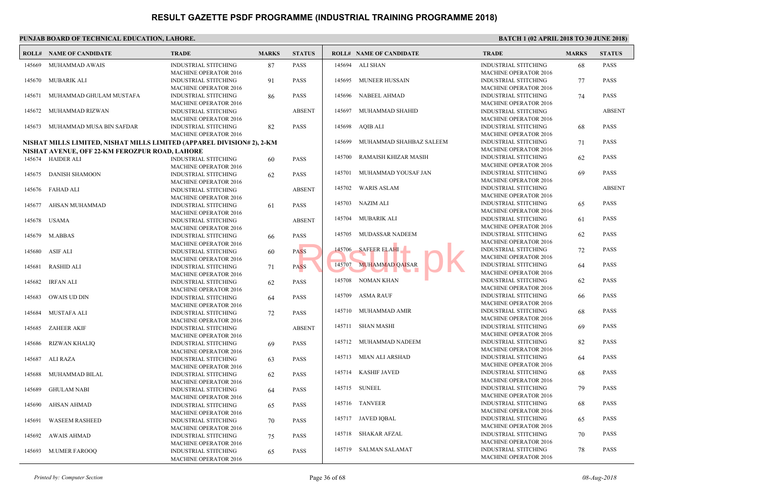# RESULT GAZETTE PSDF PROGRAMME (INDUSTRIAL TRAINING PROGRAMME 2018)

**PUNJAB BOARD OF TECHNICAL EDUCATION, LAHORE.**

**BATCH 1 (02 APRIL 2018 TO 30 JUNE 2018)**

| ROLL# | NAME OF CANDIDATE | TRADE | MARKS | STATUS |
|---|---|---|---|---|
| 145669 | MUHAMMAD AWAIS | INDUSTRIAL STITCHING MACHINE OPERATOR 2016 | 87 | PASS |
| 145670 | MUBARIK ALI | INDUSTRIAL STITCHING MACHINE OPERATOR 2016 | 91 | PASS |
| 145671 | MUHAMMAD GHULAM MUSTAFA | INDUSTRIAL STITCHING MACHINE OPERATOR 2016 | 86 | PASS |
| 145672 | MUHAMMAD RIZWAN | INDUSTRIAL STITCHING MACHINE OPERATOR 2016 | | ABSENT |
| 145673 | MUHAMMAD MUSA BIN SAFDAR | INDUSTRIAL STITCHING MACHINE OPERATOR 2016 | 82 | PASS |

**NISHAT MILLS LIMITED, NISHAT MILLS LIMITED (APPAREL DIVISION# 2), 2-KM NISHAT AVENUE, OFF 22-KM FEROZPUR ROAD, LAHORE**

| ROLL# | NAME OF CANDIDATE | TRADE | MARKS | STATUS |
|---|---|---|---|---|
| 145674 | HAIDER ALI | INDUSTRIAL STITCHING MACHINE OPERATOR 2016 | 60 | PASS |
| 145675 | DANISH SHAMOON | INDUSTRIAL STITCHING MACHINE OPERATOR 2016 | 62 | PASS |
| 145676 | FAHAD ALI | INDUSTRIAL STITCHING MACHINE OPERATOR 2016 | | ABSENT |
| 145677 | AHSAN MUHAMMAD | INDUSTRIAL STITCHING MACHINE OPERATOR 2016 | 61 | PASS |
| 145678 | USAMA | INDUSTRIAL STITCHING MACHINE OPERATOR 2016 | | ABSENT |
| 145679 | M.ABBAS | INDUSTRIAL STITCHING MACHINE OPERATOR 2016 | 66 | PASS |
| 145680 | ASIF ALI | INDUSTRIAL STITCHING MACHINE OPERATOR 2016 | 60 | PASS |
| 145681 | RASHID ALI | INDUSTRIAL STITCHING MACHINE OPERATOR 2016 | 71 | PASS |
| 145682 | IRFAN ALI | INDUSTRIAL STITCHING MACHINE OPERATOR 2016 | 62 | PASS |
| 145683 | OWAIS UD DIN | INDUSTRIAL STITCHING MACHINE OPERATOR 2016 | 64 | PASS |
| 145684 | MUSTAFA ALI | INDUSTRIAL STITCHING MACHINE OPERATOR 2016 | 72 | PASS |
| 145685 | ZAHEER AKIF | INDUSTRIAL STITCHING MACHINE OPERATOR 2016 | | ABSENT |
| 145686 | RIZWAN KHALIQ | INDUSTRIAL STITCHING MACHINE OPERATOR 2016 | 69 | PASS |
| 145687 | ALI RAZA | INDUSTRIAL STITCHING MACHINE OPERATOR 2016 | 63 | PASS |
| 145688 | MUHAMMAD BILAL | INDUSTRIAL STITCHING MACHINE OPERATOR 2016 | 62 | PASS |
| 145689 | GHULAM NABI | INDUSTRIAL STITCHING MACHINE OPERATOR 2016 | 64 | PASS |
| 145690 | AHSAN AHMAD | INDUSTRIAL STITCHING MACHINE OPERATOR 2016 | 65 | PASS |
| 145691 | WASEEM RASHEED | INDUSTRIAL STITCHING MACHINE OPERATOR 2016 | 70 | PASS |
| 145692 | AWAIS AHMAD | INDUSTRIAL STITCHING MACHINE OPERATOR 2016 | 75 | PASS |
| 145693 | M.UMER FAROOQ | INDUSTRIAL STITCHING MACHINE OPERATOR 2016 | 65 | PASS |
| 145694 | ALI SHAN | INDUSTRIAL STITCHING MACHINE OPERATOR 2016 | 68 | PASS |
| 145695 | MUNEER HUSSAIN | INDUSTRIAL STITCHING MACHINE OPERATOR 2016 | 77 | PASS |
| 145696 | NABEEL AHMAD | INDUSTRIAL STITCHING MACHINE OPERATOR 2016 | 74 | PASS |
| 145697 | MUHAMMAD SHAHID | INDUSTRIAL STITCHING MACHINE OPERATOR 2016 | | ABSENT |
| 145698 | AQIB ALI | INDUSTRIAL STITCHING MACHINE OPERATOR 2016 | 68 | PASS |
| 145699 | MUHAMMAD SHAHBAZ SALEEM | INDUSTRIAL STITCHING MACHINE OPERATOR 2016 | 71 | PASS |
| 145700 | RAMAISH KHIZAR MASIH | INDUSTRIAL STITCHING MACHINE OPERATOR 2016 | 62 | PASS |
| 145701 | MUHAMMAD YOUSAF JAN | INDUSTRIAL STITCHING MACHINE OPERATOR 2016 | 69 | PASS |
| 145702 | WARIS ASLAM | INDUSTRIAL STITCHING MACHINE OPERATOR 2016 | | ABSENT |
| 145703 | NAZIM ALI | INDUSTRIAL STITCHING MACHINE OPERATOR 2016 | 65 | PASS |
| 145704 | MUBARIK ALI | INDUSTRIAL STITCHING MACHINE OPERATOR 2016 | 61 | PASS |
| 145705 | MUDASSAR NADEEM | INDUSTRIAL STITCHING MACHINE OPERATOR 2016 | 62 | PASS |
| 145706 | SAFEER ELAHI | INDUSTRIAL STITCHING MACHINE OPERATOR 2016 | 72 | PASS |
| 145707 | MUHAMMAD QAISAR | INDUSTRIAL STITCHING MACHINE OPERATOR 2016 | 64 | PASS |
| 145708 | NOMAN KHAN | INDUSTRIAL STITCHING MACHINE OPERATOR 2016 | 62 | PASS |
| 145709 | ASMA RAUF | INDUSTRIAL STITCHING MACHINE OPERATOR 2016 | 66 | PASS |
| 145710 | MUHAMMAD AMIR | INDUSTRIAL STITCHING MACHINE OPERATOR 2016 | 68 | PASS |
| 145711 | SHAN MASHI | INDUSTRIAL STITCHING MACHINE OPERATOR 2016 | 69 | PASS |
| 145712 | MUHAMMAD NADEEM | INDUSTRIAL STITCHING MACHINE OPERATOR 2016 | 82 | PASS |
| 145713 | MIAN ALI ARSHAD | INDUSTRIAL STITCHING MACHINE OPERATOR 2016 | 64 | PASS |
| 145714 | KASHIF JAVED | INDUSTRIAL STITCHING MACHINE OPERATOR 2016 | 68 | PASS |
| 145715 | SUNEEL | INDUSTRIAL STITCHING MACHINE OPERATOR 2016 | 79 | PASS |
| 145716 | TANVEER | INDUSTRIAL STITCHING MACHINE OPERATOR 2016 | 68 | PASS |
| 145717 | JAVED IQBAL | INDUSTRIAL STITCHING MACHINE OPERATOR 2016 | 65 | PASS |
| 145718 | SHAKAR AFZAL | INDUSTRIAL STITCHING MACHINE OPERATOR 2016 | 70 | PASS |
| 145719 | SALMAN SALAMAT | INDUSTRIAL STITCHING MACHINE OPERATOR 2016 | 78 | PASS |

*Printed by: Computer Section* — *08-Aug-2018*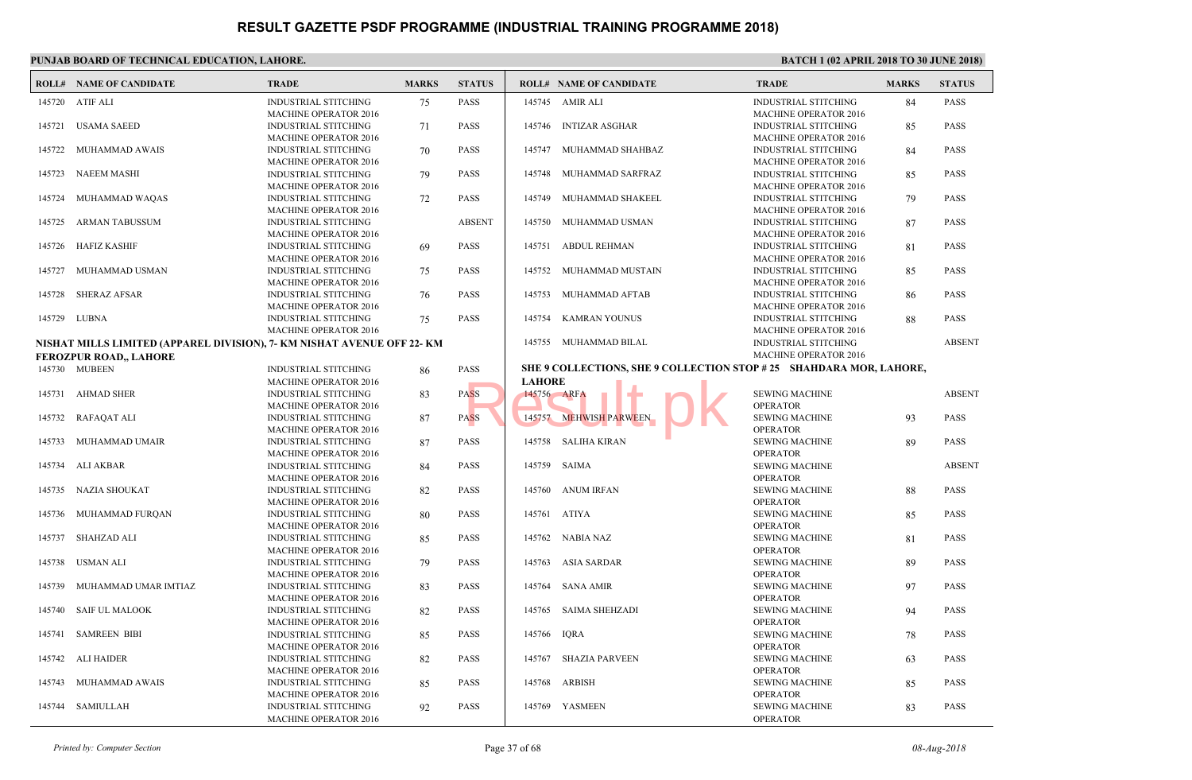# RESULT GAZETTE PSDF PROGRAMME (INDUSTRIAL TRAINING PROGRAMME 2018)

**PUNJAB BOARD OF TECHNICAL EDUCATION, LAHORE.**

**BATCH 1 (02 APRIL 2018 TO 30 JUNE 2018)**

| ROLL# | NAME OF CANDIDATE | TRADE | MARKS | STATUS |
|---|---|---|---|---|
| 145720 | ATIF ALI | INDUSTRIAL STITCHING MACHINE OPERATOR 2016 | 75 | PASS |
| 145721 | USAMA SAEED | INDUSTRIAL STITCHING MACHINE OPERATOR 2016 | 71 | PASS |
| 145722 | MUHAMMAD AWAIS | INDUSTRIAL STITCHING MACHINE OPERATOR 2016 | 70 | PASS |
| 145723 | NAEEM MASHI | INDUSTRIAL STITCHING MACHINE OPERATOR 2016 | 79 | PASS |
| 145724 | MUHAMMAD WAQAS | INDUSTRIAL STITCHING MACHINE OPERATOR 2016 | 72 | PASS |
| 145725 | ARMAN TABUSSUM | INDUSTRIAL STITCHING MACHINE OPERATOR 2016 | | ABSENT |
| 145726 | HAFIZ KASHIF | INDUSTRIAL STITCHING MACHINE OPERATOR 2016 | 69 | PASS |
| 145727 | MUHAMMAD USMAN | INDUSTRIAL STITCHING MACHINE OPERATOR 2016 | 75 | PASS |
| 145728 | SHERAZ AFSAR | INDUSTRIAL STITCHING MACHINE OPERATOR 2016 | 76 | PASS |
| 145729 | LUBNA | INDUSTRIAL STITCHING MACHINE OPERATOR 2016 | 75 | PASS |

**NISHAT MILLS LIMITED (APPAREL DIVISION), 7- KM NISHAT AVENUE OFF 22- KM FEROZPUR ROAD,, LAHORE**

| ROLL# | NAME OF CANDIDATE | TRADE | MARKS | STATUS |
|---|---|---|---|---|
| 145730 | MUBEEN | INDUSTRIAL STITCHING MACHINE OPERATOR 2016 | 86 | PASS |
| 145731 | AHMAD SHER | INDUSTRIAL STITCHING MACHINE OPERATOR 2016 | 83 | PASS |
| 145732 | RAFAQAT ALI | INDUSTRIAL STITCHING MACHINE OPERATOR 2016 | 87 | PASS |
| 145733 | MUHAMMAD UMAIR | INDUSTRIAL STITCHING MACHINE OPERATOR 2016 | 87 | PASS |
| 145734 | ALI AKBAR | INDUSTRIAL STITCHING MACHINE OPERATOR 2016 | 84 | PASS |
| 145735 | NAZIA SHOUKAT | INDUSTRIAL STITCHING MACHINE OPERATOR 2016 | 82 | PASS |
| 145736 | MUHAMMAD FURQAN | INDUSTRIAL STITCHING MACHINE OPERATOR 2016 | 80 | PASS |
| 145737 | SHAHZAD ALI | INDUSTRIAL STITCHING MACHINE OPERATOR 2016 | 85 | PASS |
| 145738 | USMAN ALI | INDUSTRIAL STITCHING MACHINE OPERATOR 2016 | 79 | PASS |
| 145739 | MUHAMMAD UMAR IMTIAZ | INDUSTRIAL STITCHING MACHINE OPERATOR 2016 | 83 | PASS |
| 145740 | SAIF UL MALOOK | INDUSTRIAL STITCHING MACHINE OPERATOR 2016 | 82 | PASS |
| 145741 | SAMREEN BIBI | INDUSTRIAL STITCHING MACHINE OPERATOR 2016 | 85 | PASS |
| 145742 | ALI HAIDER | INDUSTRIAL STITCHING MACHINE OPERATOR 2016 | 82 | PASS |
| 145743 | MUHAMMAD AWAIS | INDUSTRIAL STITCHING MACHINE OPERATOR 2016 | 85 | PASS |
| 145744 | SAMIULLAH | INDUSTRIAL STITCHING MACHINE OPERATOR 2016 | 92 | PASS |
| 145745 | AMIR ALI | INDUSTRIAL STITCHING MACHINE OPERATOR 2016 | 84 | PASS |
| 145746 | INTIZAR ASGHAR | INDUSTRIAL STITCHING MACHINE OPERATOR 2016 | 85 | PASS |
| 145747 | MUHAMMAD SHAHBAZ | INDUSTRIAL STITCHING MACHINE OPERATOR 2016 | 84 | PASS |
| 145748 | MUHAMMAD SARFRAZ | INDUSTRIAL STITCHING MACHINE OPERATOR 2016 | 85 | PASS |
| 145749 | MUHAMMAD SHAKEEL | INDUSTRIAL STITCHING MACHINE OPERATOR 2016 | 79 | PASS |
| 145750 | MUHAMMAD USMAN | INDUSTRIAL STITCHING MACHINE OPERATOR 2016 | 87 | PASS |
| 145751 | ABDUL REHMAN | INDUSTRIAL STITCHING MACHINE OPERATOR 2016 | 81 | PASS |
| 145752 | MUHAMMAD MUSTAIN | INDUSTRIAL STITCHING MACHINE OPERATOR 2016 | 85 | PASS |
| 145753 | MUHAMMAD AFTAB | INDUSTRIAL STITCHING MACHINE OPERATOR 2016 | 86 | PASS |
| 145754 | KAMRAN YOUNUS | INDUSTRIAL STITCHING MACHINE OPERATOR 2016 | 88 | PASS |
| 145755 | MUHAMMAD BILAL | INDUSTRIAL STITCHING MACHINE OPERATOR 2016 | | ABSENT |

**SHE 9 COLLECTIONS, SHE 9 COLLECTION STOP # 25 SHAHDARA MOR, LAHORE, LAHORE**

| ROLL# | NAME OF CANDIDATE | TRADE | MARKS | STATUS |
|---|---|---|---|---|
| 145756 | ARFA | SEWING MACHINE OPERATOR | | ABSENT |
| 145757 | MEHWISH PARWEEN | SEWING MACHINE OPERATOR | 93 | PASS |
| 145758 | SALIHA KIRAN | SEWING MACHINE OPERATOR | 89 | PASS |
| 145759 | SAIMA | SEWING MACHINE OPERATOR | | ABSENT |
| 145760 | ANUM IRFAN | SEWING MACHINE OPERATOR | 88 | PASS |
| 145761 | ATIYA | SEWING MACHINE OPERATOR | 85 | PASS |
| 145762 | NABIA NAZ | SEWING MACHINE OPERATOR | 81 | PASS |
| 145763 | ASIA SARDAR | SEWING MACHINE OPERATOR | 89 | PASS |
| 145764 | SANA AMIR | SEWING MACHINE OPERATOR | 97 | PASS |
| 145765 | SAIMA SHEHZADI | SEWING MACHINE OPERATOR | 94 | PASS |
| 145766 | IQRA | SEWING MACHINE OPERATOR | 78 | PASS |
| 145767 | SHAZIA PARVEEN | SEWING MACHINE OPERATOR | 63 | PASS |
| 145768 | ARBISH | SEWING MACHINE OPERATOR | 85 | PASS |
| 145769 | YASMEEN | SEWING MACHINE OPERATOR | 83 | PASS |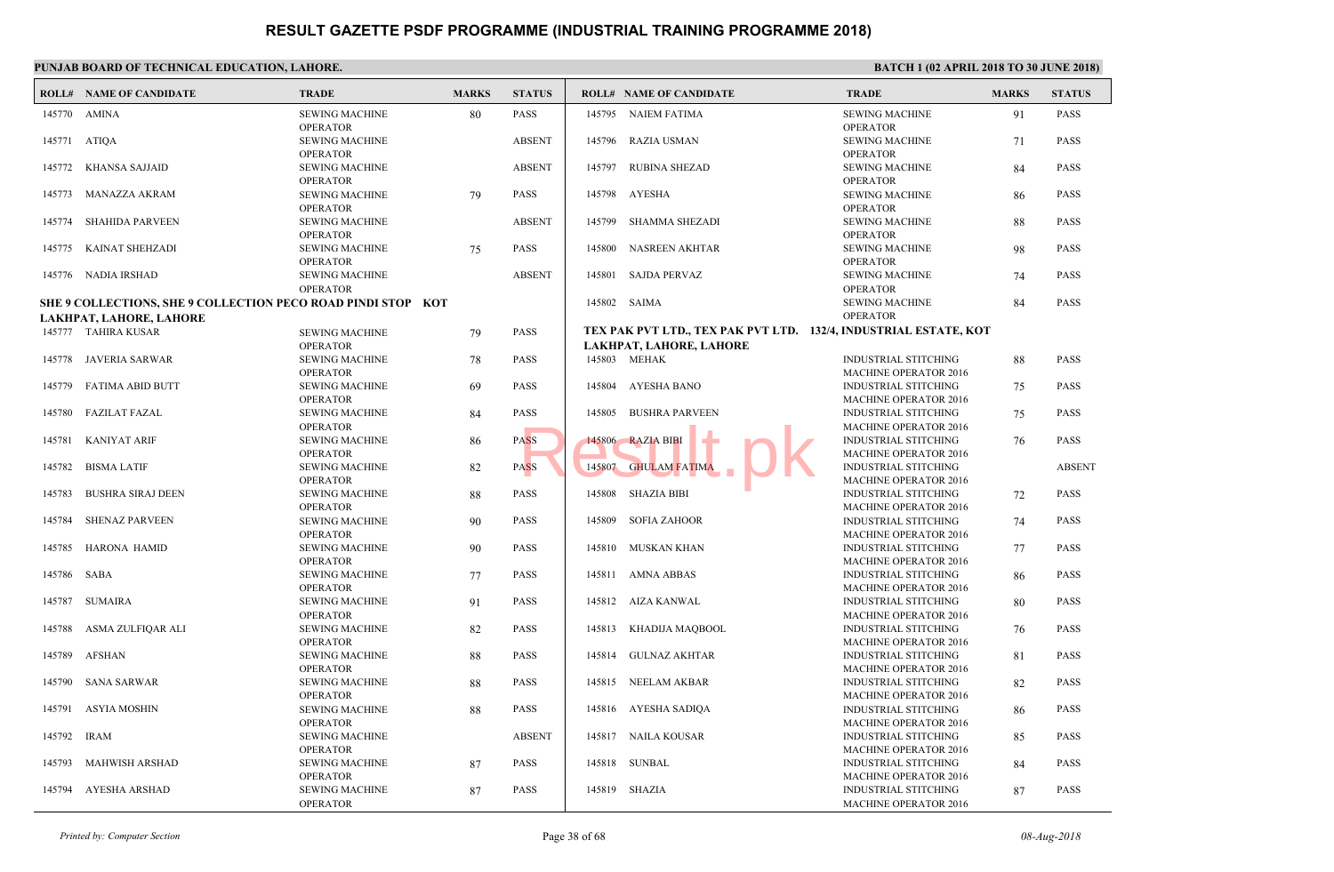# RESULT GAZETTE PSDF PROGRAMME (INDUSTRIAL TRAINING PROGRAMME 2018)

**PUNJAB BOARD OF TECHNICAL EDUCATION, LAHORE.**

**BATCH 1 (02 APRIL 2018 TO 30 JUNE 2018)**

| ROLL# | NAME OF CANDIDATE | TRADE | MARKS | STATUS |
|---|---|---|---|---|
| 145770 | AMINA | SEWING MACHINE OPERATOR | 80 | PASS |
| 145771 | ATIQA | SEWING MACHINE OPERATOR | | ABSENT |
| 145772 | KHANSA SAJJAID | SEWING MACHINE OPERATOR | | ABSENT |
| 145773 | MANAZZA AKRAM | SEWING MACHINE OPERATOR | 79 | PASS |
| 145774 | SHAHIDA PARVEEN | SEWING MACHINE OPERATOR | | ABSENT |
| 145775 | KAINAT SHEHZADI | SEWING MACHINE OPERATOR | 75 | PASS |
| 145776 | NADIA IRSHAD | SEWING MACHINE OPERATOR | | ABSENT |

**SHE 9 COLLECTIONS, SHE 9 COLLECTION PECO ROAD PINDI STOP KOT LAKHPAT, LAHORE, LAHORE**

| ROLL# | NAME OF CANDIDATE | TRADE | MARKS | STATUS |
|---|---|---|---|---|
| 145777 | TAHIRA KUSAR | SEWING MACHINE OPERATOR | 79 | PASS |
| 145778 | JAVERIA SARWAR | SEWING MACHINE OPERATOR | 78 | PASS |
| 145779 | FATIMA ABID BUTT | SEWING MACHINE OPERATOR | 69 | PASS |
| 145780 | FAZILAT FAZAL | SEWING MACHINE OPERATOR | 84 | PASS |
| 145781 | KANIYAT ARIF | SEWING MACHINE OPERATOR | 86 | PASS |
| 145782 | BISMA LATIF | SEWING MACHINE OPERATOR | 82 | PASS |
| 145783 | BUSHRA SIRAJ DEEN | SEWING MACHINE OPERATOR | 88 | PASS |
| 145784 | SHENAZ PARVEEN | SEWING MACHINE OPERATOR | 90 | PASS |
| 145785 | HARONA HAMID | SEWING MACHINE OPERATOR | 90 | PASS |
| 145786 | SABA | SEWING MACHINE OPERATOR | 77 | PASS |
| 145787 | SUMAIRA | SEWING MACHINE OPERATOR | 91 | PASS |
| 145788 | ASMA ZULFIQAR ALI | SEWING MACHINE OPERATOR | 82 | PASS |
| 145789 | AFSHAN | SEWING MACHINE OPERATOR | 88 | PASS |
| 145790 | SANA SARWAR | SEWING MACHINE OPERATOR | 88 | PASS |
| 145791 | ASYIA MOSHIN | SEWING MACHINE OPERATOR | 88 | PASS |
| 145792 | IRAM | SEWING MACHINE OPERATOR | | ABSENT |
| 145793 | MAHWISH ARSHAD | SEWING MACHINE OPERATOR | 87 | PASS |
| 145794 | AYESHA ARSHAD | SEWING MACHINE OPERATOR | 87 | PASS |
| 145795 | NAIEM FATIMA | SEWING MACHINE OPERATOR | 91 | PASS |
| 145796 | RAZIA USMAN | SEWING MACHINE OPERATOR | 71 | PASS |
| 145797 | RUBINA SHEZAD | SEWING MACHINE OPERATOR | 84 | PASS |
| 145798 | AYESHA | SEWING MACHINE OPERATOR | 86 | PASS |
| 145799 | SHAMMA SHEZADI | SEWING MACHINE OPERATOR | 88 | PASS |
| 145800 | NASREEN AKHTAR | SEWING MACHINE OPERATOR | 98 | PASS |
| 145801 | SAJDA PERVAZ | SEWING MACHINE OPERATOR | 74 | PASS |
| 145802 | SAIMA | SEWING MACHINE OPERATOR | 84 | PASS |

**TEX PAK PVT LTD., TEX PAK PVT LTD. 132/4, INDUSTRIAL ESTATE, KOT LAKHPAT, LAHORE, LAHORE**

| ROLL# | NAME OF CANDIDATE | TRADE | MARKS | STATUS |
|---|---|---|---|---|
| 145803 | MEHAK | INDUSTRIAL STITCHING MACHINE OPERATOR 2016 | 88 | PASS |
| 145804 | AYESHA BANO | INDUSTRIAL STITCHING MACHINE OPERATOR 2016 | 75 | PASS |
| 145805 | BUSHRA PARVEEN | INDUSTRIAL STITCHING MACHINE OPERATOR 2016 | 75 | PASS |
| 145806 | RAZIA BIBI | INDUSTRIAL STITCHING MACHINE OPERATOR 2016 | 76 | PASS |
| 145807 | GHULAM FATIMA | INDUSTRIAL STITCHING MACHINE OPERATOR 2016 | | ABSENT |
| 145808 | SHAZIA BIBI | INDUSTRIAL STITCHING MACHINE OPERATOR 2016 | 72 | PASS |
| 145809 | SOFIA ZAHOOR | INDUSTRIAL STITCHING MACHINE OPERATOR 2016 | 74 | PASS |
| 145810 | MUSKAN KHAN | INDUSTRIAL STITCHING MACHINE OPERATOR 2016 | 77 | PASS |
| 145811 | AMNA ABBAS | INDUSTRIAL STITCHING MACHINE OPERATOR 2016 | 86 | PASS |
| 145812 | AIZA KANWAL | INDUSTRIAL STITCHING MACHINE OPERATOR 2016 | 80 | PASS |
| 145813 | KHADIJA MAQBOOL | INDUSTRIAL STITCHING MACHINE OPERATOR 2016 | 76 | PASS |
| 145814 | GULNAZ AKHTAR | INDUSTRIAL STITCHING MACHINE OPERATOR 2016 | 81 | PASS |
| 145815 | NEELAM AKBAR | INDUSTRIAL STITCHING MACHINE OPERATOR 2016 | 82 | PASS |
| 145816 | AYESHA SADIQA | INDUSTRIAL STITCHING MACHINE OPERATOR 2016 | 86 | PASS |
| 145817 | NAILA KOUSAR | INDUSTRIAL STITCHING MACHINE OPERATOR 2016 | 85 | PASS |
| 145818 | SUNBAL | INDUSTRIAL STITCHING MACHINE OPERATOR 2016 | 84 | PASS |
| 145819 | SHAZIA | INDUSTRIAL STITCHING MACHINE OPERATOR 2016 | 87 | PASS |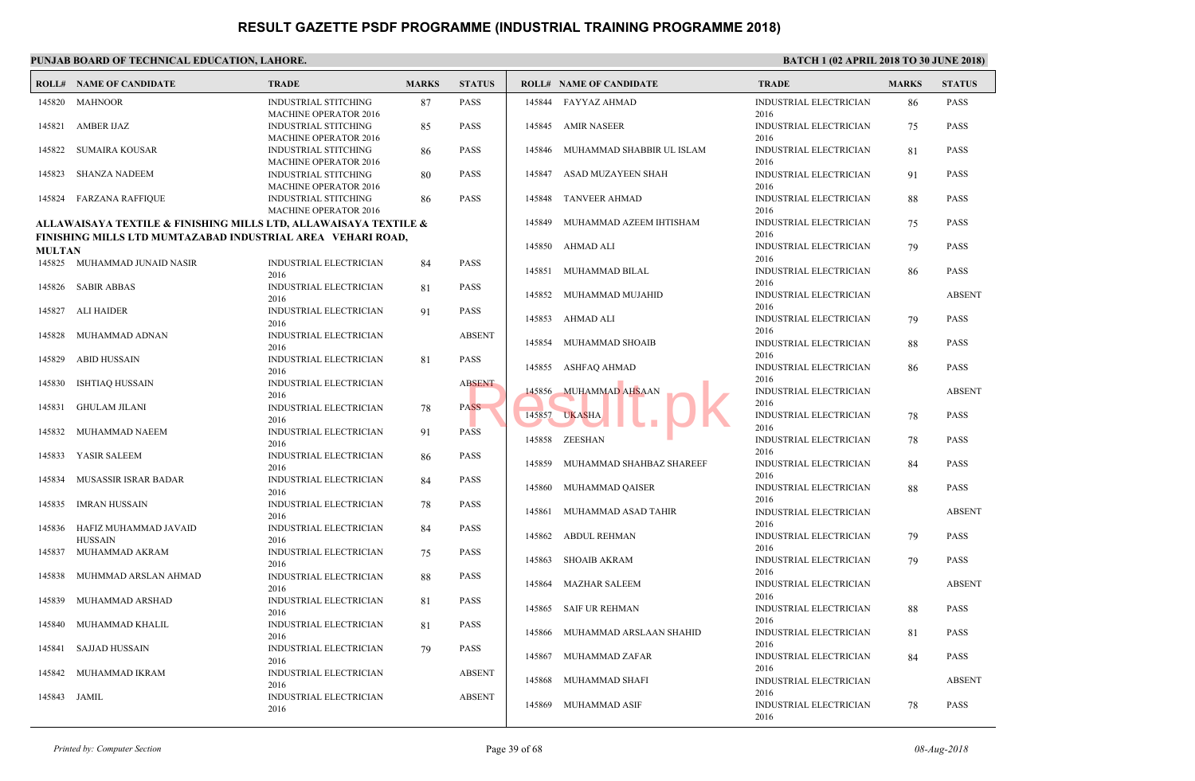# RESULT GAZETTE PSDF PROGRAMME (INDUSTRIAL TRAINING PROGRAMME 2018)

**PUNJAB BOARD OF TECHNICAL EDUCATION, LAHORE.**

**BATCH 1 (02 APRIL 2018 TO 30 JUNE 2018)**

| ROLL# | NAME OF CANDIDATE | TRADE | MARKS | STATUS |
|---|---|---|---|---|
| 145820 | MAHNOOR | INDUSTRIAL STITCHING MACHINE OPERATOR 2016 | 87 | PASS |
| 145821 | AMBER IJAZ | INDUSTRIAL STITCHING MACHINE OPERATOR 2016 | 85 | PASS |
| 145822 | SUMAIRA KOUSAR | INDUSTRIAL STITCHING MACHINE OPERATOR 2016 | 86 | PASS |
| 145823 | SHANZA NADEEM | INDUSTRIAL STITCHING MACHINE OPERATOR 2016 | 80 | PASS |
| 145824 | FARZANA RAFFIQUE | INDUSTRIAL STITCHING MACHINE OPERATOR 2016 | 86 | PASS |

**ALLAWAISAYA TEXTILE & FINISHING MILLS LTD, ALLAWAISAYA TEXTILE & FINISHING MILLS LTD MUMTAZABAD INDUSTRIAL AREA VEHARI ROAD, MULTAN**

| ROLL# | NAME OF CANDIDATE | TRADE | MARKS | STATUS |
|---|---|---|---|---|
| 145825 | MUHAMMAD JUNAID NASIR | INDUSTRIAL ELECTRICIAN 2016 | 84 | PASS |
| 145826 | SABIR ABBAS | INDUSTRIAL ELECTRICIAN 2016 | 81 | PASS |
| 145827 | ALI HAIDER | INDUSTRIAL ELECTRICIAN 2016 | 91 | PASS |
| 145828 | MUHAMMAD ADNAN | INDUSTRIAL ELECTRICIAN 2016 | | ABSENT |
| 145829 | ABID HUSSAIN | INDUSTRIAL ELECTRICIAN 2016 | 81 | PASS |
| 145830 | ISHTIAQ HUSSAIN | INDUSTRIAL ELECTRICIAN 2016 | | ABSENT |
| 145831 | GHULAM JILANI | INDUSTRIAL ELECTRICIAN 2016 | 78 | PASS |
| 145832 | MUHAMMAD NAEEM | INDUSTRIAL ELECTRICIAN 2016 | 91 | PASS |
| 145833 | YASIR SALEEM | INDUSTRIAL ELECTRICIAN 2016 | 86 | PASS |
| 145834 | MUSASSIR ISRAR BADAR | INDUSTRIAL ELECTRICIAN 2016 | 84 | PASS |
| 145835 | IMRAN HUSSAIN | INDUSTRIAL ELECTRICIAN 2016 | 78 | PASS |
| 145836 | HAFIZ MUHAMMAD JAVAID HUSSAIN | INDUSTRIAL ELECTRICIAN 2016 | 84 | PASS |
| 145837 | MUHAMMAD AKRAM | INDUSTRIAL ELECTRICIAN 2016 | 75 | PASS |
| 145838 | MUHMMAD ARSLAN AHMAD | INDUSTRIAL ELECTRICIAN 2016 | 88 | PASS |
| 145839 | MUHAMMAD ARSHAD | INDUSTRIAL ELECTRICIAN 2016 | 81 | PASS |
| 145840 | MUHAMMAD KHALIL | INDUSTRIAL ELECTRICIAN 2016 | 81 | PASS |
| 145841 | SAJJAD HUSSAIN | INDUSTRIAL ELECTRICIAN 2016 | 79 | PASS |
| 145842 | MUHAMMAD IKRAM | INDUSTRIAL ELECTRICIAN 2016 | | ABSENT |
| 145843 | JAMIL | INDUSTRIAL ELECTRICIAN 2016 | | ABSENT |
| 145844 | FAYYAZ AHMAD | INDUSTRIAL ELECTRICIAN 2016 | 86 | PASS |
| 145845 | AMIR NASEER | INDUSTRIAL ELECTRICIAN 2016 | 75 | PASS |
| 145846 | MUHAMMAD SHABBIR UL ISLAM | INDUSTRIAL ELECTRICIAN 2016 | 81 | PASS |
| 145847 | ASAD MUZAYEEN SHAH | INDUSTRIAL ELECTRICIAN 2016 | 91 | PASS |
| 145848 | TANVEER AHMAD | INDUSTRIAL ELECTRICIAN 2016 | 88 | PASS |
| 145849 | MUHAMMAD AZEEM IHTISHAM | INDUSTRIAL ELECTRICIAN 2016 | 75 | PASS |
| 145850 | AHMAD ALI | INDUSTRIAL ELECTRICIAN 2016 | 79 | PASS |
| 145851 | MUHAMMAD BILAL | INDUSTRIAL ELECTRICIAN 2016 | 86 | PASS |
| 145852 | MUHAMMAD MUJAHID | INDUSTRIAL ELECTRICIAN 2016 | | ABSENT |
| 145853 | AHMAD ALI | INDUSTRIAL ELECTRICIAN 2016 | 79 | PASS |
| 145854 | MUHAMMAD SHOAIB | INDUSTRIAL ELECTRICIAN 2016 | 88 | PASS |
| 145855 | ASHFAQ AHMAD | INDUSTRIAL ELECTRICIAN 2016 | 86 | PASS |
| 145856 | MUHAMMAD AHSAAN | INDUSTRIAL ELECTRICIAN 2016 | | ABSENT |
| 145857 | UKASHA | INDUSTRIAL ELECTRICIAN 2016 | 78 | PASS |
| 145858 | ZEESHAN | INDUSTRIAL ELECTRICIAN 2016 | 78 | PASS |
| 145859 | MUHAMMAD SHAHBAZ SHAREEF | INDUSTRIAL ELECTRICIAN 2016 | 84 | PASS |
| 145860 | MUHAMMAD QAISER | INDUSTRIAL ELECTRICIAN 2016 | 88 | PASS |
| 145861 | MUHAMMAD ASAD TAHIR | INDUSTRIAL ELECTRICIAN 2016 | | ABSENT |
| 145862 | ABDUL REHMAN | INDUSTRIAL ELECTRICIAN 2016 | 79 | PASS |
| 145863 | SHOAIB AKRAM | INDUSTRIAL ELECTRICIAN 2016 | 79 | PASS |
| 145864 | MAZHAR SALEEM | INDUSTRIAL ELECTRICIAN 2016 | | ABSENT |
| 145865 | SAIF UR REHMAN | INDUSTRIAL ELECTRICIAN 2016 | 88 | PASS |
| 145866 | MUHAMMAD ARSLAAN SHAHID | INDUSTRIAL ELECTRICIAN 2016 | 81 | PASS |
| 145867 | MUHAMMAD ZAFAR | INDUSTRIAL ELECTRICIAN 2016 | 84 | PASS |
| 145868 | MUHAMMAD SHAFI | INDUSTRIAL ELECTRICIAN 2016 | | ABSENT |
| 145869 | MUHAMMAD ASIF | INDUSTRIAL ELECTRICIAN 2016 | 78 | PASS |

*Printed by: Computer Section* | *08-Aug-2018*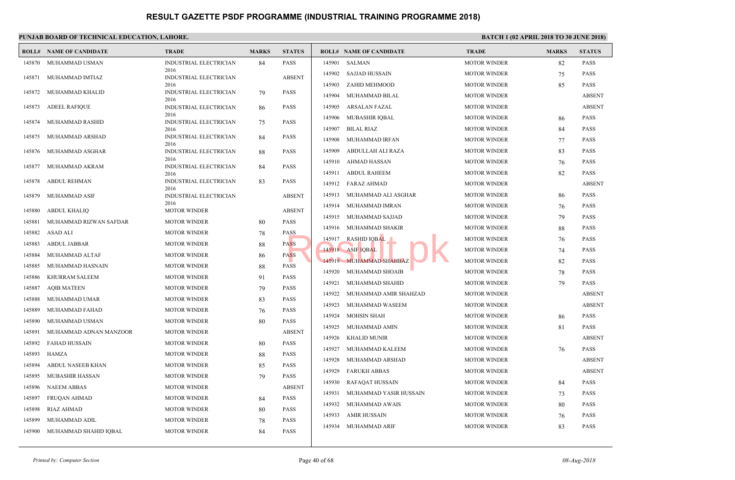# RESULT GAZETTE PSDF PROGRAMME (INDUSTRIAL TRAINING PROGRAMME 2018)

**PUNJAB BOARD OF TECHNICAL EDUCATION, LAHORE.**

**BATCH 1 (02 APRIL 2018 TO 30 JUNE 2018)**

| ROLL# | NAME OF CANDIDATE | TRADE | MARKS | STATUS |
|---|---|---|---|---|
| 145870 | MUHAMMAD USMAN | INDUSTRIAL ELECTRICIAN 2016 | 84 | PASS |
| 145871 | MUHAMMAD IMTIAZ | INDUSTRIAL ELECTRICIAN 2016 | | ABSENT |
| 145872 | MUHAMMAD KHALID | INDUSTRIAL ELECTRICIAN 2016 | 79 | PASS |
| 145873 | ADEEL RAFIQUE | INDUSTRIAL ELECTRICIAN 2016 | 86 | PASS |
| 145874 | MUHAMMAD RASHID | INDUSTRIAL ELECTRICIAN 2016 | 75 | PASS |
| 145875 | MUHAMMAD ARSHAD | INDUSTRIAL ELECTRICIAN 2016 | 84 | PASS |
| 145876 | MUHAMMAD ASGHAR | INDUSTRIAL ELECTRICIAN 2016 | 88 | PASS |
| 145877 | MUHAMMAD AKRAM | INDUSTRIAL ELECTRICIAN 2016 | 84 | PASS |
| 145878 | ABDUL REHMAN | INDUSTRIAL ELECTRICIAN 2016 | 83 | PASS |
| 145879 | MUHAMMAD ASIF | INDUSTRIAL ELECTRICIAN 2016 | | ABSENT |
| 145880 | ABDUL KHALIQ | MOTOR WINDER | | ABSENT |
| 145881 | MUHAMMAD RIZWAN SAFDAR | MOTOR WINDER | 80 | PASS |
| 145882 | ASAD ALI | MOTOR WINDER | 78 | PASS |
| 145883 | ABDUL JABBAR | MOTOR WINDER | 88 | PASS |
| 145884 | MUHAMMAD ALTAF | MOTOR WINDER | 86 | PASS |
| 145885 | MUHAMMAD HASNAIN | MOTOR WINDER | 88 | PASS |
| 145886 | KHURRAM SALEEM | MOTOR WINDER | 91 | PASS |
| 145887 | AQIB MATEEN | MOTOR WINDER | 79 | PASS |
| 145888 | MUHAMMAD UMAR | MOTOR WINDER | 83 | PASS |
| 145889 | MUHAMMAD FAHAD | MOTOR WINDER | 76 | PASS |
| 145890 | MUHAMMAD USMAN | MOTOR WINDER | 80 | PASS |
| 145891 | MUHAMMAD ADNAN MANZOOR | MOTOR WINDER | | ABSENT |
| 145892 | FAHAD HUSSAIN | MOTOR WINDER | 80 | PASS |
| 145893 | HAMZA | MOTOR WINDER | 88 | PASS |
| 145894 | ABDUL NASEEB KHAN | MOTOR WINDER | 85 | PASS |
| 145895 | MUBASHIR HASSAN | MOTOR WINDER | 79 | PASS |
| 145896 | NAEEM ABBAS | MOTOR WINDER | | ABSENT |
| 145897 | FRUQAN AHMAD | MOTOR WINDER | 84 | PASS |
| 145898 | RIAZ AHMAD | MOTOR WINDER | 80 | PASS |
| 145899 | MUHAMMAD ADIL | MOTOR WINDER | 78 | PASS |
| 145900 | MUHAMMAD SHAHID IQBAL | MOTOR WINDER | 84 | PASS |
| 145901 | SALMAN | MOTOR WINDER | 82 | PASS |
| 145902 | SAJJAD HUSSAIN | MOTOR WINDER | 75 | PASS |
| 145903 | ZAHID MEHMOOD | MOTOR WINDER | 85 | PASS |
| 145904 | MUHAMMAD BILAL | MOTOR WINDER | | ABSENT |
| 145905 | ARSALAN FAZAL | MOTOR WINDER | | ABSENT |
| 145906 | MUBASHIR IQBAL | MOTOR WINDER | 86 | PASS |
| 145907 | BILAL RIAZ | MOTOR WINDER | 84 | PASS |
| 145908 | MUHAMMAD IRFAN | MOTOR WINDER | 77 | PASS |
| 145909 | ABDULLAH ALI RAZA | MOTOR WINDER | 83 | PASS |
| 145910 | AHMAD HASSAN | MOTOR WINDER | 76 | PASS |
| 145911 | ABDUL RAHEEM | MOTOR WINDER | 82 | PASS |
| 145912 | FARAZ AHMAD | MOTOR WINDER | | ABSENT |
| 145913 | MUHAMMAD ALI ASGHAR | MOTOR WINDER | 86 | PASS |
| 145914 | MUHAMMAD IMRAN | MOTOR WINDER | 76 | PASS |
| 145915 | MUHAMMAD SAJJAD | MOTOR WINDER | 79 | PASS |
| 145916 | MUHAMMAD SHAKIR | MOTOR WINDER | 88 | PASS |
| 145917 | RASHID IQBAL | MOTOR WINDER | 76 | PASS |
| 145918 | ASIF IQBAL | MOTOR WINDER | 74 | PASS |
| 145919 | MUHAMMAD SHAHBAZ | MOTOR WINDER | 82 | PASS |
| 145920 | MUHAMMAD SHOAIB | MOTOR WINDER | 78 | PASS |
| 145921 | MUHAMMAD SHAHID | MOTOR WINDER | 79 | PASS |
| 145922 | MUHAMMAD AMIR SHAHZAD | MOTOR WINDER | | ABSENT |
| 145923 | MUHAMMAD WASEEM | MOTOR WINDER | | ABSENT |
| 145924 | MOHSIN SHAH | MOTOR WINDER | 86 | PASS |
| 145925 | MUHAMMAD AMIN | MOTOR WINDER | 81 | PASS |
| 145926 | KHALID MUNIR | MOTOR WINDER | | ABSENT |
| 145927 | MUHAMMAD KALEEM | MOTOR WINDER | 76 | PASS |
| 145928 | MUHAMMAD ARSHAD | MOTOR WINDER | | ABSENT |
| 145929 | FARUKH ABBAS | MOTOR WINDER | | ABSENT |
| 145930 | RAFAQAT HUSSAIN | MOTOR WINDER | 84 | PASS |
| 145931 | MUHAMMAD YASIR HUSSAIN | MOTOR WINDER | 73 | PASS |
| 145932 | MUHAMMAD AWAIS | MOTOR WINDER | 80 | PASS |
| 145933 | AMIR HUSSAIN | MOTOR WINDER | 76 | PASS |
| 145934 | MUHAMMAD ARIF | MOTOR WINDER | 83 | PASS |

*Printed by: Computer Section* | *08-Aug-2018*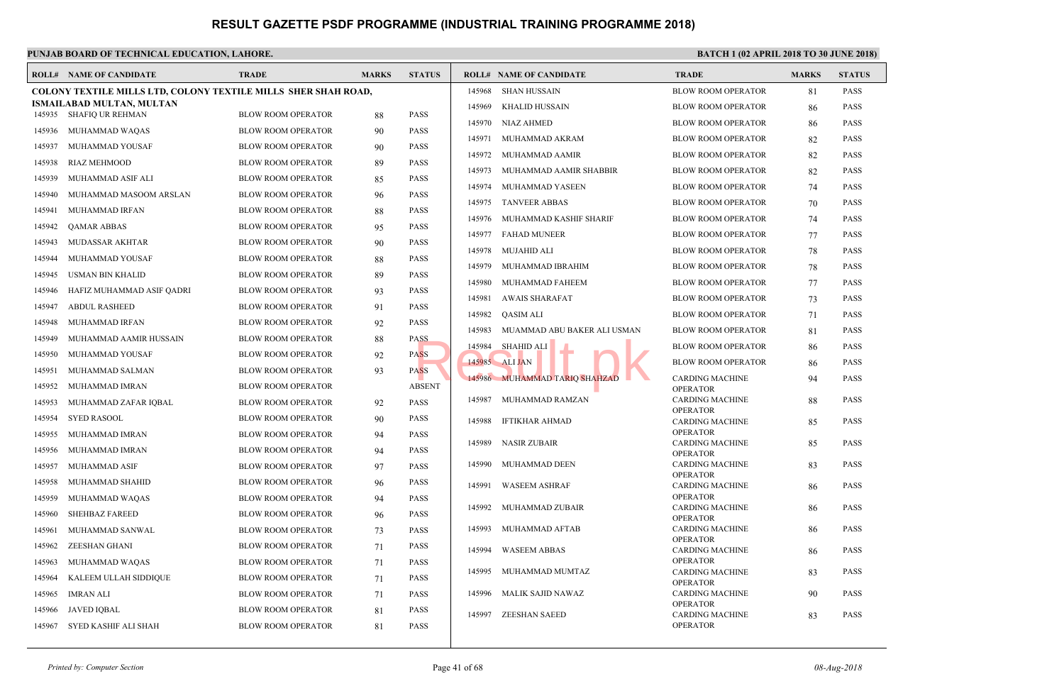# RESULT GAZETTE PSDF PROGRAMME (INDUSTRIAL TRAINING PROGRAMME 2018)

**PUNJAB BOARD OF TECHNICAL EDUCATION, LAHORE.**

**BATCH 1 (02 APRIL 2018 TO 30 JUNE 2018)**

**COLONY TEXTILE MILLS LTD, COLONY TEXTILE MILLS SHER SHAH ROAD, ISMAILABAD MULTAN, MULTAN**

| ROLL# | NAME OF CANDIDATE | TRADE | MARKS | STATUS |
|---|---|---|---|---|
| 145935 | SHAFIQ UR REHMAN | BLOW ROOM OPERATOR | 88 | PASS |
| 145936 | MUHAMMAD WAQAS | BLOW ROOM OPERATOR | 90 | PASS |
| 145937 | MUHAMMAD YOUSAF | BLOW ROOM OPERATOR | 90 | PASS |
| 145938 | RIAZ MEHMOOD | BLOW ROOM OPERATOR | 89 | PASS |
| 145939 | MUHAMMAD ASIF ALI | BLOW ROOM OPERATOR | 85 | PASS |
| 145940 | MUHAMMAD MASOOM ARSLAN | BLOW ROOM OPERATOR | 96 | PASS |
| 145941 | MUHAMMAD IRFAN | BLOW ROOM OPERATOR | 88 | PASS |
| 145942 | QAMAR ABBAS | BLOW ROOM OPERATOR | 95 | PASS |
| 145943 | MUDASSAR AKHTAR | BLOW ROOM OPERATOR | 90 | PASS |
| 145944 | MUHAMMAD YOUSAF | BLOW ROOM OPERATOR | 88 | PASS |
| 145945 | USMAN BIN KHALID | BLOW ROOM OPERATOR | 89 | PASS |
| 145946 | HAFIZ MUHAMMAD ASIF QADRI | BLOW ROOM OPERATOR | 93 | PASS |
| 145947 | ABDUL RASHEED | BLOW ROOM OPERATOR | 91 | PASS |
| 145948 | MUHAMMAD IRFAN | BLOW ROOM OPERATOR | 92 | PASS |
| 145949 | MUHAMMAD AAMIR HUSSAIN | BLOW ROOM OPERATOR | 88 | PASS |
| 145950 | MUHAMMAD YOUSAF | BLOW ROOM OPERATOR | 92 | PASS |
| 145951 | MUHAMMAD SALMAN | BLOW ROOM OPERATOR | 93 | PASS |
| 145952 | MUHAMMAD IMRAN | BLOW ROOM OPERATOR | | ABSENT |
| 145953 | MUHAMMAD ZAFAR IQBAL | BLOW ROOM OPERATOR | 92 | PASS |
| 145954 | SYED RASOOL | BLOW ROOM OPERATOR | 90 | PASS |
| 145955 | MUHAMMAD IMRAN | BLOW ROOM OPERATOR | 94 | PASS |
| 145956 | MUHAMMAD IMRAN | BLOW ROOM OPERATOR | 94 | PASS |
| 145957 | MUHAMMAD ASIF | BLOW ROOM OPERATOR | 97 | PASS |
| 145958 | MUHAMMAD SHAHID | BLOW ROOM OPERATOR | 96 | PASS |
| 145959 | MUHAMMAD WAQAS | BLOW ROOM OPERATOR | 94 | PASS |
| 145960 | SHEHBAZ FAREED | BLOW ROOM OPERATOR | 96 | PASS |
| 145961 | MUHAMMAD SANWAL | BLOW ROOM OPERATOR | 73 | PASS |
| 145962 | ZEESHAN GHANI | BLOW ROOM OPERATOR | 71 | PASS |
| 145963 | MUHAMMAD WAQAS | BLOW ROOM OPERATOR | 71 | PASS |
| 145964 | KALEEM ULLAH SIDDIQUE | BLOW ROOM OPERATOR | 71 | PASS |
| 145965 | IMRAN ALI | BLOW ROOM OPERATOR | 71 | PASS |
| 145966 | JAVED IQBAL | BLOW ROOM OPERATOR | 81 | PASS |
| 145967 | SYED KASHIF ALI SHAH | BLOW ROOM OPERATOR | 81 | PASS |
| 145968 | SHAN HUSSAIN | BLOW ROOM OPERATOR | 81 | PASS |
| 145969 | KHALID HUSSAIN | BLOW ROOM OPERATOR | 86 | PASS |
| 145970 | NIAZ AHMED | BLOW ROOM OPERATOR | 86 | PASS |
| 145971 | MUHAMMAD AKRAM | BLOW ROOM OPERATOR | 82 | PASS |
| 145972 | MUHAMMAD AAMIR | BLOW ROOM OPERATOR | 82 | PASS |
| 145973 | MUHAMMAD AAMIR SHABBIR | BLOW ROOM OPERATOR | 82 | PASS |
| 145974 | MUHAMMAD YASEEN | BLOW ROOM OPERATOR | 74 | PASS |
| 145975 | TANVEER ABBAS | BLOW ROOM OPERATOR | 70 | PASS |
| 145976 | MUHAMMAD KASHIF SHARIF | BLOW ROOM OPERATOR | 74 | PASS |
| 145977 | FAHAD MUNEER | BLOW ROOM OPERATOR | 77 | PASS |
| 145978 | MUJAHID ALI | BLOW ROOM OPERATOR | 78 | PASS |
| 145979 | MUHAMMAD IBRAHIM | BLOW ROOM OPERATOR | 78 | PASS |
| 145980 | MUHAMMAD FAHEEM | BLOW ROOM OPERATOR | 77 | PASS |
| 145981 | AWAIS SHARAFAT | BLOW ROOM OPERATOR | 73 | PASS |
| 145982 | QASIM ALI | BLOW ROOM OPERATOR | 71 | PASS |
| 145983 | MUAMMAD ABU BAKER ALI USMAN | BLOW ROOM OPERATOR | 81 | PASS |
| 145984 | SHAHID ALI | BLOW ROOM OPERATOR | 86 | PASS |
| 145985 | ALI JAN | BLOW ROOM OPERATOR | 86 | PASS |
| 145986 | MUHAMMAD TARIQ SHAHZAD | CARDING MACHINE OPERATOR | 94 | PASS |
| 145987 | MUHAMMAD RAMZAN | CARDING MACHINE OPERATOR | 88 | PASS |
| 145988 | IFTIKHAR AHMAD | CARDING MACHINE OPERATOR | 85 | PASS |
| 145989 | NASIR ZUBAIR | CARDING MACHINE OPERATOR | 85 | PASS |
| 145990 | MUHAMMAD DEEN | CARDING MACHINE OPERATOR | 83 | PASS |
| 145991 | WASEEM ASHRAF | CARDING MACHINE OPERATOR | 86 | PASS |
| 145992 | MUHAMMAD ZUBAIR | CARDING MACHINE OPERATOR | 86 | PASS |
| 145993 | MUHAMMAD AFTAB | CARDING MACHINE OPERATOR | 86 | PASS |
| 145994 | WASEEM ABBAS | CARDING MACHINE OPERATOR | 86 | PASS |
| 145995 | MUHAMMAD MUMTAZ | CARDING MACHINE OPERATOR | 83 | PASS |
| 145996 | MALIK SAJID NAWAZ | CARDING MACHINE OPERATOR | 90 | PASS |
| 145997 | ZEESHAN SAEED | CARDING MACHINE OPERATOR | 83 | PASS |

*Printed by: Computer Section* | *08-Aug-2018*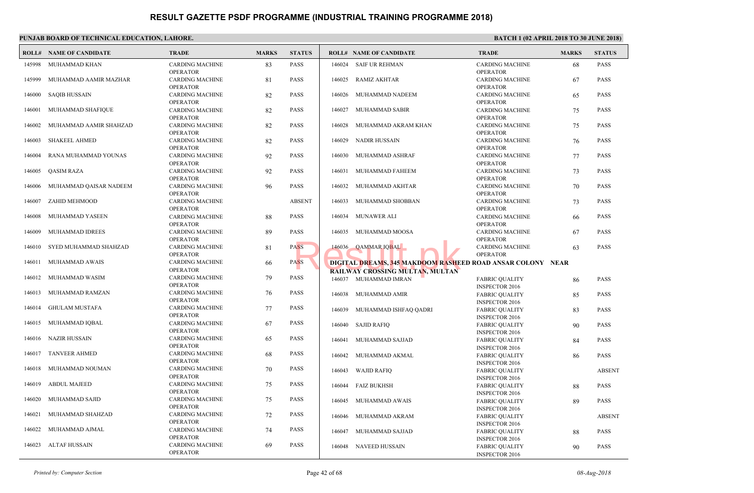# RESULT GAZETTE PSDF PROGRAMME (INDUSTRIAL TRAINING PROGRAMME 2018)

**PUNJAB BOARD OF TECHNICAL EDUCATION, LAHORE.**

**BATCH 1 (02 APRIL 2018 TO 30 JUNE 2018)**

| ROLL# | NAME OF CANDIDATE | TRADE | MARKS | STATUS |
|---|---|---|---|---|
| 145998 | MUHAMMAD KHAN | CARDING MACHINE OPERATOR | 83 | PASS |
| 145999 | MUHAMMAD AAMIR MAZHAR | CARDING MACHINE OPERATOR | 81 | PASS |
| 146000 | SAQIB HUSSAIN | CARDING MACHINE OPERATOR | 82 | PASS |
| 146001 | MUHAMMAD SHAFIQUE | CARDING MACHINE OPERATOR | 82 | PASS |
| 146002 | MUHAMMAD AAMIR SHAHZAD | CARDING MACHINE OPERATOR | 82 | PASS |
| 146003 | SHAKEEL AHMED | CARDING MACHINE OPERATOR | 82 | PASS |
| 146004 | RANA MUHAMMAD YOUNAS | CARDING MACHINE OPERATOR | 92 | PASS |
| 146005 | QASIM RAZA | CARDING MACHINE OPERATOR | 92 | PASS |
| 146006 | MUHAMMAD QAISAR NADEEM | CARDING MACHINE OPERATOR | 96 | PASS |
| 146007 | ZAHID MEHMOOD | CARDING MACHINE OPERATOR | | ABSENT |
| 146008 | MUHAMMAD YASEEN | CARDING MACHINE OPERATOR | 88 | PASS |
| 146009 | MUHAMMAD IDREES | CARDING MACHINE OPERATOR | 89 | PASS |
| 146010 | SYED MUHAMMAD SHAHZAD | CARDING MACHINE OPERATOR | 81 | PASS |
| 146011 | MUHAMMAD AWAIS | CARDING MACHINE OPERATOR | 66 | PASS |
| 146012 | MUHAMMAD WASIM | CARDING MACHINE OPERATOR | 79 | PASS |
| 146013 | MUHAMMAD RAMZAN | CARDING MACHINE OPERATOR | 76 | PASS |
| 146014 | GHULAM MUSTAFA | CARDING MACHINE OPERATOR | 77 | PASS |
| 146015 | MUHAMMAD IQBAL | CARDING MACHINE OPERATOR | 67 | PASS |
| 146016 | NAZIR HUSSAIN | CARDING MACHINE OPERATOR | 65 | PASS |
| 146017 | TANVEER AHMED | CARDING MACHINE OPERATOR | 68 | PASS |
| 146018 | MUHAMMAD NOUMAN | CARDING MACHINE OPERATOR | 70 | PASS |
| 146019 | ABDUL MAJEED | CARDING MACHINE OPERATOR | 75 | PASS |
| 146020 | MUHAMMAD SAJID | CARDING MACHINE OPERATOR | 75 | PASS |
| 146021 | MUHAMMAD SHAHZAD | CARDING MACHINE OPERATOR | 72 | PASS |
| 146022 | MUHAMMAD AJMAL | CARDING MACHINE OPERATOR | 74 | PASS |
| 146023 | ALTAF HUSSAIN | CARDING MACHINE OPERATOR | 69 | PASS |
| 146024 | SAIF UR REHMAN | CARDING MACHINE OPERATOR | 68 | PASS |
| 146025 | RAMIZ AKHTAR | CARDING MACHINE OPERATOR | 67 | PASS |
| 146026 | MUHAMMAD NADEEM | CARDING MACHINE OPERATOR | 65 | PASS |
| 146027 | MUHAMMAD SABIR | CARDING MACHINE OPERATOR | 75 | PASS |
| 146028 | MUHAMMAD AKRAM KHAN | CARDING MACHINE OPERATOR | 75 | PASS |
| 146029 | NADIR HUSSAIN | CARDING MACHINE OPERATOR | 76 | PASS |
| 146030 | MUHAMMAD ASHRAF | CARDING MACHINE OPERATOR | 77 | PASS |
| 146031 | MUHAMMAD FAHEEM | CARDING MACHINE OPERATOR | 73 | PASS |
| 146032 | MUHAMMAD AKHTAR | CARDING MACHINE OPERATOR | 70 | PASS |
| 146033 | MUHAMMAD SHOBBAN | CARDING MACHINE OPERATOR | 73 | PASS |
| 146034 | MUNAWER ALI | CARDING MACHINE OPERATOR | 66 | PASS |
| 146035 | MUHAMMAD MOOSA | CARDING MACHINE OPERATOR | 67 | PASS |
| 146036 | QAMMAR IQBAL | CARDING MACHINE OPERATOR | 63 | PASS |

**DIGITAL DREAMS, 345 MAKDOOM RASHEED ROAD ANSAR COLONY NEAR RAILWAY CROSSING MULTAN, MULTAN**

| ROLL# | NAME OF CANDIDATE | TRADE | MARKS | STATUS |
|---|---|---|---|---|
| 146037 | MUHAMMAD IMRAN | FABRIC QUALITY INSPECTOR 2016 | 86 | PASS |
| 146038 | MUHAMMAD AMIR | FABRIC QUALITY INSPECTOR 2016 | 85 | PASS |
| 146039 | MUHAMMAD ISHFAQ QADRI | FABRIC QUALITY INSPECTOR 2016 | 83 | PASS |
| 146040 | SAJID RAFIQ | FABRIC QUALITY INSPECTOR 2016 | 90 | PASS |
| 146041 | MUHAMMAD SAJJAD | FABRIC QUALITY INSPECTOR 2016 | 84 | PASS |
| 146042 | MUHAMMAD AKMAL | FABRIC QUALITY INSPECTOR 2016 | 86 | PASS |
| 146043 | WAJID RAFIQ | FABRIC QUALITY INSPECTOR 2016 | | ABSENT |
| 146044 | FAIZ BUKHSH | FABRIC QUALITY INSPECTOR 2016 | 88 | PASS |
| 146045 | MUHAMMAD AWAIS | FABRIC QUALITY INSPECTOR 2016 | 89 | PASS |
| 146046 | MUHAMMAD AKRAM | FABRIC QUALITY INSPECTOR 2016 | | ABSENT |
| 146047 | MUHAMMAD SAJJAD | FABRIC QUALITY INSPECTOR 2016 | 88 | PASS |
| 146048 | NAVEED HUSSAIN | FABRIC QUALITY INSPECTOR 2016 | 90 | PASS |

*Printed by: Computer Section* | *08-Aug-2018*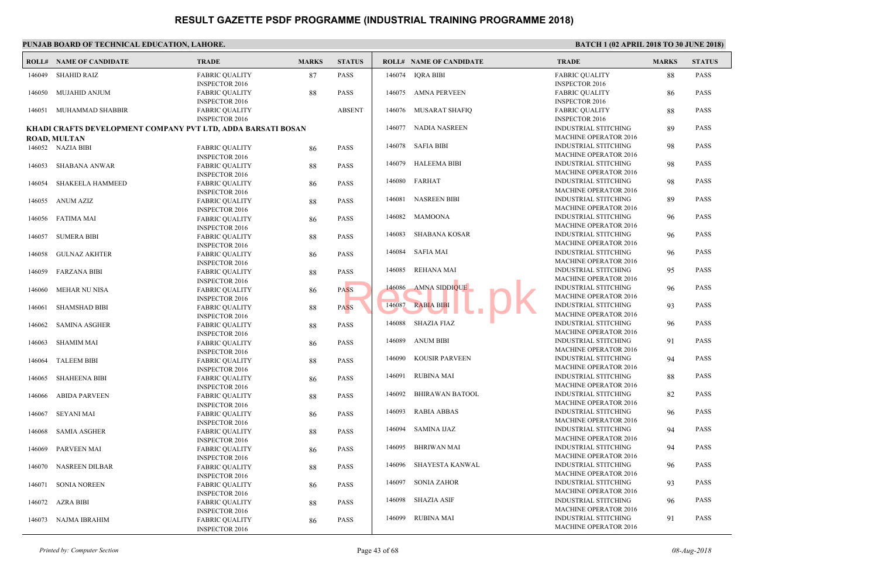# RESULT GAZETTE PSDF PROGRAMME (INDUSTRIAL TRAINING PROGRAMME 2018)

**PUNJAB BOARD OF TECHNICAL EDUCATION, LAHORE.**

**BATCH 1 (02 APRIL 2018 TO 30 JUNE 2018)**

| ROLL# | NAME OF CANDIDATE | TRADE | MARKS | STATUS |
|---|---|---|---|---|
| 146049 | SHAHID RAIZ | FABRIC QUALITY INSPECTOR 2016 | 87 | PASS |
| 146050 | MUJAHID ANJUM | FABRIC QUALITY INSPECTOR 2016 | 88 | PASS |
| 146051 | MUHAMMAD SHABBIR | FABRIC QUALITY INSPECTOR 2016 | | ABSENT |

**KHADI CRAFTS DEVELOPMENT COMPANY PVT LTD, ADDA BARSATI BOSAN ROAD, MULTAN**

| ROLL# | NAME OF CANDIDATE | TRADE | MARKS | STATUS |
|---|---|---|---|---|
| 146052 | NAZIA BIBI | FABRIC QUALITY INSPECTOR 2016 | 86 | PASS |
| 146053 | SHABANA ANWAR | FABRIC QUALITY INSPECTOR 2016 | 88 | PASS |
| 146054 | SHAKEELA HAMMEED | FABRIC QUALITY INSPECTOR 2016 | 86 | PASS |
| 146055 | ANUM AZIZ | FABRIC QUALITY INSPECTOR 2016 | 88 | PASS |
| 146056 | FATIMA MAI | FABRIC QUALITY INSPECTOR 2016 | 86 | PASS |
| 146057 | SUMERA BIBI | FABRIC QUALITY INSPECTOR 2016 | 88 | PASS |
| 146058 | GULNAZ AKHTER | FABRIC QUALITY INSPECTOR 2016 | 86 | PASS |
| 146059 | FARZANA BIBI | FABRIC QUALITY INSPECTOR 2016 | 88 | PASS |
| 146060 | MEHAR NU NISA | FABRIC QUALITY INSPECTOR 2016 | 86 | PASS |
| 146061 | SHAMSHAD BIBI | FABRIC QUALITY INSPECTOR 2016 | 88 | PASS |
| 146062 | SAMINA ASGHER | FABRIC QUALITY INSPECTOR 2016 | 88 | PASS |
| 146063 | SHAMIM MAI | FABRIC QUALITY INSPECTOR 2016 | 86 | PASS |
| 146064 | TALEEM BIBI | FABRIC QUALITY INSPECTOR 2016 | 88 | PASS |
| 146065 | SHAHEENA BIBI | FABRIC QUALITY INSPECTOR 2016 | 86 | PASS |
| 146066 | ABIDA PARVEEN | FABRIC QUALITY INSPECTOR 2016 | 88 | PASS |
| 146067 | SEYANI MAI | FABRIC QUALITY INSPECTOR 2016 | 86 | PASS |
| 146068 | SAMIA ASGHER | FABRIC QUALITY INSPECTOR 2016 | 88 | PASS |
| 146069 | PARVEEN MAI | FABRIC QUALITY INSPECTOR 2016 | 86 | PASS |
| 146070 | NASREEN DILBAR | FABRIC QUALITY INSPECTOR 2016 | 88 | PASS |
| 146071 | SONIA NOREEN | FABRIC QUALITY INSPECTOR 2016 | 86 | PASS |
| 146072 | AZRA BIBI | FABRIC QUALITY INSPECTOR 2016 | 88 | PASS |
| 146073 | NAJMA IBRAHIM | FABRIC QUALITY INSPECTOR 2016 | 86 | PASS |
| 146074 | IQRA BIBI | FABRIC QUALITY INSPECTOR 2016 | 88 | PASS |
| 146075 | AMNA PERVEEN | FABRIC QUALITY INSPECTOR 2016 | 86 | PASS |
| 146076 | MUSARAT SHAFIQ | FABRIC QUALITY INSPECTOR 2016 | 88 | PASS |
| 146077 | NADIA NASREEN | INDUSTRIAL STITCHING MACHINE OPERATOR 2016 | 89 | PASS |
| 146078 | SAFIA BIBI | INDUSTRIAL STITCHING MACHINE OPERATOR 2016 | 98 | PASS |
| 146079 | HALEEMA BIBI | INDUSTRIAL STITCHING MACHINE OPERATOR 2016 | 98 | PASS |
| 146080 | FARHAT | INDUSTRIAL STITCHING MACHINE OPERATOR 2016 | 98 | PASS |
| 146081 | NASREEN BIBI | INDUSTRIAL STITCHING MACHINE OPERATOR 2016 | 89 | PASS |
| 146082 | MAMOONA | INDUSTRIAL STITCHING MACHINE OPERATOR 2016 | 96 | PASS |
| 146083 | SHABANA KOSAR | INDUSTRIAL STITCHING MACHINE OPERATOR 2016 | 96 | PASS |
| 146084 | SAFIA MAI | INDUSTRIAL STITCHING MACHINE OPERATOR 2016 | 96 | PASS |
| 146085 | REHANA MAI | INDUSTRIAL STITCHING MACHINE OPERATOR 2016 | 95 | PASS |
| 146086 | AMNA SIDDIQUE | INDUSTRIAL STITCHING MACHINE OPERATOR 2016 | 96 | PASS |
| 146087 | RABIA BIBI | INDUSTRIAL STITCHING MACHINE OPERATOR 2016 | 93 | PASS |
| 146088 | SHAZIA FIAZ | INDUSTRIAL STITCHING MACHINE OPERATOR 2016 | 96 | PASS |
| 146089 | ANUM BIBI | INDUSTRIAL STITCHING MACHINE OPERATOR 2016 | 91 | PASS |
| 146090 | KOUSIR PARVEEN | INDUSTRIAL STITCHING MACHINE OPERATOR 2016 | 94 | PASS |
| 146091 | RUBINA MAI | INDUSTRIAL STITCHING MACHINE OPERATOR 2016 | 88 | PASS |
| 146092 | BHIRAWAN BATOOL | INDUSTRIAL STITCHING MACHINE OPERATOR 2016 | 82 | PASS |
| 146093 | RABIA ABBAS | INDUSTRIAL STITCHING MACHINE OPERATOR 2016 | 96 | PASS |
| 146094 | SAMINA IJAZ | INDUSTRIAL STITCHING MACHINE OPERATOR 2016 | 94 | PASS |
| 146095 | BHRIWAN MAI | INDUSTRIAL STITCHING MACHINE OPERATOR 2016 | 94 | PASS |
| 146096 | SHAYESTA KANWAL | INDUSTRIAL STITCHING MACHINE OPERATOR 2016 | 96 | PASS |
| 146097 | SONIA ZAHOR | INDUSTRIAL STITCHING MACHINE OPERATOR 2016 | 93 | PASS |
| 146098 | SHAZIA ASIF | INDUSTRIAL STITCHING MACHINE OPERATOR 2016 | 96 | PASS |
| 146099 | RUBINA MAI | INDUSTRIAL STITCHING MACHINE OPERATOR 2016 | 91 | PASS |

*Printed by: Computer Section*

*08-Aug-2018*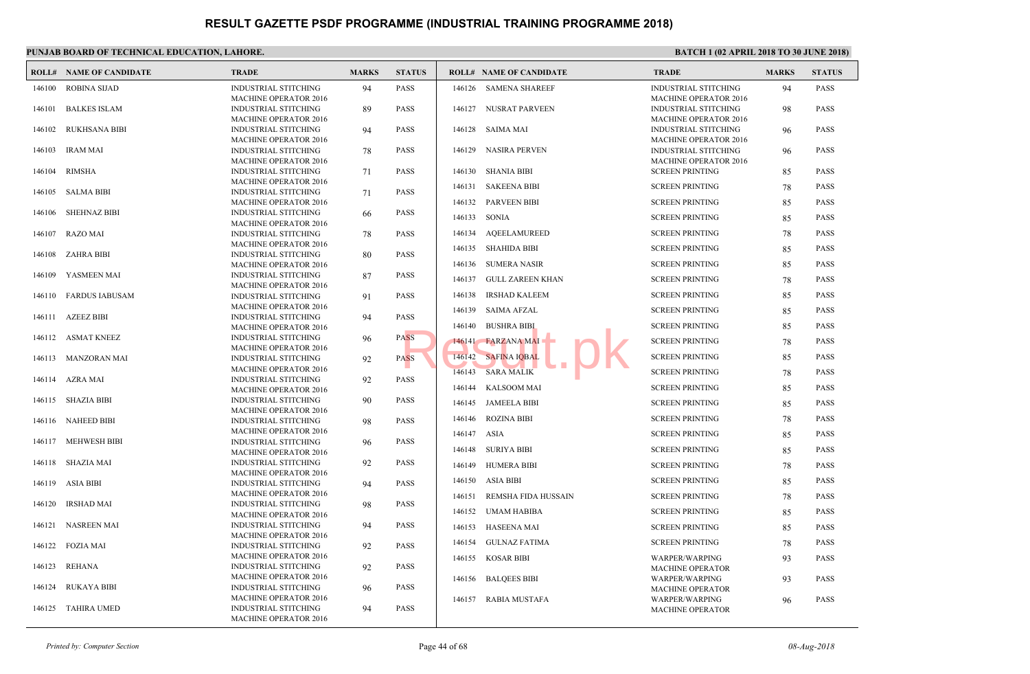# RESULT GAZETTE PSDF PROGRAMME (INDUSTRIAL TRAINING PROGRAMME 2018)

**PUNJAB BOARD OF TECHNICAL EDUCATION, LAHORE.**

**BATCH 1 (02 APRIL 2018 TO 30 JUNE 2018)**

| ROLL# | NAME OF CANDIDATE | TRADE | MARKS | STATUS |
|---|---|---|---|---|
| 146100 | ROBINA SIJAD | INDUSTRIAL STITCHING MACHINE OPERATOR 2016 | 94 | PASS |
| 146101 | BALKES ISLAM | INDUSTRIAL STITCHING MACHINE OPERATOR 2016 | 89 | PASS |
| 146102 | RUKHSANA BIBI | INDUSTRIAL STITCHING MACHINE OPERATOR 2016 | 94 | PASS |
| 146103 | IRAM MAI | INDUSTRIAL STITCHING MACHINE OPERATOR 2016 | 78 | PASS |
| 146104 | RIMSHA | INDUSTRIAL STITCHING MACHINE OPERATOR 2016 | 71 | PASS |
| 146105 | SALMA BIBI | INDUSTRIAL STITCHING MACHINE OPERATOR 2016 | 71 | PASS |
| 146106 | SHEHNAZ BIBI | INDUSTRIAL STITCHING MACHINE OPERATOR 2016 | 66 | PASS |
| 146107 | RAZO MAI | INDUSTRIAL STITCHING MACHINE OPERATOR 2016 | 78 | PASS |
| 146108 | ZAHRA BIBI | INDUSTRIAL STITCHING MACHINE OPERATOR 2016 | 80 | PASS |
| 146109 | YASMEEN MAI | INDUSTRIAL STITCHING MACHINE OPERATOR 2016 | 87 | PASS |
| 146110 | FARDUS IABUSAM | INDUSTRIAL STITCHING MACHINE OPERATOR 2016 | 91 | PASS |
| 146111 | AZEEZ BIBI | INDUSTRIAL STITCHING MACHINE OPERATOR 2016 | 94 | PASS |
| 146112 | ASMAT KNEEZ | INDUSTRIAL STITCHING MACHINE OPERATOR 2016 | 96 | PASS |
| 146113 | MANZORAN MAI | INDUSTRIAL STITCHING MACHINE OPERATOR 2016 | 92 | PASS |
| 146114 | AZRA MAI | INDUSTRIAL STITCHING MACHINE OPERATOR 2016 | 92 | PASS |
| 146115 | SHAZIA BIBI | INDUSTRIAL STITCHING MACHINE OPERATOR 2016 | 90 | PASS |
| 146116 | NAHEED BIBI | INDUSTRIAL STITCHING MACHINE OPERATOR 2016 | 98 | PASS |
| 146117 | MEHWESH BIBI | INDUSTRIAL STITCHING MACHINE OPERATOR 2016 | 96 | PASS |
| 146118 | SHAZIA MAI | INDUSTRIAL STITCHING MACHINE OPERATOR 2016 | 92 | PASS |
| 146119 | ASIA BIBI | INDUSTRIAL STITCHING MACHINE OPERATOR 2016 | 94 | PASS |
| 146120 | IRSHAD MAI | INDUSTRIAL STITCHING MACHINE OPERATOR 2016 | 98 | PASS |
| 146121 | NASREEN MAI | INDUSTRIAL STITCHING MACHINE OPERATOR 2016 | 94 | PASS |
| 146122 | FOZIA MAI | INDUSTRIAL STITCHING MACHINE OPERATOR 2016 | 92 | PASS |
| 146123 | REHANA | INDUSTRIAL STITCHING MACHINE OPERATOR 2016 | 92 | PASS |
| 146124 | RUKAYA BIBI | INDUSTRIAL STITCHING MACHINE OPERATOR 2016 | 96 | PASS |
| 146125 | TAHIRA UMED | INDUSTRIAL STITCHING MACHINE OPERATOR 2016 | 94 | PASS |
| 146126 | SAMENA SHAREEF | INDUSTRIAL STITCHING MACHINE OPERATOR 2016 | 94 | PASS |
| 146127 | NUSRAT PARVEEN | INDUSTRIAL STITCHING MACHINE OPERATOR 2016 | 98 | PASS |
| 146128 | SAIMA MAI | INDUSTRIAL STITCHING MACHINE OPERATOR 2016 | 96 | PASS |
| 146129 | NASIRA PERVEN | INDUSTRIAL STITCHING MACHINE OPERATOR 2016 | 96 | PASS |
| 146130 | SHANIA BIBI | SCREEN PRINTING | 85 | PASS |
| 146131 | SAKEENA BIBI | SCREEN PRINTING | 78 | PASS |
| 146132 | PARVEEN BIBI | SCREEN PRINTING | 85 | PASS |
| 146133 | SONIA | SCREEN PRINTING | 85 | PASS |
| 146134 | AQEELAMUREED | SCREEN PRINTING | 78 | PASS |
| 146135 | SHAHIDA BIBI | SCREEN PRINTING | 85 | PASS |
| 146136 | SUMERA NASIR | SCREEN PRINTING | 85 | PASS |
| 146137 | GULL ZAREEN KHAN | SCREEN PRINTING | 78 | PASS |
| 146138 | IRSHAD KALEEM | SCREEN PRINTING | 85 | PASS |
| 146139 | SAIMA AFZAL | SCREEN PRINTING | 85 | PASS |
| 146140 | BUSHRA BIBI | SCREEN PRINTING | 85 | PASS |
| 146141 | FARZANA MAI | SCREEN PRINTING | 78 | PASS |
| 146142 | SAFINA IQBAL | SCREEN PRINTING | 85 | PASS |
| 146143 | SARA MALIK | SCREEN PRINTING | 78 | PASS |
| 146144 | KALSOOM MAI | SCREEN PRINTING | 85 | PASS |
| 146145 | JAMEELA BIBI | SCREEN PRINTING | 85 | PASS |
| 146146 | ROZINA BIBI | SCREEN PRINTING | 78 | PASS |
| 146147 | ASIA | SCREEN PRINTING | 85 | PASS |
| 146148 | SURIYA BIBI | SCREEN PRINTING | 85 | PASS |
| 146149 | HUMERA BIBI | SCREEN PRINTING | 78 | PASS |
| 146150 | ASIA BIBI | SCREEN PRINTING | 85 | PASS |
| 146151 | REMSHA FIDA HUSSAIN | SCREEN PRINTING | 78 | PASS |
| 146152 | UMAM HABIBA | SCREEN PRINTING | 85 | PASS |
| 146153 | HASEENA MAI | SCREEN PRINTING | 85 | PASS |
| 146154 | GULNAZ FATIMA | SCREEN PRINTING | 78 | PASS |
| 146155 | KOSAR BIBI | WARPER/WARPING MACHINE OPERATOR | 93 | PASS |
| 146156 | BALQEES BIBI | WARPER/WARPING MACHINE OPERATOR | 93 | PASS |
| 146157 | RABIA MUSTAFA | WARPER/WARPING MACHINE OPERATOR | 96 | PASS |

*Printed by: Computer Section* — *08-Aug-2018*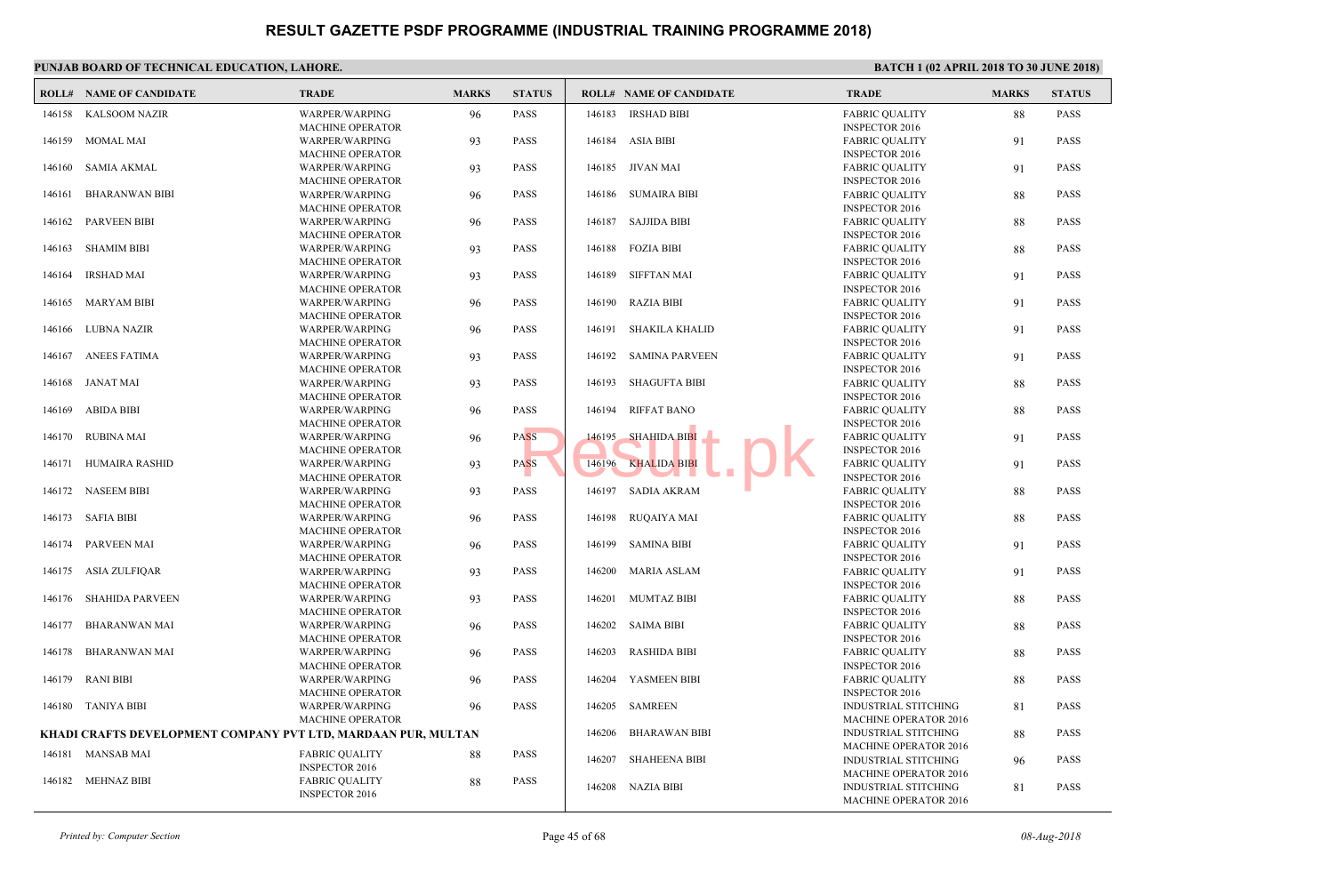# RESULT GAZETTE PSDF PROGRAMME (INDUSTRIAL TRAINING PROGRAMME 2018)

**PUNJAB BOARD OF TECHNICAL EDUCATION, LAHORE.**

**BATCH 1 (02 APRIL 2018 TO 30 JUNE 2018)**

| ROLL# | NAME OF CANDIDATE | TRADE | MARKS | STATUS |
|---|---|---|---|---|
| 146158 | KALSOOM NAZIR | WARPER/WARPING MACHINE OPERATOR | 96 | PASS |
| 146159 | MOMAL MAI | WARPER/WARPING MACHINE OPERATOR | 93 | PASS |
| 146160 | SAMIA AKMAL | WARPER/WARPING MACHINE OPERATOR | 93 | PASS |
| 146161 | BHARANWAN BIBI | WARPER/WARPING MACHINE OPERATOR | 96 | PASS |
| 146162 | PARVEEN BIBI | WARPER/WARPING MACHINE OPERATOR | 96 | PASS |
| 146163 | SHAMIM BIBI | WARPER/WARPING MACHINE OPERATOR | 93 | PASS |
| 146164 | IRSHAD MAI | WARPER/WARPING MACHINE OPERATOR | 93 | PASS |
| 146165 | MARYAM BIBI | WARPER/WARPING MACHINE OPERATOR | 96 | PASS |
| 146166 | LUBNA NAZIR | WARPER/WARPING MACHINE OPERATOR | 96 | PASS |
| 146167 | ANEES FATIMA | WARPER/WARPING MACHINE OPERATOR | 93 | PASS |
| 146168 | JANAT MAI | WARPER/WARPING MACHINE OPERATOR | 93 | PASS |
| 146169 | ABIDA BIBI | WARPER/WARPING MACHINE OPERATOR | 96 | PASS |
| 146170 | RUBINA MAI | WARPER/WARPING MACHINE OPERATOR | 96 | PASS |
| 146171 | HUMAIRA RASHID | WARPER/WARPING MACHINE OPERATOR | 93 | PASS |
| 146172 | NASEEM BIBI | WARPER/WARPING MACHINE OPERATOR | 93 | PASS |
| 146173 | SAFIA BIBI | WARPER/WARPING MACHINE OPERATOR | 96 | PASS |
| 146174 | PARVEEN MAI | WARPER/WARPING MACHINE OPERATOR | 96 | PASS |
| 146175 | ASIA ZULFIQAR | WARPER/WARPING MACHINE OPERATOR | 93 | PASS |
| 146176 | SHAHIDA PARVEEN | WARPER/WARPING MACHINE OPERATOR | 93 | PASS |
| 146177 | BHARANWAN MAI | WARPER/WARPING MACHINE OPERATOR | 96 | PASS |
| 146178 | BHARANWAN MAI | WARPER/WARPING MACHINE OPERATOR | 96 | PASS |
| 146179 | RANI BIBI | WARPER/WARPING MACHINE OPERATOR | 96 | PASS |
| 146180 | TANIYA BIBI | WARPER/WARPING MACHINE OPERATOR | 96 | PASS |

**KHADI CRAFTS DEVELOPMENT COMPANY PVT LTD, MARDAAN PUR, MULTAN**

| ROLL# | NAME OF CANDIDATE | TRADE | MARKS | STATUS |
|---|---|---|---|---|
| 146181 | MANSAB MAI | FABRIC QUALITY INSPECTOR 2016 | 88 | PASS |
| 146182 | MEHNAZ BIBI | FABRIC QUALITY INSPECTOR 2016 | 88 | PASS |
| 146183 | IRSHAD BIBI | FABRIC QUALITY INSPECTOR 2016 | 88 | PASS |
| 146184 | ASIA BIBI | FABRIC QUALITY INSPECTOR 2016 | 91 | PASS |
| 146185 | JIVAN MAI | FABRIC QUALITY INSPECTOR 2016 | 91 | PASS |
| 146186 | SUMAIRA BIBI | FABRIC QUALITY INSPECTOR 2016 | 88 | PASS |
| 146187 | SAJJIDA BIBI | FABRIC QUALITY INSPECTOR 2016 | 88 | PASS |
| 146188 | FOZIA BIBI | FABRIC QUALITY INSPECTOR 2016 | 88 | PASS |
| 146189 | SIFFTAN MAI | FABRIC QUALITY INSPECTOR 2016 | 91 | PASS |
| 146190 | RAZIA BIBI | FABRIC QUALITY INSPECTOR 2016 | 91 | PASS |
| 146191 | SHAKILA KHALID | FABRIC QUALITY INSPECTOR 2016 | 91 | PASS |
| 146192 | SAMINA PARVEEN | FABRIC QUALITY INSPECTOR 2016 | 91 | PASS |
| 146193 | SHAGUFTA BIBI | FABRIC QUALITY INSPECTOR 2016 | 88 | PASS |
| 146194 | RIFFAT BANO | FABRIC QUALITY INSPECTOR 2016 | 88 | PASS |
| 146195 | SHAHIDA BIBI | FABRIC QUALITY INSPECTOR 2016 | 91 | PASS |
| 146196 | KHALIDA BIBI | FABRIC QUALITY INSPECTOR 2016 | 91 | PASS |
| 146197 | SADIA AKRAM | FABRIC QUALITY INSPECTOR 2016 | 88 | PASS |
| 146198 | RUQAIYA MAI | FABRIC QUALITY INSPECTOR 2016 | 88 | PASS |
| 146199 | SAMINA BIBI | FABRIC QUALITY INSPECTOR 2016 | 91 | PASS |
| 146200 | MARIA ASLAM | FABRIC QUALITY INSPECTOR 2016 | 91 | PASS |
| 146201 | MUMTAZ BIBI | FABRIC QUALITY INSPECTOR 2016 | 88 | PASS |
| 146202 | SAIMA BIBI | FABRIC QUALITY INSPECTOR 2016 | 88 | PASS |
| 146203 | RASHIDA BIBI | FABRIC QUALITY INSPECTOR 2016 | 88 | PASS |
| 146204 | YASMEEN BIBI | FABRIC QUALITY INSPECTOR 2016 | 88 | PASS |
| 146205 | SAMREEN | INDUSTRIAL STITCHING MACHINE OPERATOR 2016 | 81 | PASS |
| 146206 | BHARAWAN BIBI | INDUSTRIAL STITCHING MACHINE OPERATOR 2016 | 88 | PASS |
| 146207 | SHAHEENA BIBI | INDUSTRIAL STITCHING MACHINE OPERATOR 2016 | 96 | PASS |
| 146208 | NAZIA BIBI | INDUSTRIAL STITCHING MACHINE OPERATOR 2016 | 81 | PASS |

*Printed by: Computer Section* — *08-Aug-2018*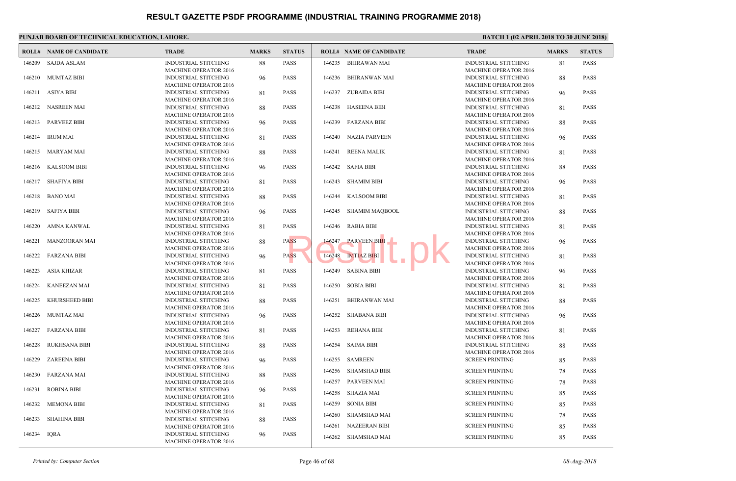# RESULT GAZETTE PSDF PROGRAMME (INDUSTRIAL TRAINING PROGRAMME 2018)

**PUNJAB BOARD OF TECHNICAL EDUCATION, LAHORE.**

**BATCH 1 (02 APRIL 2018 TO 30 JUNE 2018)**

| ROLL# | NAME OF CANDIDATE | TRADE | MARKS | STATUS |
|---|---|---|---|---|
| 146209 | SAJDA ASLAM | INDUSTRIAL STITCHING MACHINE OPERATOR 2016 | 88 | PASS |
| 146210 | MUMTAZ BIBI | INDUSTRIAL STITCHING MACHINE OPERATOR 2016 | 96 | PASS |
| 146211 | ASIYA BIBI | INDUSTRIAL STITCHING MACHINE OPERATOR 2016 | 81 | PASS |
| 146212 | NASREEN MAI | INDUSTRIAL STITCHING MACHINE OPERATOR 2016 | 88 | PASS |
| 146213 | PARVEEZ BIBI | INDUSTRIAL STITCHING MACHINE OPERATOR 2016 | 96 | PASS |
| 146214 | IRUM MAI | INDUSTRIAL STITCHING MACHINE OPERATOR 2016 | 81 | PASS |
| 146215 | MARYAM MAI | INDUSTRIAL STITCHING MACHINE OPERATOR 2016 | 88 | PASS |
| 146216 | KALSOOM BIBI | INDUSTRIAL STITCHING MACHINE OPERATOR 2016 | 96 | PASS |
| 146217 | SHAFIYA BIBI | INDUSTRIAL STITCHING MACHINE OPERATOR 2016 | 81 | PASS |
| 146218 | BANO MAI | INDUSTRIAL STITCHING MACHINE OPERATOR 2016 | 88 | PASS |
| 146219 | SAFIYA BIBI | INDUSTRIAL STITCHING MACHINE OPERATOR 2016 | 96 | PASS |
| 146220 | AMNA KANWAL | INDUSTRIAL STITCHING MACHINE OPERATOR 2016 | 81 | PASS |
| 146221 | MANZOORAN MAI | INDUSTRIAL STITCHING MACHINE OPERATOR 2016 | 88 | PASS |
| 146222 | FARZANA BIBI | INDUSTRIAL STITCHING MACHINE OPERATOR 2016 | 96 | PASS |
| 146223 | ASIA KHIZAR | INDUSTRIAL STITCHING MACHINE OPERATOR 2016 | 81 | PASS |
| 146224 | KANEEZAN MAI | INDUSTRIAL STITCHING MACHINE OPERATOR 2016 | 81 | PASS |
| 146225 | KHURSHEED BIBI | INDUSTRIAL STITCHING MACHINE OPERATOR 2016 | 88 | PASS |
| 146226 | MUMTAZ MAI | INDUSTRIAL STITCHING MACHINE OPERATOR 2016 | 96 | PASS |
| 146227 | FARZANA BIBI | INDUSTRIAL STITCHING MACHINE OPERATOR 2016 | 81 | PASS |
| 146228 | RUKHSANA BIBI | INDUSTRIAL STITCHING MACHINE OPERATOR 2016 | 88 | PASS |
| 146229 | ZAREENA BIBI | INDUSTRIAL STITCHING MACHINE OPERATOR 2016 | 96 | PASS |
| 146230 | FARZANA MAI | INDUSTRIAL STITCHING MACHINE OPERATOR 2016 | 88 | PASS |
| 146231 | ROBINA BIBI | INDUSTRIAL STITCHING MACHINE OPERATOR 2016 | 96 | PASS |
| 146232 | MEMONA BIBI | INDUSTRIAL STITCHING MACHINE OPERATOR 2016 | 81 | PASS |
| 146233 | SHAHINA BIBI | INDUSTRIAL STITCHING MACHINE OPERATOR 2016 | 88 | PASS |
| 146234 | IQRA | INDUSTRIAL STITCHING MACHINE OPERATOR 2016 | 96 | PASS |
| 146235 | BHIRAWAN MAI | INDUSTRIAL STITCHING MACHINE OPERATOR 2016 | 81 | PASS |
| 146236 | BHIRANWAN MAI | INDUSTRIAL STITCHING MACHINE OPERATOR 2016 | 88 | PASS |
| 146237 | ZUBAIDA BIBI | INDUSTRIAL STITCHING MACHINE OPERATOR 2016 | 96 | PASS |
| 146238 | HASEENA BIBI | INDUSTRIAL STITCHING MACHINE OPERATOR 2016 | 81 | PASS |
| 146239 | FARZANA BIBI | INDUSTRIAL STITCHING MACHINE OPERATOR 2016 | 88 | PASS |
| 146240 | NAZIA PARVEEN | INDUSTRIAL STITCHING MACHINE OPERATOR 2016 | 96 | PASS |
| 146241 | REENA MALIK | INDUSTRIAL STITCHING MACHINE OPERATOR 2016 | 81 | PASS |
| 146242 | SAFIA BIBI | INDUSTRIAL STITCHING MACHINE OPERATOR 2016 | 88 | PASS |
| 146243 | SHAMIM BIBI | INDUSTRIAL STITCHING MACHINE OPERATOR 2016 | 96 | PASS |
| 146244 | KALSOOM BIBI | INDUSTRIAL STITCHING MACHINE OPERATOR 2016 | 81 | PASS |
| 146245 | SHAMIM MAQBOOL | INDUSTRIAL STITCHING MACHINE OPERATOR 2016 | 88 | PASS |
| 146246 | RABIA BIBI | INDUSTRIAL STITCHING MACHINE OPERATOR 2016 | 81 | PASS |
| 146247 | PARVEEN BIBI | INDUSTRIAL STITCHING MACHINE OPERATOR 2016 | 96 | PASS |
| 146248 | IMTIAZ BIBI | INDUSTRIAL STITCHING MACHINE OPERATOR 2016 | 81 | PASS |
| 146249 | SABINA BIBI | INDUSTRIAL STITCHING MACHINE OPERATOR 2016 | 96 | PASS |
| 146250 | SOBIA BIBI | INDUSTRIAL STITCHING MACHINE OPERATOR 2016 | 81 | PASS |
| 146251 | BHIRANWAN MAI | INDUSTRIAL STITCHING MACHINE OPERATOR 2016 | 88 | PASS |
| 146252 | SHABANA BIBI | INDUSTRIAL STITCHING MACHINE OPERATOR 2016 | 96 | PASS |
| 146253 | REHANA BIBI | INDUSTRIAL STITCHING MACHINE OPERATOR 2016 | 81 | PASS |
| 146254 | SAIMA BIBI | INDUSTRIAL STITCHING MACHINE OPERATOR 2016 | 88 | PASS |
| 146255 | SAMREEN | SCREEN PRINTING | 85 | PASS |
| 146256 | SHAMSHAD BIBI | SCREEN PRINTING | 78 | PASS |
| 146257 | PARVEEN MAI | SCREEN PRINTING | 78 | PASS |
| 146258 | SHAZIA MAI | SCREEN PRINTING | 85 | PASS |
| 146259 | SONIA BIBI | SCREEN PRINTING | 85 | PASS |
| 146260 | SHAMSHAD MAI | SCREEN PRINTING | 78 | PASS |
| 146261 | NAZEERAN BIBI | SCREEN PRINTING | 85 | PASS |
| 146262 | SHAMSHAD MAI | SCREEN PRINTING | 85 | PASS |

*Printed by: Computer Section*

*08-Aug-2018*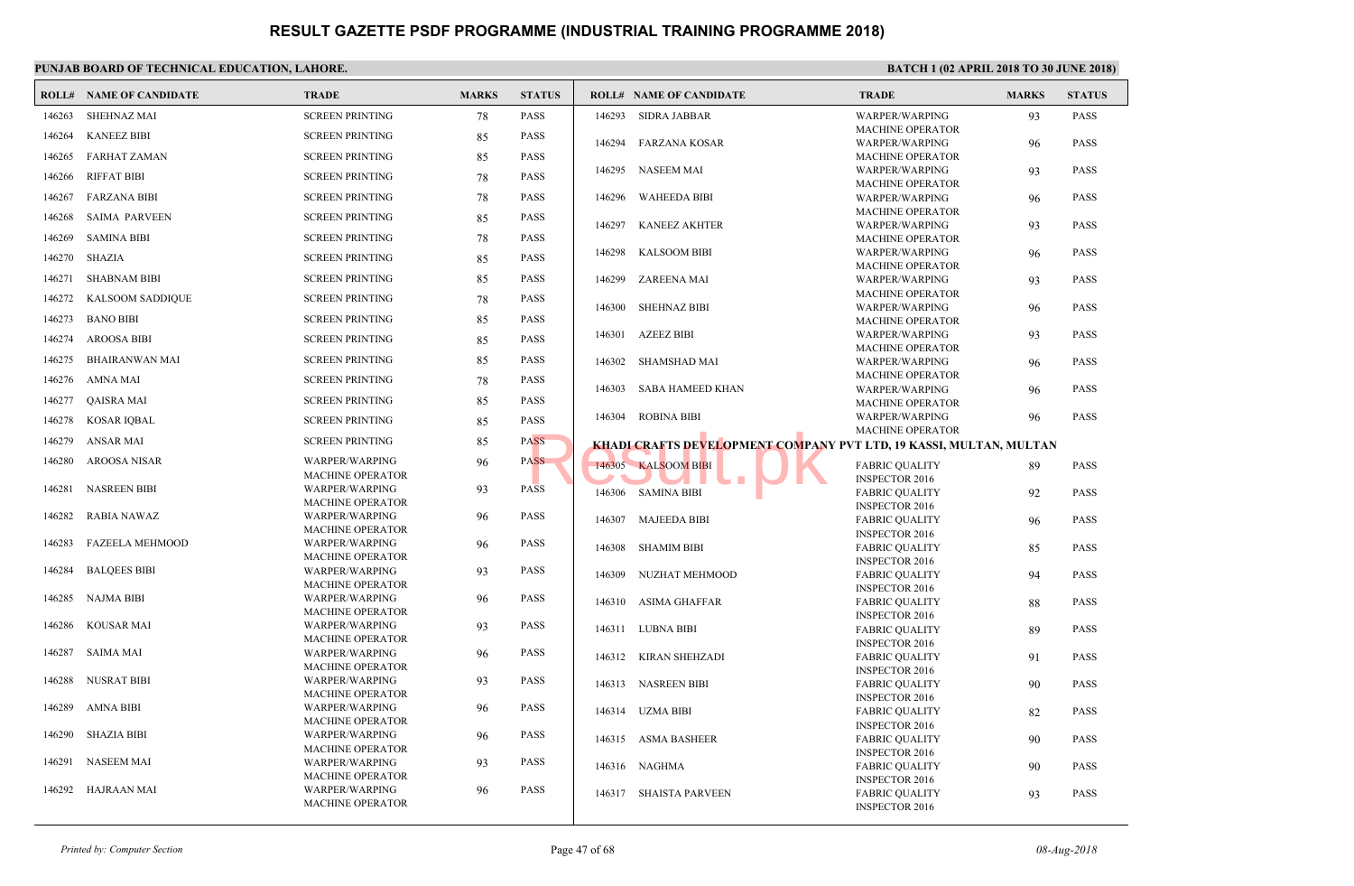# RESULT GAZETTE PSDF PROGRAMME (INDUSTRIAL TRAINING PROGRAMME 2018)

**PUNJAB BOARD OF TECHNICAL EDUCATION, LAHORE.**

**BATCH 1 (02 APRIL 2018 TO 30 JUNE 2018)**

| ROLL# | NAME OF CANDIDATE | TRADE | MARKS | STATUS |
|---|---|---|---|---|
| 146263 | SHEHNAZ MAI | SCREEN PRINTING | 78 | PASS |
| 146264 | KANEEZ BIBI | SCREEN PRINTING | 85 | PASS |
| 146265 | FARHAT ZAMAN | SCREEN PRINTING | 85 | PASS |
| 146266 | RIFFAT BIBI | SCREEN PRINTING | 78 | PASS |
| 146267 | FARZANA BIBI | SCREEN PRINTING | 78 | PASS |
| 146268 | SAIMA PARVEEN | SCREEN PRINTING | 85 | PASS |
| 146269 | SAMINA BIBI | SCREEN PRINTING | 78 | PASS |
| 146270 | SHAZIA | SCREEN PRINTING | 85 | PASS |
| 146271 | SHABNAM BIBI | SCREEN PRINTING | 85 | PASS |
| 146272 | KALSOOM SADDIQUE | SCREEN PRINTING | 78 | PASS |
| 146273 | BANO BIBI | SCREEN PRINTING | 85 | PASS |
| 146274 | AROOSA BIBI | SCREEN PRINTING | 85 | PASS |
| 146275 | BHAIRANWAN MAI | SCREEN PRINTING | 85 | PASS |
| 146276 | AMNA MAI | SCREEN PRINTING | 78 | PASS |
| 146277 | QAISRA MAI | SCREEN PRINTING | 85 | PASS |
| 146278 | KOSAR IQBAL | SCREEN PRINTING | 85 | PASS |
| 146279 | ANSAR MAI | SCREEN PRINTING | 85 | PASS |
| 146280 | AROOSA NISAR | WARPER/WARPING MACHINE OPERATOR | 96 | PASS |
| 146281 | NASREEN BIBI | WARPER/WARPING MACHINE OPERATOR | 93 | PASS |
| 146282 | RABIA NAWAZ | WARPER/WARPING MACHINE OPERATOR | 96 | PASS |
| 146283 | FAZEELA MEHMOOD | WARPER/WARPING MACHINE OPERATOR | 96 | PASS |
| 146284 | BALQEES BIBI | WARPER/WARPING MACHINE OPERATOR | 93 | PASS |
| 146285 | NAJMA BIBI | WARPER/WARPING MACHINE OPERATOR | 96 | PASS |
| 146286 | KOUSAR MAI | WARPER/WARPING MACHINE OPERATOR | 93 | PASS |
| 146287 | SAIMA MAI | WARPER/WARPING MACHINE OPERATOR | 96 | PASS |
| 146288 | NUSRAT BIBI | WARPER/WARPING MACHINE OPERATOR | 93 | PASS |
| 146289 | AMNA BIBI | WARPER/WARPING MACHINE OPERATOR | 96 | PASS |
| 146290 | SHAZIA BIBI | WARPER/WARPING MACHINE OPERATOR | 96 | PASS |
| 146291 | NASEEM MAI | WARPER/WARPING MACHINE OPERATOR | 93 | PASS |
| 146292 | HAJRAAN MAI | WARPER/WARPING MACHINE OPERATOR | 96 | PASS |
| 146293 | SIDRA JABBAR | WARPER/WARPING MACHINE OPERATOR | 93 | PASS |
| 146294 | FARZANA KOSAR | WARPER/WARPING MACHINE OPERATOR | 96 | PASS |
| 146295 | NASEEM MAI | WARPER/WARPING MACHINE OPERATOR | 93 | PASS |
| 146296 | WAHEEDA BIBI | WARPER/WARPING MACHINE OPERATOR | 96 | PASS |
| 146297 | KANEEZ AKHTER | WARPER/WARPING MACHINE OPERATOR | 93 | PASS |
| 146298 | KALSOOM BIBI | WARPER/WARPING MACHINE OPERATOR | 96 | PASS |
| 146299 | ZAREENA MAI | WARPER/WARPING MACHINE OPERATOR | 93 | PASS |
| 146300 | SHEHNAZ BIBI | WARPER/WARPING MACHINE OPERATOR | 96 | PASS |
| 146301 | AZEEZ BIBI | WARPER/WARPING MACHINE OPERATOR | 93 | PASS |
| 146302 | SHAMSHAD MAI | WARPER/WARPING MACHINE OPERATOR | 96 | PASS |
| 146303 | SABA HAMEED KHAN | WARPER/WARPING MACHINE OPERATOR | 96 | PASS |
| 146304 | ROBINA BIBI | WARPER/WARPING MACHINE OPERATOR | 96 | PASS |

**KHADI CRAFTS DEVELOPMENT COMPANY PVT LTD, 19 KASSI, MULTAN, MULTAN**

| ROLL# | NAME OF CANDIDATE | TRADE | MARKS | STATUS |
|---|---|---|---|---|
| 146305 | KALSOOM BIBI | FABRIC QUALITY INSPECTOR 2016 | 89 | PASS |
| 146306 | SAMINA BIBI | FABRIC QUALITY INSPECTOR 2016 | 92 | PASS |
| 146307 | MAJEEDA BIBI | FABRIC QUALITY INSPECTOR 2016 | 96 | PASS |
| 146308 | SHAMIM BIBI | FABRIC QUALITY INSPECTOR 2016 | 85 | PASS |
| 146309 | NUZHAT MEHMOOD | FABRIC QUALITY INSPECTOR 2016 | 94 | PASS |
| 146310 | ASIMA GHAFFAR | FABRIC QUALITY INSPECTOR 2016 | 88 | PASS |
| 146311 | LUBNA BIBI | FABRIC QUALITY INSPECTOR 2016 | 89 | PASS |
| 146312 | KIRAN SHEHZADI | FABRIC QUALITY INSPECTOR 2016 | 91 | PASS |
| 146313 | NASREEN BIBI | FABRIC QUALITY INSPECTOR 2016 | 90 | PASS |
| 146314 | UZMA BIBI | FABRIC QUALITY INSPECTOR 2016 | 82 | PASS |
| 146315 | ASMA BASHEER | FABRIC QUALITY INSPECTOR 2016 | 90 | PASS |
| 146316 | NAGHMA | FABRIC QUALITY INSPECTOR 2016 | 90 | PASS |
| 146317 | SHAISTA PARVEEN | FABRIC QUALITY INSPECTOR 2016 | 93 | PASS |

*Printed by: Computer Section* — 08-Aug-2018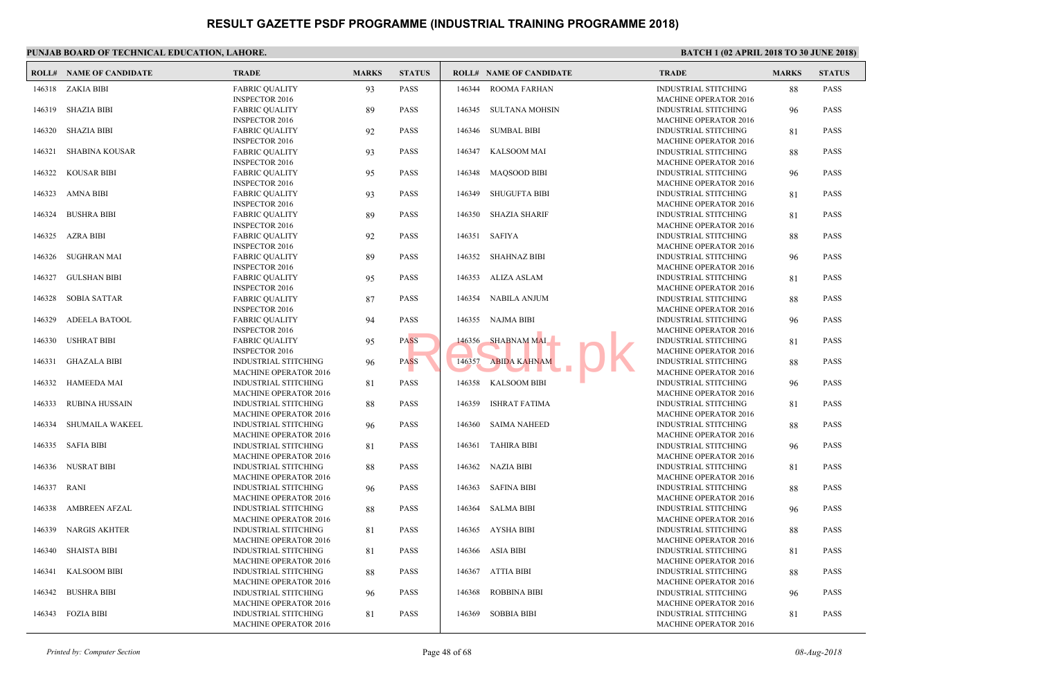# RESULT GAZETTE PSDF PROGRAMME (INDUSTRIAL TRAINING PROGRAMME 2018)

**PUNJAB BOARD OF TECHNICAL EDUCATION, LAHORE.**

**BATCH 1 (02 APRIL 2018 TO 30 JUNE 2018)**

| ROLL# | NAME OF CANDIDATE | TRADE | MARKS | STATUS |
|---|---|---|---|---|
| 146318 | ZAKIA BIBI | FABRIC QUALITY INSPECTOR 2016 | 93 | PASS |
| 146319 | SHAZIA BIBI | FABRIC QUALITY INSPECTOR 2016 | 89 | PASS |
| 146320 | SHAZIA BIBI | FABRIC QUALITY INSPECTOR 2016 | 92 | PASS |
| 146321 | SHABINA KOUSAR | FABRIC QUALITY INSPECTOR 2016 | 93 | PASS |
| 146322 | KOUSAR BIBI | FABRIC QUALITY INSPECTOR 2016 | 95 | PASS |
| 146323 | AMNA BIBI | FABRIC QUALITY INSPECTOR 2016 | 93 | PASS |
| 146324 | BUSHRA BIBI | FABRIC QUALITY INSPECTOR 2016 | 89 | PASS |
| 146325 | AZRA BIBI | FABRIC QUALITY INSPECTOR 2016 | 92 | PASS |
| 146326 | SUGHRAN MAI | FABRIC QUALITY INSPECTOR 2016 | 89 | PASS |
| 146327 | GULSHAN BIBI | FABRIC QUALITY INSPECTOR 2016 | 95 | PASS |
| 146328 | SOBIA SATTAR | FABRIC QUALITY INSPECTOR 2016 | 87 | PASS |
| 146329 | ADEELA BATOOL | FABRIC QUALITY INSPECTOR 2016 | 94 | PASS |
| 146330 | USHRAT BIBI | FABRIC QUALITY INSPECTOR 2016 | 95 | PASS |
| 146331 | GHAZALA BIBI | INDUSTRIAL STITCHING MACHINE OPERATOR 2016 | 96 | PASS |
| 146332 | HAMEEDA MAI | INDUSTRIAL STITCHING MACHINE OPERATOR 2016 | 81 | PASS |
| 146333 | RUBINA HUSSAIN | INDUSTRIAL STITCHING MACHINE OPERATOR 2016 | 88 | PASS |
| 146334 | SHUMAILA WAKEEL | INDUSTRIAL STITCHING MACHINE OPERATOR 2016 | 96 | PASS |
| 146335 | SAFIA BIBI | INDUSTRIAL STITCHING MACHINE OPERATOR 2016 | 81 | PASS |
| 146336 | NUSRAT BIBI | INDUSTRIAL STITCHING MACHINE OPERATOR 2016 | 88 | PASS |
| 146337 | RANI | INDUSTRIAL STITCHING MACHINE OPERATOR 2016 | 96 | PASS |
| 146338 | AMBREEN AFZAL | INDUSTRIAL STITCHING MACHINE OPERATOR 2016 | 88 | PASS |
| 146339 | NARGIS AKHTER | INDUSTRIAL STITCHING MACHINE OPERATOR 2016 | 81 | PASS |
| 146340 | SHAISTA BIBI | INDUSTRIAL STITCHING MACHINE OPERATOR 2016 | 81 | PASS |
| 146341 | KALSOOM BIBI | INDUSTRIAL STITCHING MACHINE OPERATOR 2016 | 88 | PASS |
| 146342 | BUSHRA BIBI | INDUSTRIAL STITCHING MACHINE OPERATOR 2016 | 96 | PASS |
| 146343 | FOZIA BIBI | INDUSTRIAL STITCHING MACHINE OPERATOR 2016 | 81 | PASS |
| 146344 | ROOMA FARHAN | INDUSTRIAL STITCHING MACHINE OPERATOR 2016 | 88 | PASS |
| 146345 | SULTANA MOHSIN | INDUSTRIAL STITCHING MACHINE OPERATOR 2016 | 96 | PASS |
| 146346 | SUMBAL BIBI | INDUSTRIAL STITCHING MACHINE OPERATOR 2016 | 81 | PASS |
| 146347 | KALSOOM MAI | INDUSTRIAL STITCHING MACHINE OPERATOR 2016 | 88 | PASS |
| 146348 | MAQSOOD BIBI | INDUSTRIAL STITCHING MACHINE OPERATOR 2016 | 96 | PASS |
| 146349 | SHUGUFTA BIBI | INDUSTRIAL STITCHING MACHINE OPERATOR 2016 | 81 | PASS |
| 146350 | SHAZIA SHARIF | INDUSTRIAL STITCHING MACHINE OPERATOR 2016 | 81 | PASS |
| 146351 | SAFIYA | INDUSTRIAL STITCHING MACHINE OPERATOR 2016 | 88 | PASS |
| 146352 | SHAHNAZ BIBI | INDUSTRIAL STITCHING MACHINE OPERATOR 2016 | 96 | PASS |
| 146353 | ALIZA ASLAM | INDUSTRIAL STITCHING MACHINE OPERATOR 2016 | 81 | PASS |
| 146354 | NABILA ANJUM | INDUSTRIAL STITCHING MACHINE OPERATOR 2016 | 88 | PASS |
| 146355 | NAJMA BIBI | INDUSTRIAL STITCHING MACHINE OPERATOR 2016 | 96 | PASS |
| 146356 | SHABNAM MAI | INDUSTRIAL STITCHING MACHINE OPERATOR 2016 | 81 | PASS |
| 146357 | ABIDA KAHNAM | INDUSTRIAL STITCHING MACHINE OPERATOR 2016 | 88 | PASS |
| 146358 | KALSOOM BIBI | INDUSTRIAL STITCHING MACHINE OPERATOR 2016 | 96 | PASS |
| 146359 | ISHRAT FATIMA | INDUSTRIAL STITCHING MACHINE OPERATOR 2016 | 81 | PASS |
| 146360 | SAIMA NAHEED | INDUSTRIAL STITCHING MACHINE OPERATOR 2016 | 88 | PASS |
| 146361 | TAHIRA BIBI | INDUSTRIAL STITCHING MACHINE OPERATOR 2016 | 96 | PASS |
| 146362 | NAZIA BIBI | INDUSTRIAL STITCHING MACHINE OPERATOR 2016 | 81 | PASS |
| 146363 | SAFINA BIBI | INDUSTRIAL STITCHING MACHINE OPERATOR 2016 | 88 | PASS |
| 146364 | SALMA BIBI | INDUSTRIAL STITCHING MACHINE OPERATOR 2016 | 96 | PASS |
| 146365 | AYSHA BIBI | INDUSTRIAL STITCHING MACHINE OPERATOR 2016 | 88 | PASS |
| 146366 | ASIA BIBI | INDUSTRIAL STITCHING MACHINE OPERATOR 2016 | 81 | PASS |
| 146367 | ATTIA BIBI | INDUSTRIAL STITCHING MACHINE OPERATOR 2016 | 88 | PASS |
| 146368 | ROBBINA BIBI | INDUSTRIAL STITCHING MACHINE OPERATOR 2016 | 96 | PASS |
| 146369 | SOBBIA BIBI | INDUSTRIAL STITCHING MACHINE OPERATOR 2016 | 81 | PASS |

*Printed by: Computer Section* — *08-Aug-2018*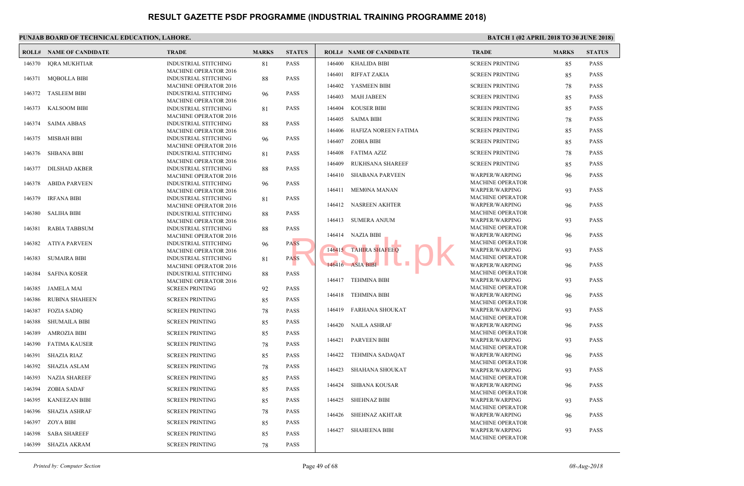# RESULT GAZETTE PSDF PROGRAMME (INDUSTRIAL TRAINING PROGRAMME 2018)

**PUNJAB BOARD OF TECHNICAL EDUCATION, LAHORE.**

**BATCH 1 (02 APRIL 2018 TO 30 JUNE 2018)**

| ROLL# | NAME OF CANDIDATE | TRADE | MARKS | STATUS |
|---|---|---|---|---|
| 146370 | IQRA MUKHTIAR | INDUSTRIAL STITCHING MACHINE OPERATOR 2016 | 81 | PASS |
| 146371 | MQBOLLA BIBI | INDUSTRIAL STITCHING MACHINE OPERATOR 2016 | 88 | PASS |
| 146372 | TASLEEM BIBI | INDUSTRIAL STITCHING MACHINE OPERATOR 2016 | 96 | PASS |
| 146373 | KALSOOM BIBI | INDUSTRIAL STITCHING MACHINE OPERATOR 2016 | 81 | PASS |
| 146374 | SAIMA ABBAS | INDUSTRIAL STITCHING MACHINE OPERATOR 2016 | 88 | PASS |
| 146375 | MISBAH BIBI | INDUSTRIAL STITCHING MACHINE OPERATOR 2016 | 96 | PASS |
| 146376 | SHBANA BIBI | INDUSTRIAL STITCHING MACHINE OPERATOR 2016 | 81 | PASS |
| 146377 | DILSHAD AKBER | INDUSTRIAL STITCHING MACHINE OPERATOR 2016 | 88 | PASS |
| 146378 | ABIDA PARVEEN | INDUSTRIAL STITCHING MACHINE OPERATOR 2016 | 96 | PASS |
| 146379 | IRFANA BIBI | INDUSTRIAL STITCHING MACHINE OPERATOR 2016 | 81 | PASS |
| 146380 | SALIHA BIBI | INDUSTRIAL STITCHING MACHINE OPERATOR 2016 | 88 | PASS |
| 146381 | RABIA TABBSUM | INDUSTRIAL STITCHING MACHINE OPERATOR 2016 | 88 | PASS |
| 146382 | ATIYA PARVEEN | INDUSTRIAL STITCHING MACHINE OPERATOR 2016 | 96 | PASS |
| 146383 | SUMAIRA BIBI | INDUSTRIAL STITCHING MACHINE OPERATOR 2016 | 81 | PASS |
| 146384 | SAFINA KOSER | INDUSTRIAL STITCHING MACHINE OPERATOR 2016 | 88 | PASS |
| 146385 | JAMELA MAI | SCREEN PRINTING | 92 | PASS |
| 146386 | RUBINA SHAHEEN | SCREEN PRINTING | 85 | PASS |
| 146387 | FOZIA SADIQ | SCREEN PRINTING | 78 | PASS |
| 146388 | SHUMAILA BIBI | SCREEN PRINTING | 85 | PASS |
| 146389 | AMROZIA BIBI | SCREEN PRINTING | 85 | PASS |
| 146390 | FATIMA KAUSER | SCREEN PRINTING | 78 | PASS |
| 146391 | SHAZIA RIAZ | SCREEN PRINTING | 85 | PASS |
| 146392 | SHAZIA ASLAM | SCREEN PRINTING | 78 | PASS |
| 146393 | NAZIA SHAREEF | SCREEN PRINTING | 85 | PASS |
| 146394 | ZOBIA SADAF | SCREEN PRINTING | 85 | PASS |
| 146395 | KANEEZAN BIBI | SCREEN PRINTING | 85 | PASS |
| 146396 | SHAZIA ASHRAF | SCREEN PRINTING | 78 | PASS |
| 146397 | ZOYA BIBI | SCREEN PRINTING | 85 | PASS |
| 146398 | SABA SHAREEF | SCREEN PRINTING | 85 | PASS |
| 146399 | SHAZIA AKRAM | SCREEN PRINTING | 78 | PASS |
| 146400 | KHALIDA BIBI | SCREEN PRINTING | 85 | PASS |
| 146401 | RIFFAT ZAKIA | SCREEN PRINTING | 85 | PASS |
| 146402 | YASMEEN BIBI | SCREEN PRINTING | 78 | PASS |
| 146403 | MAH JABEEN | SCREEN PRINTING | 85 | PASS |
| 146404 | KOUSER BIBI | SCREEN PRINTING | 85 | PASS |
| 146405 | SAIMA BIBI | SCREEN PRINTING | 78 | PASS |
| 146406 | HAFIZA NOREEN FATIMA | SCREEN PRINTING | 85 | PASS |
| 146407 | ZOBIA BIBI | SCREEN PRINTING | 85 | PASS |
| 146408 | FATIMA AZIZ | SCREEN PRINTING | 78 | PASS |
| 146409 | RUKHSANA SHAREEF | SCREEN PRINTING | 85 | PASS |
| 146410 | SHABANA PARVEEN | WARPER/WARPING MACHINE OPERATOR | 96 | PASS |
| 146411 | MEM0NA MANAN | WARPER/WARPING MACHINE OPERATOR | 93 | PASS |
| 146412 | NASREEN AKHTER | WARPER/WARPING MACHINE OPERATOR | 96 | PASS |
| 146413 | SUMERA ANJUM | WARPER/WARPING MACHINE OPERATOR | 93 | PASS |
| 146414 | NAZIA BIBI | WARPER/WARPING MACHINE OPERATOR | 96 | PASS |
| 146415 | TAHIRA SHAFEEQ | WARPER/WARPING MACHINE OPERATOR | 93 | PASS |
| 146416 | ASIA BIBI | WARPER/WARPING MACHINE OPERATOR | 96 | PASS |
| 146417 | TEHMINA BIBI | WARPER/WARPING MACHINE OPERATOR | 93 | PASS |
| 146418 | TEHMINA BIBI | WARPER/WARPING MACHINE OPERATOR | 96 | PASS |
| 146419 | FARHANA SHOUKAT | WARPER/WARPING MACHINE OPERATOR | 93 | PASS |
| 146420 | NAILA ASHRAF | WARPER/WARPING MACHINE OPERATOR | 96 | PASS |
| 146421 | PARVEEN BIBI | WARPER/WARPING MACHINE OPERATOR | 93 | PASS |
| 146422 | TEHMINA SADAQAT | WARPER/WARPING MACHINE OPERATOR | 96 | PASS |
| 146423 | SHAHANA SHOUKAT | WARPER/WARPING MACHINE OPERATOR | 93 | PASS |
| 146424 | SHBANA KOUSAR | WARPER/WARPING MACHINE OPERATOR | 96 | PASS |
| 146425 | SHEHNAZ BIBI | WARPER/WARPING MACHINE OPERATOR | 93 | PASS |
| 146426 | SHEHNAZ AKHTAR | WARPER/WARPING MACHINE OPERATOR | 96 | PASS |
| 146427 | SHAHEENA BIBI | WARPER/WARPING MACHINE OPERATOR | 93 | PASS |

*Printed by: Computer Section* | *08-Aug-2018*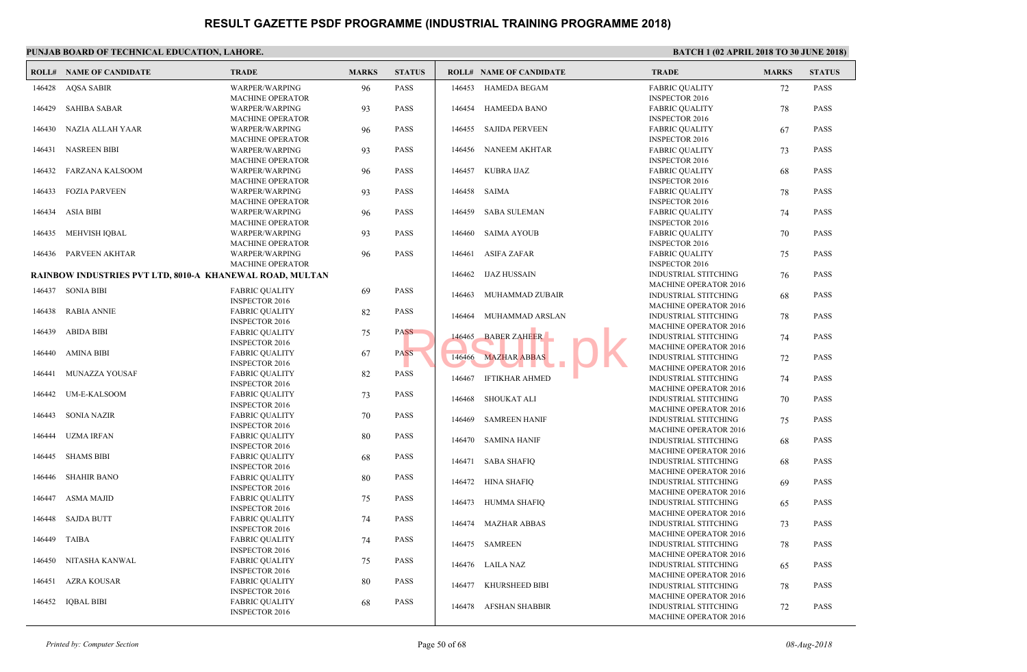# RESULT GAZETTE PSDF PROGRAMME (INDUSTRIAL TRAINING PROGRAMME 2018)

**PUNJAB BOARD OF TECHNICAL EDUCATION, LAHORE.**

**BATCH 1 (02 APRIL 2018 TO 30 JUNE 2018)**

| ROLL# | NAME OF CANDIDATE | TRADE | MARKS | STATUS |
|---|---|---|---|---|
| 146428 | AQSA SABIR | WARPER/WARPING MACHINE OPERATOR | 96 | PASS |
| 146429 | SAHIBA SABAR | WARPER/WARPING MACHINE OPERATOR | 93 | PASS |
| 146430 | NAZIA ALLAH YAAR | WARPER/WARPING MACHINE OPERATOR | 96 | PASS |
| 146431 | NASREEN BIBI | WARPER/WARPING MACHINE OPERATOR | 93 | PASS |
| 146432 | FARZANA KALSOOM | WARPER/WARPING MACHINE OPERATOR | 96 | PASS |
| 146433 | FOZIA PARVEEN | WARPER/WARPING MACHINE OPERATOR | 93 | PASS |
| 146434 | ASIA BIBI | WARPER/WARPING MACHINE OPERATOR | 96 | PASS |
| 146435 | MEHVISH IQBAL | WARPER/WARPING MACHINE OPERATOR | 93 | PASS |
| 146436 | PARVEEN AKHTAR | WARPER/WARPING MACHINE OPERATOR | 96 | PASS |

**RAINBOW INDUSTRIES PVT LTD, 8010-A KHANEWAL ROAD, MULTAN**

| ROLL# | NAME OF CANDIDATE | TRADE | MARKS | STATUS |
|---|---|---|---|---|
| 146437 | SONIA BIBI | FABRIC QUALITY INSPECTOR 2016 | 69 | PASS |
| 146438 | RABIA ANNIE | FABRIC QUALITY INSPECTOR 2016 | 82 | PASS |
| 146439 | ABIDA BIBI | FABRIC QUALITY INSPECTOR 2016 | 75 | PASS |
| 146440 | AMINA BIBI | FABRIC QUALITY INSPECTOR 2016 | 67 | PASS |
| 146441 | MUNAZZA YOUSAF | FABRIC QUALITY INSPECTOR 2016 | 82 | PASS |
| 146442 | UM-E-KALSOOM | FABRIC QUALITY INSPECTOR 2016 | 73 | PASS |
| 146443 | SONIA NAZIR | FABRIC QUALITY INSPECTOR 2016 | 70 | PASS |
| 146444 | UZMA IRFAN | FABRIC QUALITY INSPECTOR 2016 | 80 | PASS |
| 146445 | SHAMS BIBI | FABRIC QUALITY INSPECTOR 2016 | 68 | PASS |
| 146446 | SHAHIR BANO | FABRIC QUALITY INSPECTOR 2016 | 80 | PASS |
| 146447 | ASMA MAJID | FABRIC QUALITY INSPECTOR 2016 | 75 | PASS |
| 146448 | SAJDA BUTT | FABRIC QUALITY INSPECTOR 2016 | 74 | PASS |
| 146449 | TAIBA | FABRIC QUALITY INSPECTOR 2016 | 74 | PASS |
| 146450 | NITASHA KANWAL | FABRIC QUALITY INSPECTOR 2016 | 75 | PASS |
| 146451 | AZRA KOUSAR | FABRIC QUALITY INSPECTOR 2016 | 80 | PASS |
| 146452 | IQBAL BIBI | FABRIC QUALITY INSPECTOR 2016 | 68 | PASS |
| 146453 | HAMEDA BEGAM | FABRIC QUALITY INSPECTOR 2016 | 72 | PASS |
| 146454 | HAMEEDA BANO | FABRIC QUALITY INSPECTOR 2016 | 78 | PASS |
| 146455 | SAJIDA PERVEEN | FABRIC QUALITY INSPECTOR 2016 | 67 | PASS |
| 146456 | NANEEM AKHTAR | FABRIC QUALITY INSPECTOR 2016 | 73 | PASS |
| 146457 | KUBRA IJAZ | FABRIC QUALITY INSPECTOR 2016 | 68 | PASS |
| 146458 | SAIMA | FABRIC QUALITY INSPECTOR 2016 | 78 | PASS |
| 146459 | SABA SULEMAN | FABRIC QUALITY INSPECTOR 2016 | 74 | PASS |
| 146460 | SAIMA AYOUB | FABRIC QUALITY INSPECTOR 2016 | 70 | PASS |
| 146461 | ASIFA ZAFAR | FABRIC QUALITY INSPECTOR 2016 | 75 | PASS |
| 146462 | IJAZ HUSSAIN | INDUSTRIAL STITCHING MACHINE OPERATOR 2016 | 76 | PASS |
| 146463 | MUHAMMAD ZUBAIR | INDUSTRIAL STITCHING MACHINE OPERATOR 2016 | 68 | PASS |
| 146464 | MUHAMMAD ARSLAN | INDUSTRIAL STITCHING MACHINE OPERATOR 2016 | 78 | PASS |
| 146465 | BABER ZAHEER | INDUSTRIAL STITCHING MACHINE OPERATOR 2016 | 74 | PASS |
| 146466 | MAZHAR ABBAS | INDUSTRIAL STITCHING MACHINE OPERATOR 2016 | 72 | PASS |
| 146467 | IFTIKHAR AHMED | INDUSTRIAL STITCHING MACHINE OPERATOR 2016 | 74 | PASS |
| 146468 | SHOUKAT ALI | INDUSTRIAL STITCHING MACHINE OPERATOR 2016 | 70 | PASS |
| 146469 | SAMREEN HANIF | INDUSTRIAL STITCHING MACHINE OPERATOR 2016 | 75 | PASS |
| 146470 | SAMINA HANIF | INDUSTRIAL STITCHING MACHINE OPERATOR 2016 | 68 | PASS |
| 146471 | SABA SHAFIQ | INDUSTRIAL STITCHING MACHINE OPERATOR 2016 | 68 | PASS |
| 146472 | HINA SHAFIQ | INDUSTRIAL STITCHING MACHINE OPERATOR 2016 | 69 | PASS |
| 146473 | HUMMA SHAFIQ | INDUSTRIAL STITCHING MACHINE OPERATOR 2016 | 65 | PASS |
| 146474 | MAZHAR ABBAS | INDUSTRIAL STITCHING MACHINE OPERATOR 2016 | 73 | PASS |
| 146475 | SAMREEN | INDUSTRIAL STITCHING MACHINE OPERATOR 2016 | 78 | PASS |
| 146476 | LAILA NAZ | INDUSTRIAL STITCHING MACHINE OPERATOR 2016 | 65 | PASS |
| 146477 | KHURSHEED BIBI | INDUSTRIAL STITCHING MACHINE OPERATOR 2016 | 78 | PASS |
| 146478 | AFSHAN SHABBIR | INDUSTRIAL STITCHING MACHINE OPERATOR 2016 | 72 | PASS |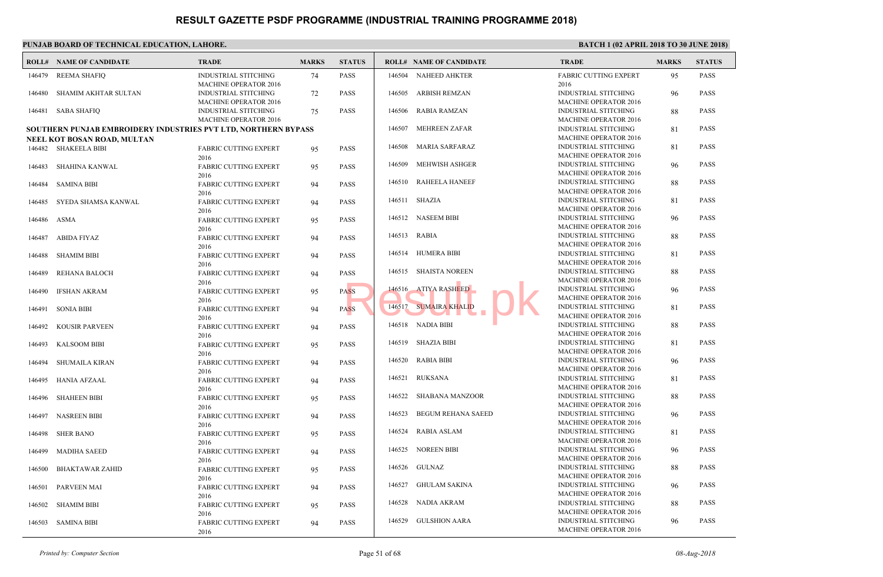# RESULT GAZETTE PSDF PROGRAMME (INDUSTRIAL TRAINING PROGRAMME 2018)

**PUNJAB BOARD OF TECHNICAL EDUCATION, LAHORE.**

**BATCH 1 (02 APRIL 2018 TO 30 JUNE 2018)**

| ROLL# | NAME OF CANDIDATE | TRADE | MARKS | STATUS |
|---|---|---|---|---|
| 146479 | REEMA SHAFIQ | INDUSTRIAL STITCHING MACHINE OPERATOR 2016 | 74 | PASS |
| 146480 | SHAMIM AKHTAR SULTAN | INDUSTRIAL STITCHING MACHINE OPERATOR 2016 | 72 | PASS |
| 146481 | SABA SHAFIQ | INDUSTRIAL STITCHING MACHINE OPERATOR 2016 | 75 | PASS |

**SOUTHERN PUNJAB EMBROIDERY INDUSTRIES PVT LTD, NORTHERN BYPASS NEEL KOT BOSAN ROAD, MULTAN**

| ROLL# | NAME OF CANDIDATE | TRADE | MARKS | STATUS |
|---|---|---|---|---|
| 146482 | SHAKEELA BIBI | FABRIC CUTTING EXPERT 2016 | 95 | PASS |
| 146483 | SHAHINA KANWAL | FABRIC CUTTING EXPERT 2016 | 95 | PASS |
| 146484 | SAMINA BIBI | FABRIC CUTTING EXPERT 2016 | 94 | PASS |
| 146485 | SYEDA SHAMSA KANWAL | FABRIC CUTTING EXPERT 2016 | 94 | PASS |
| 146486 | ASMA | FABRIC CUTTING EXPERT 2016 | 95 | PASS |
| 146487 | ABIDA FIYAZ | FABRIC CUTTING EXPERT 2016 | 94 | PASS |
| 146488 | SHAMIM BIBI | FABRIC CUTTING EXPERT 2016 | 94 | PASS |
| 146489 | REHANA BALOCH | FABRIC CUTTING EXPERT 2016 | 94 | PASS |
| 146490 | IFSHAN AKRAM | FABRIC CUTTING EXPERT 2016 | 95 | PASS |
| 146491 | SONIA BIBI | FABRIC CUTTING EXPERT 2016 | 94 | PASS |
| 146492 | KOUSIR PARVEEN | FABRIC CUTTING EXPERT 2016 | 94 | PASS |
| 146493 | KALSOOM BIBI | FABRIC CUTTING EXPERT 2016 | 95 | PASS |
| 146494 | SHUMAILA KIRAN | FABRIC CUTTING EXPERT 2016 | 94 | PASS |
| 146495 | HANIA AFZAAL | FABRIC CUTTING EXPERT 2016 | 94 | PASS |
| 146496 | SHAHEEN BIBI | FABRIC CUTTING EXPERT 2016 | 95 | PASS |
| 146497 | NASREEN BIBI | FABRIC CUTTING EXPERT 2016 | 94 | PASS |
| 146498 | SHER BANO | FABRIC CUTTING EXPERT 2016 | 95 | PASS |
| 146499 | MADIHA SAEED | FABRIC CUTTING EXPERT 2016 | 94 | PASS |
| 146500 | BHAKTAWAR ZAHID | FABRIC CUTTING EXPERT 2016 | 95 | PASS |
| 146501 | PARVEEN MAI | FABRIC CUTTING EXPERT 2016 | 94 | PASS |
| 146502 | SHAMIM BIBI | FABRIC CUTTING EXPERT 2016 | 95 | PASS |
| 146503 | SAMINA BIBI | FABRIC CUTTING EXPERT 2016 | 94 | PASS |
| 146504 | NAHEED AHKTER | FABRIC CUTTING EXPERT 2016 | 95 | PASS |
| 146505 | ARBISH REMZAN | INDUSTRIAL STITCHING MACHINE OPERATOR 2016 | 96 | PASS |
| 146506 | RABIA RAMZAN | INDUSTRIAL STITCHING MACHINE OPERATOR 2016 | 88 | PASS |
| 146507 | MEHREEN ZAFAR | INDUSTRIAL STITCHING MACHINE OPERATOR 2016 | 81 | PASS |
| 146508 | MARIA SARFARAZ | INDUSTRIAL STITCHING MACHINE OPERATOR 2016 | 81 | PASS |
| 146509 | MEHWISH ASHGER | INDUSTRIAL STITCHING MACHINE OPERATOR 2016 | 96 | PASS |
| 146510 | RAHEELA HANEEF | INDUSTRIAL STITCHING MACHINE OPERATOR 2016 | 88 | PASS |
| 146511 | SHAZIA | INDUSTRIAL STITCHING MACHINE OPERATOR 2016 | 81 | PASS |
| 146512 | NASEEM BIBI | INDUSTRIAL STITCHING MACHINE OPERATOR 2016 | 96 | PASS |
| 146513 | RABIA | INDUSTRIAL STITCHING MACHINE OPERATOR 2016 | 88 | PASS |
| 146514 | HUMERA BIBI | INDUSTRIAL STITCHING MACHINE OPERATOR 2016 | 81 | PASS |
| 146515 | SHAISTA NOREEN | INDUSTRIAL STITCHING MACHINE OPERATOR 2016 | 88 | PASS |
| 146516 | ATIYA RASHEED | INDUSTRIAL STITCHING MACHINE OPERATOR 2016 | 96 | PASS |
| 146517 | SUMAIRA KHALID | INDUSTRIAL STITCHING MACHINE OPERATOR 2016 | 81 | PASS |
| 146518 | NADIA BIBI | INDUSTRIAL STITCHING MACHINE OPERATOR 2016 | 88 | PASS |
| 146519 | SHAZIA BIBI | INDUSTRIAL STITCHING MACHINE OPERATOR 2016 | 81 | PASS |
| 146520 | RABIA BIBI | INDUSTRIAL STITCHING MACHINE OPERATOR 2016 | 96 | PASS |
| 146521 | RUKSANA | INDUSTRIAL STITCHING MACHINE OPERATOR 2016 | 81 | PASS |
| 146522 | SHABANA MANZOOR | INDUSTRIAL STITCHING MACHINE OPERATOR 2016 | 88 | PASS |
| 146523 | BEGUM REHANA SAEED | INDUSTRIAL STITCHING MACHINE OPERATOR 2016 | 96 | PASS |
| 146524 | RABIA ASLAM | INDUSTRIAL STITCHING MACHINE OPERATOR 2016 | 81 | PASS |
| 146525 | NOREEN BIBI | INDUSTRIAL STITCHING MACHINE OPERATOR 2016 | 96 | PASS |
| 146526 | GULNAZ | INDUSTRIAL STITCHING MACHINE OPERATOR 2016 | 88 | PASS |
| 146527 | GHULAM SAKINA | INDUSTRIAL STITCHING MACHINE OPERATOR 2016 | 96 | PASS |
| 146528 | NADIA AKRAM | INDUSTRIAL STITCHING MACHINE OPERATOR 2016 | 88 | PASS |
| 146529 | GULSHION AARA | INDUSTRIAL STITCHING MACHINE OPERATOR 2016 | 96 | PASS |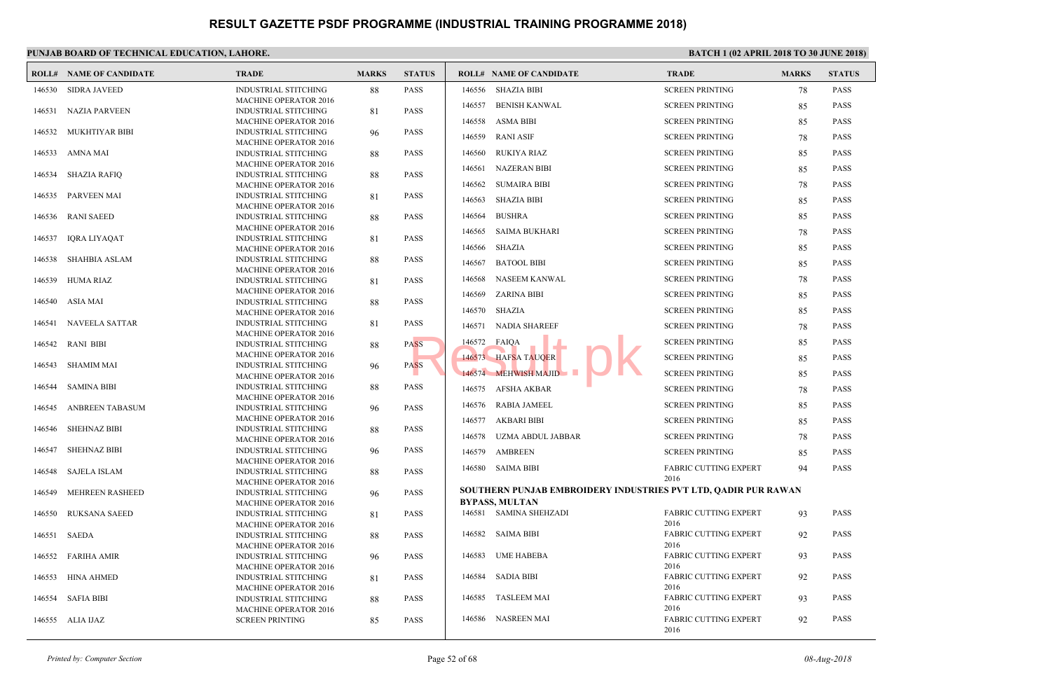# RESULT GAZETTE PSDF PROGRAMME (INDUSTRIAL TRAINING PROGRAMME 2018)

**PUNJAB BOARD OF TECHNICAL EDUCATION, LAHORE.** **BATCH 1 (02 APRIL 2018 TO 30 JUNE 2018)**

| ROLL# | NAME OF CANDIDATE | TRADE | MARKS | STATUS |
|---|---|---|---|---|
| 146530 | SIDRA JAVEED | INDUSTRIAL STITCHING MACHINE OPERATOR 2016 | 88 | PASS |
| 146531 | NAZIA PARVEEN | INDUSTRIAL STITCHING MACHINE OPERATOR 2016 | 81 | PASS |
| 146532 | MUKHTIYAR BIBI | INDUSTRIAL STITCHING MACHINE OPERATOR 2016 | 96 | PASS |
| 146533 | AMNA MAI | INDUSTRIAL STITCHING MACHINE OPERATOR 2016 | 88 | PASS |
| 146534 | SHAZIA RAFIQ | INDUSTRIAL STITCHING MACHINE OPERATOR 2016 | 88 | PASS |
| 146535 | PARVEEN MAI | INDUSTRIAL STITCHING MACHINE OPERATOR 2016 | 81 | PASS |
| 146536 | RANI SAEED | INDUSTRIAL STITCHING MACHINE OPERATOR 2016 | 88 | PASS |
| 146537 | IQRA LIYAQAT | INDUSTRIAL STITCHING MACHINE OPERATOR 2016 | 81 | PASS |
| 146538 | SHAHBIA ASLAM | INDUSTRIAL STITCHING MACHINE OPERATOR 2016 | 88 | PASS |
| 146539 | HUMA RIAZ | INDUSTRIAL STITCHING MACHINE OPERATOR 2016 | 81 | PASS |
| 146540 | ASIA MAI | INDUSTRIAL STITCHING MACHINE OPERATOR 2016 | 88 | PASS |
| 146541 | NAVEELA SATTAR | INDUSTRIAL STITCHING MACHINE OPERATOR 2016 | 81 | PASS |
| 146542 | RANI BIBI | INDUSTRIAL STITCHING MACHINE OPERATOR 2016 | 88 | PASS |
| 146543 | SHAMIM MAI | INDUSTRIAL STITCHING MACHINE OPERATOR 2016 | 96 | PASS |
| 146544 | SAMINA BIBI | INDUSTRIAL STITCHING MACHINE OPERATOR 2016 | 88 | PASS |
| 146545 | ANBREEN TABASUM | INDUSTRIAL STITCHING MACHINE OPERATOR 2016 | 96 | PASS |
| 146546 | SHEHNAZ BIBI | INDUSTRIAL STITCHING MACHINE OPERATOR 2016 | 88 | PASS |
| 146547 | SHEHNAZ BIBI | INDUSTRIAL STITCHING MACHINE OPERATOR 2016 | 96 | PASS |
| 146548 | SAJELA ISLAM | INDUSTRIAL STITCHING MACHINE OPERATOR 2016 | 88 | PASS |
| 146549 | MEHREEN RASHEED | INDUSTRIAL STITCHING MACHINE OPERATOR 2016 | 96 | PASS |
| 146550 | RUKSANA SAEED | INDUSTRIAL STITCHING MACHINE OPERATOR 2016 | 81 | PASS |
| 146551 | SAEDA | INDUSTRIAL STITCHING MACHINE OPERATOR 2016 | 88 | PASS |
| 146552 | FARIHA AMIR | INDUSTRIAL STITCHING MACHINE OPERATOR 2016 | 96 | PASS |
| 146553 | HINA AHMED | INDUSTRIAL STITCHING MACHINE OPERATOR 2016 | 81 | PASS |
| 146554 | SAFIA BIBI | INDUSTRIAL STITCHING MACHINE OPERATOR 2016 | 88 | PASS |
| 146555 | ALIA IJAZ | SCREEN PRINTING | 85 | PASS |
| 146556 | SHAZIA BIBI | SCREEN PRINTING | 78 | PASS |
| 146557 | BENISH KANWAL | SCREEN PRINTING | 85 | PASS |
| 146558 | ASMA BIBI | SCREEN PRINTING | 85 | PASS |
| 146559 | RANI ASIF | SCREEN PRINTING | 78 | PASS |
| 146560 | RUKIYA RIAZ | SCREEN PRINTING | 85 | PASS |
| 146561 | NAZERAN BIBI | SCREEN PRINTING | 85 | PASS |
| 146562 | SUMAIRA BIBI | SCREEN PRINTING | 78 | PASS |
| 146563 | SHAZIA BIBI | SCREEN PRINTING | 85 | PASS |
| 146564 | BUSHRA | SCREEN PRINTING | 85 | PASS |
| 146565 | SAIMA BUKHARI | SCREEN PRINTING | 78 | PASS |
| 146566 | SHAZIA | SCREEN PRINTING | 85 | PASS |
| 146567 | BATOOL BIBI | SCREEN PRINTING | 85 | PASS |
| 146568 | NASEEM KANWAL | SCREEN PRINTING | 78 | PASS |
| 146569 | ZARINA BIBI | SCREEN PRINTING | 85 | PASS |
| 146570 | SHAZIA | SCREEN PRINTING | 85 | PASS |
| 146571 | NADIA SHAREEF | SCREEN PRINTING | 78 | PASS |
| 146572 | FAIQA | SCREEN PRINTING | 85 | PASS |
| 146573 | HAFSA TAUQER | SCREEN PRINTING | 85 | PASS |
| 146574 | MEHWISH MAJID | SCREEN PRINTING | 85 | PASS |
| 146575 | AFSHA AKBAR | SCREEN PRINTING | 78 | PASS |
| 146576 | RABIA JAMEEL | SCREEN PRINTING | 85 | PASS |
| 146577 | AKBARI BIBI | SCREEN PRINTING | 85 | PASS |
| 146578 | UZMA ABDUL JABBAR | SCREEN PRINTING | 78 | PASS |
| 146579 | AMBREEN | SCREEN PRINTING | 85 | PASS |
| 146580 | SAIMA BIBI | FABRIC CUTTING EXPERT 2016 | 94 | PASS |

**SOUTHERN PUNJAB EMBROIDERY INDUSTRIES PVT LTD, QADIR PUR RAWAN BYPASS, MULTAN**

| ROLL# | NAME OF CANDIDATE | TRADE | MARKS | STATUS |
|---|---|---|---|---|
| 146581 | SAMINA SHEHZADI | FABRIC CUTTING EXPERT 2016 | 93 | PASS |
| 146582 | SAIMA BIBI | FABRIC CUTTING EXPERT 2016 | 92 | PASS |
| 146583 | UME HABEBA | FABRIC CUTTING EXPERT 2016 | 93 | PASS |
| 146584 | SADIA BIBI | FABRIC CUTTING EXPERT 2016 | 92 | PASS |
| 146585 | TASLEEM MAI | FABRIC CUTTING EXPERT 2016 | 93 | PASS |
| 146586 | NASREEN MAI | FABRIC CUTTING EXPERT 2016 | 92 | PASS |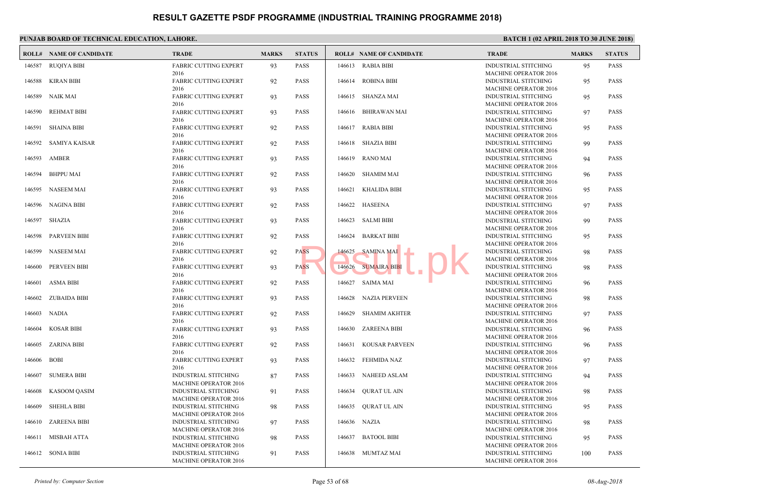# RESULT GAZETTE PSDF PROGRAMME (INDUSTRIAL TRAINING PROGRAMME 2018)

**PUNJAB BOARD OF TECHNICAL EDUCATION, LAHORE.**

**BATCH 1 (02 APRIL 2018 TO 30 JUNE 2018)**

| ROLL# | NAME OF CANDIDATE | TRADE | MARKS | STATUS |
|---|---|---|---|---|
| 146587 | RUQIYA BIBI | FABRIC CUTTING EXPERT 2016 | 93 | PASS |
| 146588 | KIRAN BIBI | FABRIC CUTTING EXPERT 2016 | 92 | PASS |
| 146589 | NAIK MAI | FABRIC CUTTING EXPERT 2016 | 93 | PASS |
| 146590 | REHMAT BIBI | FABRIC CUTTING EXPERT 2016 | 93 | PASS |
| 146591 | SHAINA BIBI | FABRIC CUTTING EXPERT 2016 | 92 | PASS |
| 146592 | SAMIYA KAISAR | FABRIC CUTTING EXPERT 2016 | 92 | PASS |
| 146593 | AMBER | FABRIC CUTTING EXPERT 2016 | 93 | PASS |
| 146594 | BHPPU MAI | FABRIC CUTTING EXPERT 2016 | 92 | PASS |
| 146595 | NASEEM MAI | FABRIC CUTTING EXPERT 2016 | 93 | PASS |
| 146596 | NAGINA BIBI | FABRIC CUTTING EXPERT 2016 | 92 | PASS |
| 146597 | SHAZIA | FABRIC CUTTING EXPERT 2016 | 93 | PASS |
| 146598 | PARVEEN BIBI | FABRIC CUTTING EXPERT 2016 | 92 | PASS |
| 146599 | NASEEM MAI | FABRIC CUTTING EXPERT 2016 | 92 | PASS |
| 146600 | PERVEEN BIBI | FABRIC CUTTING EXPERT 2016 | 93 | PASS |
| 146601 | ASMA BIBI | FABRIC CUTTING EXPERT 2016 | 92 | PASS |
| 146602 | ZUBAIDA BIBI | FABRIC CUTTING EXPERT 2016 | 93 | PASS |
| 146603 | NADIA | FABRIC CUTTING EXPERT 2016 | 92 | PASS |
| 146604 | KOSAR BIBI | FABRIC CUTTING EXPERT 2016 | 93 | PASS |
| 146605 | ZARINA BIBI | FABRIC CUTTING EXPERT 2016 | 92 | PASS |
| 146606 | BOBI | FABRIC CUTTING EXPERT 2016 | 93 | PASS |
| 146607 | SUMERA BIBI | INDUSTRIAL STITCHING MACHINE OPERATOR 2016 | 87 | PASS |
| 146608 | KASOOM QASIM | INDUSTRIAL STITCHING MACHINE OPERATOR 2016 | 91 | PASS |
| 146609 | SHEHLA BIBI | INDUSTRIAL STITCHING MACHINE OPERATOR 2016 | 98 | PASS |
| 146610 | ZAREENA BIBI | INDUSTRIAL STITCHING MACHINE OPERATOR 2016 | 97 | PASS |
| 146611 | MISBAH ATTA | INDUSTRIAL STITCHING MACHINE OPERATOR 2016 | 98 | PASS |
| 146612 | SONIA BIBI | INDUSTRIAL STITCHING MACHINE OPERATOR 2016 | 91 | PASS |
| 146613 | RABIA BIBI | INDUSTRIAL STITCHING MACHINE OPERATOR 2016 | 95 | PASS |
| 146614 | ROBINA BIBI | INDUSTRIAL STITCHING MACHINE OPERATOR 2016 | 95 | PASS |
| 146615 | SHANZA MAI | INDUSTRIAL STITCHING MACHINE OPERATOR 2016 | 95 | PASS |
| 146616 | BHIRAWAN MAI | INDUSTRIAL STITCHING MACHINE OPERATOR 2016 | 97 | PASS |
| 146617 | RABIA BIBI | INDUSTRIAL STITCHING MACHINE OPERATOR 2016 | 95 | PASS |
| 146618 | SHAZIA BIBI | INDUSTRIAL STITCHING MACHINE OPERATOR 2016 | 99 | PASS |
| 146619 | RANO MAI | INDUSTRIAL STITCHING MACHINE OPERATOR 2016 | 94 | PASS |
| 146620 | SHAMIM MAI | INDUSTRIAL STITCHING MACHINE OPERATOR 2016 | 96 | PASS |
| 146621 | KHALIDA BIBI | INDUSTRIAL STITCHING MACHINE OPERATOR 2016 | 95 | PASS |
| 146622 | HASEENA | INDUSTRIAL STITCHING MACHINE OPERATOR 2016 | 97 | PASS |
| 146623 | SALMI BIBI | INDUSTRIAL STITCHING MACHINE OPERATOR 2016 | 99 | PASS |
| 146624 | BARKAT BIBI | INDUSTRIAL STITCHING MACHINE OPERATOR 2016 | 95 | PASS |
| 146625 | SAMINA MAI | INDUSTRIAL STITCHING MACHINE OPERATOR 2016 | 98 | PASS |
| 146626 | SUMAIRA BIBI | INDUSTRIAL STITCHING MACHINE OPERATOR 2016 | 98 | PASS |
| 146627 | SAIMA MAI | INDUSTRIAL STITCHING MACHINE OPERATOR 2016 | 96 | PASS |
| 146628 | NAZIA PERVEEN | INDUSTRIAL STITCHING MACHINE OPERATOR 2016 | 98 | PASS |
| 146629 | SHAMIM AKHTER | INDUSTRIAL STITCHING MACHINE OPERATOR 2016 | 97 | PASS |
| 146630 | ZAREENA BIBI | INDUSTRIAL STITCHING MACHINE OPERATOR 2016 | 96 | PASS |
| 146631 | KOUSAR PARVEEN | INDUSTRIAL STITCHING MACHINE OPERATOR 2016 | 96 | PASS |
| 146632 | FEHMIDA NAZ | INDUSTRIAL STITCHING MACHINE OPERATOR 2016 | 97 | PASS |
| 146633 | NAHEED ASLAM | INDUSTRIAL STITCHING MACHINE OPERATOR 2016 | 94 | PASS |
| 146634 | QURAT UL AIN | INDUSTRIAL STITCHING MACHINE OPERATOR 2016 | 98 | PASS |
| 146635 | QURAT UL AIN | INDUSTRIAL STITCHING MACHINE OPERATOR 2016 | 95 | PASS |
| 146636 | NAZIA | INDUSTRIAL STITCHING MACHINE OPERATOR 2016 | 98 | PASS |
| 146637 | BATOOL BIBI | INDUSTRIAL STITCHING MACHINE OPERATOR 2016 | 95 | PASS |
| 146638 | MUMTAZ MAI | INDUSTRIAL STITCHING MACHINE OPERATOR 2016 | 100 | PASS |

*Printed by: Computer Section* | *08-Aug-2018*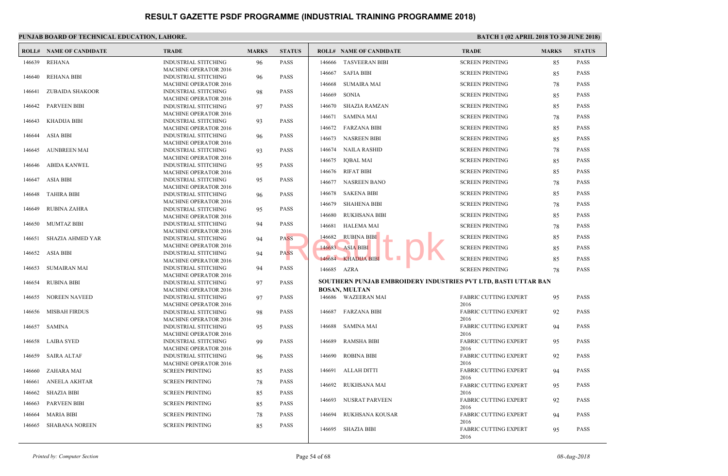# RESULT GAZETTE PSDF PROGRAMME (INDUSTRIAL TRAINING PROGRAMME 2018)

**PUNJAB BOARD OF TECHNICAL EDUCATION, LAHORE.**

**BATCH 1 (02 APRIL 2018 TO 30 JUNE 2018)**

| ROLL# | NAME OF CANDIDATE | TRADE | MARKS | STATUS |
|---|---|---|---|---|
| 146639 | REHANA | INDUSTRIAL STITCHING MACHINE OPERATOR 2016 | 96 | PASS |
| 146640 | REHANA BIBI | INDUSTRIAL STITCHING MACHINE OPERATOR 2016 | 96 | PASS |
| 146641 | ZUBAIDA SHAKOOR | INDUSTRIAL STITCHING MACHINE OPERATOR 2016 | 98 | PASS |
| 146642 | PARVEEN BIBI | INDUSTRIAL STITCHING MACHINE OPERATOR 2016 | 97 | PASS |
| 146643 | KHADIJA BIBI | INDUSTRIAL STITCHING MACHINE OPERATOR 2016 | 93 | PASS |
| 146644 | ASIA BIBI | INDUSTRIAL STITCHING MACHINE OPERATOR 2016 | 96 | PASS |
| 146645 | AUNBREEN MAI | INDUSTRIAL STITCHING MACHINE OPERATOR 2016 | 93 | PASS |
| 146646 | ABIDA KANWEL | INDUSTRIAL STITCHING MACHINE OPERATOR 2016 | 95 | PASS |
| 146647 | ASIA BIBI | INDUSTRIAL STITCHING MACHINE OPERATOR 2016 | 95 | PASS |
| 146648 | TAHIRA BIBI | INDUSTRIAL STITCHING MACHINE OPERATOR 2016 | 96 | PASS |
| 146649 | RUBINA ZAHRA | INDUSTRIAL STITCHING MACHINE OPERATOR 2016 | 95 | PASS |
| 146650 | MUMTAZ BIBI | INDUSTRIAL STITCHING MACHINE OPERATOR 2016 | 94 | PASS |
| 146651 | SHAZIA AHMED YAR | INDUSTRIAL STITCHING MACHINE OPERATOR 2016 | 94 | PASS |
| 146652 | ASIA BIBI | INDUSTRIAL STITCHING MACHINE OPERATOR 2016 | 94 | PASS |
| 146653 | SUMAIRAN MAI | INDUSTRIAL STITCHING MACHINE OPERATOR 2016 | 94 | PASS |
| 146654 | RUBINA BIBI | INDUSTRIAL STITCHING MACHINE OPERATOR 2016 | 97 | PASS |
| 146655 | NOREEN NAVEED | INDUSTRIAL STITCHING MACHINE OPERATOR 2016 | 97 | PASS |
| 146656 | MISBAH FIRDUS | INDUSTRIAL STITCHING MACHINE OPERATOR 2016 | 98 | PASS |
| 146657 | SAMINA | INDUSTRIAL STITCHING MACHINE OPERATOR 2016 | 95 | PASS |
| 146658 | LAIBA SYED | INDUSTRIAL STITCHING MACHINE OPERATOR 2016 | 99 | PASS |
| 146659 | SAIRA ALTAF | INDUSTRIAL STITCHING MACHINE OPERATOR 2016 | 96 | PASS |
| 146660 | ZAHARA MAI | SCREEN PRINTING | 85 | PASS |
| 146661 | ANEELA AKHTAR | SCREEN PRINTING | 78 | PASS |
| 146662 | SHAZIA BIBI | SCREEN PRINTING | 85 | PASS |
| 146663 | PARVEEN BIBI | SCREEN PRINTING | 85 | PASS |
| 146664 | MARIA BIBI | SCREEN PRINTING | 78 | PASS |
| 146665 | SHABANA NOREEN | SCREEN PRINTING | 85 | PASS |
| 146666 | TASVEERAN BIBI | SCREEN PRINTING | 85 | PASS |
| 146667 | SAFIA BIBI | SCREEN PRINTING | 85 | PASS |
| 146668 | SUMAIRA MAI | SCREEN PRINTING | 78 | PASS |
| 146669 | SONIA | SCREEN PRINTING | 85 | PASS |
| 146670 | SHAZIA RAMZAN | SCREEN PRINTING | 85 | PASS |
| 146671 | SAMINA MAI | SCREEN PRINTING | 78 | PASS |
| 146672 | FARZANA BIBI | SCREEN PRINTING | 85 | PASS |
| 146673 | NASREEN BIBI | SCREEN PRINTING | 85 | PASS |
| 146674 | NAILA RASHID | SCREEN PRINTING | 78 | PASS |
| 146675 | IQBAL MAI | SCREEN PRINTING | 85 | PASS |
| 146676 | RIFAT BIBI | SCREEN PRINTING | 85 | PASS |
| 146677 | NASREEN BANO | SCREEN PRINTING | 78 | PASS |
| 146678 | SAKENA BIBI | SCREEN PRINTING | 85 | PASS |
| 146679 | SHAHENA BIBI | SCREEN PRINTING | 78 | PASS |
| 146680 | RUKHSANA BIBI | SCREEN PRINTING | 85 | PASS |
| 146681 | HALEMA MAI | SCREEN PRINTING | 78 | PASS |
| 146682 | RUBINA BIBI | SCREEN PRINTING | 85 | PASS |
| 146683 | ASIA BIBI | SCREEN PRINTING | 85 | PASS |
| 146684 | KHADIJA BIBI | SCREEN PRINTING | 85 | PASS |
| 146685 | AZRA | SCREEN PRINTING | 78 | PASS |

**SOUTHERN PUNJAB EMBROIDERY INDUSTRIES PVT LTD, BASTI UTTAR BAN BOSAN, MULTAN**

| ROLL# | NAME OF CANDIDATE | TRADE | MARKS | STATUS |
|---|---|---|---|---|
| 146686 | WAZEERAN MAI | FABRIC CUTTING EXPERT 2016 | 95 | PASS |
| 146687 | FARZANA BIBI | FABRIC CUTTING EXPERT 2016 | 92 | PASS |
| 146688 | SAMINA MAI | FABRIC CUTTING EXPERT 2016 | 94 | PASS |
| 146689 | RAMSHA BIBI | FABRIC CUTTING EXPERT 2016 | 95 | PASS |
| 146690 | ROBINA BIBI | FABRIC CUTTING EXPERT 2016 | 92 | PASS |
| 146691 | ALLAH DITTI | FABRIC CUTTING EXPERT 2016 | 94 | PASS |
| 146692 | RUKHSANA MAI | FABRIC CUTTING EXPERT 2016 | 95 | PASS |
| 146693 | NUSRAT PARVEEN | FABRIC CUTTING EXPERT 2016 | 92 | PASS |
| 146694 | RUKHSANA KOUSAR | FABRIC CUTTING EXPERT 2016 | 94 | PASS |
| 146695 | SHAZIA BIBI | FABRIC CUTTING EXPERT 2016 | 95 | PASS |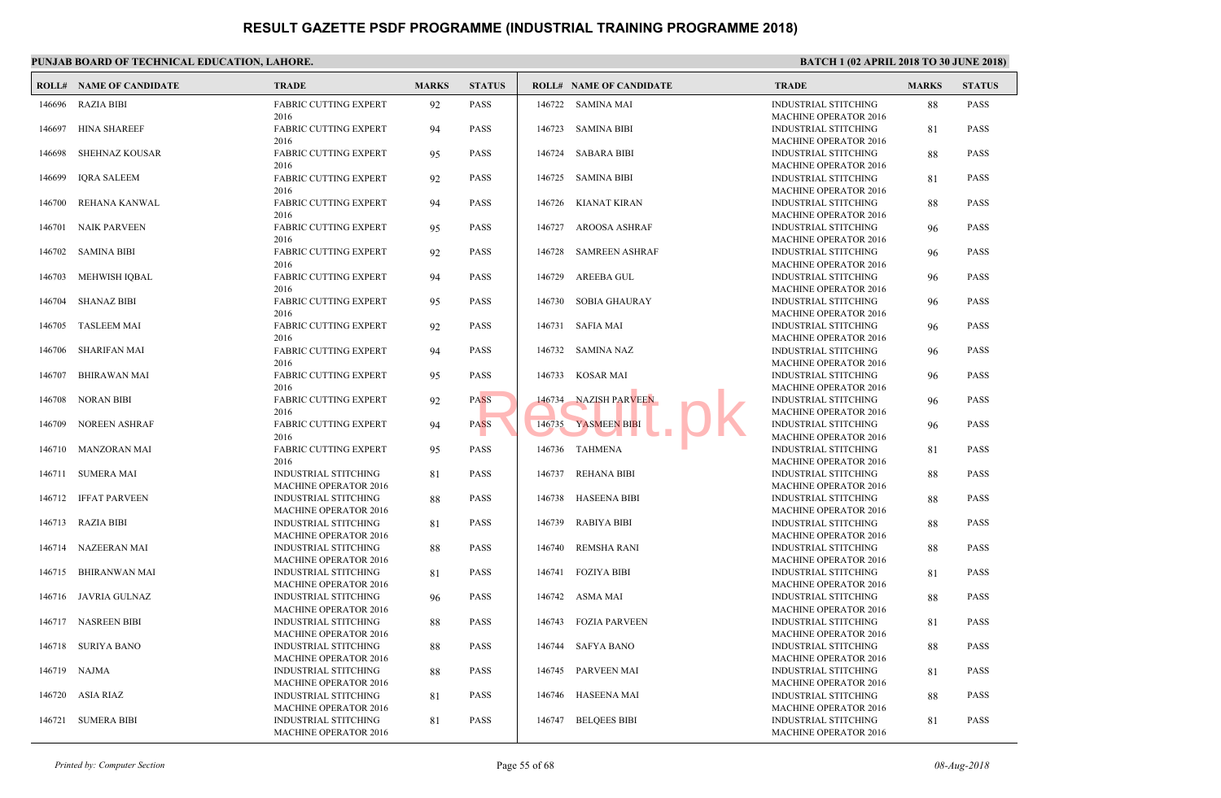# RESULT GAZETTE PSDF PROGRAMME (INDUSTRIAL TRAINING PROGRAMME 2018)

**PUNJAB BOARD OF TECHNICAL EDUCATION, LAHORE.**

**BATCH 1 (02 APRIL 2018 TO 30 JUNE 2018)**

| ROLL# | NAME OF CANDIDATE | TRADE | MARKS | STATUS |
|---|---|---|---|---|
| 146696 | RAZIA BIBI | FABRIC CUTTING EXPERT 2016 | 92 | PASS |
| 146697 | HINA SHAREEF | FABRIC CUTTING EXPERT 2016 | 94 | PASS |
| 146698 | SHEHNAZ KOUSAR | FABRIC CUTTING EXPERT 2016 | 95 | PASS |
| 146699 | IQRA SALEEM | FABRIC CUTTING EXPERT 2016 | 92 | PASS |
| 146700 | REHANA KANWAL | FABRIC CUTTING EXPERT 2016 | 94 | PASS |
| 146701 | NAIK PARVEEN | FABRIC CUTTING EXPERT 2016 | 95 | PASS |
| 146702 | SAMINA BIBI | FABRIC CUTTING EXPERT 2016 | 92 | PASS |
| 146703 | MEHWISH IQBAL | FABRIC CUTTING EXPERT 2016 | 94 | PASS |
| 146704 | SHANAZ BIBI | FABRIC CUTTING EXPERT 2016 | 95 | PASS |
| 146705 | TASLEEM MAI | FABRIC CUTTING EXPERT 2016 | 92 | PASS |
| 146706 | SHARIFAN MAI | FABRIC CUTTING EXPERT 2016 | 94 | PASS |
| 146707 | BHIRAWAN MAI | FABRIC CUTTING EXPERT 2016 | 95 | PASS |
| 146708 | NORAN BIBI | FABRIC CUTTING EXPERT 2016 | 92 | PASS |
| 146709 | NOREEN ASHRAF | FABRIC CUTTING EXPERT 2016 | 94 | PASS |
| 146710 | MANZORAN MAI | FABRIC CUTTING EXPERT 2016 | 95 | PASS |
| 146711 | SUMERA MAI | INDUSTRIAL STITCHING MACHINE OPERATOR 2016 | 81 | PASS |
| 146712 | IFFAT PARVEEN | INDUSTRIAL STITCHING MACHINE OPERATOR 2016 | 88 | PASS |
| 146713 | RAZIA BIBI | INDUSTRIAL STITCHING MACHINE OPERATOR 2016 | 81 | PASS |
| 146714 | NAZEERAN MAI | INDUSTRIAL STITCHING MACHINE OPERATOR 2016 | 88 | PASS |
| 146715 | BHIRANWAN MAI | INDUSTRIAL STITCHING MACHINE OPERATOR 2016 | 81 | PASS |
| 146716 | JAVRIA GULNAZ | INDUSTRIAL STITCHING MACHINE OPERATOR 2016 | 96 | PASS |
| 146717 | NASREEN BIBI | INDUSTRIAL STITCHING MACHINE OPERATOR 2016 | 88 | PASS |
| 146718 | SURIYA BANO | INDUSTRIAL STITCHING MACHINE OPERATOR 2016 | 88 | PASS |
| 146719 | NAJMA | INDUSTRIAL STITCHING MACHINE OPERATOR 2016 | 88 | PASS |
| 146720 | ASIA RIAZ | INDUSTRIAL STITCHING MACHINE OPERATOR 2016 | 81 | PASS |
| 146721 | SUMERA BIBI | INDUSTRIAL STITCHING MACHINE OPERATOR 2016 | 81 | PASS |
| 146722 | SAMINA MAI | INDUSTRIAL STITCHING MACHINE OPERATOR 2016 | 88 | PASS |
| 146723 | SAMINA BIBI | INDUSTRIAL STITCHING MACHINE OPERATOR 2016 | 81 | PASS |
| 146724 | SABARA BIBI | INDUSTRIAL STITCHING MACHINE OPERATOR 2016 | 88 | PASS |
| 146725 | SAMINA BIBI | INDUSTRIAL STITCHING MACHINE OPERATOR 2016 | 81 | PASS |
| 146726 | KIANAT KIRAN | INDUSTRIAL STITCHING MACHINE OPERATOR 2016 | 88 | PASS |
| 146727 | AROOSA ASHRAF | INDUSTRIAL STITCHING MACHINE OPERATOR 2016 | 96 | PASS |
| 146728 | SAMREEN ASHRAF | INDUSTRIAL STITCHING MACHINE OPERATOR 2016 | 96 | PASS |
| 146729 | AREEBA GUL | INDUSTRIAL STITCHING MACHINE OPERATOR 2016 | 96 | PASS |
| 146730 | SOBIA GHAURAY | INDUSTRIAL STITCHING MACHINE OPERATOR 2016 | 96 | PASS |
| 146731 | SAFIA MAI | INDUSTRIAL STITCHING MACHINE OPERATOR 2016 | 96 | PASS |
| 146732 | SAMINA NAZ | INDUSTRIAL STITCHING MACHINE OPERATOR 2016 | 96 | PASS |
| 146733 | KOSAR MAI | INDUSTRIAL STITCHING MACHINE OPERATOR 2016 | 96 | PASS |
| 146734 | NAZISH PARVEEN | INDUSTRIAL STITCHING MACHINE OPERATOR 2016 | 96 | PASS |
| 146735 | YASMEEN BIBI | INDUSTRIAL STITCHING MACHINE OPERATOR 2016 | 96 | PASS |
| 146736 | TAHMENA | INDUSTRIAL STITCHING MACHINE OPERATOR 2016 | 81 | PASS |
| 146737 | REHANA BIBI | INDUSTRIAL STITCHING MACHINE OPERATOR 2016 | 88 | PASS |
| 146738 | HASEENA BIBI | INDUSTRIAL STITCHING MACHINE OPERATOR 2016 | 88 | PASS |
| 146739 | RABIYA BIBI | INDUSTRIAL STITCHING MACHINE OPERATOR 2016 | 88 | PASS |
| 146740 | REMSHA RANI | INDUSTRIAL STITCHING MACHINE OPERATOR 2016 | 88 | PASS |
| 146741 | FOZIYA BIBI | INDUSTRIAL STITCHING MACHINE OPERATOR 2016 | 81 | PASS |
| 146742 | ASMA MAI | INDUSTRIAL STITCHING MACHINE OPERATOR 2016 | 88 | PASS |
| 146743 | FOZIA PARVEEN | INDUSTRIAL STITCHING MACHINE OPERATOR 2016 | 81 | PASS |
| 146744 | SAFYA BANO | INDUSTRIAL STITCHING MACHINE OPERATOR 2016 | 88 | PASS |
| 146745 | PARVEEN MAI | INDUSTRIAL STITCHING MACHINE OPERATOR 2016 | 81 | PASS |
| 146746 | HASEENA MAI | INDUSTRIAL STITCHING MACHINE OPERATOR 2016 | 88 | PASS |
| 146747 | BELQEES BIBI | INDUSTRIAL STITCHING MACHINE OPERATOR 2016 | 81 | PASS |

*Printed by: Computer Section*

*08-Aug-2018*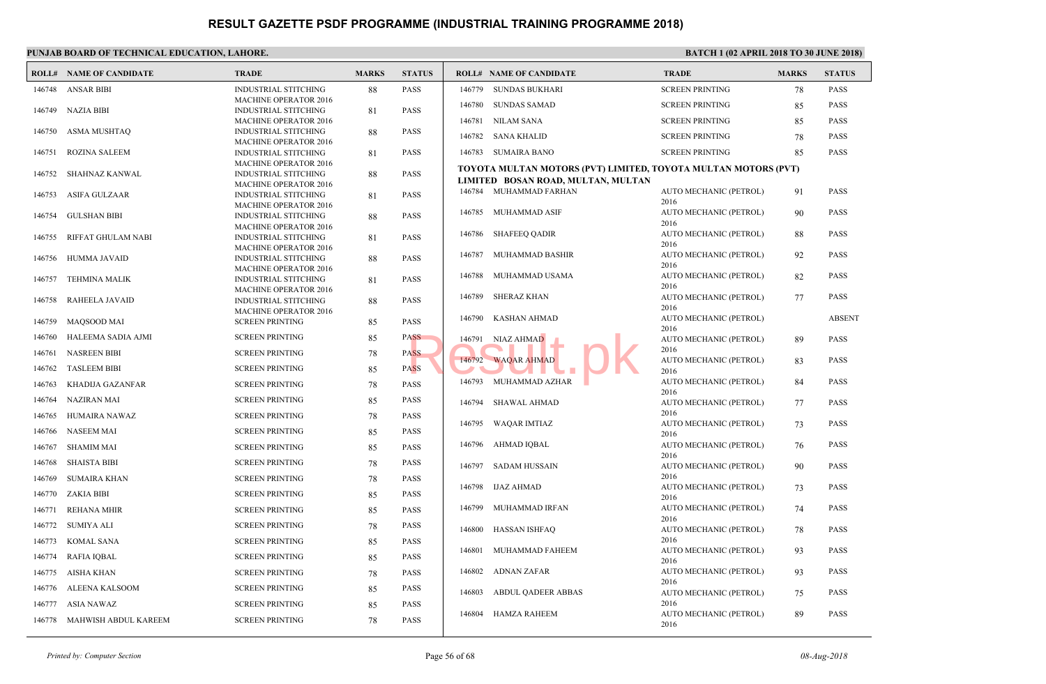# RESULT GAZETTE PSDF PROGRAMME (INDUSTRIAL TRAINING PROGRAMME 2018)

**PUNJAB BOARD OF TECHNICAL EDUCATION, LAHORE.** **BATCH 1 (02 APRIL 2018 TO 30 JUNE 2018)**

| ROLL# | NAME OF CANDIDATE | TRADE | MARKS | STATUS |
|---|---|---|---|---|
| 146748 | ANSAR BIBI | INDUSTRIAL STITCHING MACHINE OPERATOR 2016 | 88 | PASS |
| 146749 | NAZIA BIBI | INDUSTRIAL STITCHING MACHINE OPERATOR 2016 | 81 | PASS |
| 146750 | ASMA MUSHTAQ | INDUSTRIAL STITCHING MACHINE OPERATOR 2016 | 88 | PASS |
| 146751 | ROZINA SALEEM | INDUSTRIAL STITCHING MACHINE OPERATOR 2016 | 81 | PASS |
| 146752 | SHAHNAZ KANWAL | INDUSTRIAL STITCHING MACHINE OPERATOR 2016 | 88 | PASS |
| 146753 | ASIFA GULZAAR | INDUSTRIAL STITCHING MACHINE OPERATOR 2016 | 81 | PASS |
| 146754 | GULSHAN BIBI | INDUSTRIAL STITCHING MACHINE OPERATOR 2016 | 88 | PASS |
| 146755 | RIFFAT GHULAM NABI | INDUSTRIAL STITCHING MACHINE OPERATOR 2016 | 81 | PASS |
| 146756 | HUMMA JAVAID | INDUSTRIAL STITCHING MACHINE OPERATOR 2016 | 88 | PASS |
| 146757 | TEHMINA MALIK | INDUSTRIAL STITCHING MACHINE OPERATOR 2016 | 81 | PASS |
| 146758 | RAHEELA JAVAID | INDUSTRIAL STITCHING MACHINE OPERATOR 2016 | 88 | PASS |
| 146759 | MAQSOOD MAI | SCREEN PRINTING | 85 | PASS |
| 146760 | HALEEMA SADIA AJMI | SCREEN PRINTING | 85 | PASS |
| 146761 | NASREEN BIBI | SCREEN PRINTING | 78 | PASS |
| 146762 | TASLEEM BIBI | SCREEN PRINTING | 85 | PASS |
| 146763 | KHADIJA GAZANFAR | SCREEN PRINTING | 78 | PASS |
| 146764 | NAZIRAN MAI | SCREEN PRINTING | 85 | PASS |
| 146765 | HUMAIRA NAWAZ | SCREEN PRINTING | 78 | PASS |
| 146766 | NASEEM MAI | SCREEN PRINTING | 85 | PASS |
| 146767 | SHAMIM MAI | SCREEN PRINTING | 85 | PASS |
| 146768 | SHAISTA BIBI | SCREEN PRINTING | 78 | PASS |
| 146769 | SUMAIRA KHAN | SCREEN PRINTING | 78 | PASS |
| 146770 | ZAKIA BIBI | SCREEN PRINTING | 85 | PASS |
| 146771 | REHANA MHIR | SCREEN PRINTING | 85 | PASS |
| 146772 | SUMIYA ALI | SCREEN PRINTING | 78 | PASS |
| 146773 | KOMAL SANA | SCREEN PRINTING | 85 | PASS |
| 146774 | RAFIA IQBAL | SCREEN PRINTING | 85 | PASS |
| 146775 | AISHA KHAN | SCREEN PRINTING | 78 | PASS |
| 146776 | ALEENA KALSOOM | SCREEN PRINTING | 85 | PASS |
| 146777 | ASIA NAWAZ | SCREEN PRINTING | 85 | PASS |
| 146778 | MAHWISH ABDUL KAREEM | SCREEN PRINTING | 78 | PASS |
| 146779 | SUNDAS BUKHARI | SCREEN PRINTING | 78 | PASS |
| 146780 | SUNDAS SAMAD | SCREEN PRINTING | 85 | PASS |
| 146781 | NILAM SANA | SCREEN PRINTING | 85 | PASS |
| 146782 | SANA KHALID | SCREEN PRINTING | 78 | PASS |
| 146783 | SUMAIRA BANO | SCREEN PRINTING | 85 | PASS |

**TOYOTA MULTAN MOTORS (PVT) LIMITED, TOYOTA MULTAN MOTORS (PVT) LIMITED BOSAN ROAD, MULTAN, MULTAN**

| ROLL# | NAME OF CANDIDATE | TRADE | MARKS | STATUS |
|---|---|---|---|---|
| 146784 | MUHAMMAD FARHAN | AUTO MECHANIC (PETROL) 2016 | 91 | PASS |
| 146785 | MUHAMMAD ASIF | AUTO MECHANIC (PETROL) 2016 | 90 | PASS |
| 146786 | SHAFEEQ QADIR | AUTO MECHANIC (PETROL) 2016 | 88 | PASS |
| 146787 | MUHAMMAD BASHIR | AUTO MECHANIC (PETROL) 2016 | 92 | PASS |
| 146788 | MUHAMMAD USAMA | AUTO MECHANIC (PETROL) 2016 | 82 | PASS |
| 146789 | SHERAZ KHAN | AUTO MECHANIC (PETROL) 2016 | 77 | PASS |
| 146790 | KASHAN AHMAD | AUTO MECHANIC (PETROL) 2016 | | ABSENT |
| 146791 | NIAZ AHMAD | AUTO MECHANIC (PETROL) 2016 | 89 | PASS |
| 146792 | WAQAR AHMAD | AUTO MECHANIC (PETROL) 2016 | 83 | PASS |
| 146793 | MUHAMMAD AZHAR | AUTO MECHANIC (PETROL) 2016 | 84 | PASS |
| 146794 | SHAWAL AHMAD | AUTO MECHANIC (PETROL) 2016 | 77 | PASS |
| 146795 | WAQAR IMTIAZ | AUTO MECHANIC (PETROL) 2016 | 73 | PASS |
| 146796 | AHMAD IQBAL | AUTO MECHANIC (PETROL) 2016 | 76 | PASS |
| 146797 | SADAM HUSSAIN | AUTO MECHANIC (PETROL) 2016 | 90 | PASS |
| 146798 | IJAZ AHMAD | AUTO MECHANIC (PETROL) 2016 | 73 | PASS |
| 146799 | MUHAMMAD IRFAN | AUTO MECHANIC (PETROL) 2016 | 74 | PASS |
| 146800 | HASSAN ISHFAQ | AUTO MECHANIC (PETROL) 2016 | 78 | PASS |
| 146801 | MUHAMMAD FAHEEM | AUTO MECHANIC (PETROL) 2016 | 93 | PASS |
| 146802 | ADNAN ZAFAR | AUTO MECHANIC (PETROL) 2016 | 93 | PASS |
| 146803 | ABDUL QADEER ABBAS | AUTO MECHANIC (PETROL) 2016 | 75 | PASS |
| 146804 | HAMZA RAHEEM | AUTO MECHANIC (PETROL) 2016 | 89 | PASS |

*Printed by: Computer Section* *08-Aug-2018*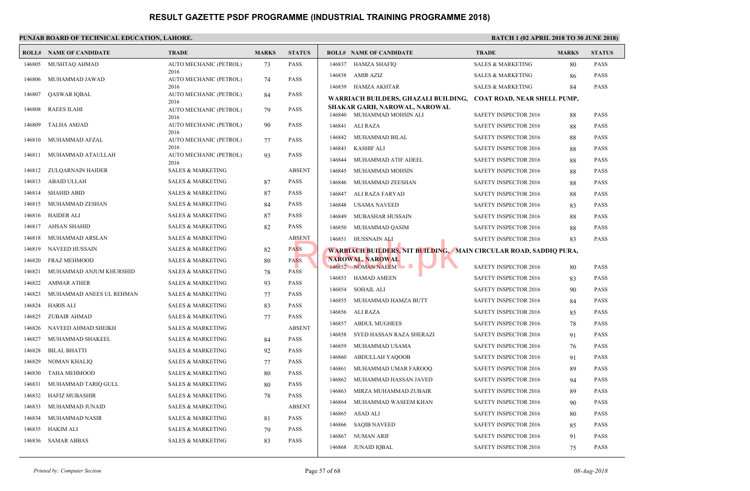# RESULT GAZETTE PSDF PROGRAMME (INDUSTRIAL TRAINING PROGRAMME 2018)

**PUNJAB BOARD OF TECHNICAL EDUCATION, LAHORE.**

**BATCH 1 (02 APRIL 2018 TO 30 JUNE 2018)**

| ROLL# | NAME OF CANDIDATE | TRADE | MARKS | STATUS |
|---|---|---|---|---|
| 146805 | MUSHTAQ AHMAD | AUTO MECHANIC (PETROL) 2016 | 73 | PASS |
| 146806 | MUHAMMAD JAWAD | AUTO MECHANIC (PETROL) 2016 | 74 | PASS |
| 146807 | QASWAR IQBAL | AUTO MECHANIC (PETROL) 2016 | 84 | PASS |
| 146808 | RAEES ILAHI | AUTO MECHANIC (PETROL) 2016 | 79 | PASS |
| 146809 | TALHA AMJAD | AUTO MECHANIC (PETROL) 2016 | 90 | PASS |
| 146810 | MUHAMMAD AFZAL | AUTO MECHANIC (PETROL) 2016 | 77 | PASS |
| 146811 | MUHAMMAD ATAULLAH | AUTO MECHANIC (PETROL) 2016 | 93 | PASS |
| 146812 | ZULQARNAIN HAIDER | SALES & MARKETING | | ABSENT |
| 146813 | ABAID ULLAH | SALES & MARKETING | 87 | PASS |
| 146814 | SHAHID ABID | SALES & MARKETING | 87 | PASS |
| 146815 | MUHAMMAD ZESHAN | SALES & MARKETING | 84 | PASS |
| 146816 | HAIDER ALI | SALES & MARKETING | 87 | PASS |
| 146817 | AHSAN SHAHID | SALES & MARKETING | 82 | PASS |
| 146818 | MUHAMMAD ARSLAN | SALES & MARKETING | | ABSENT |
| 146819 | NAVEED HUSSAIN | SALES & MARKETING | 82 | PASS |
| 146820 | FRAZ MEHMOOD | SALES & MARKETING | 80 | PASS |
| 146821 | MUHAMMAD ANJUM KHURSHID | SALES & MARKETING | 78 | PASS |
| 146822 | AMMAR ATHER | SALES & MARKETING | 93 | PASS |
| 146823 | MUHAMMAD ANEES UL REHMAN | SALES & MARKETING | 77 | PASS |
| 146824 | HARIS ALI | SALES & MARKETING | 83 | PASS |
| 146825 | ZUBAIR AHMAD | SALES & MARKETING | 77 | PASS |
| 146826 | NAVEED AHMAD SHEIKH | SALES & MARKETING | | ABSENT |
| 146827 | MUHAMMAD SHAKEEL | SALES & MARKETING | 84 | PASS |
| 146828 | BILAL BHATTI | SALES & MARKETING | 92 | PASS |
| 146829 | NOMAN KHALIQ | SALES & MARKETING | 77 | PASS |
| 146830 | TAHA MEHMOOD | SALES & MARKETING | 80 | PASS |
| 146831 | MUHAMMAD TARIQ GULL | SALES & MARKETING | 80 | PASS |
| 146832 | HAFIZ MUBASHIR | SALES & MARKETING | 78 | PASS |
| 146833 | MUHAMMAD JUNAID | SALES & MARKETING | | ABSENT |
| 146834 | MUHAMMAD NASIR | SALES & MARKETING | 81 | PASS |
| 146835 | HAKIM ALI | SALES & MARKETING | 79 | PASS |
| 146836 | SAMAR ABBAS | SALES & MARKETING | 83 | PASS |
| 146837 | HAMZA SHAFIQ | SALES & MARKETING | 80 | PASS |
| 146838 | AMIR AZIZ | SALES & MARKETING | 86 | PASS |
| 146839 | HAMZA AKHTAR | SALES & MARKETING | 84 | PASS |

**WARRIACH BUILDERS, GHAZALI BUILDING, COAT ROAD, NEAR SHELL PUMP, SHAKAR GARH, NAROWAL, NAROWAL**

| ROLL# | NAME OF CANDIDATE | TRADE | MARKS | STATUS |
|---|---|---|---|---|
| 146840 | MUHAMMAD MOHSIN ALI | SAFETY INSPECTOR 2016 | 88 | PASS |
| 146841 | ALI RAZA | SAFETY INSPECTOR 2016 | 88 | PASS |
| 146842 | MUHAMMAD BILAL | SAFETY INSPECTOR 2016 | 88 | PASS |
| 146843 | KASHIF ALI | SAFETY INSPECTOR 2016 | 88 | PASS |
| 146844 | MUHAMMAD ATIF ADEEL | SAFETY INSPECTOR 2016 | 88 | PASS |
| 146845 | MUHAMMAD MOHSIN | SAFETY INSPECTOR 2016 | 88 | PASS |
| 146846 | MUHAMMAD ZEESHAN | SAFETY INSPECTOR 2016 | 88 | PASS |
| 146847 | ALI RAZA FARYAD | SAFETY INSPECTOR 2016 | 88 | PASS |
| 146848 | USAMA NAVEED | SAFETY INSPECTOR 2016 | 83 | PASS |
| 146849 | MUBASHAR HUSSAIN | SAFETY INSPECTOR 2016 | 88 | PASS |
| 146850 | MUHAMMAD QASIM | SAFETY INSPECTOR 2016 | 88 | PASS |
| 146851 | HUSSNAIN ALI | SAFETY INSPECTOR 2016 | 83 | PASS |

**WARRIACH BUILDERS, NIT BUILDING, MAIN CIRCULAR ROAD, SADDIQ PURA, NAROWAL, NAROWAL**

| ROLL# | NAME OF CANDIDATE | TRADE | MARKS | STATUS |
|---|---|---|---|---|
| 146852 | NOMAN NAEEM | SAFETY INSPECTOR 2016 | 80 | PASS |
| 146853 | HAMAD AMEEN | SAFETY INSPECTOR 2016 | 83 | PASS |
| 146854 | SOHAIL ALI | SAFETY INSPECTOR 2016 | 90 | PASS |
| 146855 | MUHAMMAD HAMZA BUTT | SAFETY INSPECTOR 2016 | 84 | PASS |
| 146856 | ALI RAZA | SAFETY INSPECTOR 2016 | 85 | PASS |
| 146857 | ABDUL MUGHEES | SAFETY INSPECTOR 2016 | 78 | PASS |
| 146858 | SYED HASSAN RAZA SHERAZI | SAFETY INSPECTOR 2016 | 91 | PASS |
| 146859 | MUHAMMAD USAMA | SAFETY INSPECTOR 2016 | 76 | PASS |
| 146860 | ABDULLAH YAQOOB | SAFETY INSPECTOR 2016 | 91 | PASS |
| 146861 | MUHAMMAD UMAR FAROOQ | SAFETY INSPECTOR 2016 | 89 | PASS |
| 146862 | MUHAMMAD HASSAN JAVED | SAFETY INSPECTOR 2016 | 94 | PASS |
| 146863 | MIRZA MUHAMMAD ZUBAIR | SAFETY INSPECTOR 2016 | 89 | PASS |
| 146864 | MUHAMMAD WASEEM KHAN | SAFETY INSPECTOR 2016 | 90 | PASS |
| 146865 | ASAD ALI | SAFETY INSPECTOR 2016 | 80 | PASS |
| 146866 | SAQIB NAVEED | SAFETY INSPECTOR 2016 | 85 | PASS |
| 146867 | NUMAN ARIF | SAFETY INSPECTOR 2016 | 91 | PASS |
| 146868 | JUNAID IQBAL | SAFETY INSPECTOR 2016 | 75 | PASS |

*Printed by: Computer Section* — *08-Aug-2018*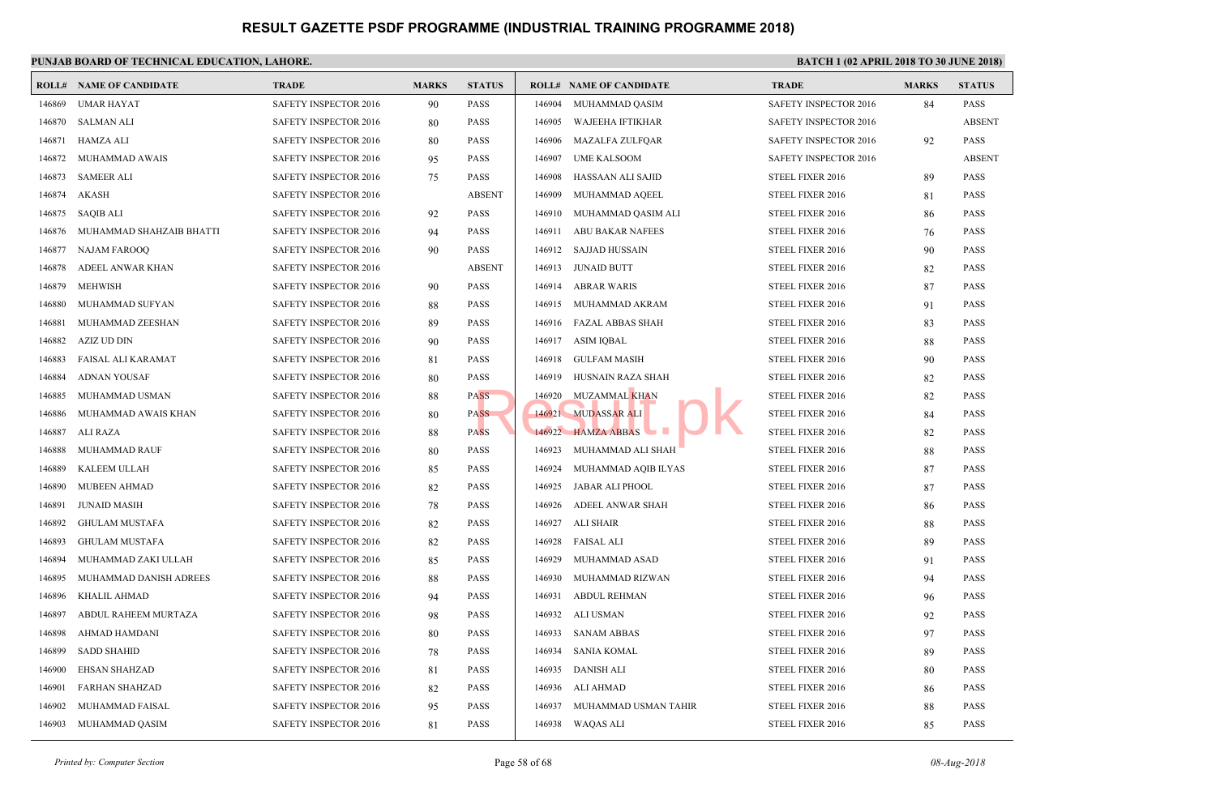# RESULT GAZETTE PSDF PROGRAMME (INDUSTRIAL TRAINING PROGRAMME 2018)

**PUNJAB BOARD OF TECHNICAL EDUCATION, LAHORE.**

**BATCH 1 (02 APRIL 2018 TO 30 JUNE 2018)**

| ROLL# | NAME OF CANDIDATE | TRADE | MARKS | STATUS |
|---|---|---|---|---|
| 146869 | UMAR HAYAT | SAFETY INSPECTOR 2016 | 90 | PASS |
| 146870 | SALMAN ALI | SAFETY INSPECTOR 2016 | 80 | PASS |
| 146871 | HAMZA ALI | SAFETY INSPECTOR 2016 | 80 | PASS |
| 146872 | MUHAMMAD AWAIS | SAFETY INSPECTOR 2016 | 95 | PASS |
| 146873 | SAMEER ALI | SAFETY INSPECTOR 2016 | 75 | PASS |
| 146874 | AKASH | SAFETY INSPECTOR 2016 | | ABSENT |
| 146875 | SAQIB ALI | SAFETY INSPECTOR 2016 | 92 | PASS |
| 146876 | MUHAMMAD SHAHZAIB BHATTI | SAFETY INSPECTOR 2016 | 94 | PASS |
| 146877 | NAJAM FAROOQ | SAFETY INSPECTOR 2016 | 90 | PASS |
| 146878 | ADEEL ANWAR KHAN | SAFETY INSPECTOR 2016 | | ABSENT |
| 146879 | MEHWISH | SAFETY INSPECTOR 2016 | 90 | PASS |
| 146880 | MUHAMMAD SUFYAN | SAFETY INSPECTOR 2016 | 88 | PASS |
| 146881 | MUHAMMAD ZEESHAN | SAFETY INSPECTOR 2016 | 89 | PASS |
| 146882 | AZIZ UD DIN | SAFETY INSPECTOR 2016 | 90 | PASS |
| 146883 | FAISAL ALI KARAMAT | SAFETY INSPECTOR 2016 | 81 | PASS |
| 146884 | ADNAN YOUSAF | SAFETY INSPECTOR 2016 | 80 | PASS |
| 146885 | MUHAMMAD USMAN | SAFETY INSPECTOR 2016 | 88 | PASS |
| 146886 | MUHAMMAD AWAIS KHAN | SAFETY INSPECTOR 2016 | 80 | PASS |
| 146887 | ALI RAZA | SAFETY INSPECTOR 2016 | 88 | PASS |
| 146888 | MUHAMMAD RAUF | SAFETY INSPECTOR 2016 | 80 | PASS |
| 146889 | KALEEM ULLAH | SAFETY INSPECTOR 2016 | 85 | PASS |
| 146890 | MUBEEN AHMAD | SAFETY INSPECTOR 2016 | 82 | PASS |
| 146891 | JUNAID MASIH | SAFETY INSPECTOR 2016 | 78 | PASS |
| 146892 | GHULAM MUSTAFA | SAFETY INSPECTOR 2016 | 82 | PASS |
| 146893 | GHULAM MUSTAFA | SAFETY INSPECTOR 2016 | 82 | PASS |
| 146894 | MUHAMMAD ZAKI ULLAH | SAFETY INSPECTOR 2016 | 85 | PASS |
| 146895 | MUHAMMAD DANISH ADREES | SAFETY INSPECTOR 2016 | 88 | PASS |
| 146896 | KHALIL AHMAD | SAFETY INSPECTOR 2016 | 94 | PASS |
| 146897 | ABDUL RAHEEM MURTAZA | SAFETY INSPECTOR 2016 | 98 | PASS |
| 146898 | AHMAD HAMDANI | SAFETY INSPECTOR 2016 | 80 | PASS |
| 146899 | SADD SHAHID | SAFETY INSPECTOR 2016 | 78 | PASS |
| 146900 | EHSAN SHAHZAD | SAFETY INSPECTOR 2016 | 81 | PASS |
| 146901 | FARHAN SHAHZAD | SAFETY INSPECTOR 2016 | 82 | PASS |
| 146902 | MUHAMMAD FAISAL | SAFETY INSPECTOR 2016 | 95 | PASS |
| 146903 | MUHAMMAD QASIM | SAFETY INSPECTOR 2016 | 81 | PASS |
| 146904 | MUHAMMAD QASIM | SAFETY INSPECTOR 2016 | 84 | PASS |
| 146905 | WAJEEHA IFTIKHAR | SAFETY INSPECTOR 2016 | | ABSENT |
| 146906 | MAZALFA ZULFQAR | SAFETY INSPECTOR 2016 | 92 | PASS |
| 146907 | UME KALSOOM | SAFETY INSPECTOR 2016 | | ABSENT |
| 146908 | HASSAAN ALI SAJID | STEEL FIXER 2016 | 89 | PASS |
| 146909 | MUHAMMAD AQEEL | STEEL FIXER 2016 | 81 | PASS |
| 146910 | MUHAMMAD QASIM ALI | STEEL FIXER 2016 | 86 | PASS |
| 146911 | ABU BAKAR NAFEES | STEEL FIXER 2016 | 76 | PASS |
| 146912 | SAJJAD HUSSAIN | STEEL FIXER 2016 | 90 | PASS |
| 146913 | JUNAID BUTT | STEEL FIXER 2016 | 82 | PASS |
| 146914 | ABRAR WARIS | STEEL FIXER 2016 | 87 | PASS |
| 146915 | MUHAMMAD AKRAM | STEEL FIXER 2016 | 91 | PASS |
| 146916 | FAZAL ABBAS SHAH | STEEL FIXER 2016 | 83 | PASS |
| 146917 | ASIM IQBAL | STEEL FIXER 2016 | 88 | PASS |
| 146918 | GULFAM MASIH | STEEL FIXER 2016 | 90 | PASS |
| 146919 | HUSNAIN RAZA SHAH | STEEL FIXER 2016 | 82 | PASS |
| 146920 | MUZAMMAL KHAN | STEEL FIXER 2016 | 82 | PASS |
| 146921 | MUDASSAR ALI | STEEL FIXER 2016 | 84 | PASS |
| 146922 | HAMZA ABBAS | STEEL FIXER 2016 | 82 | PASS |
| 146923 | MUHAMMAD ALI SHAH | STEEL FIXER 2016 | 88 | PASS |
| 146924 | MUHAMMAD AQIB ILYAS | STEEL FIXER 2016 | 87 | PASS |
| 146925 | JABAR ALI PHOOL | STEEL FIXER 2016 | 87 | PASS |
| 146926 | ADEEL ANWAR SHAH | STEEL FIXER 2016 | 86 | PASS |
| 146927 | ALI SHAIR | STEEL FIXER 2016 | 88 | PASS |
| 146928 | FAISAL ALI | STEEL FIXER 2016 | 89 | PASS |
| 146929 | MUHAMMAD ASAD | STEEL FIXER 2016 | 91 | PASS |
| 146930 | MUHAMMAD RIZWAN | STEEL FIXER 2016 | 94 | PASS |
| 146931 | ABDUL REHMAN | STEEL FIXER 2016 | 96 | PASS |
| 146932 | ALI USMAN | STEEL FIXER 2016 | 92 | PASS |
| 146933 | SANAM ABBAS | STEEL FIXER 2016 | 97 | PASS |
| 146934 | SANIA KOMAL | STEEL FIXER 2016 | 89 | PASS |
| 146935 | DANISH ALI | STEEL FIXER 2016 | 80 | PASS |
| 146936 | ALI AHMAD | STEEL FIXER 2016 | 86 | PASS |
| 146937 | MUHAMMAD USMAN TAHIR | STEEL FIXER 2016 | 88 | PASS |
| 146938 | WAQAS ALI | STEEL FIXER 2016 | 85 | PASS |

*Printed by: Computer Section*

*08-Aug-2018*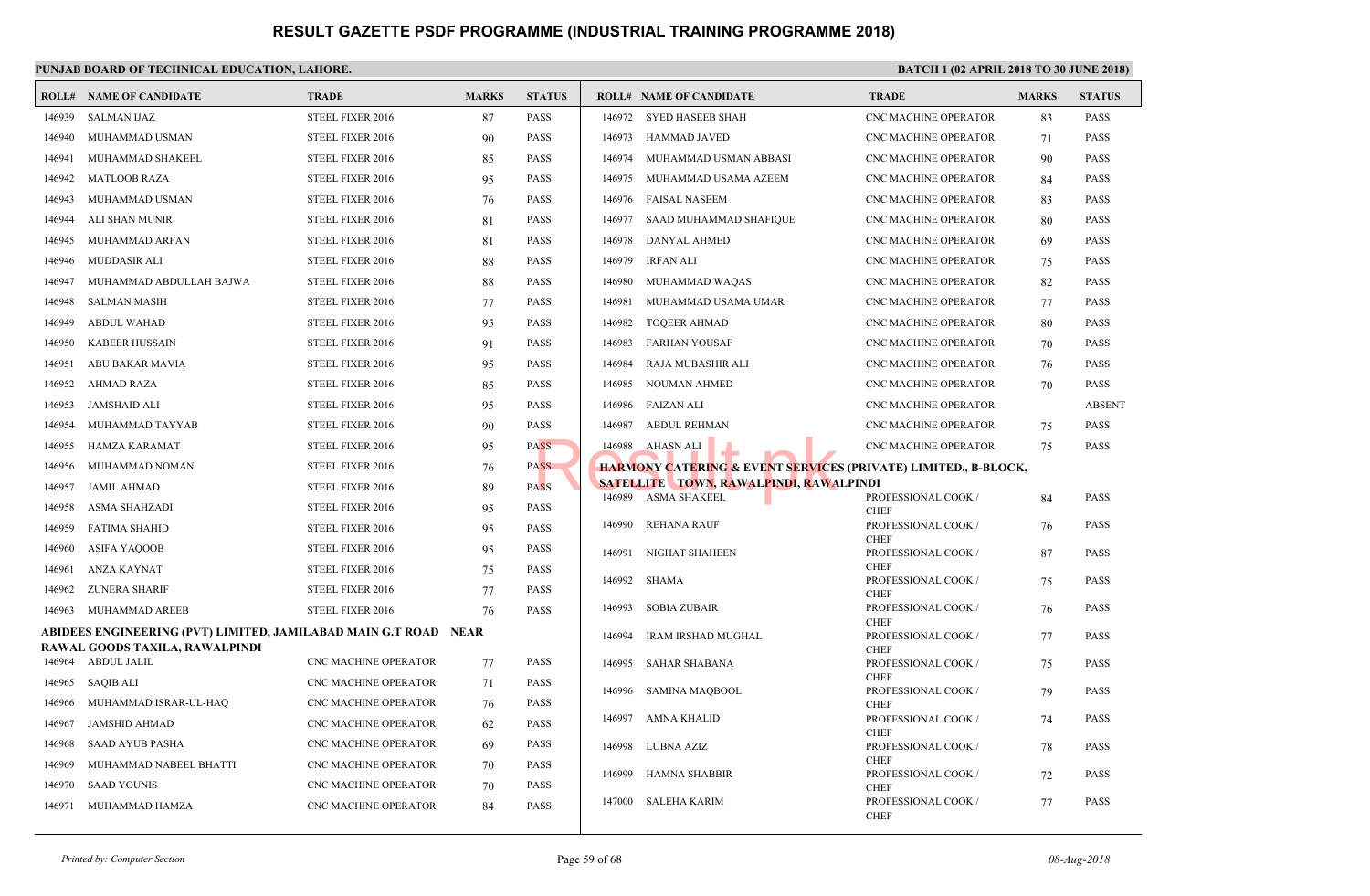# RESULT GAZETTE PSDF PROGRAMME (INDUSTRIAL TRAINING PROGRAMME 2018)

**PUNJAB BOARD OF TECHNICAL EDUCATION, LAHORE.**

**BATCH 1 (02 APRIL 2018 TO 30 JUNE 2018)**

| ROLL# | NAME OF CANDIDATE | TRADE | MARKS | STATUS |
|---|---|---|---|---|
| 146939 | SALMAN IJAZ | STEEL FIXER 2016 | 87 | PASS |
| 146940 | MUHAMMAD USMAN | STEEL FIXER 2016 | 90 | PASS |
| 146941 | MUHAMMAD SHAKEEL | STEEL FIXER 2016 | 85 | PASS |
| 146942 | MATLOOB RAZA | STEEL FIXER 2016 | 95 | PASS |
| 146943 | MUHAMMAD USMAN | STEEL FIXER 2016 | 76 | PASS |
| 146944 | ALI SHAN MUNIR | STEEL FIXER 2016 | 81 | PASS |
| 146945 | MUHAMMAD ARFAN | STEEL FIXER 2016 | 81 | PASS |
| 146946 | MUDDASIR ALI | STEEL FIXER 2016 | 88 | PASS |
| 146947 | MUHAMMAD ABDULLAH BAJWA | STEEL FIXER 2016 | 88 | PASS |
| 146948 | SALMAN MASIH | STEEL FIXER 2016 | 77 | PASS |
| 146949 | ABDUL WAHAD | STEEL FIXER 2016 | 95 | PASS |
| 146950 | KABEER HUSSAIN | STEEL FIXER 2016 | 91 | PASS |
| 146951 | ABU BAKAR MAVIA | STEEL FIXER 2016 | 95 | PASS |
| 146952 | AHMAD RAZA | STEEL FIXER 2016 | 85 | PASS |
| 146953 | JAMSHAID ALI | STEEL FIXER 2016 | 95 | PASS |
| 146954 | MUHAMMAD TAYYAB | STEEL FIXER 2016 | 90 | PASS |
| 146955 | HAMZA KARAMAT | STEEL FIXER 2016 | 95 | PASS |
| 146956 | MUHAMMAD NOMAN | STEEL FIXER 2016 | 76 | PASS |
| 146957 | JAMIL AHMAD | STEEL FIXER 2016 | 89 | PASS |
| 146958 | ASMA SHAHZADI | STEEL FIXER 2016 | 95 | PASS |
| 146959 | FATIMA SHAHID | STEEL FIXER 2016 | 95 | PASS |
| 146960 | ASIFA YAQOOB | STEEL FIXER 2016 | 95 | PASS |
| 146961 | ANZA KAYNAT | STEEL FIXER 2016 | 75 | PASS |
| 146962 | ZUNERA SHARIF | STEEL FIXER 2016 | 77 | PASS |
| 146963 | MUHAMMAD AREEB | STEEL FIXER 2016 | 76 | PASS |

**ABIDEES ENGINEERING (PVT) LIMITED, JAMILABAD MAIN G.T ROAD NEAR RAWAL GOODS TAXILA, RAWALPINDI**

| ROLL# | NAME OF CANDIDATE | TRADE | MARKS | STATUS |
|---|---|---|---|---|
| 146964 | ABDUL JALIL | CNC MACHINE OPERATOR | 77 | PASS |
| 146965 | SAQIB ALI | CNC MACHINE OPERATOR | 71 | PASS |
| 146966 | MUHAMMAD ISRAR-UL-HAQ | CNC MACHINE OPERATOR | 76 | PASS |
| 146967 | JAMSHID AHMAD | CNC MACHINE OPERATOR | 62 | PASS |
| 146968 | SAAD AYUB PASHA | CNC MACHINE OPERATOR | 69 | PASS |
| 146969 | MUHAMMAD NABEEL BHATTI | CNC MACHINE OPERATOR | 70 | PASS |
| 146970 | SAAD YOUNIS | CNC MACHINE OPERATOR | 70 | PASS |
| 146971 | MUHAMMAD HAMZA | CNC MACHINE OPERATOR | 84 | PASS |
| 146972 | SYED HASEEB SHAH | CNC MACHINE OPERATOR | 83 | PASS |
| 146973 | HAMMAD JAVED | CNC MACHINE OPERATOR | 71 | PASS |
| 146974 | MUHAMMAD USMAN ABBASI | CNC MACHINE OPERATOR | 90 | PASS |
| 146975 | MUHAMMAD USAMA AZEEM | CNC MACHINE OPERATOR | 84 | PASS |
| 146976 | FAISAL NASEEM | CNC MACHINE OPERATOR | 83 | PASS |
| 146977 | SAAD MUHAMMAD SHAFIQUE | CNC MACHINE OPERATOR | 80 | PASS |
| 146978 | DANYAL AHMED | CNC MACHINE OPERATOR | 69 | PASS |
| 146979 | IRFAN ALI | CNC MACHINE OPERATOR | 75 | PASS |
| 146980 | MUHAMMAD WAQAS | CNC MACHINE OPERATOR | 82 | PASS |
| 146981 | MUHAMMAD USAMA UMAR | CNC MACHINE OPERATOR | 77 | PASS |
| 146982 | TOQEER AHMAD | CNC MACHINE OPERATOR | 80 | PASS |
| 146983 | FARHAN YOUSAF | CNC MACHINE OPERATOR | 70 | PASS |
| 146984 | RAJA MUBASHIR ALI | CNC MACHINE OPERATOR | 76 | PASS |
| 146985 | NOUMAN AHMED | CNC MACHINE OPERATOR | 70 | PASS |
| 146986 | FAIZAN ALI | CNC MACHINE OPERATOR | | ABSENT |
| 146987 | ABDUL REHMAN | CNC MACHINE OPERATOR | 75 | PASS |
| 146988 | AHASN ALI | CNC MACHINE OPERATOR | 75 | PASS |

**HARMONY CATERING & EVENT SERVICES (PRIVATE) LIMITED., B-BLOCK, SATELLITE TOWN, RAWALPINDI, RAWALPINDI**

| ROLL# | NAME OF CANDIDATE | TRADE | MARKS | STATUS |
|---|---|---|---|---|
| 146989 | ASMA SHAKEEL | PROFESSIONAL COOK / CHEF | 84 | PASS |
| 146990 | REHANA RAUF | PROFESSIONAL COOK / CHEF | 76 | PASS |
| 146991 | NIGHAT SHAHEEN | PROFESSIONAL COOK / CHEF | 87 | PASS |
| 146992 | SHAMA | PROFESSIONAL COOK / CHEF | 75 | PASS |
| 146993 | SOBIA ZUBAIR | PROFESSIONAL COOK / CHEF | 76 | PASS |
| 146994 | IRAM IRSHAD MUGHAL | PROFESSIONAL COOK / CHEF | 77 | PASS |
| 146995 | SAHAR SHABANA | PROFESSIONAL COOK / CHEF | 75 | PASS |
| 146996 | SAMINA MAQBOOL | PROFESSIONAL COOK / CHEF | 79 | PASS |
| 146997 | AMNA KHALID | PROFESSIONAL COOK / CHEF | 74 | PASS |
| 146998 | LUBNA AZIZ | PROFESSIONAL COOK / CHEF | 78 | PASS |
| 146999 | HAMNA SHABBIR | PROFESSIONAL COOK / CHEF | 72 | PASS |
| 147000 | SALEHA KARIM | PROFESSIONAL COOK / CHEF | 77 | PASS |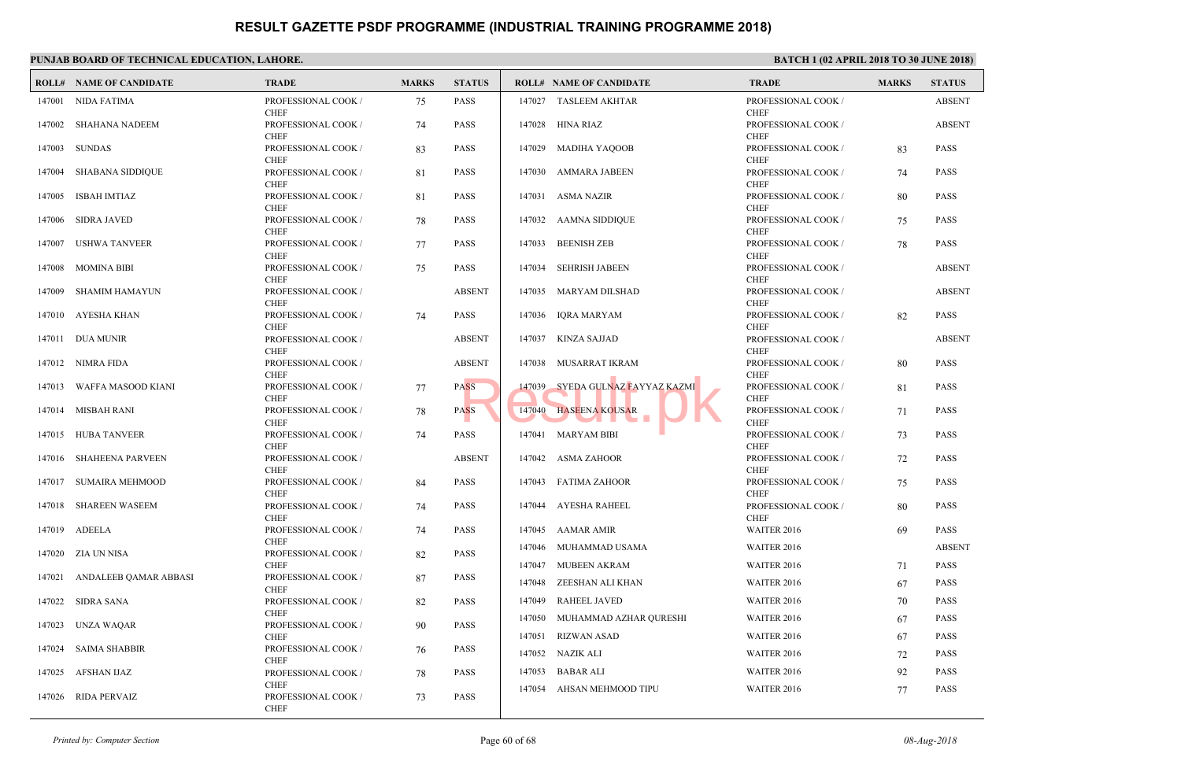# RESULT GAZETTE PSDF PROGRAMME (INDUSTRIAL TRAINING PROGRAMME 2018)

**PUNJAB BOARD OF TECHNICAL EDUCATION, LAHORE.**

**BATCH 1 (02 APRIL 2018 TO 30 JUNE 2018)**

| ROLL# | NAME OF CANDIDATE | TRADE | MARKS | STATUS |
|---|---|---|---|---|
| 147001 | NIDA FATIMA | PROFESSIONAL COOK / CHEF | 75 | PASS |
| 147002 | SHAHANA NADEEM | PROFESSIONAL COOK / CHEF | 74 | PASS |
| 147003 | SUNDAS | PROFESSIONAL COOK / CHEF | 83 | PASS |
| 147004 | SHABANA SIDDIQUE | PROFESSIONAL COOK / CHEF | 81 | PASS |
| 147005 | ISBAH IMTIAZ | PROFESSIONAL COOK / CHEF | 81 | PASS |
| 147006 | SIDRA JAVED | PROFESSIONAL COOK / CHEF | 78 | PASS |
| 147007 | USHWA TANVEER | PROFESSIONAL COOK / CHEF | 77 | PASS |
| 147008 | MOMINA BIBI | PROFESSIONAL COOK / CHEF | 75 | PASS |
| 147009 | SHAMIM HAMAYUN | PROFESSIONAL COOK / CHEF | | ABSENT |
| 147010 | AYESHA KHAN | PROFESSIONAL COOK / CHEF | 74 | PASS |
| 147011 | DUA MUNIR | PROFESSIONAL COOK / CHEF | | ABSENT |
| 147012 | NIMRA FIDA | PROFESSIONAL COOK / CHEF | | ABSENT |
| 147013 | WAFFA MASOOD KIANI | PROFESSIONAL COOK / CHEF | 77 | PASS |
| 147014 | MISBAH RANI | PROFESSIONAL COOK / CHEF | 78 | PASS |
| 147015 | HUBA TANVEER | PROFESSIONAL COOK / CHEF | 74 | PASS |
| 147016 | SHAHEENA PARVEEN | PROFESSIONAL COOK / CHEF | | ABSENT |
| 147017 | SUMAIRA MEHMOOD | PROFESSIONAL COOK / CHEF | 84 | PASS |
| 147018 | SHAREEN WASEEM | PROFESSIONAL COOK / CHEF | 74 | PASS |
| 147019 | ADEELA | PROFESSIONAL COOK / CHEF | 74 | PASS |
| 147020 | ZIA UN NISA | PROFESSIONAL COOK / CHEF | 82 | PASS |
| 147021 | ANDALEEB QAMAR ABBASI | PROFESSIONAL COOK / CHEF | 87 | PASS |
| 147022 | SIDRA SANA | PROFESSIONAL COOK / CHEF | 82 | PASS |
| 147023 | UNZA WAQAR | PROFESSIONAL COOK / CHEF | 90 | PASS |
| 147024 | SAIMA SHABBIR | PROFESSIONAL COOK / CHEF | 76 | PASS |
| 147025 | AFSHAN IJAZ | PROFESSIONAL COOK / CHEF | 78 | PASS |
| 147026 | RIDA PERVAIZ | PROFESSIONAL COOK / CHEF | 73 | PASS |
| 147027 | TASLEEM AKHTAR | PROFESSIONAL COOK / CHEF | | ABSENT |
| 147028 | HINA RIAZ | PROFESSIONAL COOK / CHEF | | ABSENT |
| 147029 | MADIHA YAQOOB | PROFESSIONAL COOK / CHEF | 83 | PASS |
| 147030 | AMMARA JABEEN | PROFESSIONAL COOK / CHEF | 74 | PASS |
| 147031 | ASMA NAZIR | PROFESSIONAL COOK / CHEF | 80 | PASS |
| 147032 | AAMNA SIDDIQUE | PROFESSIONAL COOK / CHEF | 75 | PASS |
| 147033 | BEENISH ZEB | PROFESSIONAL COOK / CHEF | 78 | PASS |
| 147034 | SEHRISH JABEEN | PROFESSIONAL COOK / CHEF | | ABSENT |
| 147035 | MARYAM DILSHAD | PROFESSIONAL COOK / CHEF | | ABSENT |
| 147036 | IQRA MARYAM | PROFESSIONAL COOK / CHEF | 82 | PASS |
| 147037 | KINZA SAJJAD | PROFESSIONAL COOK / CHEF | | ABSENT |
| 147038 | MUSARRAT IKRAM | PROFESSIONAL COOK / CHEF | 80 | PASS |
| 147039 | SYEDA GULNAZ FAYYAZ KAZMI | PROFESSIONAL COOK / CHEF | 81 | PASS |
| 147040 | HASEENA KOUSAR | PROFESSIONAL COOK / CHEF | 71 | PASS |
| 147041 | MARYAM BIBI | PROFESSIONAL COOK / CHEF | 73 | PASS |
| 147042 | ASMA ZAHOOR | PROFESSIONAL COOK / CHEF | 72 | PASS |
| 147043 | FATIMA ZAHOOR | PROFESSIONAL COOK / CHEF | 75 | PASS |
| 147044 | AYESHA RAHEEL | PROFESSIONAL COOK / CHEF | 80 | PASS |
| 147045 | AAMAR AMIR | WAITER 2016 | 69 | PASS |
| 147046 | MUHAMMAD USAMA | WAITER 2016 | | ABSENT |
| 147047 | MUBEEN AKRAM | WAITER 2016 | 71 | PASS |
| 147048 | ZEESHAN ALI KHAN | WAITER 2016 | 67 | PASS |
| 147049 | RAHEEL JAVED | WAITER 2016 | 70 | PASS |
| 147050 | MUHAMMAD AZHAR QURESHI | WAITER 2016 | 67 | PASS |
| 147051 | RIZWAN ASAD | WAITER 2016 | 67 | PASS |
| 147052 | NAZIK ALI | WAITER 2016 | 72 | PASS |
| 147053 | BABAR ALI | WAITER 2016 | 92 | PASS |
| 147054 | AHSAN MEHMOOD TIPU | WAITER 2016 | 77 | PASS |

*Printed by: Computer Section* | *08-Aug-2018*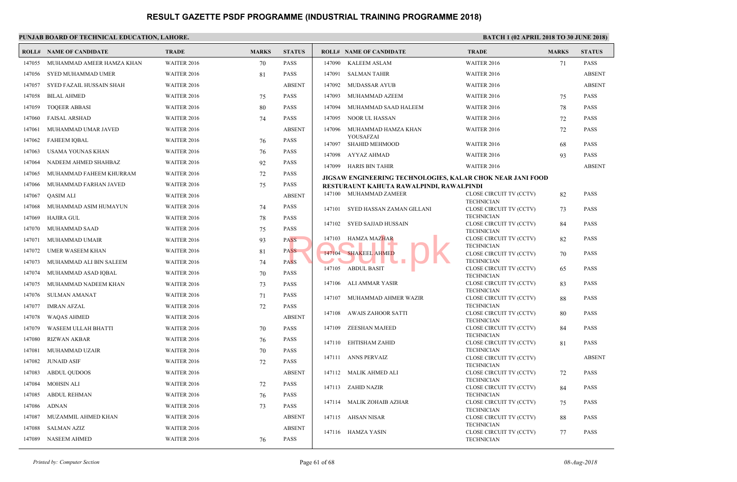# RESULT GAZETTE PSDF PROGRAMME (INDUSTRIAL TRAINING PROGRAMME 2018)

**PUNJAB BOARD OF TECHNICAL EDUCATION, LAHORE.**

**BATCH 1 (02 APRIL 2018 TO 30 JUNE 2018)**

| ROLL# | NAME OF CANDIDATE | TRADE | MARKS | STATUS |
|---|---|---|---|---|
| 147055 | MUHAMMAD AMEER HAMZA KHAN | WAITER 2016 | 70 | PASS |
| 147056 | SYED MUHAMMAD UMER | WAITER 2016 | 81 | PASS |
| 147057 | SYED FAZAIL HUSSAIN SHAH | WAITER 2016 | | ABSENT |
| 147058 | BILAL AHMED | WAITER 2016 | 75 | PASS |
| 147059 | TOQEER ABBASI | WAITER 2016 | 80 | PASS |
| 147060 | FAISAL ARSHAD | WAITER 2016 | 74 | PASS |
| 147061 | MUHAMMAD UMAR JAVED | WAITER 2016 | | ABSENT |
| 147062 | FAHEEM IQBAL | WAITER 2016 | 76 | PASS |
| 147063 | USAMA YOUNAS KHAN | WAITER 2016 | 76 | PASS |
| 147064 | NADEEM AHMED SHAHBAZ | WAITER 2016 | 92 | PASS |
| 147065 | MUHAMMAD FAHEEM KHURRAM | WAITER 2016 | 72 | PASS |
| 147066 | MUHAMMAD FARHAN JAVED | WAITER 2016 | 75 | PASS |
| 147067 | QASIM ALI | WAITER 2016 | | ABSENT |
| 147068 | MUHAMMAD ASIM HUMAYUN | WAITER 2016 | 74 | PASS |
| 147069 | HAJIRA GUL | WAITER 2016 | 78 | PASS |
| 147070 | MUHAMMAD SAAD | WAITER 2016 | 75 | PASS |
| 147071 | MUHAMMAD UMAIR | WAITER 2016 | 93 | PASS |
| 147072 | UMER WASEEM KHAN | WAITER 2016 | 81 | PASS |
| 147073 | MUHAMMAD ALI BIN SALEEM | WAITER 2016 | 74 | PASS |
| 147074 | MUHAMMAD ASAD IQBAL | WAITER 2016 | 70 | PASS |
| 147075 | MUHAMMAD NADEEM KHAN | WAITER 2016 | 73 | PASS |
| 147076 | SULMAN AMANAT | WAITER 2016 | 71 | PASS |
| 147077 | IMRAN AFZAL | WAITER 2016 | 72 | PASS |
| 147078 | WAQAS AHMED | WAITER 2016 | | ABSENT |
| 147079 | WASEEM ULLAH BHATTI | WAITER 2016 | 70 | PASS |
| 147080 | RIZWAN AKBAR | WAITER 2016 | 76 | PASS |
| 147081 | MUHAMMAD UZAIR | WAITER 2016 | 70 | PASS |
| 147082 | JUNAID ASIF | WAITER 2016 | 72 | PASS |
| 147083 | ABDUL QUDOOS | WAITER 2016 | | ABSENT |
| 147084 | MOHSIN ALI | WAITER 2016 | 72 | PASS |
| 147085 | ABDUL REHMAN | WAITER 2016 | 76 | PASS |
| 147086 | ADNAN | WAITER 2016 | 73 | PASS |
| 147087 | MUZAMMIL AHMED KHAN | WAITER 2016 | | ABSENT |
| 147088 | SALMAN AZIZ | WAITER 2016 | | ABSENT |
| 147089 | NASEEM AHMED | WAITER 2016 | 76 | PASS |
| 147090 | KALEEM ASLAM | WAITER 2016 | 71 | PASS |
| 147091 | SALMAN TAHIR | WAITER 2016 | | ABSENT |
| 147092 | MUDASSAR AYUB | WAITER 2016 | | ABSENT |
| 147093 | MUHAMMAD AZEEM | WAITER 2016 | 75 | PASS |
| 147094 | MUHAMMAD SAAD HALEEM | WAITER 2016 | 78 | PASS |
| 147095 | NOOR UL HASSAN | WAITER 2016 | 72 | PASS |
| 147096 | MUHAMMAD HAMZA KHAN YOUSAFZAI | WAITER 2016 | 72 | PASS |
| 147097 | SHAHID MEHMOOD | WAITER 2016 | 68 | PASS |
| 147098 | AYYAZ AHMAD | WAITER 2016 | 93 | PASS |
| 147099 | HARIS BIN TAHIR | WAITER 2016 | | ABSENT |

**JIGSAW ENGINEERING TECHNOLOGIES, KALAR CHOK NEAR JANI FOOD RESTURAUNT KAHUTA RAWALPINDI, RAWALPINDI**

| ROLL# | NAME OF CANDIDATE | TRADE | MARKS | STATUS |
|---|---|---|---|---|
| 147100 | MUHAMMAD ZAMEER | CLOSE CIRCUIT TV (CCTV) TECHNICIAN | 82 | PASS |
| 147101 | SYED HASSAN ZAMAN GILLANI | CLOSE CIRCUIT TV (CCTV) TECHNICIAN | 73 | PASS |
| 147102 | SYED SAJJAD HUSSAIN | CLOSE CIRCUIT TV (CCTV) TECHNICIAN | 84 | PASS |
| 147103 | HAMZA MAZHAR | CLOSE CIRCUIT TV (CCTV) TECHNICIAN | 82 | PASS |
| 147104 | SHAKEEL AHMED | CLOSE CIRCUIT TV (CCTV) TECHNICIAN | 70 | PASS |
| 147105 | ABDUL BASIT | CLOSE CIRCUIT TV (CCTV) TECHNICIAN | 65 | PASS |
| 147106 | ALI AMMAR YASIR | CLOSE CIRCUIT TV (CCTV) TECHNICIAN | 83 | PASS |
| 147107 | MUHAMMAD AHMER WAZIR | CLOSE CIRCUIT TV (CCTV) TECHNICIAN | 88 | PASS |
| 147108 | AWAIS ZAHOOR SATTI | CLOSE CIRCUIT TV (CCTV) TECHNICIAN | 80 | PASS |
| 147109 | ZEESHAN MAJEED | CLOSE CIRCUIT TV (CCTV) TECHNICIAN | 84 | PASS |
| 147110 | EHTISHAM ZAHID | CLOSE CIRCUIT TV (CCTV) TECHNICIAN | 81 | PASS |
| 147111 | ANNS PERVAIZ | CLOSE CIRCUIT TV (CCTV) TECHNICIAN | | ABSENT |
| 147112 | MALIK AHMED ALI | CLOSE CIRCUIT TV (CCTV) TECHNICIAN | 72 | PASS |
| 147113 | ZAHID NAZIR | CLOSE CIRCUIT TV (CCTV) TECHNICIAN | 84 | PASS |
| 147114 | MALIK ZOHAIB AZHAR | CLOSE CIRCUIT TV (CCTV) TECHNICIAN | 75 | PASS |
| 147115 | AHSAN NISAR | CLOSE CIRCUIT TV (CCTV) TECHNICIAN | 88 | PASS |
| 147116 | HAMZA YASIN | CLOSE CIRCUIT TV (CCTV) TECHNICIAN | 77 | PASS |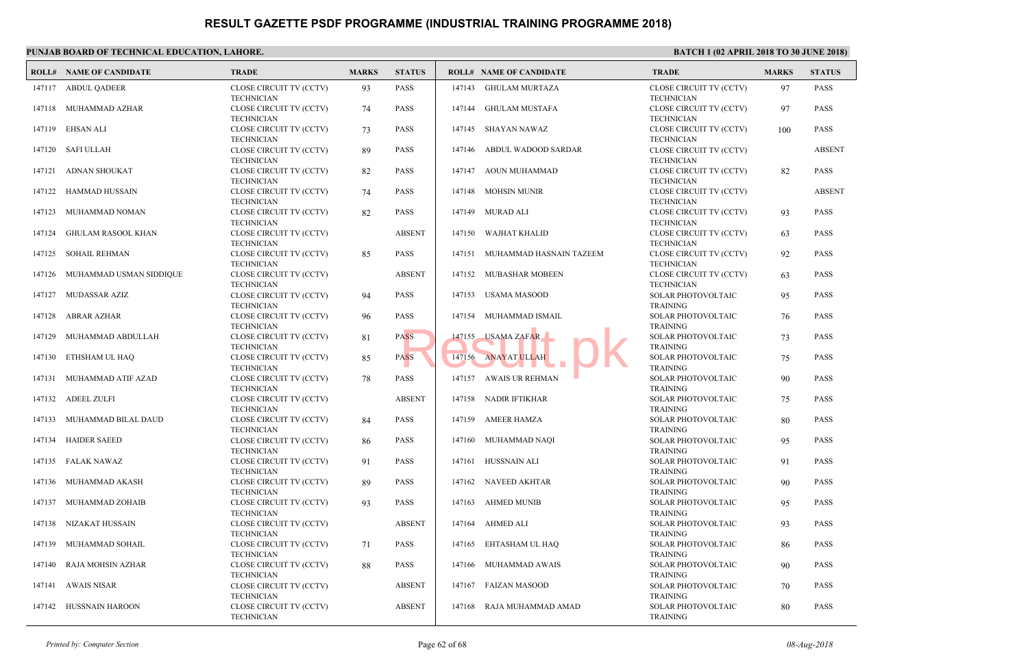# RESULT GAZETTE PSDF PROGRAMME (INDUSTRIAL TRAINING PROGRAMME 2018)

**PUNJAB BOARD OF TECHNICAL EDUCATION, LAHORE.**

**BATCH 1 (02 APRIL 2018 TO 30 JUNE 2018)**

| ROLL# | NAME OF CANDIDATE | TRADE | MARKS | STATUS |
|---|---|---|---|---|
| 147117 | ABDUL QADEER | CLOSE CIRCUIT TV (CCTV) TECHNICIAN | 93 | PASS |
| 147118 | MUHAMMAD AZHAR | CLOSE CIRCUIT TV (CCTV) TECHNICIAN | 74 | PASS |
| 147119 | EHSAN ALI | CLOSE CIRCUIT TV (CCTV) TECHNICIAN | 73 | PASS |
| 147120 | SAFI ULLAH | CLOSE CIRCUIT TV (CCTV) TECHNICIAN | 89 | PASS |
| 147121 | ADNAN SHOUKAT | CLOSE CIRCUIT TV (CCTV) TECHNICIAN | 82 | PASS |
| 147122 | HAMMAD HUSSAIN | CLOSE CIRCUIT TV (CCTV) TECHNICIAN | 74 | PASS |
| 147123 | MUHAMMAD NOMAN | CLOSE CIRCUIT TV (CCTV) TECHNICIAN | 82 | PASS |
| 147124 | GHULAM RASOOL KHAN | CLOSE CIRCUIT TV (CCTV) TECHNICIAN | | ABSENT |
| 147125 | SOHAIL REHMAN | CLOSE CIRCUIT TV (CCTV) TECHNICIAN | 85 | PASS |
| 147126 | MUHAMMAD USMAN SIDDIQUE | CLOSE CIRCUIT TV (CCTV) TECHNICIAN | | ABSENT |
| 147127 | MUDASSAR AZIZ | CLOSE CIRCUIT TV (CCTV) TECHNICIAN | 94 | PASS |
| 147128 | ABRAR AZHAR | CLOSE CIRCUIT TV (CCTV) TECHNICIAN | 96 | PASS |
| 147129 | MUHAMMAD ABDULLAH | CLOSE CIRCUIT TV (CCTV) TECHNICIAN | 81 | PASS |
| 147130 | ETHSHAM UL HAQ | CLOSE CIRCUIT TV (CCTV) TECHNICIAN | 85 | PASS |
| 147131 | MUHAMMAD ATIF AZAD | CLOSE CIRCUIT TV (CCTV) TECHNICIAN | 78 | PASS |
| 147132 | ADEEL ZULFI | CLOSE CIRCUIT TV (CCTV) TECHNICIAN | | ABSENT |
| 147133 | MUHAMMAD BILAL DAUD | CLOSE CIRCUIT TV (CCTV) TECHNICIAN | 84 | PASS |
| 147134 | HAIDER SAEED | CLOSE CIRCUIT TV (CCTV) TECHNICIAN | 86 | PASS |
| 147135 | FALAK NAWAZ | CLOSE CIRCUIT TV (CCTV) TECHNICIAN | 91 | PASS |
| 147136 | MUHAMMAD AKASH | CLOSE CIRCUIT TV (CCTV) TECHNICIAN | 89 | PASS |
| 147137 | MUHAMMAD ZOHAIB | CLOSE CIRCUIT TV (CCTV) TECHNICIAN | 93 | PASS |
| 147138 | NIZAKAT HUSSAIN | CLOSE CIRCUIT TV (CCTV) TECHNICIAN | | ABSENT |
| 147139 | MUHAMMAD SOHAIL | CLOSE CIRCUIT TV (CCTV) TECHNICIAN | 71 | PASS |
| 147140 | RAJA MOHSIN AZHAR | CLOSE CIRCUIT TV (CCTV) TECHNICIAN | 88 | PASS |
| 147141 | AWAIS NISAR | CLOSE CIRCUIT TV (CCTV) TECHNICIAN | | ABSENT |
| 147142 | HUSSNAIN HAROON | CLOSE CIRCUIT TV (CCTV) TECHNICIAN | | ABSENT |
| 147143 | GHULAM MURTAZA | CLOSE CIRCUIT TV (CCTV) TECHNICIAN | 97 | PASS |
| 147144 | GHULAM MUSTAFA | CLOSE CIRCUIT TV (CCTV) TECHNICIAN | 97 | PASS |
| 147145 | SHAYAN NAWAZ | CLOSE CIRCUIT TV (CCTV) TECHNICIAN | 100 | PASS |
| 147146 | ABDUL WADOOD SARDAR | CLOSE CIRCUIT TV (CCTV) TECHNICIAN | | ABSENT |
| 147147 | AOUN MUHAMMAD | CLOSE CIRCUIT TV (CCTV) TECHNICIAN | 82 | PASS |
| 147148 | MOHSIN MUNIR | CLOSE CIRCUIT TV (CCTV) TECHNICIAN | | ABSENT |
| 147149 | MURAD ALI | CLOSE CIRCUIT TV (CCTV) TECHNICIAN | 93 | PASS |
| 147150 | WAJHAT KHALID | CLOSE CIRCUIT TV (CCTV) TECHNICIAN | 63 | PASS |
| 147151 | MUHAMMAD HASNAIN TAZEEM | CLOSE CIRCUIT TV (CCTV) TECHNICIAN | 92 | PASS |
| 147152 | MUBASHAR MOBEEN | CLOSE CIRCUIT TV (CCTV) TECHNICIAN | 63 | PASS |
| 147153 | USAMA MASOOD | SOLAR PHOTOVOLTAIC TRAINING | 95 | PASS |
| 147154 | MUHAMMAD ISMAIL | SOLAR PHOTOVOLTAIC TRAINING | 76 | PASS |
| 147155 | USAMA ZAFAR | SOLAR PHOTOVOLTAIC TRAINING | 73 | PASS |
| 147156 | ANAYAT ULLAH | SOLAR PHOTOVOLTAIC TRAINING | 75 | PASS |
| 147157 | AWAIS UR REHMAN | SOLAR PHOTOVOLTAIC TRAINING | 90 | PASS |
| 147158 | NADIR IFTIKHAR | SOLAR PHOTOVOLTAIC TRAINING | 75 | PASS |
| 147159 | AMEER HAMZA | SOLAR PHOTOVOLTAIC TRAINING | 80 | PASS |
| 147160 | MUHAMMAD NAQI | SOLAR PHOTOVOLTAIC TRAINING | 95 | PASS |
| 147161 | HUSSNAIN ALI | SOLAR PHOTOVOLTAIC TRAINING | 91 | PASS |
| 147162 | NAVEED AKHTAR | SOLAR PHOTOVOLTAIC TRAINING | 90 | PASS |
| 147163 | AHMED MUNIB | SOLAR PHOTOVOLTAIC TRAINING | 95 | PASS |
| 147164 | AHMED ALI | SOLAR PHOTOVOLTAIC TRAINING | 93 | PASS |
| 147165 | EHTASHAM UL HAQ | SOLAR PHOTOVOLTAIC TRAINING | 86 | PASS |
| 147166 | MUHAMMAD AWAIS | SOLAR PHOTOVOLTAIC TRAINING | 90 | PASS |
| 147167 | FAIZAN MASOOD | SOLAR PHOTOVOLTAIC TRAINING | 70 | PASS |
| 147168 | RAJA MUHAMMAD AMAD | SOLAR PHOTOVOLTAIC TRAINING | 80 | PASS |

*Printed by: Computer Section*

*08-Aug-2018*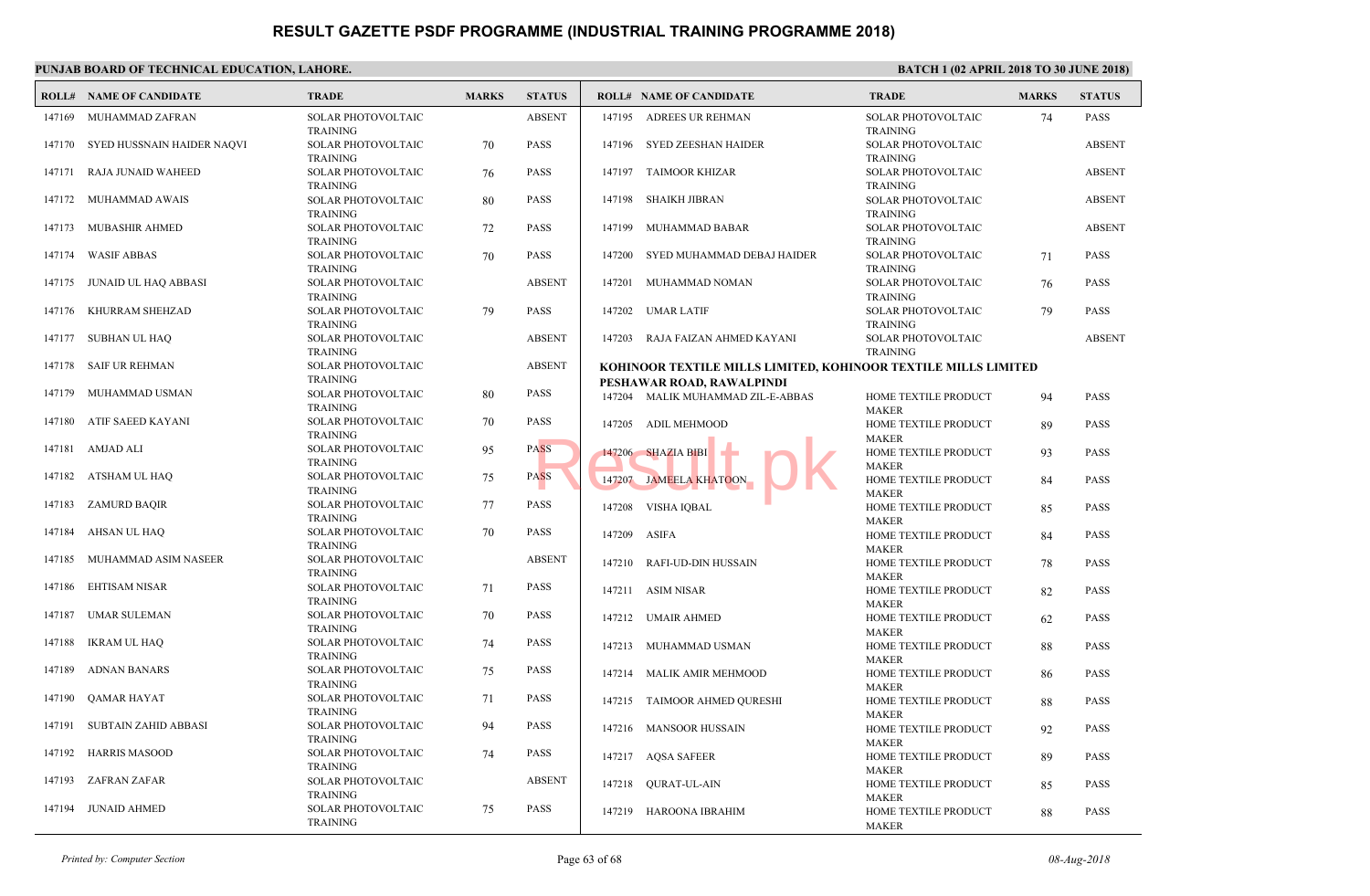# RESULT GAZETTE PSDF PROGRAMME (INDUSTRIAL TRAINING PROGRAMME 2018)

**PUNJAB BOARD OF TECHNICAL EDUCATION, LAHORE.**

**BATCH 1 (02 APRIL 2018 TO 30 JUNE 2018)**

| ROLL# | NAME OF CANDIDATE | TRADE | MARKS | STATUS |
|---|---|---|---|---|
| 147169 | MUHAMMAD ZAFRAN | SOLAR PHOTOVOLTAIC TRAINING | | ABSENT |
| 147170 | SYED HUSSNAIN HAIDER NAQVI | SOLAR PHOTOVOLTAIC TRAINING | 70 | PASS |
| 147171 | RAJA JUNAID WAHEED | SOLAR PHOTOVOLTAIC TRAINING | 76 | PASS |
| 147172 | MUHAMMAD AWAIS | SOLAR PHOTOVOLTAIC TRAINING | 80 | PASS |
| 147173 | MUBASHIR AHMED | SOLAR PHOTOVOLTAIC TRAINING | 72 | PASS |
| 147174 | WASIF ABBAS | SOLAR PHOTOVOLTAIC TRAINING | 70 | PASS |
| 147175 | JUNAID UL HAQ ABBASI | SOLAR PHOTOVOLTAIC TRAINING | | ABSENT |
| 147176 | KHURRAM SHEHZAD | SOLAR PHOTOVOLTAIC TRAINING | 79 | PASS |
| 147177 | SUBHAN UL HAQ | SOLAR PHOTOVOLTAIC TRAINING | | ABSENT |
| 147178 | SAIF UR REHMAN | SOLAR PHOTOVOLTAIC TRAINING | | ABSENT |
| 147179 | MUHAMMAD USMAN | SOLAR PHOTOVOLTAIC TRAINING | 80 | PASS |
| 147180 | ATIF SAEED KAYANI | SOLAR PHOTOVOLTAIC TRAINING | 70 | PASS |
| 147181 | AMJAD ALI | SOLAR PHOTOVOLTAIC TRAINING | 95 | PASS |
| 147182 | ATSHAM UL HAQ | SOLAR PHOTOVOLTAIC TRAINING | 75 | PASS |
| 147183 | ZAMURD BAQIR | SOLAR PHOTOVOLTAIC TRAINING | 77 | PASS |
| 147184 | AHSAN UL HAQ | SOLAR PHOTOVOLTAIC TRAINING | 70 | PASS |
| 147185 | MUHAMMAD ASIM NASEER | SOLAR PHOTOVOLTAIC TRAINING | | ABSENT |
| 147186 | EHTISAM NISAR | SOLAR PHOTOVOLTAIC TRAINING | 71 | PASS |
| 147187 | UMAR SULEMAN | SOLAR PHOTOVOLTAIC TRAINING | 70 | PASS |
| 147188 | IKRAM UL HAQ | SOLAR PHOTOVOLTAIC TRAINING | 74 | PASS |
| 147189 | ADNAN BANARS | SOLAR PHOTOVOLTAIC TRAINING | 75 | PASS |
| 147190 | QAMAR HAYAT | SOLAR PHOTOVOLTAIC TRAINING | 71 | PASS |
| 147191 | SUBTAIN ZAHID ABBASI | SOLAR PHOTOVOLTAIC TRAINING | 94 | PASS |
| 147192 | HARRIS MASOOD | SOLAR PHOTOVOLTAIC TRAINING | 74 | PASS |
| 147193 | ZAFRAN ZAFAR | SOLAR PHOTOVOLTAIC TRAINING | | ABSENT |
| 147194 | JUNAID AHMED | SOLAR PHOTOVOLTAIC TRAINING | 75 | PASS |
| 147195 | ADREES UR REHMAN | SOLAR PHOTOVOLTAIC TRAINING | 74 | PASS |
| 147196 | SYED ZEESHAN HAIDER | SOLAR PHOTOVOLTAIC TRAINING | | ABSENT |
| 147197 | TAIMOOR KHIZAR | SOLAR PHOTOVOLTAIC TRAINING | | ABSENT |
| 147198 | SHAIKH JIBRAN | SOLAR PHOTOVOLTAIC TRAINING | | ABSENT |
| 147199 | MUHAMMAD BABAR | SOLAR PHOTOVOLTAIC TRAINING | | ABSENT |
| 147200 | SYED MUHAMMAD DEBAJ HAIDER | SOLAR PHOTOVOLTAIC TRAINING | 71 | PASS |
| 147201 | MUHAMMAD NOMAN | SOLAR PHOTOVOLTAIC TRAINING | 76 | PASS |
| 147202 | UMAR LATIF | SOLAR PHOTOVOLTAIC TRAINING | 79 | PASS |
| 147203 | RAJA FAIZAN AHMED KAYANI | SOLAR PHOTOVOLTAIC TRAINING | | ABSENT |

**KOHINOOR TEXTILE MILLS LIMITED, KOHINOOR TEXTILE MILLS LIMITED PESHAWAR ROAD, RAWALPINDI**

| ROLL# | NAME OF CANDIDATE | TRADE | MARKS | STATUS |
|---|---|---|---|---|
| 147204 | MALIK MUHAMMAD ZIL-E-ABBAS | HOME TEXTILE PRODUCT MAKER | 94 | PASS |
| 147205 | ADIL MEHMOOD | HOME TEXTILE PRODUCT MAKER | 89 | PASS |
| 147206 | SHAZIA BIBI | HOME TEXTILE PRODUCT MAKER | 93 | PASS |
| 147207 | JAMEELA KHATOON | HOME TEXTILE PRODUCT MAKER | 84 | PASS |
| 147208 | VISHA IQBAL | HOME TEXTILE PRODUCT MAKER | 85 | PASS |
| 147209 | ASIFA | HOME TEXTILE PRODUCT MAKER | 84 | PASS |
| 147210 | RAFI-UD-DIN HUSSAIN | HOME TEXTILE PRODUCT MAKER | 78 | PASS |
| 147211 | ASIM NISAR | HOME TEXTILE PRODUCT MAKER | 82 | PASS |
| 147212 | UMAIR AHMED | HOME TEXTILE PRODUCT MAKER | 62 | PASS |
| 147213 | MUHAMMAD USMAN | HOME TEXTILE PRODUCT MAKER | 88 | PASS |
| 147214 | MALIK AMIR MEHMOOD | HOME TEXTILE PRODUCT MAKER | 86 | PASS |
| 147215 | TAIMOOR AHMED QURESHI | HOME TEXTILE PRODUCT MAKER | 88 | PASS |
| 147216 | MANSOOR HUSSAIN | HOME TEXTILE PRODUCT MAKER | 92 | PASS |
| 147217 | AQSA SAFEER | HOME TEXTILE PRODUCT MAKER | 89 | PASS |
| 147218 | QURAT-UL-AIN | HOME TEXTILE PRODUCT MAKER | 85 | PASS |
| 147219 | HAROONA IBRAHIM | HOME TEXTILE PRODUCT MAKER | 88 | PASS |

*Printed by: Computer Section*

*08-Aug-2018*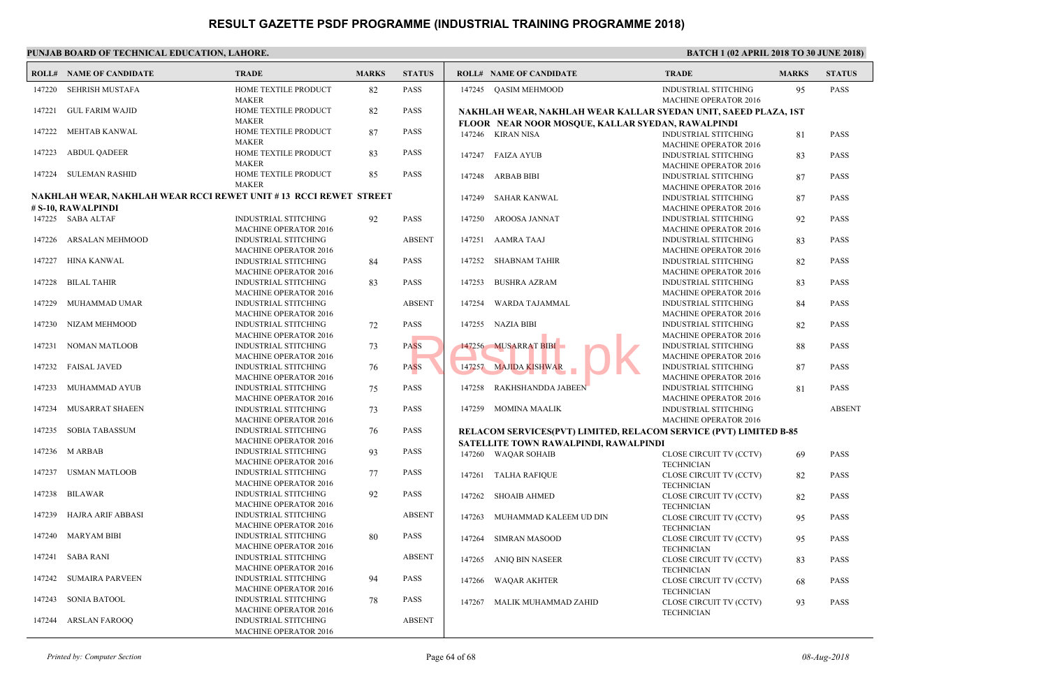# RESULT GAZETTE PSDF PROGRAMME (INDUSTRIAL TRAINING PROGRAMME 2018)

**PUNJAB BOARD OF TECHNICAL EDUCATION, LAHORE.**

**BATCH 1 (02 APRIL 2018 TO 30 JUNE 2018)**

| ROLL# | NAME OF CANDIDATE | TRADE | MARKS | STATUS |
|---|---|---|---|---|
| 147220 | SEHRISH MUSTAFA | HOME TEXTILE PRODUCT MAKER | 82 | PASS |
| 147221 | GUL FARIM WAJID | HOME TEXTILE PRODUCT MAKER | 82 | PASS |
| 147222 | MEHTAB KANWAL | HOME TEXTILE PRODUCT MAKER | 87 | PASS |
| 147223 | ABDUL QADEER | HOME TEXTILE PRODUCT MAKER | 83 | PASS |
| 147224 | SULEMAN RASHID | HOME TEXTILE PRODUCT MAKER | 85 | PASS |

**NAKHLAH WEAR, NAKHLAH WEAR RCCI REWET UNIT # 13 RCCI REWET STREET # S-10, RAWALPINDI**

| ROLL# | NAME OF CANDIDATE | TRADE | MARKS | STATUS |
|---|---|---|---|---|
| 147225 | SABA ALTAF | INDUSTRIAL STITCHING MACHINE OPERATOR 2016 | 92 | PASS |
| 147226 | ARSALAN MEHMOOD | INDUSTRIAL STITCHING MACHINE OPERATOR 2016 | | ABSENT |
| 147227 | HINA KANWAL | INDUSTRIAL STITCHING MACHINE OPERATOR 2016 | 84 | PASS |
| 147228 | BILAL TAHIR | INDUSTRIAL STITCHING MACHINE OPERATOR 2016 | 83 | PASS |
| 147229 | MUHAMMAD UMAR | INDUSTRIAL STITCHING MACHINE OPERATOR 2016 | | ABSENT |
| 147230 | NIZAM MEHMOOD | INDUSTRIAL STITCHING MACHINE OPERATOR 2016 | 72 | PASS |
| 147231 | NOMAN MATLOOB | INDUSTRIAL STITCHING MACHINE OPERATOR 2016 | 73 | PASS |
| 147232 | FAISAL JAVED | INDUSTRIAL STITCHING MACHINE OPERATOR 2016 | 76 | PASS |
| 147233 | MUHAMMAD AYUB | INDUSTRIAL STITCHING MACHINE OPERATOR 2016 | 75 | PASS |
| 147234 | MUSARRAT SHAEEN | INDUSTRIAL STITCHING MACHINE OPERATOR 2016 | 73 | PASS |
| 147235 | SOBIA TABASSUM | INDUSTRIAL STITCHING MACHINE OPERATOR 2016 | 76 | PASS |
| 147236 | M ARBAB | INDUSTRIAL STITCHING MACHINE OPERATOR 2016 | 93 | PASS |
| 147237 | USMAN MATLOOB | INDUSTRIAL STITCHING MACHINE OPERATOR 2016 | 77 | PASS |
| 147238 | BILAWAR | INDUSTRIAL STITCHING MACHINE OPERATOR 2016 | 92 | PASS |
| 147239 | HAJRA ARIF ABBASI | INDUSTRIAL STITCHING MACHINE OPERATOR 2016 | | ABSENT |
| 147240 | MARYAM BIBI | INDUSTRIAL STITCHING MACHINE OPERATOR 2016 | 80 | PASS |
| 147241 | SABA RANI | INDUSTRIAL STITCHING MACHINE OPERATOR 2016 | | ABSENT |
| 147242 | SUMAIRA PARVEEN | INDUSTRIAL STITCHING MACHINE OPERATOR 2016 | 94 | PASS |
| 147243 | SONIA BATOOL | INDUSTRIAL STITCHING MACHINE OPERATOR 2016 | 78 | PASS |
| 147244 | ARSLAN FAROOQ | INDUSTRIAL STITCHING MACHINE OPERATOR 2016 | | ABSENT |
| 147245 | QASIM MEHMOOD | INDUSTRIAL STITCHING MACHINE OPERATOR 2016 | 95 | PASS |

**NAKHLAH WEAR, NAKHLAH WEAR KALLAR SYEDAN UNIT, SAEED PLAZA, 1ST FLOOR NEAR NOOR MOSQUE, KALLAR SYEDAN, RAWALPINDI**

| ROLL# | NAME OF CANDIDATE | TRADE | MARKS | STATUS |
|---|---|---|---|---|
| 147246 | KIRAN NISA | INDUSTRIAL STITCHING MACHINE OPERATOR 2016 | 81 | PASS |
| 147247 | FAIZA AYUB | INDUSTRIAL STITCHING MACHINE OPERATOR 2016 | 83 | PASS |
| 147248 | ARBAB BIBI | INDUSTRIAL STITCHING MACHINE OPERATOR 2016 | 87 | PASS |
| 147249 | SAHAR KANWAL | INDUSTRIAL STITCHING MACHINE OPERATOR 2016 | 87 | PASS |
| 147250 | AROOSA JANNAT | INDUSTRIAL STITCHING MACHINE OPERATOR 2016 | 92 | PASS |
| 147251 | AAMRA TAAJ | INDUSTRIAL STITCHING MACHINE OPERATOR 2016 | 83 | PASS |
| 147252 | SHABNAM TAHIR | INDUSTRIAL STITCHING MACHINE OPERATOR 2016 | 82 | PASS |
| 147253 | BUSHRA AZRAM | INDUSTRIAL STITCHING MACHINE OPERATOR 2016 | 83 | PASS |
| 147254 | WARDA TAJAMMAL | INDUSTRIAL STITCHING MACHINE OPERATOR 2016 | 84 | PASS |
| 147255 | NAZIA BIBI | INDUSTRIAL STITCHING MACHINE OPERATOR 2016 | 82 | PASS |
| 147256 | MUSARRAT BIBI | INDUSTRIAL STITCHING MACHINE OPERATOR 2016 | 88 | PASS |
| 147257 | MAJIDA KISHWAR | INDUSTRIAL STITCHING MACHINE OPERATOR 2016 | 87 | PASS |
| 147258 | RAKHSHANDDA JABEEN | INDUSTRIAL STITCHING MACHINE OPERATOR 2016 | 81 | PASS |
| 147259 | MOMINA MAALIK | INDUSTRIAL STITCHING MACHINE OPERATOR 2016 | | ABSENT |

**RELACOM SERVICES(PVT) LIMITED, RELACOM SERVICE (PVT) LIMITED B-85 SATELLITE TOWN RAWALPINDI, RAWALPINDI**

| ROLL# | NAME OF CANDIDATE | TRADE | MARKS | STATUS |
|---|---|---|---|---|
| 147260 | WAQAR SOHAIB | CLOSE CIRCUIT TV (CCTV) TECHNICIAN | 69 | PASS |
| 147261 | TALHA RAFIQUE | CLOSE CIRCUIT TV (CCTV) TECHNICIAN | 82 | PASS |
| 147262 | SHOAIB AHMED | CLOSE CIRCUIT TV (CCTV) TECHNICIAN | 82 | PASS |
| 147263 | MUHAMMAD KALEEM UD DIN | CLOSE CIRCUIT TV (CCTV) TECHNICIAN | 95 | PASS |
| 147264 | SIMRAN MASOOD | CLOSE CIRCUIT TV (CCTV) TECHNICIAN | 95 | PASS |
| 147265 | ANIQ BIN NASEER | CLOSE CIRCUIT TV (CCTV) TECHNICIAN | 83 | PASS |
| 147266 | WAQAR AKHTER | CLOSE CIRCUIT TV (CCTV) TECHNICIAN | 68 | PASS |
| 147267 | MALIK MUHAMMAD ZAHID | CLOSE CIRCUIT TV (CCTV) TECHNICIAN | 93 | PASS |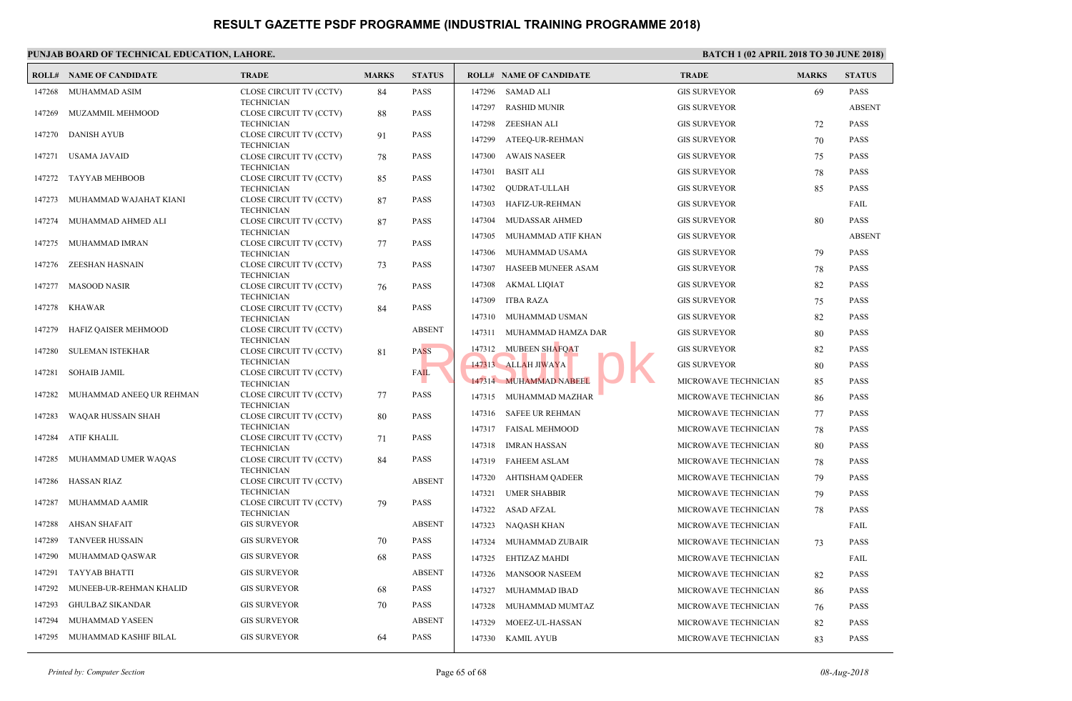# RESULT GAZETTE PSDF PROGRAMME (INDUSTRIAL TRAINING PROGRAMME 2018)

**PUNJAB BOARD OF TECHNICAL EDUCATION, LAHORE.**

**BATCH 1 (02 APRIL 2018 TO 30 JUNE 2018)**

| ROLL# | NAME OF CANDIDATE | TRADE | MARKS | STATUS |
|---|---|---|---|---|
| 147268 | MUHAMMAD ASIM | CLOSE CIRCUIT TV (CCTV) TECHNICIAN | 84 | PASS |
| 147269 | MUZAMMIL MEHMOOD | CLOSE CIRCUIT TV (CCTV) TECHNICIAN | 88 | PASS |
| 147270 | DANISH AYUB | CLOSE CIRCUIT TV (CCTV) TECHNICIAN | 91 | PASS |
| 147271 | USAMA JAVAID | CLOSE CIRCUIT TV (CCTV) TECHNICIAN | 78 | PASS |
| 147272 | TAYYAB MEHBOOB | CLOSE CIRCUIT TV (CCTV) TECHNICIAN | 85 | PASS |
| 147273 | MUHAMMAD WAJAHAT KIANI | CLOSE CIRCUIT TV (CCTV) TECHNICIAN | 87 | PASS |
| 147274 | MUHAMMAD AHMED ALI | CLOSE CIRCUIT TV (CCTV) TECHNICIAN | 87 | PASS |
| 147275 | MUHAMMAD IMRAN | CLOSE CIRCUIT TV (CCTV) TECHNICIAN | 77 | PASS |
| 147276 | ZEESHAN HASNAIN | CLOSE CIRCUIT TV (CCTV) TECHNICIAN | 73 | PASS |
| 147277 | MASOOD NASIR | CLOSE CIRCUIT TV (CCTV) TECHNICIAN | 76 | PASS |
| 147278 | KHAWAR | CLOSE CIRCUIT TV (CCTV) TECHNICIAN | 84 | PASS |
| 147279 | HAFIZ QAISER MEHMOOD | CLOSE CIRCUIT TV (CCTV) TECHNICIAN | | ABSENT |
| 147280 | SULEMAN ISTEKHAR | CLOSE CIRCUIT TV (CCTV) TECHNICIAN | 81 | PASS |
| 147281 | SOHAIB JAMIL | CLOSE CIRCUIT TV (CCTV) TECHNICIAN | | FAIL |
| 147282 | MUHAMMAD ANEEQ UR REHMAN | CLOSE CIRCUIT TV (CCTV) TECHNICIAN | 77 | PASS |
| 147283 | WAQAR HUSSAIN SHAH | CLOSE CIRCUIT TV (CCTV) TECHNICIAN | 80 | PASS |
| 147284 | ATIF KHALIL | CLOSE CIRCUIT TV (CCTV) TECHNICIAN | 71 | PASS |
| 147285 | MUHAMMAD UMER WAQAS | CLOSE CIRCUIT TV (CCTV) TECHNICIAN | 84 | PASS |
| 147286 | HASSAN RIAZ | CLOSE CIRCUIT TV (CCTV) TECHNICIAN | | ABSENT |
| 147287 | MUHAMMAD AAMIR | CLOSE CIRCUIT TV (CCTV) TECHNICIAN | 79 | PASS |
| 147288 | AHSAN SHAFAIT | GIS SURVEYOR | | ABSENT |
| 147289 | TANVEER HUSSAIN | GIS SURVEYOR | 70 | PASS |
| 147290 | MUHAMMAD QASWAR | GIS SURVEYOR | 68 | PASS |
| 147291 | TAYYAB BHATTI | GIS SURVEYOR | | ABSENT |
| 147292 | MUNEEB-UR-REHMAN KHALID | GIS SURVEYOR | 68 | PASS |
| 147293 | GHULBAZ SIKANDAR | GIS SURVEYOR | 70 | PASS |
| 147294 | MUHAMMAD YASEEN | GIS SURVEYOR | | ABSENT |
| 147295 | MUHAMMAD KASHIF BILAL | GIS SURVEYOR | 64 | PASS |
| 147296 | SAMAD ALI | GIS SURVEYOR | 69 | PASS |
| 147297 | RASHID MUNIR | GIS SURVEYOR | | ABSENT |
| 147298 | ZEESHAN ALI | GIS SURVEYOR | 72 | PASS |
| 147299 | ATEEQ-UR-REHMAN | GIS SURVEYOR | 70 | PASS |
| 147300 | AWAIS NASEER | GIS SURVEYOR | 75 | PASS |
| 147301 | BASIT ALI | GIS SURVEYOR | 78 | PASS |
| 147302 | QUDRAT-ULLAH | GIS SURVEYOR | 85 | PASS |
| 147303 | HAFIZ-UR-REHMAN | GIS SURVEYOR | | FAIL |
| 147304 | MUDASSAR AHMED | GIS SURVEYOR | 80 | PASS |
| 147305 | MUHAMMAD ATIF KHAN | GIS SURVEYOR | | ABSENT |
| 147306 | MUHAMMAD USAMA | GIS SURVEYOR | 79 | PASS |
| 147307 | HASEEB MUNEER ASAM | GIS SURVEYOR | 78 | PASS |
| 147308 | AKMAL LIQIAT | GIS SURVEYOR | 82 | PASS |
| 147309 | ITBA RAZA | GIS SURVEYOR | 75 | PASS |
| 147310 | MUHAMMAD USMAN | GIS SURVEYOR | 82 | PASS |
| 147311 | MUHAMMAD HAMZA DAR | GIS SURVEYOR | 80 | PASS |
| 147312 | MUBEEN SHAFQAT | GIS SURVEYOR | 82 | PASS |
| 147313 | ALLAH JIWAYA | GIS SURVEYOR | 80 | PASS |
| 147314 | MUHAMMAD NABEEL | MICROWAVE TECHNICIAN | 85 | PASS |
| 147315 | MUHAMMAD MAZHAR | MICROWAVE TECHNICIAN | 86 | PASS |
| 147316 | SAFEE UR REHMAN | MICROWAVE TECHNICIAN | 77 | PASS |
| 147317 | FAISAL MEHMOOD | MICROWAVE TECHNICIAN | 78 | PASS |
| 147318 | IMRAN HASSAN | MICROWAVE TECHNICIAN | 80 | PASS |
| 147319 | FAHEEM ASLAM | MICROWAVE TECHNICIAN | 78 | PASS |
| 147320 | AHTISHAM QADEER | MICROWAVE TECHNICIAN | 79 | PASS |
| 147321 | UMER SHABBIR | MICROWAVE TECHNICIAN | 79 | PASS |
| 147322 | ASAD AFZAL | MICROWAVE TECHNICIAN | 78 | PASS |
| 147323 | NAQASH KHAN | MICROWAVE TECHNICIAN | | FAIL |
| 147324 | MUHAMMAD ZUBAIR | MICROWAVE TECHNICIAN | 73 | PASS |
| 147325 | EHTIZAZ MAHDI | MICROWAVE TECHNICIAN | | FAIL |
| 147326 | MANSOOR NASEEM | MICROWAVE TECHNICIAN | 82 | PASS |
| 147327 | MUHAMMAD IBAD | MICROWAVE TECHNICIAN | 86 | PASS |
| 147328 | MUHAMMAD MUMTAZ | MICROWAVE TECHNICIAN | 76 | PASS |
| 147329 | MOEEZ-UL-HASSAN | MICROWAVE TECHNICIAN | 82 | PASS |
| 147330 | KAMIL AYUB | MICROWAVE TECHNICIAN | 83 | PASS |

*Printed by: Computer Section*

*08-Aug-2018*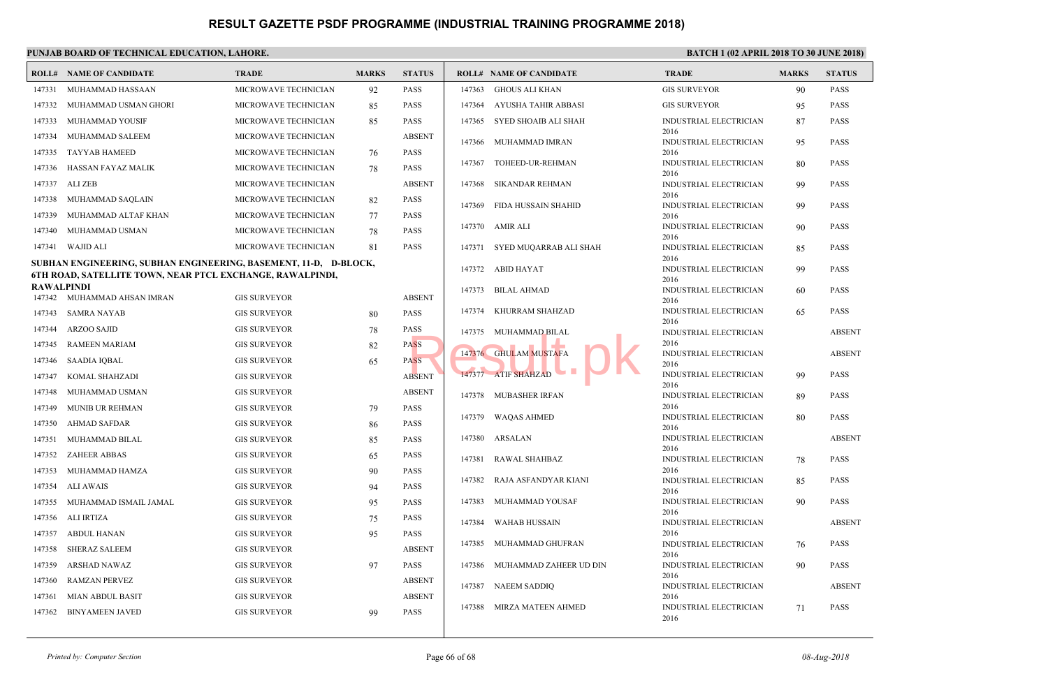# RESULT GAZETTE PSDF PROGRAMME (INDUSTRIAL TRAINING PROGRAMME 2018)

**PUNJAB BOARD OF TECHNICAL EDUCATION, LAHORE.**

**BATCH 1 (02 APRIL 2018 TO 30 JUNE 2018)**

| ROLL# | NAME OF CANDIDATE | TRADE | MARKS | STATUS |
|---|---|---|---|---|
| 147331 | MUHAMMAD HASSAAN | MICROWAVE TECHNICIAN | 92 | PASS |
| 147332 | MUHAMMAD USMAN GHORI | MICROWAVE TECHNICIAN | 85 | PASS |
| 147333 | MUHAMMAD YOUSIF | MICROWAVE TECHNICIAN | 85 | PASS |
| 147334 | MUHAMMAD SALEEM | MICROWAVE TECHNICIAN | | ABSENT |
| 147335 | TAYYAB HAMEED | MICROWAVE TECHNICIAN | 76 | PASS |
| 147336 | HASSAN FAYAZ MALIK | MICROWAVE TECHNICIAN | 78 | PASS |
| 147337 | ALI ZEB | MICROWAVE TECHNICIAN | | ABSENT |
| 147338 | MUHAMMAD SAQLAIN | MICROWAVE TECHNICIAN | 82 | PASS |
| 147339 | MUHAMMAD ALTAF KHAN | MICROWAVE TECHNICIAN | 77 | PASS |
| 147340 | MUHAMMAD USMAN | MICROWAVE TECHNICIAN | 78 | PASS |
| 147341 | WAJID ALI | MICROWAVE TECHNICIAN | 81 | PASS |

**SUBHAN ENGINEERING, SUBHAN ENGINEERING, BASEMENT, 11-D, D-BLOCK, 6TH ROAD, SATELLITE TOWN, NEAR PTCL EXCHANGE, RAWALPINDI, RAWALPINDI**

| ROLL# | NAME OF CANDIDATE | TRADE | MARKS | STATUS |
|---|---|---|---|---|
| 147342 | MUHAMMAD AHSAN IMRAN | GIS SURVEYOR | | ABSENT |
| 147343 | SAMRA NAYAB | GIS SURVEYOR | 80 | PASS |
| 147344 | ARZOO SAJID | GIS SURVEYOR | 78 | PASS |
| 147345 | RAMEEN MARIAM | GIS SURVEYOR | 82 | PASS |
| 147346 | SAADIA IQBAL | GIS SURVEYOR | 65 | PASS |
| 147347 | KOMAL SHAHZADI | GIS SURVEYOR | | ABSENT |
| 147348 | MUHAMMAD USMAN | GIS SURVEYOR | | ABSENT |
| 147349 | MUNIB UR REHMAN | GIS SURVEYOR | 79 | PASS |
| 147350 | AHMAD SAFDAR | GIS SURVEYOR | 86 | PASS |
| 147351 | MUHAMMAD BILAL | GIS SURVEYOR | 85 | PASS |
| 147352 | ZAHEER ABBAS | GIS SURVEYOR | 65 | PASS |
| 147353 | MUHAMMAD HAMZA | GIS SURVEYOR | 90 | PASS |
| 147354 | ALI AWAIS | GIS SURVEYOR | 94 | PASS |
| 147355 | MUHAMMAD ISMAIL JAMAL | GIS SURVEYOR | 95 | PASS |
| 147356 | ALI IRTIZA | GIS SURVEYOR | 75 | PASS |
| 147357 | ABDUL HANAN | GIS SURVEYOR | 95 | PASS |
| 147358 | SHERAZ SALEEM | GIS SURVEYOR | | ABSENT |
| 147359 | ARSHAD NAWAZ | GIS SURVEYOR | 97 | PASS |
| 147360 | RAMZAN PERVEZ | GIS SURVEYOR | | ABSENT |
| 147361 | MIAN ABDUL BASIT | GIS SURVEYOR | | ABSENT |
| 147362 | BINYAMEEN JAVED | GIS SURVEYOR | 99 | PASS |
| 147363 | GHOUS ALI KHAN | GIS SURVEYOR | 90 | PASS |
| 147364 | AYUSHA TAHIR ABBASI | GIS SURVEYOR | 95 | PASS |
| 147365 | SYED SHOAIB ALI SHAH | INDUSTRIAL ELECTRICIAN 2016 | 87 | PASS |
| 147366 | MUHAMMAD IMRAN | INDUSTRIAL ELECTRICIAN 2016 | 95 | PASS |
| 147367 | TOHEED-UR-REHMAN | INDUSTRIAL ELECTRICIAN 2016 | 80 | PASS |
| 147368 | SIKANDAR REHMAN | INDUSTRIAL ELECTRICIAN 2016 | 99 | PASS |
| 147369 | FIDA HUSSAIN SHAHID | INDUSTRIAL ELECTRICIAN 2016 | 99 | PASS |
| 147370 | AMIR ALI | INDUSTRIAL ELECTRICIAN 2016 | 90 | PASS |
| 147371 | SYED MUQARRAB ALI SHAH | INDUSTRIAL ELECTRICIAN 2016 | 85 | PASS |
| 147372 | ABID HAYAT | INDUSTRIAL ELECTRICIAN 2016 | 99 | PASS |
| 147373 | BILAL AHMAD | INDUSTRIAL ELECTRICIAN 2016 | 60 | PASS |
| 147374 | KHURRAM SHAHZAD | INDUSTRIAL ELECTRICIAN 2016 | 65 | PASS |
| 147375 | MUHAMMAD BILAL | INDUSTRIAL ELECTRICIAN 2016 | | ABSENT |
| 147376 | GHULAM MUSTAFA | INDUSTRIAL ELECTRICIAN 2016 | | ABSENT |
| 147377 | ATIF SHAHZAD | INDUSTRIAL ELECTRICIAN 2016 | 99 | PASS |
| 147378 | MUBASHER IRFAN | INDUSTRIAL ELECTRICIAN 2016 | 89 | PASS |
| 147379 | WAQAS AHMED | INDUSTRIAL ELECTRICIAN 2016 | 80 | PASS |
| 147380 | ARSALAN | INDUSTRIAL ELECTRICIAN 2016 | | ABSENT |
| 147381 | RAWAL SHAHBAZ | INDUSTRIAL ELECTRICIAN 2016 | 78 | PASS |
| 147382 | RAJA ASFANDYAR KIANI | INDUSTRIAL ELECTRICIAN 2016 | 85 | PASS |
| 147383 | MUHAMMAD YOUSAF | INDUSTRIAL ELECTRICIAN 2016 | 90 | PASS |
| 147384 | WAHAB HUSSAIN | INDUSTRIAL ELECTRICIAN 2016 | | ABSENT |
| 147385 | MUHAMMAD GHUFRAN | INDUSTRIAL ELECTRICIAN 2016 | 76 | PASS |
| 147386 | MUHAMMAD ZAHEER UD DIN | INDUSTRIAL ELECTRICIAN 2016 | 90 | PASS |
| 147387 | NAEEM SADDIQ | INDUSTRIAL ELECTRICIAN 2016 | | ABSENT |
| 147388 | MIRZA MATEEN AHMED | INDUSTRIAL ELECTRICIAN 2016 | 71 | PASS |

*Printed by: Computer Section* | *08-Aug-2018*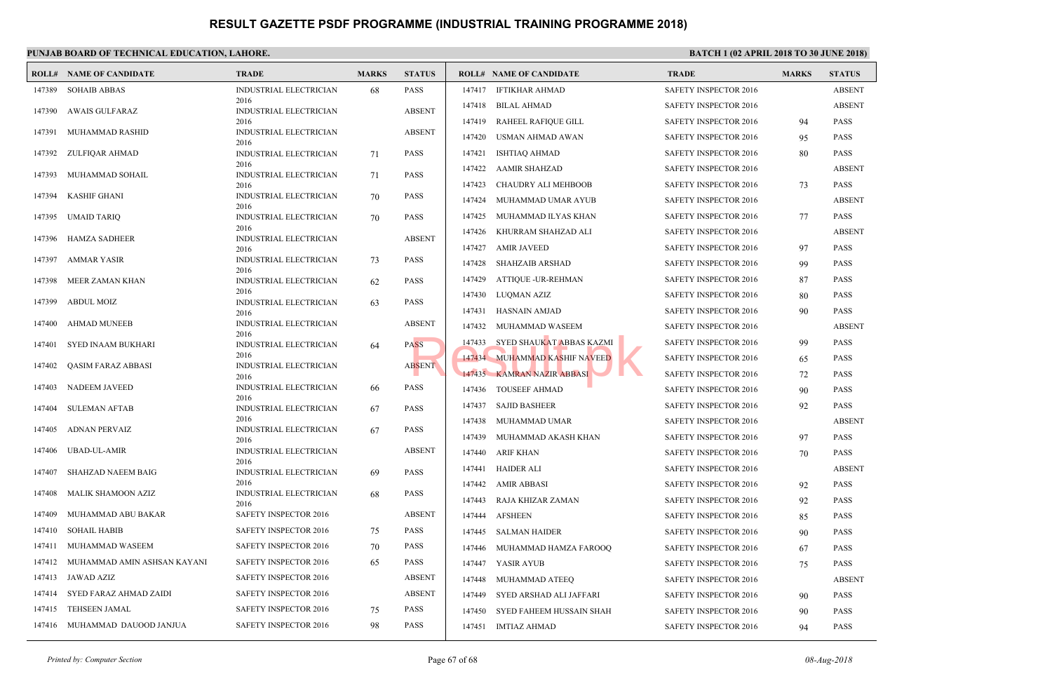# RESULT GAZETTE PSDF PROGRAMME (INDUSTRIAL TRAINING PROGRAMME 2018)

**PUNJAB BOARD OF TECHNICAL EDUCATION, LAHORE.**

**BATCH 1 (02 APRIL 2018 TO 30 JUNE 2018)**

| ROLL# | NAME OF CANDIDATE | TRADE | MARKS | STATUS |
|---|---|---|---|---|
| 147389 | SOHAIB ABBAS | INDUSTRIAL ELECTRICIAN 2016 | 68 | PASS |
| 147390 | AWAIS GULFARAZ | INDUSTRIAL ELECTRICIAN 2016 | | ABSENT |
| 147391 | MUHAMMAD RASHID | INDUSTRIAL ELECTRICIAN 2016 | | ABSENT |
| 147392 | ZULFIQAR AHMAD | INDUSTRIAL ELECTRICIAN 2016 | 71 | PASS |
| 147393 | MUHAMMAD SOHAIL | INDUSTRIAL ELECTRICIAN 2016 | 71 | PASS |
| 147394 | KASHIF GHANI | INDUSTRIAL ELECTRICIAN 2016 | 70 | PASS |
| 147395 | UMAID TARIQ | INDUSTRIAL ELECTRICIAN 2016 | 70 | PASS |
| 147396 | HAMZA SADHEER | INDUSTRIAL ELECTRICIAN 2016 | | ABSENT |
| 147397 | AMMAR YASIR | INDUSTRIAL ELECTRICIAN 2016 | 73 | PASS |
| 147398 | MEER ZAMAN KHAN | INDUSTRIAL ELECTRICIAN 2016 | 62 | PASS |
| 147399 | ABDUL MOIZ | INDUSTRIAL ELECTRICIAN 2016 | 63 | PASS |
| 147400 | AHMAD MUNEEB | INDUSTRIAL ELECTRICIAN 2016 | | ABSENT |
| 147401 | SYED INAAM BUKHARI | INDUSTRIAL ELECTRICIAN 2016 | 64 | PASS |
| 147402 | QASIM FARAZ ABBASI | INDUSTRIAL ELECTRICIAN 2016 | | ABSENT |
| 147403 | NADEEM JAVEED | INDUSTRIAL ELECTRICIAN 2016 | 66 | PASS |
| 147404 | SULEMAN AFTAB | INDUSTRIAL ELECTRICIAN 2016 | 67 | PASS |
| 147405 | ADNAN PERVAIZ | INDUSTRIAL ELECTRICIAN 2016 | 67 | PASS |
| 147406 | UBAD-UL-AMIR | INDUSTRIAL ELECTRICIAN 2016 | | ABSENT |
| 147407 | SHAHZAD NAEEM BAIG | INDUSTRIAL ELECTRICIAN 2016 | 69 | PASS |
| 147408 | MALIK SHAMOON AZIZ | INDUSTRIAL ELECTRICIAN 2016 | 68 | PASS |
| 147409 | MUHAMMAD ABU BAKAR | SAFETY INSPECTOR 2016 | | ABSENT |
| 147410 | SOHAIL HABIB | SAFETY INSPECTOR 2016 | 75 | PASS |
| 147411 | MUHAMMAD WASEEM | SAFETY INSPECTOR 2016 | 70 | PASS |
| 147412 | MUHAMMAD AMIN ASHSAN KAYANI | SAFETY INSPECTOR 2016 | 65 | PASS |
| 147413 | JAWAD AZIZ | SAFETY INSPECTOR 2016 | | ABSENT |
| 147414 | SYED FARAZ AHMAD ZAIDI | SAFETY INSPECTOR 2016 | | ABSENT |
| 147415 | TEHSEEN JAMAL | SAFETY INSPECTOR 2016 | 75 | PASS |
| 147416 | MUHAMMAD DAUOOD JANJUA | SAFETY INSPECTOR 2016 | 98 | PASS |
| 147417 | IFTIKHAR AHMAD | SAFETY INSPECTOR 2016 | | ABSENT |
| 147418 | BILAL AHMAD | SAFETY INSPECTOR 2016 | | ABSENT |
| 147419 | RAHEEL RAFIQUE GILL | SAFETY INSPECTOR 2016 | 94 | PASS |
| 147420 | USMAN AHMAD AWAN | SAFETY INSPECTOR 2016 | 95 | PASS |
| 147421 | ISHTIAQ AHMAD | SAFETY INSPECTOR 2016 | 80 | PASS |
| 147422 | AAMIR SHAHZAD | SAFETY INSPECTOR 2016 | | ABSENT |
| 147423 | CHAUDRY ALI MEHBOOB | SAFETY INSPECTOR 2016 | 73 | PASS |
| 147424 | MUHAMMAD UMAR AYUB | SAFETY INSPECTOR 2016 | | ABSENT |
| 147425 | MUHAMMAD ILYAS KHAN | SAFETY INSPECTOR 2016 | 77 | PASS |
| 147426 | KHURRAM SHAHZAD ALI | SAFETY INSPECTOR 2016 | | ABSENT |
| 147427 | AMIR JAVEED | SAFETY INSPECTOR 2016 | 97 | PASS |
| 147428 | SHAHZAIB ARSHAD | SAFETY INSPECTOR 2016 | 99 | PASS |
| 147429 | ATTIQUE -UR-REHMAN | SAFETY INSPECTOR 2016 | 87 | PASS |
| 147430 | LUQMAN AZIZ | SAFETY INSPECTOR 2016 | 80 | PASS |
| 147431 | HASNAIN AMJAD | SAFETY INSPECTOR 2016 | 90 | PASS |
| 147432 | MUHAMMAD WASEEM | SAFETY INSPECTOR 2016 | | ABSENT |
| 147433 | SYED SHAUKAT ABBAS KAZMI | SAFETY INSPECTOR 2016 | 99 | PASS |
| 147434 | MUHAMMAD KASHIF NAVEED | SAFETY INSPECTOR 2016 | 65 | PASS |
| 147435 | KAMRAN NAZIR ABBASI | SAFETY INSPECTOR 2016 | 72 | PASS |
| 147436 | TOUSEEF AHMAD | SAFETY INSPECTOR 2016 | 90 | PASS |
| 147437 | SAJID BASHEER | SAFETY INSPECTOR 2016 | 92 | PASS |
| 147438 | MUHAMMAD UMAR | SAFETY INSPECTOR 2016 | | ABSENT |
| 147439 | MUHAMMAD AKASH KHAN | SAFETY INSPECTOR 2016 | 97 | PASS |
| 147440 | ARIF KHAN | SAFETY INSPECTOR 2016 | 70 | PASS |
| 147441 | HAIDER ALI | SAFETY INSPECTOR 2016 | | ABSENT |
| 147442 | AMIR ABBASI | SAFETY INSPECTOR 2016 | 92 | PASS |
| 147443 | RAJA KHIZAR ZAMAN | SAFETY INSPECTOR 2016 | 92 | PASS |
| 147444 | AFSHEEN | SAFETY INSPECTOR 2016 | 85 | PASS |
| 147445 | SALMAN HAIDER | SAFETY INSPECTOR 2016 | 90 | PASS |
| 147446 | MUHAMMAD HAMZA FAROOQ | SAFETY INSPECTOR 2016 | 67 | PASS |
| 147447 | YASIR AYUB | SAFETY INSPECTOR 2016 | 75 | PASS |
| 147448 | MUHAMMAD ATEEQ | SAFETY INSPECTOR 2016 | | ABSENT |
| 147449 | SYED ARSHAD ALI JAFFARI | SAFETY INSPECTOR 2016 | 90 | PASS |
| 147450 | SYED FAHEEM HUSSAIN SHAH | SAFETY INSPECTOR 2016 | 90 | PASS |
| 147451 | IMTIAZ AHMAD | SAFETY INSPECTOR 2016 | 94 | PASS |

*Printed by: Computer Section*

*08-Aug-2018*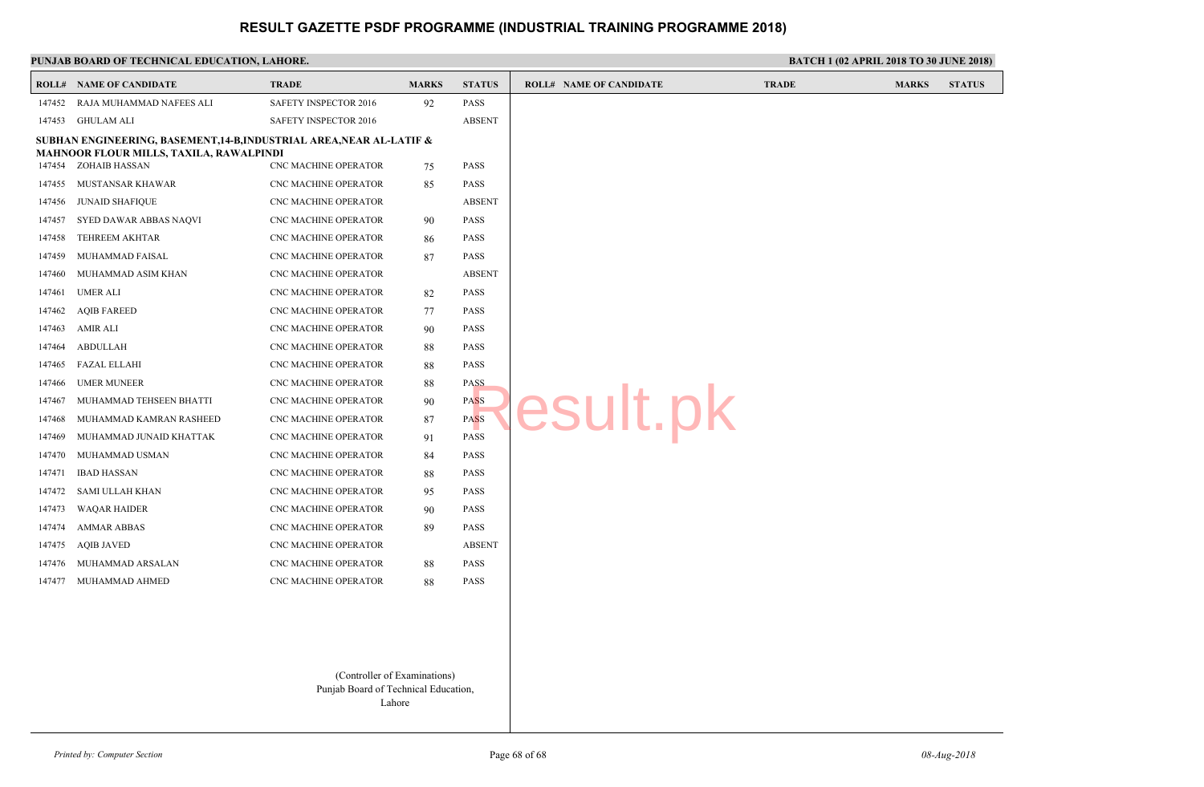# RESULT GAZETTE PSDF PROGRAMME (INDUSTRIAL TRAINING PROGRAMME 2018)

**PUNJAB BOARD OF TECHNICAL EDUCATION, LAHORE.**

**BATCH 1 (02 APRIL 2018 TO 30 JUNE 2018)**

| ROLL# | NAME OF CANDIDATE | TRADE | MARKS | STATUS |
|---|---|---|---|---|
| 147452 | RAJA MUHAMMAD NAFEES ALI | SAFETY INSPECTOR 2016 | 92 | PASS |
| 147453 | GHULAM ALI | SAFETY INSPECTOR 2016 | | ABSENT |
| **SUBHAN ENGINEERING, BASEMENT,14-B,INDUSTRIAL AREA,NEAR AL-LATIF & MAHNOOR FLOUR MILLS, TAXILA, RAWALPINDI** | | | | |
| 147454 | ZOHAIB HASSAN | CNC MACHINE OPERATOR | 75 | PASS |
| 147455 | MUSTANSAR KHAWAR | CNC MACHINE OPERATOR | 85 | PASS |
| 147456 | JUNAID SHAFIQUE | CNC MACHINE OPERATOR | | ABSENT |
| 147457 | SYED DAWAR ABBAS NAQVI | CNC MACHINE OPERATOR | 90 | PASS |
| 147458 | TEHREEM AKHTAR | CNC MACHINE OPERATOR | 86 | PASS |
| 147459 | MUHAMMAD FAISAL | CNC MACHINE OPERATOR | 87 | PASS |
| 147460 | MUHAMMAD ASIM KHAN | CNC MACHINE OPERATOR | | ABSENT |
| 147461 | UMER ALI | CNC MACHINE OPERATOR | 82 | PASS |
| 147462 | AQIB FAREED | CNC MACHINE OPERATOR | 77 | PASS |
| 147463 | AMIR ALI | CNC MACHINE OPERATOR | 90 | PASS |
| 147464 | ABDULLAH | CNC MACHINE OPERATOR | 88 | PASS |
| 147465 | FAZAL ELLAHI | CNC MACHINE OPERATOR | 88 | PASS |
| 147466 | UMER MUNEER | CNC MACHINE OPERATOR | 88 | PASS |
| 147467 | MUHAMMAD TEHSEEN BHATTI | CNC MACHINE OPERATOR | 90 | PASS |
| 147468 | MUHAMMAD KAMRAN RASHEED | CNC MACHINE OPERATOR | 87 | PASS |
| 147469 | MUHAMMAD JUNAID KHATTAK | CNC MACHINE OPERATOR | 91 | PASS |
| 147470 | MUHAMMAD USMAN | CNC MACHINE OPERATOR | 84 | PASS |
| 147471 | IBAD HASSAN | CNC MACHINE OPERATOR | 88 | PASS |
| 147472 | SAMI ULLAH KHAN | CNC MACHINE OPERATOR | 95 | PASS |
| 147473 | WAQAR HAIDER | CNC MACHINE OPERATOR | 90 | PASS |
| 147474 | AMMAR ABBAS | CNC MACHINE OPERATOR | 89 | PASS |
| 147475 | AQIB JAVED | CNC MACHINE OPERATOR | | ABSENT |
| 147476 | MUHAMMAD ARSALAN | CNC MACHINE OPERATOR | 88 | PASS |
| 147477 | MUHAMMAD AHMED | CNC MACHINE OPERATOR | 88 | PASS |

(Controller of Examinations)
Punjab Board of Technical Education,
Lahore

*Printed by: Computer Section*

*08-Aug-2018*